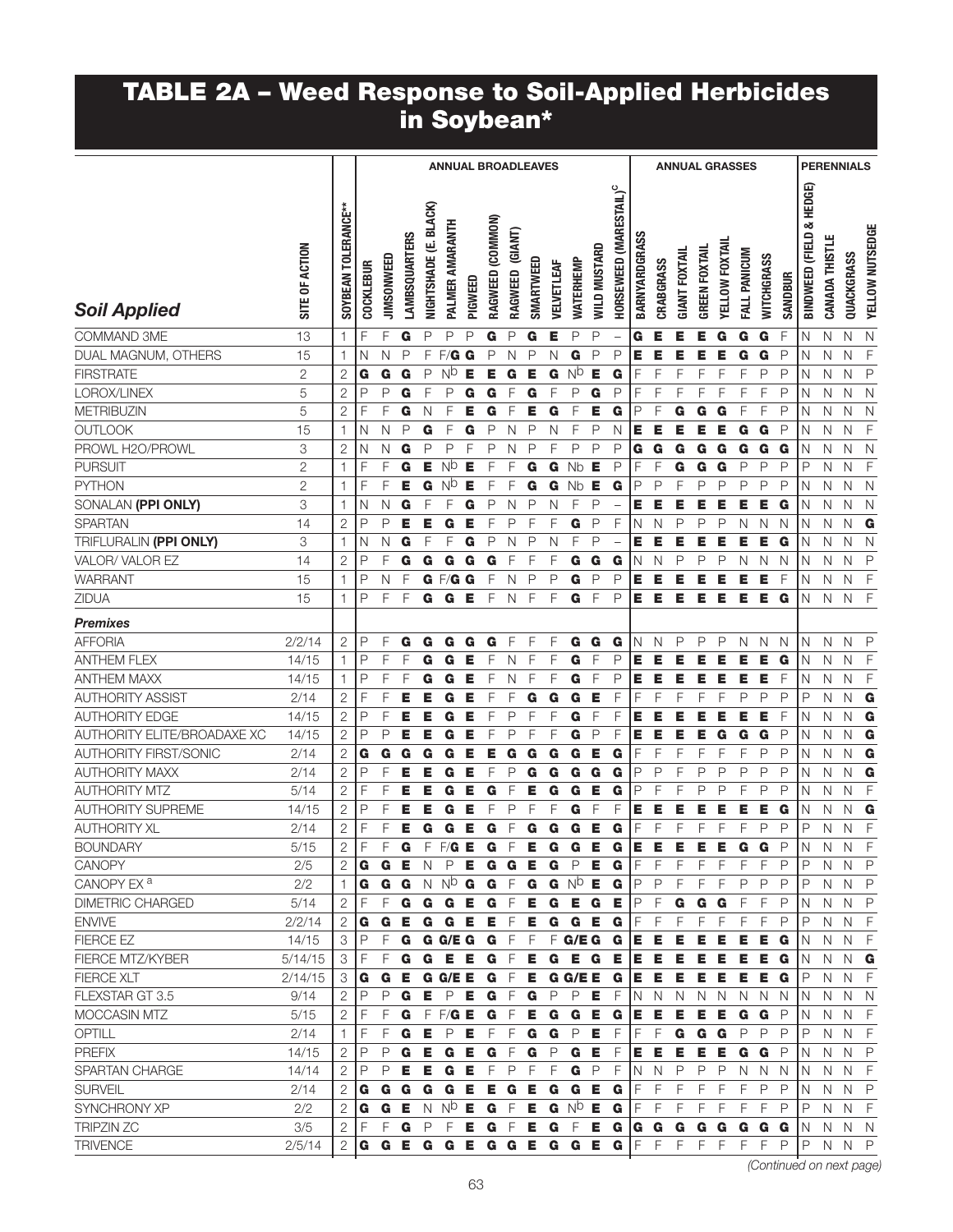# TABLE 2A – Weed Response to Soil-Applied Herbicides in Soybean*

| Soil Applied | SITE OF ACTION | SOYBEAN TOLERANCE** | COCKLEBUR | JIMSONWEED | LAMBSQUARTERS | NIGHTSHADE (E. BLACK) | PALMER AMARANTH | PIGWEED | RAGWEED (COMMON) | RAGWEED (GIANT) | SMARTWEED | VELVETLEAF | WATERHEMP | WILD MUSTARD | HORSEWEED (MARESTAIL)[c] | BARNYARDGRASS | CRABGRASS | GIANT FOXTAIL | GREEN FOXTAIL | YELLOW FOXTAIL | FALL PANICUM | WITCHGRASS | SANDBUR | BINDWEED (FIELD & HEDGE) | CANADA THISTLE | QUACKGRASS | YELLOW NUTSEDGE |
|---|---|---|---|---|---|---|---|---|---|---|---|---|---|---|---|---|---|---|---|---|---|---|---|---|---|---|---|
| | | | ANNUAL BROADLEAVES | | | | | | | | | | | | | ANNUAL GRASSES | | | | | | | | PERENNIALS | | | |
| COMMAND 3ME | 13 | 1 | F | F | G | P | P | P | G | P | G | E | P | P | – | G | E | E | E | G | G | G | F | N | N | N | N |
| DUAL MAGNUM, OTHERS | 15 | 1 | N | N | P | F | F/G | G | P | N | P | N | G | P | P | E | E | E | E | E | G | G | P | N | N | N | F |
| FIRSTRATE | 2 | 2 | G | G | G | P | N[b] | E | E | G | E | G | N[b] | E | G | F | F | F | F | F | F | P | P | N | N | N | P |
| LOROX/LINEX | 5 | 2 | P | P | G | F | P | G | G | F | G | F | P | G | P | F | F | F | F | F | F | F | P | N | N | N | N |
| METRIBUZIN | 5 | 2 | F | F | G | N | F | E | G | F | E | G | F | E | G | P | F | G | G | G | F | F | P | N | N | N | N |
| OUTLOOK | 15 | 1 | N | N | P | G | F | G | P | N | P | N | F | P | N | E | E | E | E | E | G | G | P | N | N | N | F |
| PROWL H2O/PROWL | 3 | 2 | N | N | G | P | P | F | P | N | P | F | P | P | P | G | G | G | G | G | G | G | G | N | N | N | N |
| PURSUIT | 2 | 1 | F | F | G | E | N[b] | E | F | F | G | G | Nb | E | P | F | F | G | G | G | P | P | P | P | N | N | F |
| PYTHON | 2 | 1 | F | F | E | G | N[b] | E | F | F | G | G | Nb | E | G | P | P | F | P | P | P | P | P | N | N | N | N |
| SONALAN **(PPI ONLY)** | 3 | 1 | N | N | G | F | F | G | P | N | P | N | F | P | – | E | E | E | E | E | E | E | G | N | N | N | N |
| SPARTAN | 14 | 2 | P | P | E | E | G | E | F | P | F | F | G | P | F | N | N | P | P | P | N | N | N | N | N | N | G |
| TRIFLURALIN **(PPI ONLY)** | 3 | 1 | N | N | G | F | F | G | P | N | P | N | F | P | – | E | E | E | E | E | E | E | G | N | N | N | N |
| VALOR/ VALOR EZ | 14 | 2 | P | F | G | G | G | G | G | F | F | F | G | G | G | N | N | P | P | P | N | N | N | N | N | N | P |
| WARRANT | 15 | 1 | P | N | F | G | F/G | G | F | N | P | P | G | P | P | E | E | E | E | E | E | E | F | N | N | N | F |
| ZIDUA | 15 | 1 | P | F | F | G | G | E | F | N | F | F | G | F | P | E | E | E | E | E | E | E | G | N | N | N | F |
| ***Premixes*** | | | | | | | | | | | | | | | | | | | | | | | | | | | |
| AFFORIA | 2/2/14 | 2 | P | F | G | G | G | G | G | F | F | F | G | G | G | N | N | P | P | P | N | N | N | N | N | N | P |
| ANTHEM FLEX | 14/15 | 1 | P | F | F | G | G | E | F | N | F | F | G | F | P | E | E | E | E | E | E | E | G | N | N | N | F |
| ANTHEM MAXX | 14/15 | 1 | P | F | F | G | G | E | F | N | F | F | G | F | P | E | E | E | E | E | E | E | F | N | N | N | F |
| AUTHORITY ASSIST | 2/14 | 2 | F | F | E | E | G | E | F | F | G | G | G | E | F | F | F | F | F | F | P | P | P | P | N | N | G |
| AUTHORITY EDGE | 14/15 | 2 | P | F | E | E | G | E | F | P | F | F | G | F | F | E | E | E | E | E | E | E | F | N | N | N | G |
| AUTHORITY ELITE/BROADAXE XC | 14/15 | 2 | P | P | E | E | G | E | F | P | F | F | G | P | F | E | E | E | E | G | G | G | P | N | N | N | G |
| AUTHORITY FIRST/SONIC | 2/14 | 2 | G | G | G | G | G | E | E | G | G | G | G | E | G | F | F | F | F | F | F | P | P | N | N | N | G |
| AUTHORITY MAXX | 2/14 | 2 | P | F | E | E | G | E | F | P | G | G | G | G | G | P | P | F | P | P | P | P | P | N | N | N | G |
| AUTHORITY MTZ | 5/14 | 2 | F | F | E | E | G | E | G | F | E | G | G | E | G | P | F | F | P | P | F | P | P | N | N | N | F |
| AUTHORITY SUPREME | 14/15 | 2 | P | F | E | E | G | E | F | P | F | F | G | F | F | E | E | E | E | E | E | E | G | N | N | N | G |
| AUTHORITY XL | 2/14 | 2 | F | F | E | G | G | E | G | F | G | G | G | E | G | F | F | F | F | F | F | P | P | P | N | N | F |
| BOUNDARY | 5/15 | 2 | F | F | G | F | F/G | E | G | F | E | G | G | E | G | E | E | E | E | E | G | G | P | N | N | N | F |
| CANOPY | 2/5 | 2 | G | G | E | N | P | E | G | G | E | G | P | E | G | F | F | F | F | F | F | F | P | P | N | N | P |
| CANOPY EX [a] | 2/2 | 1 | G | G | G | N | N[b] | G | G | F | G | G | N[b] | E | G | P | P | F | F | F | P | P | P | P | N | N | P |
| DIMETRIC CHARGED | 5/14 | 2 | F | F | G | G | G | E | G | F | E | G | E | G | E | P | F | G | G | G | F | F | P | N | N | N | P |
| ENVIVE | 2/2/14 | 2 | G | G | E | G | G | E | E | F | E | G | G | E | G | F | F | F | F | F | F | F | P | P | N | N | F |
| FIERCE EZ | 14/15 | 3 | P | F | G | G | G/E | G | G | F | F | F | G/E | G | G | E | E | E | E | E | E | E | G | N | N | N | F |
| FIERCE MTZ/KYBER | 5/14/15 | 3 | F | F | G | G | E | E | G | F | E | G | E | G | E | E | E | E | E | E | E | E | G | N | N | N | G |
| FIERCE XLT | 2/14/15 | 3 | G | G | E | G | G/E | E | G | F | E | G | G/E | E | G | E | E | E | E | E | E | E | G | P | N | N | F |
| FLEXSTAR GT 3.5 | 9/14 | 2 | P | P | G | E | P | E | G | F | G | P | P | E | F | N | N | N | N | N | N | N | N | N | N | N | N |
| MOCCASIN MTZ | 5/15 | 2 | F | F | G | F | F/G | E | G | F | E | G | G | E | G | E | E | E | E | E | G | G | P | N | N | N | F |
| OPTILL | 2/14 | 1 | F | F | G | E | P | E | F | F | G | G | P | E | F | F | F | G | G | G | P | P | P | P | N | N | F |
| PREFIX | 14/15 | 2 | P | P | G | E | G | E | G | F | G | P | G | E | F | E | E | E | E | E | G | G | P | N | N | N | P |
| SPARTAN CHARGE | 14/14 | 2 | P | P | E | E | G | E | F | P | F | F | G | P | F | N | N | P | P | P | N | N | N | N | N | N | F |
| SURVEIL | 2/14 | 2 | G | G | G | G | G | E | E | G | E | G | G | E | G | F | F | F | F | F | F | P | P | N | N | N | P |
| SYNCHRONY XP | 2/2 | 2 | G | G | E | N | N[b] | E | G | F | E | G | N[b] | E | G | F | F | F | F | F | F | F | P | P | N | N | F |
| TRIPZIN ZC | 3/5 | 2 | F | F | G | P | F | E | G | F | E | G | F | E | G | G | G | G | G | G | G | G | G | N | N | N | N |
| TRIVENCE | 2/5/14 | 2 | G | G | E | G | G | E | G | G | E | G | G | E | G | F | F | F | F | F | F | F | P | P | N | N | P |

*(Continued on next page)*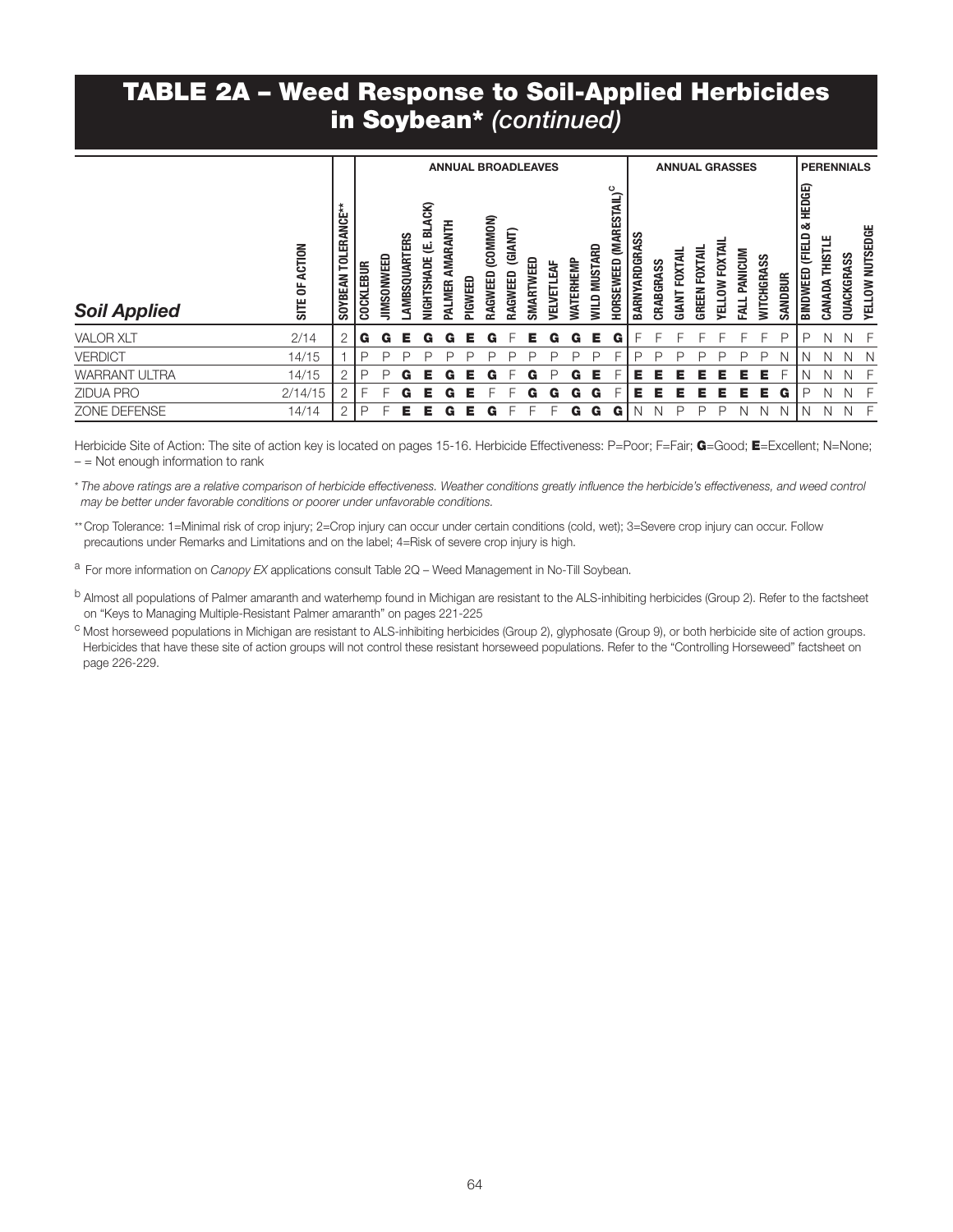# TABLE 2A – Weed Response to Soil-Applied Herbicides in Soybean* *(continued)*

| | | | ANNUAL BROADLEAVES | | | | | | | | | | | | | | ANNUAL GRASSES | | | | | | | | PERENNIALS | | | |
|---|---|---|---|---|---|---|---|---|---|---|---|---|---|---|---|---|---|---|---|---|---|---|---|---|---|---|---|---|
| **Soil Applied** | SITE OF ACTION | SOYBEAN TOLERANCE** | COCKLEBUR | JIMSONWEED | LAMBSQUARTERS | NIGHTSHADE (E. BLACK) | PALMER AMARANTH | PIGWEED | RAGWEED (COMMON) | RAGWEED (GIANT) | SMARTWEED | VELVETLEAF | WATERHEMP | WILD MUSTARD | HORSEWEED (MARESTAIL)[c] | BARNYARDGRASS | CRABGRASS | GIANT FOXTAIL | GREEN FOXTAIL | YELLOW FOXTAIL | FALL PANICUM | WITCHGRASS | SANDBUR | BINDWEED (FIELD & HEDGE) | CANADA THISTLE | QUACKGRASS | YELLOW NUTSEDGE |
| VALOR XLT | 2/14 | 2 | **G** | **G** | **E** | **G** | **G** | **E** | **G** | F | **E** | **G** | **G** | **E** | **G** | F | F | F | F | F | F | F | P | P | N | N | F |
| VERDICT | 14/15 | 1 | P | P | P | P | P | P | P | P | P | P | P | P | F | P | P | P | P | P | P | P | N | N | N | N | N |
| WARRANT ULTRA | 14/15 | 2 | P | P | **G** | **E** | **G** | **E** | **G** | F | **G** | P | **G** | **E** | F | **E** | **E** | **E** | **E** | **E** | **E** | **E** | F | N | N | N | F |
| ZIDUA PRO | 2/14/15 | 2 | F | F | **G** | **E** | **G** | **E** | F | F | **G** | **G** | **G** | **G** | F | **E** | **E** | **E** | **E** | **E** | **E** | **E** | **G** | P | N | N | F |
| ZONE DEFENSE | 14/14 | 2 | P | F | **E** | **E** | **G** | **E** | **G** | F | F | F | **G** | **G** | **G** | N | N | P | P | P | N | N | N | N | N | N | F |

Herbicide Site of Action: The site of action key is located on pages 15-16. Herbicide Effectiveness: P=Poor; F=Fair; **G**=Good; **E**=Excellent; N=None; – = Not enough information to rank

* *The above ratings are a relative comparison of herbicide effectiveness. Weather conditions greatly influence the herbicide's effectiveness, and weed control may be better under favorable conditions or poorer under unfavorable conditions.*

** Crop Tolerance: 1=Minimal risk of crop injury; 2=Crop injury can occur under certain conditions (cold, wet); 3=Severe crop injury can occur. Follow precautions under Remarks and Limitations and on the label; 4=Risk of severe crop injury is high.

[a] For more information on *Canopy EX* applications consult Table 2Q – Weed Management in No-Till Soybean.

[b] Almost all populations of Palmer amaranth and waterhemp found in Michigan are resistant to the ALS-inhibiting herbicides (Group 2). Refer to the factsheet on "Keys to Managing Multiple-Resistant Palmer amaranth" on pages 221-225

[c] Most horseweed populations in Michigan are resistant to ALS-inhibiting herbicides (Group 2), glyphosate (Group 9), or both herbicide site of action groups. Herbicides that have these site of action groups will not control these resistant horseweed populations. Refer to the "Controlling Horseweed" factsheet on page 226-229.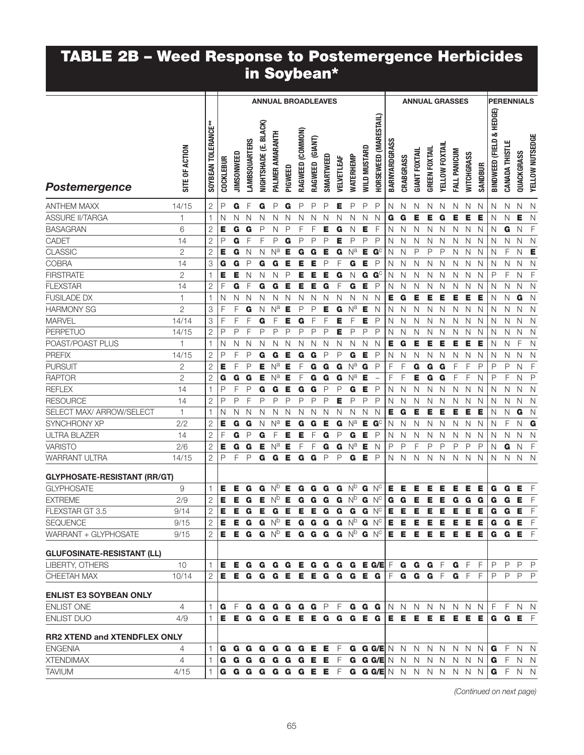# TABLE 2B – Weed Response to Postemergence Herbicides in Soybean*

| Postemergence | SITE OF ACTION | SOYBEAN TOLERANCE** | ANNUAL BROADLEAVES | | | | | | | | | | | | | | | ANNUAL GRASSES | | | | | | | | PERENNIALS | | | |
|---|---|---|---|---|---|---|---|---|---|---|---|---|---|---|---|---|---|---|---|---|---|---|---|---|---|---|---|---|---|
| | | | COCKLEBUR | JIMSONWEED | LAMBSQUARTERS | NIGHTSHADE (E. BLACK) | PALMER AMARANTH | PIGWEED | RAGWEED (COMMON) | RAGWEED (GIANT) | SMARTWEED | VELVETLEAF | WATERHEMP | WILD MUSTARD | HORSEWEED (MARESTAIL) | BARNYARDGRASS | CRABGRASS | GIANT FOXTAIL | GREEN FOXTAIL | YELLOW FOXTAIL | FALL PANICUM | WITCHGRASS | SANDBUR | BINDWEED (FIELD & HEDGE) | CANADA THISTLE | QUACKGRASS | YELLOW NUTSEDGE |
| ANTHEM MAXX | 14/15 | 2 | P | G | F | G | P | G | P | P | P | E | P | P | P | N | N | N | N | N | N | N | N | N | N | N | N |
| ASSURE II/TARGA | 1 | 1 | N | N | N | N | N | N | N | N | N | N | N | N | N | G | G | E | E | G | E | E | E | N | N | E | N |
| BASAGRAN | 6 | 2 | E | G | G | P | N | P | F | F | E | G | N | E | F | N | N | N | N | N | N | N | N | N | G | N | F |
| CADET | 14 | 2 | P | G | F | F | P | G | P | P | P | E | P | P | P | N | N | N | N | N | N | N | N | N | N | N | N |
| CLASSIC | 2 | 2 | E | G | N | N | N[a] | E | G | G | E | G | N[a] | E | G[c] | N | N | P | P | P | N | N | N | N | F | N | E |
| COBRA | 14 | 3 | G | G | P | G | G | E | E | E | P | F | G | E | P | N | N | N | N | N | N | N | N | N | N | N | N |
| FIRSTRATE | 2 | 1 | E | E | N | N | N | P | E | E | E | G | N | G | G[c] | N | N | N | N | N | N | N | N | P | F | N | F |
| FLEXSTAR | 14 | 2 | F | G | F | G | G | E | E | E | G | F | G | E | P | N | N | N | N | N | N | N | N | N | N | N | N |
| FUSILADE DX | 1 | 1 | N | N | N | N | N | N | N | N | N | N | N | N | N | E | G | E | E | E | E | E | E | N | N | G | N |
| HARMONY SG | 2 | 3 | F | F | G | N | N[a] | E | P | P | E | G | N[a] | E | N | N | N | N | N | N | N | N | N | N | N | N | N |
| MARVEL | 14/14 | 3 | F | F | F | G | F | E | G | F | F | E | F | E | P | N | N | N | N | N | N | N | N | N | N | N | N |
| PERPETUO | 14/15 | 2 | P | P | F | P | P | P | P | P | P | E | P | P | P | N | N | N | N | N | N | N | N | N | N | N | N |
| POAST/POAST PLUS | 1 | 1 | N | N | N | N | N | N | N | N | N | N | N | N | N | E | G | E | E | E | E | E | E | N | N | F | N |
| PREFIX | 14/15 | 2 | P | F | P | G | G | E | G | G | P | P | G | E | P | N | N | N | N | N | N | N | N | N | N | N | N |
| PURSUIT | 2 | 2 | E | F | P | E | N[a] | E | F | G | G | G | N[a] | G | P | F | F | G | G | G | F | F | P | P | P | N | F |
| RAPTOR | 2 | 2 | G | G | G | E | N[a] | E | F | G | G | G | N[a] | E | – | F | F | E | G | G | F | F | N | P | F | N | P |
| REFLEX | 14 | 1 | P | F | P | G | G | E | G | G | P | P | G | E | P | N | N | N | N | N | N | N | N | N | N | N | N |
| RESOURCE | 14 | 2 | P | P | F | P | P | P | P | P | P | E | P | P | P | N | N | N | N | N | N | N | N | N | N | N | N |
| SELECT MAX/ ARROW/SELECT | 1 | 1 | N | N | N | N | N | N | N | N | N | N | N | N | N | E | G | E | E | E | E | E | E | N | N | G | N |
| SYNCHRONY XP | 2/2 | 2 | E | G | G | N | N[a] | E | G | G | E | G | N[a] | E | G[c] | N | N | N | N | N | N | N | N | N | F | N | G |
| ULTRA BLAZER | 14 | 2 | F | G | P | G | F | E | E | F | G | P | G | E | P | N | N | N | N | N | N | N | N | N | N | N | N |
| VARISTO | 2/6 | 2 | E | G | G | E | N[a] | E | F | F | G | G | N[a] | E | N | P | P | F | P | P | P | P | P | N | G | N | F |
| WARRANT ULTRA | 14/15 | 2 | P | F | P | G | G | E | G | G | P | P | G | E | P | N | N | N | N | N | N | N | N | N | N | N | N |
| **GLYPHOSATE-RESISTANT (RR/GT)** | | | | | | | | | | | | | | | | | | | | | | | | | | | |
| GLYPHOSATE | 9 | 1 | E | E | G | G | N[b] | E | G | G | G | G | N[b] | G | N[c] | E | E | E | E | E | E | E | E | G | G | E | F |
| EXTREME | 2/9 | 2 | E | E | G | E | N[b] | E | G | G | G | G | N[b] | G | N[c] | G | G | E | E | E | G | G | G | G | G | E | F |
| FLEXSTAR GT 3.5 | 9/14 | 2 | E | E | G | E | G | E | E | E | G | G | G | G | N[c] | E | E | E | E | E | E | E | E | G | G | E | F |
| SEQUENCE | 9/15 | 2 | E | E | G | G | N[b] | E | G | G | G | G | N[b] | G | N[c] | E | E | E | E | E | E | E | E | G | G | E | F |
| WARRANT + GLYPHOSATE | 9/15 | 2 | E | E | G | G | N[b] | E | G | G | G | G | N[b] | G | N[c] | E | E | E | E | E | E | E | E | G | G | E | F |
| **GLUFOSINATE-RESISTANT (LL)** | | | | | | | | | | | | | | | | | | | | | | | | | | | |
| LIBERTY, OTHERS | 10 | 1 | E | E | G | G | G | G | E | G | G | G | G | E | G/E | F | G | G | G | F | G | F | F | P | P | P | P |
| CHEETAH MAX | 10/14 | 2 | E | E | G | G | G | E | E | E | G | G | G | E | G | F | G | G | G | F | G | F | F | P | P | P | P |
| **ENLIST E3 SOYBEAN ONLY** | | | | | | | | | | | | | | | | | | | | | | | | | | | |
| ENLIST ONE | 4 | 1 | G | F | G | G | G | G | G | G | P | F | G | G | G | N | N | N | N | N | N | N | N | F | F | N | N |
| ENLIST DUO | 4/9 | 1 | E | E | G | G | G | E | E | E | G | G | G | E | G | E | E | E | E | E | E | E | E | G | G | E | F |
| **RR2 XTEND and XTENDFLEX ONLY** | | | | | | | | | | | | | | | | | | | | | | | | | | | |
| ENGENIA | 4 | 1 | G | G | G | G | G | G | G | E | E | F | G | G | G/E | N | N | N | N | N | N | N | N | G | F | N | N |
| XTENDIMAX | 4 | 1 | G | G | G | G | G | G | G | E | E | F | G | G | G/E | N | N | N | N | N | N | N | N | G | F | N | N |
| TAVIUM | 4/15 | 1 | G | G | G | G | G | G | G | E | E | F | G | G | G/E | N | N | N | N | N | N | N | N | G | F | N | N |

*(Continued on next page)*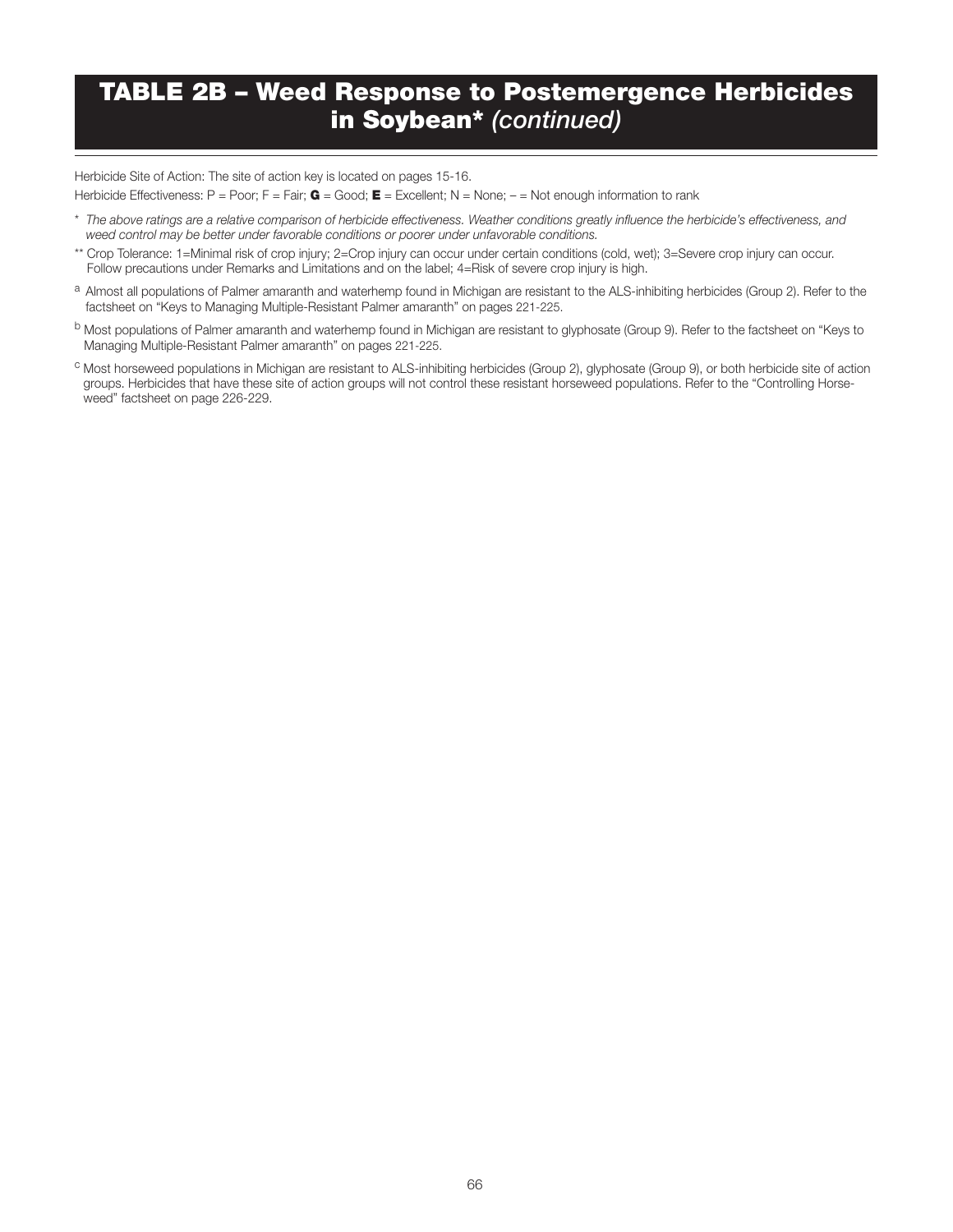# TABLE 2B – Weed Response to Postemergence Herbicides in Soybean* *(continued)*

Herbicide Site of Action: The site of action key is located on pages 15-16.

Herbicide Effectiveness: P = Poor; F = Fair; **G** = Good; **E** = Excellent; N = None; – = Not enough information to rank

\* *The above ratings are a relative comparison of herbicide effectiveness. Weather conditions greatly influence the herbicide's effectiveness, and weed control may be better under favorable conditions or poorer under unfavorable conditions.*

\*\* Crop Tolerance: 1=Minimal risk of crop injury; 2=Crop injury can occur under certain conditions (cold, wet); 3=Severe crop injury can occur. Follow precautions under Remarks and Limitations and on the label; 4=Risk of severe crop injury is high.

[a] Almost all populations of Palmer amaranth and waterhemp found in Michigan are resistant to the ALS-inhibiting herbicides (Group 2). Refer to the factsheet on "Keys to Managing Multiple-Resistant Palmer amaranth" on pages 221-225.

[b] Most populations of Palmer amaranth and waterhemp found in Michigan are resistant to glyphosate (Group 9). Refer to the factsheet on "Keys to Managing Multiple-Resistant Palmer amaranth" on pages 221-225.

[c] Most horseweed populations in Michigan are resistant to ALS-inhibiting herbicides (Group 2), glyphosate (Group 9), or both herbicide site of action groups. Herbicides that have these site of action groups will not control these resistant horseweed populations. Refer to the "Controlling Horseweed" factsheet on page 226-229.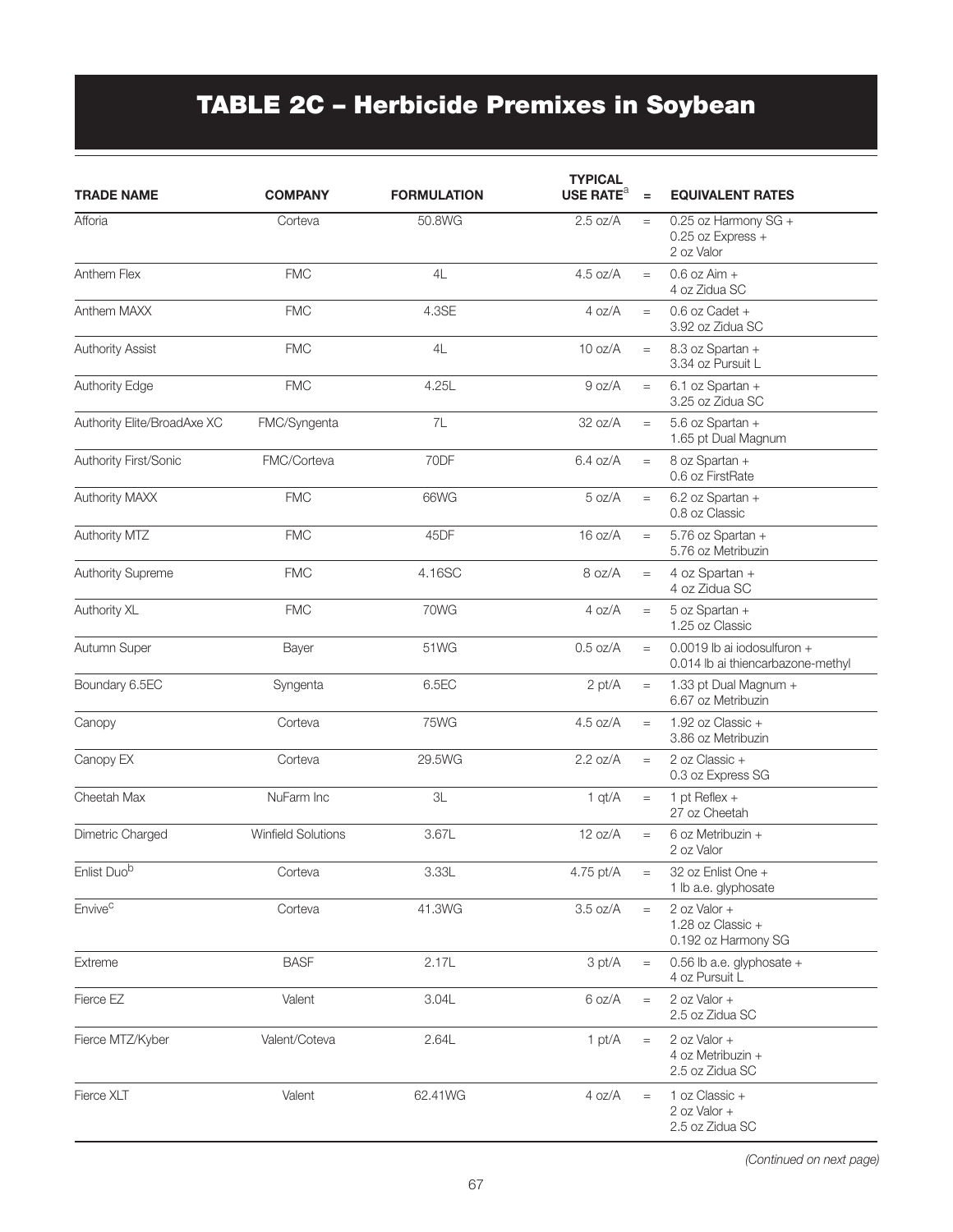# TABLE 2C – Herbicide Premixes in Soybean

| TRADE NAME | COMPANY | FORMULATION | TYPICAL USE RATE[a] | = | EQUIVALENT RATES |
|---|---|---|---|---|---|
| Afforia | Corteva | 50.8WG | 2.5 oz/A | = | 0.25 oz Harmony SG + 0.25 oz Express + 2 oz Valor |
| Anthem Flex | FMC | 4L | 4.5 oz/A | = | 0.6 oz Aim + 4 oz Zidua SC |
| Anthem MAXX | FMC | 4.3SE | 4 oz/A | = | 0.6 oz Cadet + 3.92 oz Zidua SC |
| Authority Assist | FMC | 4L | 10 oz/A | = | 8.3 oz Spartan + 3.34 oz Pursuit L |
| Authority Edge | FMC | 4.25L | 9 oz/A | = | 6.1 oz Spartan + 3.25 oz Zidua SC |
| Authority Elite/BroadAxe XC | FMC/Syngenta | 7L | 32 oz/A | = | 5.6 oz Spartan + 1.65 pt Dual Magnum |
| Authority First/Sonic | FMC/Corteva | 70DF | 6.4 oz/A | = | 8 oz Spartan + 0.6 oz FirstRate |
| Authority MAXX | FMC | 66WG | 5 oz/A | = | 6.2 oz Spartan + 0.8 oz Classic |
| Authority MTZ | FMC | 45DF | 16 oz/A | = | 5.76 oz Spartan + 5.76 oz Metribuzin |
| Authority Supreme | FMC | 4.16SC | 8 oz/A | = | 4 oz Spartan + 4 oz Zidua SC |
| Authority XL | FMC | 70WG | 4 oz/A | = | 5 oz Spartan + 1.25 oz Classic |
| Autumn Super | Bayer | 51WG | 0.5 oz/A | = | 0.0019 lb ai iodosulfuron + 0.014 lb ai thiencarbazone-methyl |
| Boundary 6.5EC | Syngenta | 6.5EC | 2 pt/A | = | 1.33 pt Dual Magnum + 6.67 oz Metribuzin |
| Canopy | Corteva | 75WG | 4.5 oz/A | = | 1.92 oz Classic + 3.86 oz Metribuzin |
| Canopy EX | Corteva | 29.5WG | 2.2 oz/A | = | 2 oz Classic + 0.3 oz Express SG |
| Cheetah Max | NuFarm Inc | 3L | 1 qt/A | = | 1 pt Reflex + 27 oz Cheetah |
| Dimetric Charged | Winfield Solutions | 3.67L | 12 oz/A | = | 6 oz Metribuzin + 2 oz Valor |
| Enlist Duo[b] | Corteva | 3.33L | 4.75 pt/A | = | 32 oz Enlist One + 1 lb a.e. glyphosate |
| Envive[c] | Corteva | 41.3WG | 3.5 oz/A | = | 2 oz Valor + 1.28 oz Classic + 0.192 oz Harmony SG |
| Extreme | BASF | 2.17L | 3 pt/A | = | 0.56 lb a.e. glyphosate + 4 oz Pursuit L |
| Fierce EZ | Valent | 3.04L | 6 oz/A | = | 2 oz Valor + 2.5 oz Zidua SC |
| Fierce MTZ/Kyber | Valent/Coteva | 2.64L | 1 pt/A | = | 2 oz Valor + 4 oz Metribuzin + 2.5 oz Zidua SC |
| Fierce XLT | Valent | 62.41WG | 4 oz/A | = | 1 oz Classic + 2 oz Valor + 2.5 oz Zidua SC |

*(Continued on next page)*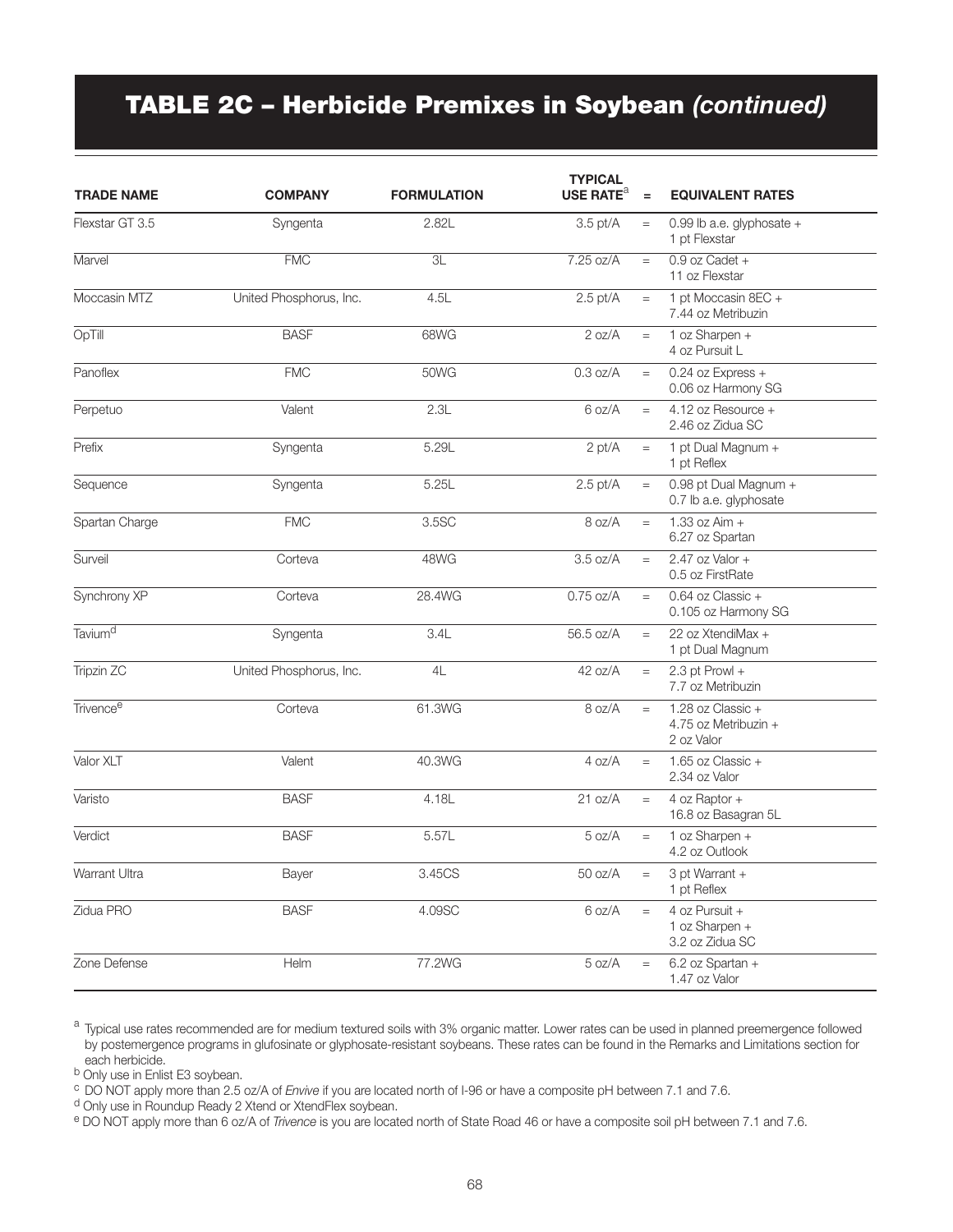# TABLE 2C – Herbicide Premixes in Soybean *(continued)*

| TRADE NAME | COMPANY | FORMULATION | TYPICAL USE RATE[a] | = | EQUIVALENT RATES |
|---|---|---|---|---|---|
| Flexstar GT 3.5 | Syngenta | 2.82L | 3.5 pt/A | = | 0.99 lb a.e. glyphosate + 1 pt Flexstar |
| Marvel | FMC | 3L | 7.25 oz/A | = | 0.9 oz Cadet + 11 oz Flexstar |
| Moccasin MTZ | United Phosphorus, Inc. | 4.5L | 2.5 pt/A | = | 1 pt Moccasin 8EC + 7.44 oz Metribuzin |
| OpTill | BASF | 68WG | 2 oz/A | = | 1 oz Sharpen + 4 oz Pursuit L |
| Panoflex | FMC | 50WG | 0.3 oz/A | = | 0.24 oz Express + 0.06 oz Harmony SG |
| Perpetuo | Valent | 2.3L | 6 oz/A | = | 4.12 oz Resource + 2.46 oz Zidua SC |
| Prefix | Syngenta | 5.29L | 2 pt/A | = | 1 pt Dual Magnum + 1 pt Reflex |
| Sequence | Syngenta | 5.25L | 2.5 pt/A | = | 0.98 pt Dual Magnum + 0.7 lb a.e. glyphosate |
| Spartan Charge | FMC | 3.5SC | 8 oz/A | = | 1.33 oz Aim + 6.27 oz Spartan |
| Surveil | Corteva | 48WG | 3.5 oz/A | = | 2.47 oz Valor + 0.5 oz FirstRate |
| Synchrony XP | Corteva | 28.4WG | 0.75 oz/A | = | 0.64 oz Classic + 0.105 oz Harmony SG |
| Tavium[d] | Syngenta | 3.4L | 56.5 oz/A | = | 22 oz XtendiMax + 1 pt Dual Magnum |
| Tripzin ZC | United Phosphorus, Inc. | 4L | 42 oz/A | = | 2.3 pt Prowl + 7.7 oz Metribuzin |
| Trivence[e] | Corteva | 61.3WG | 8 oz/A | = | 1.28 oz Classic + 4.75 oz Metribuzin + 2 oz Valor |
| Valor XLT | Valent | 40.3WG | 4 oz/A | = | 1.65 oz Classic + 2.34 oz Valor |
| Varisto | BASF | 4.18L | 21 oz/A | = | 4 oz Raptor + 16.8 oz Basagran 5L |
| Verdict | BASF | 5.57L | 5 oz/A | = | 1 oz Sharpen + 4.2 oz Outlook |
| Warrant Ultra | Bayer | 3.45CS | 50 oz/A | = | 3 pt Warrant + 1 pt Reflex |
| Zidua PRO | BASF | 4.09SC | 6 oz/A | = | 4 oz Pursuit + 1 oz Sharpen + 3.2 oz Zidua SC |
| Zone Defense | Helm | 77.2WG | 5 oz/A | = | 6.2 oz Spartan + 1.47 oz Valor |

[a] Typical use rates recommended are for medium textured soils with 3% organic matter. Lower rates can be used in planned preemergence followed by postemergence programs in glufosinate or glyphosate-resistant soybeans. These rates can be found in the Remarks and Limitations section for each herbicide.

[b] Only use in Enlist E3 soybean.

[c] DO NOT apply more than 2.5 oz/A of *Envive* if you are located north of I-96 or have a composite pH between 7.1 and 7.6.

[d] Only use in Roundup Ready 2 Xtend or XtendFlex soybean.

[e] DO NOT apply more than 6 oz/A of *Trivence* is you are located north of State Road 46 or have a composite soil pH between 7.1 and 7.6.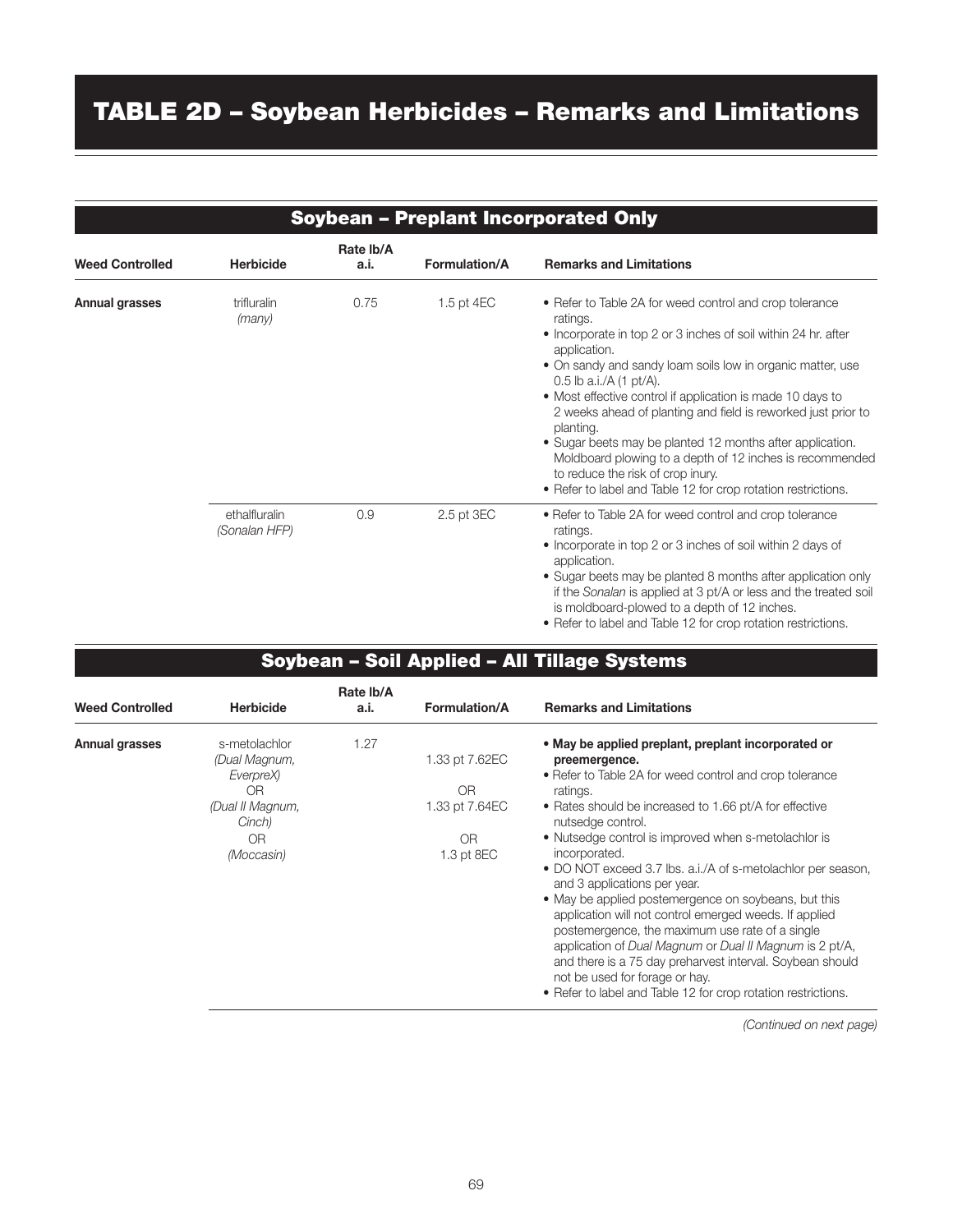# TABLE 2D – Soybean Herbicides – Remarks and Limitations

## Soybean – Preplant Incorporated Only

| Weed Controlled | Herbicide | Rate lb/A a.i. | Formulation/A | Remarks and Limitations |
|---|---|---|---|---|
| **Annual grasses** | trifluralin *(many)* | 0.75 | 1.5 pt 4EC | • Refer to Table 2A for weed control and crop tolerance ratings. • Incorporate in top 2 or 3 inches of soil within 24 hr. after application. • On sandy and sandy loam soils low in organic matter, use 0.5 lb a.i./A (1 pt/A). • Most effective control if application is made 10 days to 2 weeks ahead of planting and field is reworked just prior to planting. • Sugar beets may be planted 12 months after application. Moldboard plowing to a depth of 12 inches is recommended to reduce the risk of crop inury. • Refer to label and Table 12 for crop rotation restrictions. |
| | ethalfluralin *(Sonalan HFP)* | 0.9 | 2.5 pt 3EC | • Refer to Table 2A for weed control and crop tolerance ratings. • Incorporate in top 2 or 3 inches of soil within 2 days of application. • Sugar beets may be planted 8 months after application only if the *Sonalan* is applied at 3 pt/A or less and the treated soil is moldboard-plowed to a depth of 12 inches. • Refer to label and Table 12 for crop rotation restrictions. |

## Soybean – Soil Applied – All Tillage Systems

| Weed Controlled | Herbicide | Rate lb/A a.i. | Formulation/A | Remarks and Limitations |
|---|---|---|---|---|
| **Annual grasses** | s-metolachlor *(Dual Magnum, EverpreX)* OR *(Dual II Magnum, Cinch)* OR *(Moccasin)* | 1.27 | 1.33 pt 7.62EC OR 1.33 pt 7.64EC OR 1.3 pt 8EC | • **May be applied preplant, preplant incorporated or preemergence.** • Refer to Table 2A for weed control and crop tolerance ratings. • Rates should be increased to 1.66 pt/A for effective nutsedge control. • Nutsedge control is improved when s-metolachlor is incorporated. • DO NOT exceed 3.7 lbs. a.i./A of s-metolachlor per season, and 3 applications per year. • May be applied postemergence on soybeans, but this application will not control emerged weeds. If applied postemergence, the maximum use rate of a single application of *Dual Magnum* or *Dual II Magnum* is 2 pt/A, and there is a 75 day preharvest interval. Soybean should not be used for forage or hay. • Refer to label and Table 12 for crop rotation restrictions. |

*(Continued on next page)*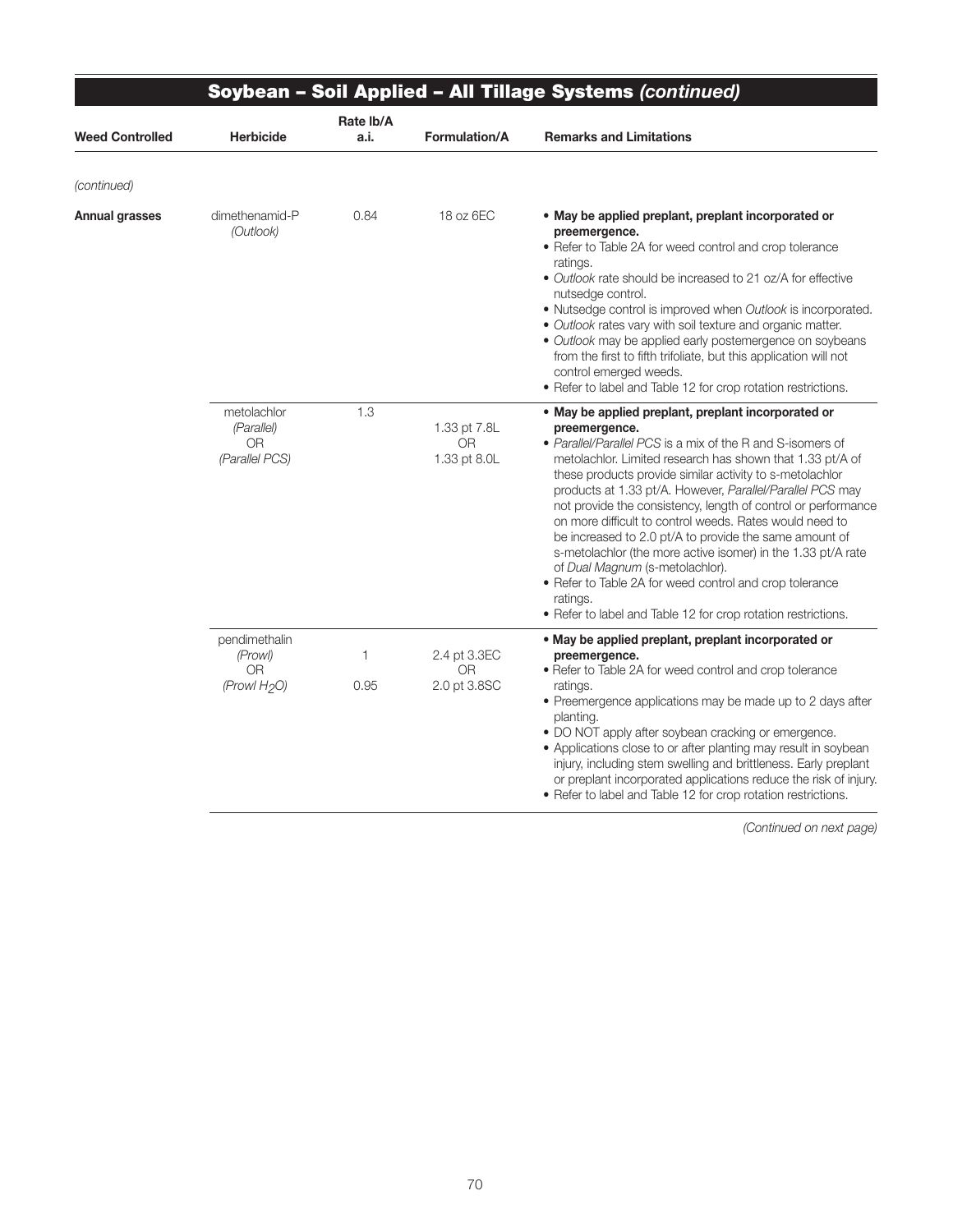## Soybean – Soil Applied – All Tillage Systems *(continued)*

| Weed Controlled | Herbicide | Rate lb/A a.i. | Formulation/A | Remarks and Limitations |
|---|---|---|---|---|
| *(continued)* | | | | |
| **Annual grasses** | dimethenamid-P *(Outlook)* | 0.84 | 18 oz 6EC | • **May be applied preplant, preplant incorporated or preemergence.** • Refer to Table 2A for weed control and crop tolerance ratings. • *Outlook* rate should be increased to 21 oz/A for effective nutsedge control. • Nutsedge control is improved when *Outlook* is incorporated. • *Outlook* rates vary with soil texture and organic matter. • *Outlook* may be applied early postemergence on soybeans from the first to fifth trifoliate, but this application will not control emerged weeds. • Refer to label and Table 12 for crop rotation restrictions. |
| | metolachlor *(Parallel)* OR *(Parallel PCS)* | 1.3 | 1.33 pt 7.8L OR 1.33 pt 8.0L | • **May be applied preplant, preplant incorporated or preemergence.** • *Parallel/Parallel PCS* is a mix of the R and S-isomers of metolachlor. Limited research has shown that 1.33 pt/A of these products provide similar activity to s-metolachlor products at 1.33 pt/A. However, *Parallel/Parallel PCS* may not provide the consistency, length of control or performance on more difficult to control weeds. Rates would need to be increased to 2.0 pt/A to provide the same amount of s-metolachlor (the more active isomer) in the 1.33 pt/A rate of *Dual Magnum* (s-metolachlor). • Refer to Table 2A for weed control and crop tolerance ratings. • Refer to label and Table 12 for crop rotation restrictions. |
| | pendimethalin *(Prowl)* OR *(Prowl $H_2O$)* | 1 / 0.95 | 2.4 pt 3.3EC OR 2.0 pt 3.8SC | • **May be applied preplant, preplant incorporated or preemergence.** • Refer to Table 2A for weed control and crop tolerance ratings. • Preemergence applications may be made up to 2 days after planting. • DO NOT apply after soybean cracking or emergence. • Applications close to or after planting may result in soybean injury, including stem swelling and brittleness. Early preplant or preplant incorporated applications reduce the risk of injury. • Refer to label and Table 12 for crop rotation restrictions. |

*(Continued on next page)*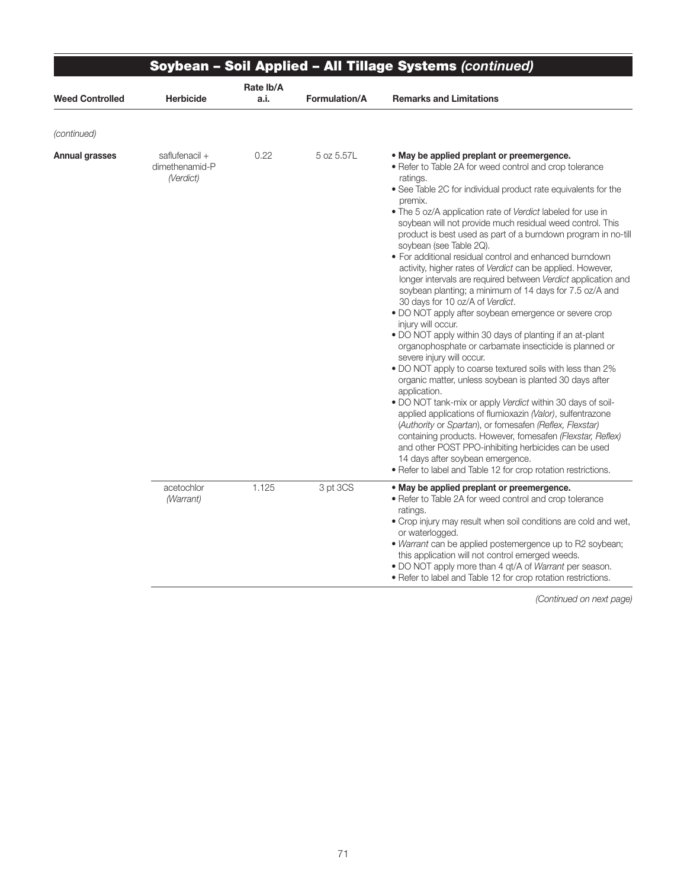## Soybean – Soil Applied – All Tillage Systems *(continued)*

| Weed Controlled | Herbicide | Rate lb/A a.i. | Formulation/A | Remarks and Limitations |
|---|---|---|---|---|
| *(continued)* | | | | |
| **Annual grasses** | saflufenacil + dimethenamid-P *(Verdict)* | 0.22 | 5 oz 5.57L | • **May be applied preplant or preemergence.**<br>• Refer to Table 2A for weed control and crop tolerance ratings.<br>• See Table 2C for individual product rate equivalents for the premix.<br>• The 5 oz/A application rate of *Verdict* labeled for use in soybean will not provide much residual weed control. This product is best used as part of a burndown program in no-till soybean (see Table 2Q).<br>• For additional residual control and enhanced burndown activity, higher rates of *Verdict* can be applied. However, longer intervals are required between *Verdict* application and soybean planting; a minimum of 14 days for 7.5 oz/A and 30 days for 10 oz/A of *Verdict*.<br>• DO NOT apply after soybean emergence or severe crop injury will occur.<br>• DO NOT apply within 30 days of planting if an at-plant organophosphate or carbamate insecticide is planned or severe injury will occur.<br>• DO NOT apply to coarse textured soils with less than 2% organic matter, unless soybean is planted 30 days after application.<br>• DO NOT tank-mix or apply *Verdict* within 30 days of soil-applied applications of flumioxazin *(Valor)*, sulfentrazone (*Authority* or *Spartan*), or fomesafen *(Reflex, Flexstar)* containing products. However, fomesafen *(Flexstar, Reflex)* and other POST PPO-inhibiting herbicides can be used 14 days after soybean emergence.<br>• Refer to label and Table 12 for crop rotation restrictions. |
| | acetochlor *(Warrant)* | 1.125 | 3 pt 3CS | • **May be applied preplant or preemergence.**<br>• Refer to Table 2A for weed control and crop tolerance ratings.<br>• Crop injury may result when soil conditions are cold and wet, or waterlogged.<br>• *Warrant* can be applied postemergence up to R2 soybean; this application will not control emerged weeds.<br>• DO NOT apply more than 4 qt/A of *Warrant* per season.<br>• Refer to label and Table 12 for crop rotation restrictions. |

*(Continued on next page)*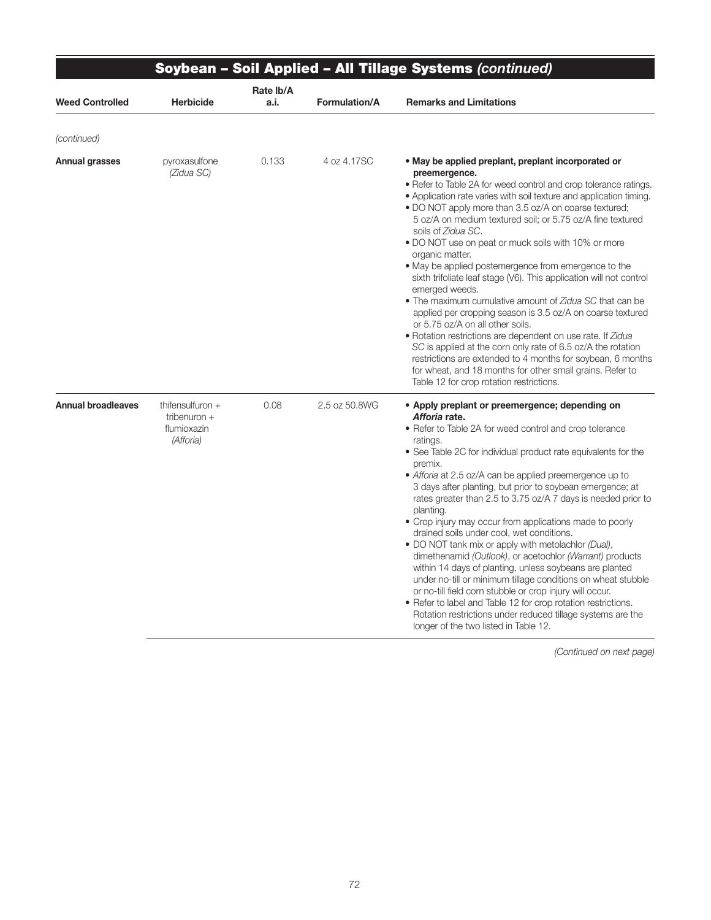## Soybean – Soil Applied – All Tillage Systems *(continued)*

| Weed Controlled | Herbicide | Rate lb/A a.i. | Formulation/A | Remarks and Limitations |
|---|---|---|---|---|
| *(continued)* | | | | |
| **Annual grasses** | pyroxasulfone *(Zidua SC)* | 0.133 | 4 oz 4.17SC | • **May be applied preplant, preplant incorporated or preemergence.** <br> • Refer to Table 2A for weed control and crop tolerance ratings. <br> • Application rate varies with soil texture and application timing. <br> • DO NOT apply more than 3.5 oz/A on coarse textured; 5 oz/A on medium textured soil; or 5.75 oz/A fine textured soils of *Zidua SC*. <br> • DO NOT use on peat or muck soils with 10% or more organic matter. <br> • May be applied postemergence from emergence to the sixth trifoliate leaf stage (V6). This application will not control emerged weeds. <br> • The maximum cumulative amount of *Zidua SC* that can be applied per cropping season is 3.5 oz/A on coarse textured or 5.75 oz/A on all other soils. <br> • Rotation restrictions are dependent on use rate. If *Zidua SC* is applied at the corn only rate of 6.5 oz/A the rotation restrictions are extended to 4 months for soybean, 6 months for wheat, and 18 months for other small grains. Refer to Table 12 for crop rotation restrictions. |
| **Annual broadleaves** | thifensulfuron + tribenuron + flumioxazin *(Afforia)* | 0.08 | 2.5 oz 50.8WG | • **Apply preplant or preemergence; depending on *Afforia* rate.** <br> • Refer to Table 2A for weed control and crop tolerance ratings. <br> • See Table 2C for individual product rate equivalents for the premix. <br> • *Afforia* at 2.5 oz/A can be applied preemergence up to 3 days after planting, but prior to soybean emergence; at rates greater than 2.5 to 3.75 oz/A 7 days is needed prior to planting. <br> • Crop injury may occur from applications made to poorly drained soils under cool, wet conditions. <br> • DO NOT tank mix or apply with metolachlor *(Dual)*, dimethenamid *(Outlook)*, or acetochlor *(Warrant)* products within 14 days of planting, unless soybeans are planted under no-till or minimum tillage conditions on wheat stubble or no-till field corn stubble or crop injury will occur. <br> • Refer to label and Table 12 for crop rotation restrictions. Rotation restrictions under reduced tillage systems are the longer of the two listed in Table 12. |

*(Continued on next page)*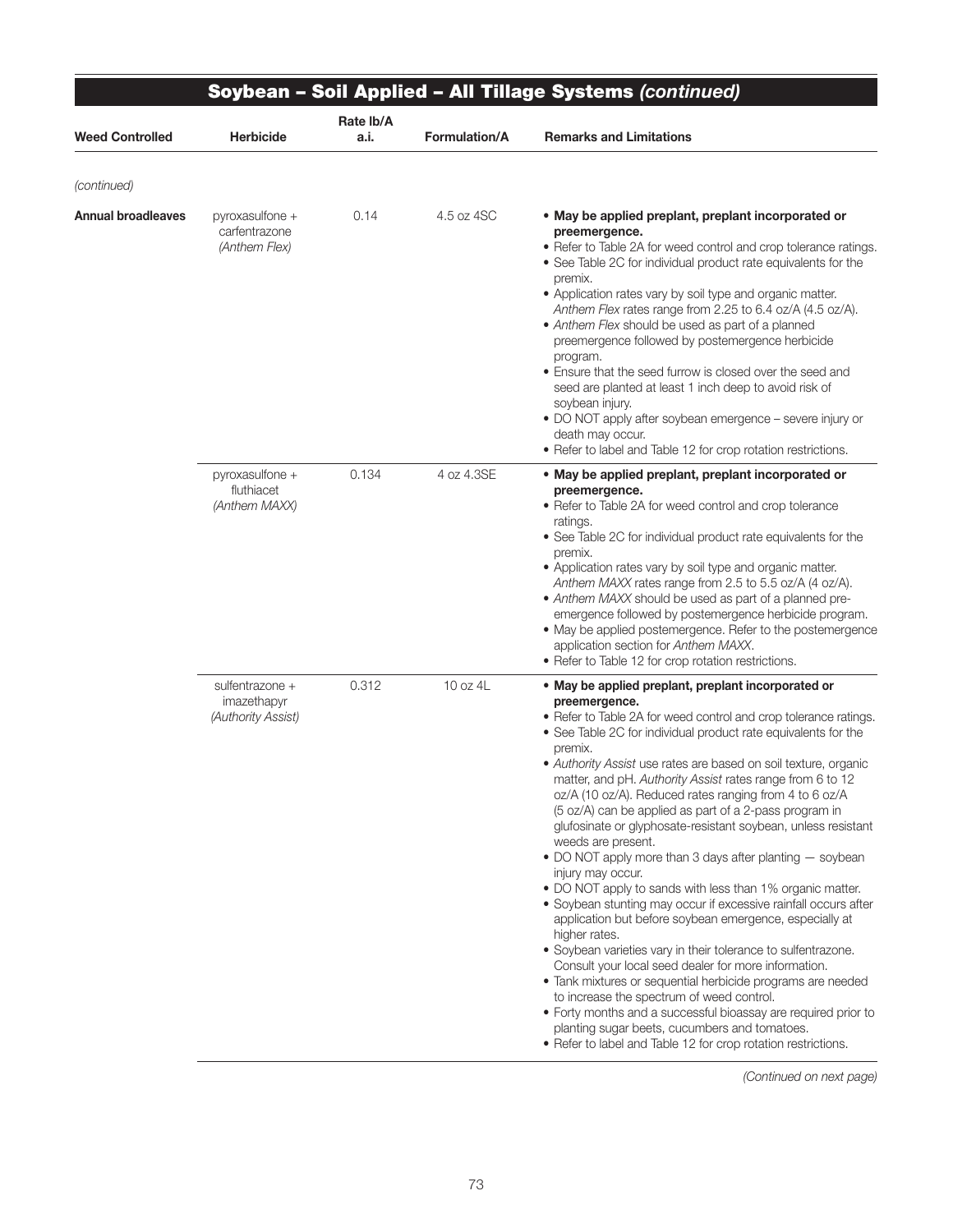## Soybean – Soil Applied – All Tillage Systems *(continued)*

| Weed Controlled | Herbicide | Rate lb/A a.i. | Formulation/A | Remarks and Limitations |
|---|---|---|---|---|
| *(continued)* | | | | |
| **Annual broadleaves** | pyroxasulfone + carfentrazone *(Anthem Flex)* | 0.14 | 4.5 oz 4SC | • **May be applied preplant, preplant incorporated or preemergence.** • Refer to Table 2A for weed control and crop tolerance ratings. • See Table 2C for individual product rate equivalents for the premix. • Application rates vary by soil type and organic matter. *Anthem Flex* rates range from 2.25 to 6.4 oz/A (4.5 oz/A). • *Anthem Flex* should be used as part of a planned preemergence followed by postemergence herbicide program. • Ensure that the seed furrow is closed over the seed and seed are planted at least 1 inch deep to avoid risk of soybean injury. • DO NOT apply after soybean emergence – severe injury or death may occur. • Refer to label and Table 12 for crop rotation restrictions. |
| | pyroxasulfone + fluthiacet *(Anthem MAXX)* | 0.134 | 4 oz 4.3SE | • **May be applied preplant, preplant incorporated or preemergence.** • Refer to Table 2A for weed control and crop tolerance ratings. • See Table 2C for individual product rate equivalents for the premix. • Application rates vary by soil type and organic matter. *Anthem MAXX* rates range from 2.5 to 5.5 oz/A (4 oz/A). • *Anthem MAXX* should be used as part of a planned pre-emergence followed by postemergence herbicide program. • May be applied postemergence. Refer to the postemergence application section for *Anthem MAXX*. • Refer to Table 12 for crop rotation restrictions. |
| | sulfentrazone + imazethapyr *(Authority Assist)* | 0.312 | 10 oz 4L | • **May be applied preplant, preplant incorporated or preemergence.** • Refer to Table 2A for weed control and crop tolerance ratings. • See Table 2C for individual product rate equivalents for the premix. • *Authority Assist* use rates are based on soil texture, organic matter, and pH. *Authority Assist* rates range from 6 to 12 oz/A (10 oz/A). Reduced rates ranging from 4 to 6 oz/A (5 oz/A) can be applied as part of a 2-pass program in glufosinate or glyphosate-resistant soybean, unless resistant weeds are present. • DO NOT apply more than 3 days after planting — soybean injury may occur. • DO NOT apply to sands with less than 1% organic matter. • Soybean stunting may occur if excessive rainfall occurs after application but before soybean emergence, especially at higher rates. • Soybean varieties vary in their tolerance to sulfentrazone. Consult your local seed dealer for more information. • Tank mixtures or sequential herbicide programs are needed to increase the spectrum of weed control. • Forty months and a successful bioassay are required prior to planting sugar beets, cucumbers and tomatoes. • Refer to label and Table 12 for crop rotation restrictions. |

*(Continued on next page)*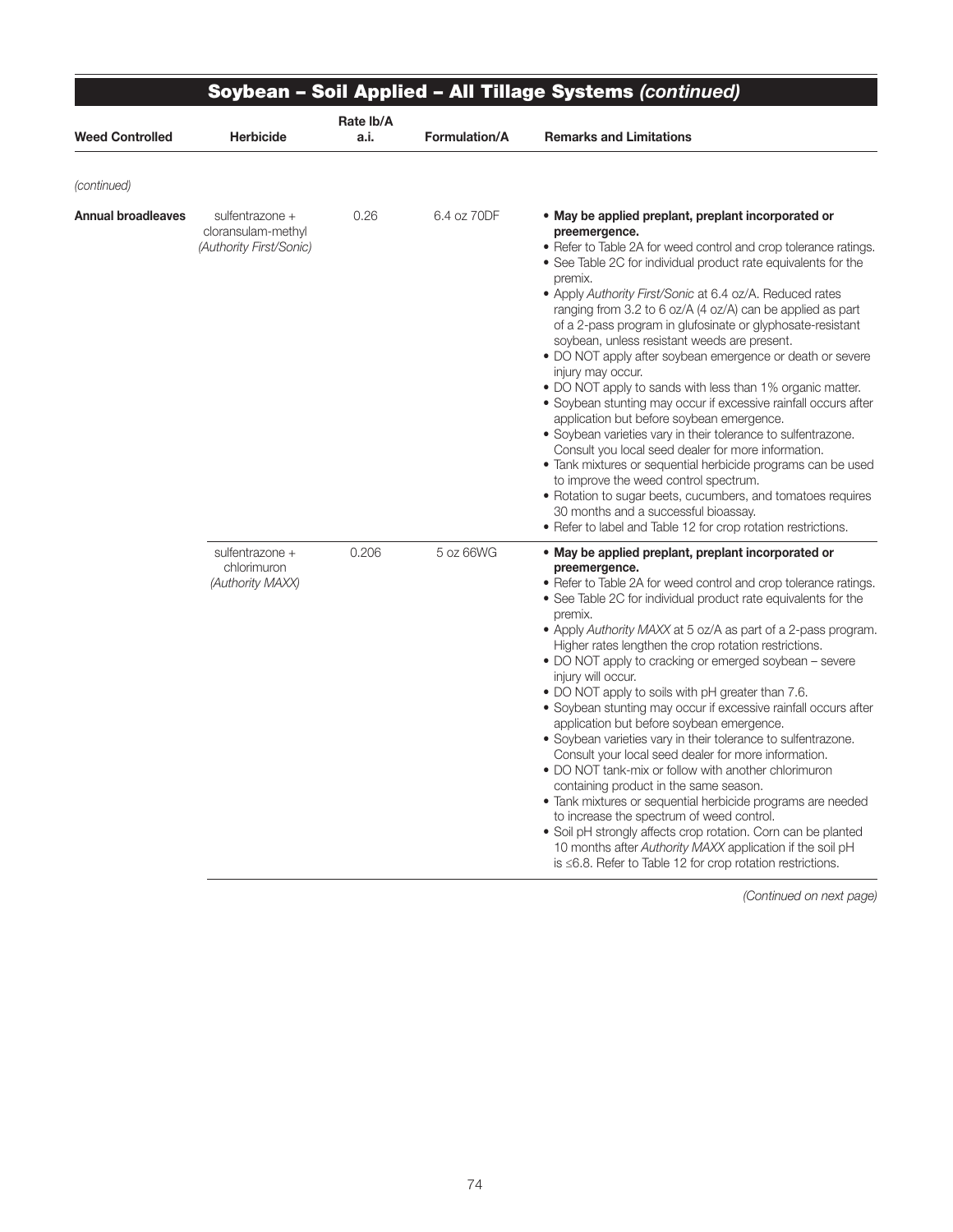## Soybean – Soil Applied – All Tillage Systems *(continued)*

| Weed Controlled | Herbicide | Rate lb/A a.i. | Formulation/A | Remarks and Limitations |
|---|---|---|---|---|
| *(continued)* | | | | |
| **Annual broadleaves** | sulfentrazone + cloransulam-methyl *(Authority First/Sonic)* | 0.26 | 6.4 oz 70DF | • **May be applied preplant, preplant incorporated or preemergence.**<br>• Refer to Table 2A for weed control and crop tolerance ratings.<br>• See Table 2C for individual product rate equivalents for the premix.<br>• Apply *Authority First/Sonic* at 6.4 oz/A. Reduced rates ranging from 3.2 to 6 oz/A (4 oz/A) can be applied as part of a 2-pass program in glufosinate or glyphosate-resistant soybean, unless resistant weeds are present.<br>• DO NOT apply after soybean emergence or death or severe injury may occur.<br>• DO NOT apply to sands with less than 1% organic matter.<br>• Soybean stunting may occur if excessive rainfall occurs after application but before soybean emergence.<br>• Soybean varieties vary in their tolerance to sulfentrazone. Consult you local seed dealer for more information.<br>• Tank mixtures or sequential herbicide programs can be used to improve the weed control spectrum.<br>• Rotation to sugar beets, cucumbers, and tomatoes requires 30 months and a successful bioassay.<br>• Refer to label and Table 12 for crop rotation restrictions. |
| | sulfentrazone + chlorimuron *(Authority MAXX)* | 0.206 | 5 oz 66WG | • **May be applied preplant, preplant incorporated or preemergence.**<br>• Refer to Table 2A for weed control and crop tolerance ratings.<br>• See Table 2C for individual product rate equivalents for the premix.<br>• Apply *Authority MAXX* at 5 oz/A as part of a 2-pass program. Higher rates lengthen the crop rotation restrictions.<br>• DO NOT apply to cracking or emerged soybean – severe injury will occur.<br>• DO NOT apply to soils with pH greater than 7.6.<br>• Soybean stunting may occur if excessive rainfall occurs after application but before soybean emergence.<br>• Soybean varieties vary in their tolerance to sulfentrazone. Consult your local seed dealer for more information.<br>• DO NOT tank-mix or follow with another chlorimuron containing product in the same season.<br>• Tank mixtures or sequential herbicide programs are needed to increase the spectrum of weed control.<br>• Soil pH strongly affects crop rotation. Corn can be planted 10 months after *Authority MAXX* application if the soil pH is ≤6.8. Refer to Table 12 for crop rotation restrictions. |

*(Continued on next page)*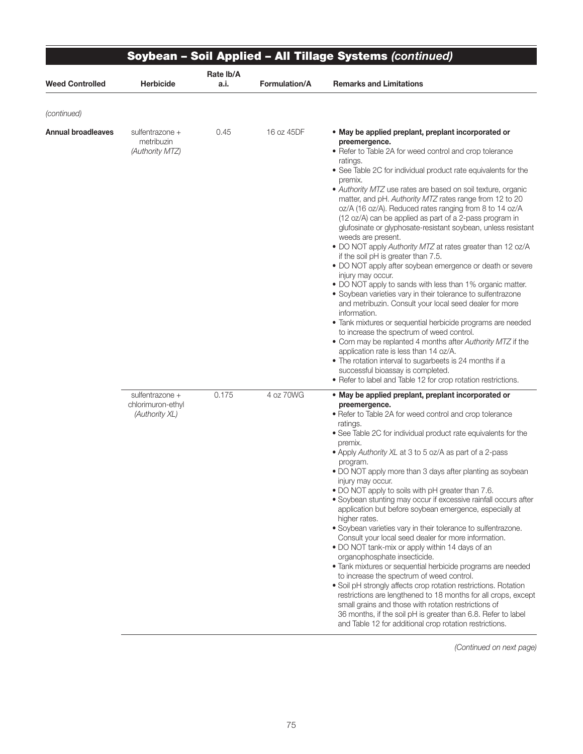## Soybean – Soil Applied – All Tillage Systems *(continued)*

| Weed Controlled | Herbicide | Rate lb/A a.i. | Formulation/A | Remarks and Limitations |
|---|---|---|---|---|
| *(continued)* | | | | |
| **Annual broadleaves** | sulfentrazone + metribuzin *(Authority MTZ)* | 0.45 | 16 oz 45DF | • **May be applied preplant, preplant incorporated or preemergence.** • Refer to Table 2A for weed control and crop tolerance ratings. • See Table 2C for individual product rate equivalents for the premix. • *Authority MTZ* use rates are based on soil texture, organic matter, and pH. *Authority MTZ* rates range from 12 to 20 oz/A (16 oz/A). Reduced rates ranging from 8 to 14 oz/A (12 oz/A) can be applied as part of a 2-pass program in glufosinate or glyphosate-resistant soybean, unless resistant weeds are present. • DO NOT apply *Authority MTZ* at rates greater than 12 oz/A if the soil pH is greater than 7.5. • DO NOT apply after soybean emergence or death or severe injury may occur. • DO NOT apply to sands with less than 1% organic matter. • Soybean varieties vary in their tolerance to sulfentrazone and metribuzin. Consult your local seed dealer for more information. • Tank mixtures or sequential herbicide programs are needed to increase the spectrum of weed control. • Corn may be replanted 4 months after *Authority MTZ* if the application rate is less than 14 oz/A. • The rotation interval to sugarbeets is 24 months if a successful bioassay is completed. • Refer to label and Table 12 for crop rotation restrictions. |
| | sulfentrazone + chlorimuron-ethyl *(Authority XL)* | 0.175 | 4 oz 70WG | • **May be applied preplant, preplant incorporated or preemergence.** • Refer to Table 2A for weed control and crop tolerance ratings. • See Table 2C for individual product rate equivalents for the premix. • Apply *Authority XL* at 3 to 5 oz/A as part of a 2-pass program. • DO NOT apply more than 3 days after planting as soybean injury may occur. • DO NOT apply to soils with pH greater than 7.6. • Soybean stunting may occur if excessive rainfall occurs after application but before soybean emergence, especially at higher rates. • Soybean varieties vary in their tolerance to sulfentrazone. Consult your local seed dealer for more information. • DO NOT tank-mix or apply within 14 days of an organophosphate insecticide. • Tank mixtures or sequential herbicide programs are needed to increase the spectrum of weed control. • Soil pH strongly affects crop rotation restrictions. Rotation restrictions are lengthened to 18 months for all crops, except small grains and those with rotation restrictions of 36 months, if the soil pH is greater than 6.8. Refer to label and Table 12 for additional crop rotation restrictions. |

*(Continued on next page)*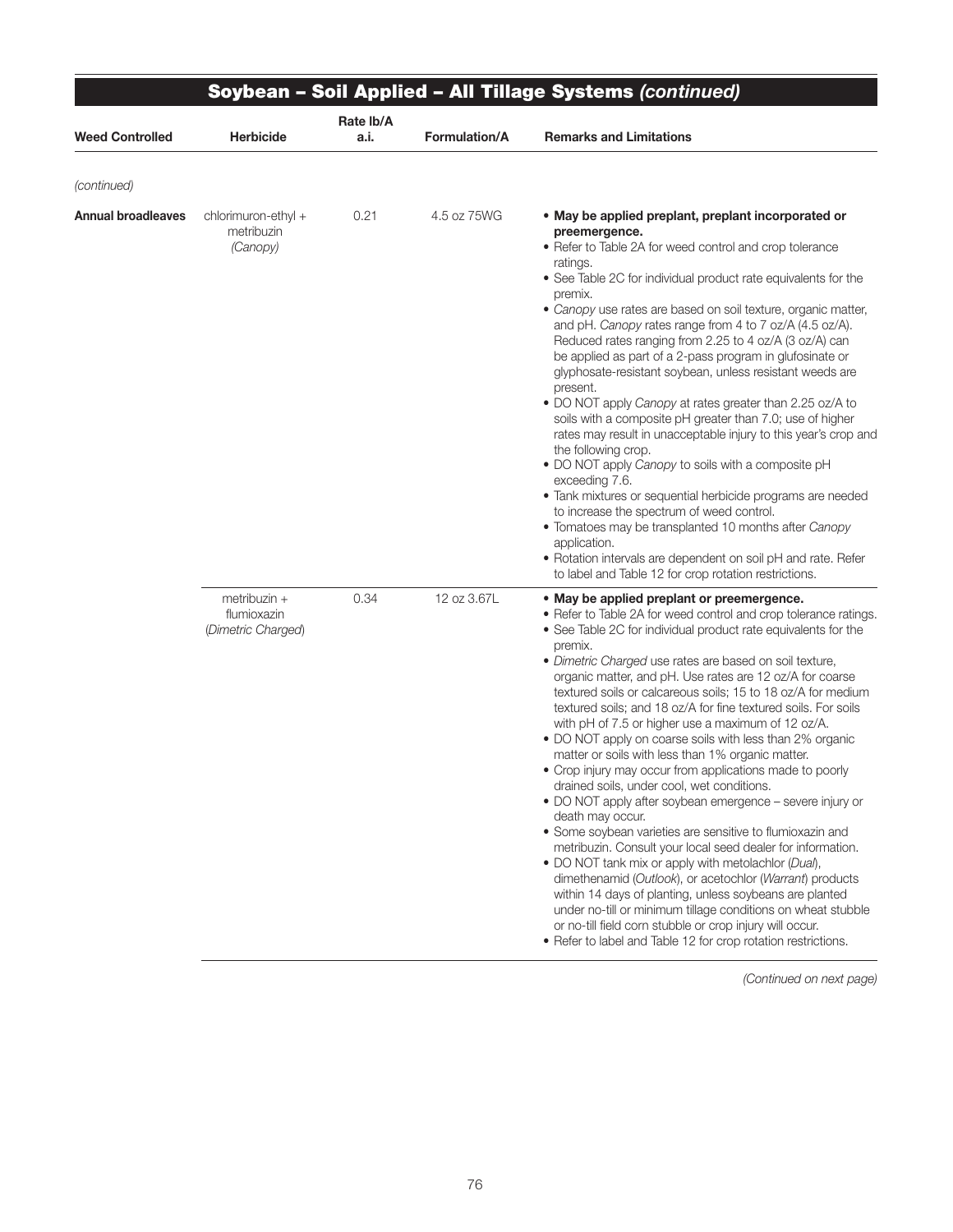## Soybean – Soil Applied – All Tillage Systems *(continued)*

| Weed Controlled | Herbicide | Rate lb/A a.i. | Formulation/A | Remarks and Limitations |
|---|---|---|---|---|
| *(continued)* | | | | |
| **Annual broadleaves** | chlorimuron-ethyl + metribuzin *(Canopy)* | 0.21 | 4.5 oz 75WG | • **May be applied preplant, preplant incorporated or preemergence.** • Refer to Table 2A for weed control and crop tolerance ratings. • See Table 2C for individual product rate equivalents for the premix. • *Canopy* use rates are based on soil texture, organic matter, and pH. *Canopy* rates range from 4 to 7 oz/A (4.5 oz/A). Reduced rates ranging from 2.25 to 4 oz/A (3 oz/A) can be applied as part of a 2-pass program in glufosinate or glyphosate-resistant soybean, unless resistant weeds are present. • DO NOT apply *Canopy* at rates greater than 2.25 oz/A to soils with a composite pH greater than 7.0; use of higher rates may result in unacceptable injury to this year's crop and the following crop. • DO NOT apply *Canopy* to soils with a composite pH exceeding 7.6. • Tank mixtures or sequential herbicide programs are needed to increase the spectrum of weed control. • Tomatoes may be transplanted 10 months after *Canopy* application. • Rotation intervals are dependent on soil pH and rate. Refer to label and Table 12 for crop rotation restrictions. |
| | metribuzin + flumioxazin (*Dimetric Charged*) | 0.34 | 12 oz 3.67L | • **May be applied preplant or preemergence.** • Refer to Table 2A for weed control and crop tolerance ratings. • See Table 2C for individual product rate equivalents for the premix. • *Dimetric Charged* use rates are based on soil texture, organic matter, and pH. Use rates are 12 oz/A for coarse textured soils or calcareous soils; 15 to 18 oz/A for medium textured soils; and 18 oz/A for fine textured soils. For soils with pH of 7.5 or higher use a maximum of 12 oz/A. • DO NOT apply on coarse soils with less than 2% organic matter or soils with less than 1% organic matter. • Crop injury may occur from applications made to poorly drained soils, under cool, wet conditions. • DO NOT apply after soybean emergence – severe injury or death may occur. • Some soybean varieties are sensitive to flumioxazin and metribuzin. Consult your local seed dealer for information. • DO NOT tank mix or apply with metolachlor (*Dual*), dimethenamid (*Outlook*), or acetochlor (*Warrant*) products within 14 days of planting, unless soybeans are planted under no-till or minimum tillage conditions on wheat stubble or no-till field corn stubble or crop injury will occur. • Refer to label and Table 12 for crop rotation restrictions. |

*(Continued on next page)*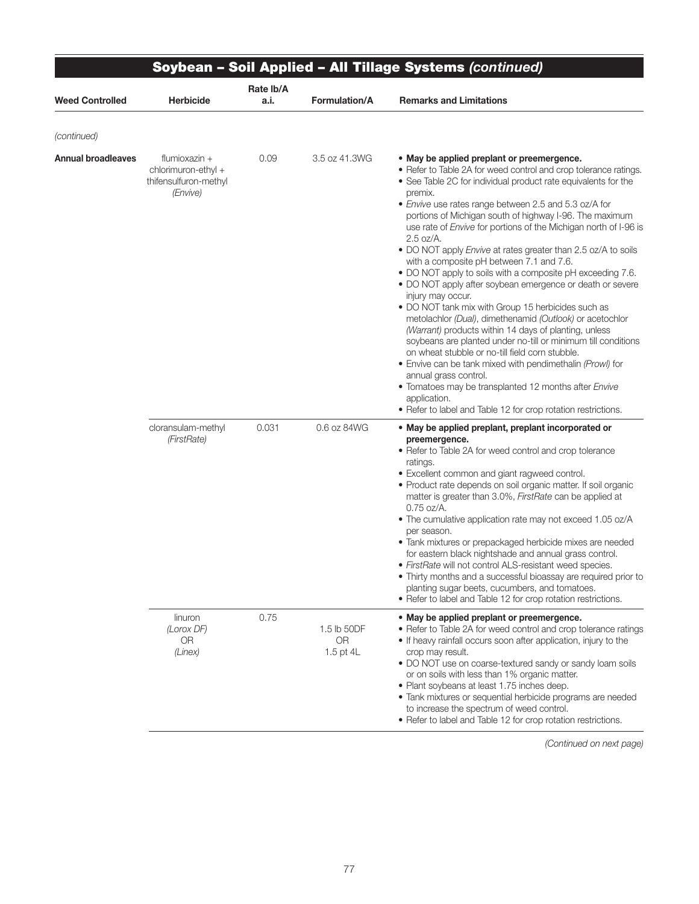## Soybean – Soil Applied – All Tillage Systems *(continued)*

| Weed Controlled | Herbicide | Rate lb/A a.i. | Formulation/A | Remarks and Limitations |
|---|---|---|---|---|
| *(continued)* | | | | |
| **Annual broadleaves** | flumioxazin + chlorimuron-ethyl + thifensulfuron-methyl *(Envive)* | 0.09 | 3.5 oz 41.3WG | • **May be applied preplant or preemergence.**<br>• Refer to Table 2A for weed control and crop tolerance ratings.<br>• See Table 2C for individual product rate equivalents for the premix.<br>• *Envive* use rates range between 2.5 and 5.3 oz/A for portions of Michigan south of highway I-96. The maximum use rate of *Envive* for portions of the Michigan north of I-96 is 2.5 oz/A.<br>• DO NOT apply *Envive* at rates greater than 2.5 oz/A to soils with a composite pH between 7.1 and 7.6.<br>• DO NOT apply to soils with a composite pH exceeding 7.6.<br>• DO NOT apply after soybean emergence or death or severe injury may occur.<br>• DO NOT tank mix with Group 15 herbicides such as metolachlor *(Dual)*, dimethenamid *(Outlook)* or acetochlor *(Warrant)* products within 14 days of planting, unless soybeans are planted under no-till or minimum till conditions on wheat stubble or no-till field corn stubble.<br>• Envive can be tank mixed with pendimethalin *(Prowl)* for annual grass control.<br>• Tomatoes may be transplanted 12 months after *Envive* application.<br>• Refer to label and Table 12 for crop rotation restrictions. |
| | cloransulam-methyl *(FirstRate)* | 0.031 | 0.6 oz 84WG | • **May be applied preplant, preplant incorporated or preemergence.**<br>• Refer to Table 2A for weed control and crop tolerance ratings.<br>• Excellent common and giant ragweed control.<br>• Product rate depends on soil organic matter. If soil organic matter is greater than 3.0%, *FirstRate* can be applied at 0.75 oz/A.<br>• The cumulative application rate may not exceed 1.05 oz/A per season.<br>• Tank mixtures or prepackaged herbicide mixes are needed for eastern black nightshade and annual grass control.<br>• *FirstRate* will not control ALS-resistant weed species.<br>• Thirty months and a successful bioassay are required prior to planting sugar beets, cucumbers, and tomatoes.<br>• Refer to label and Table 12 for crop rotation restrictions. |
| | linuron *(Lorox DF)* OR *(Linex)* | 0.75 | 1.5 lb 50DF OR 1.5 pt 4L | • **May be applied preplant or preemergence.**<br>• Refer to Table 2A for weed control and crop tolerance ratings<br>• If heavy rainfall occurs soon after application, injury to the crop may result.<br>• DO NOT use on coarse-textured sandy or sandy loam soils or on soils with less than 1% organic matter.<br>• Plant soybeans at least 1.75 inches deep.<br>• Tank mixtures or sequential herbicide programs are needed to increase the spectrum of weed control.<br>• Refer to label and Table 12 for crop rotation restrictions. |

*(Continued on next page)*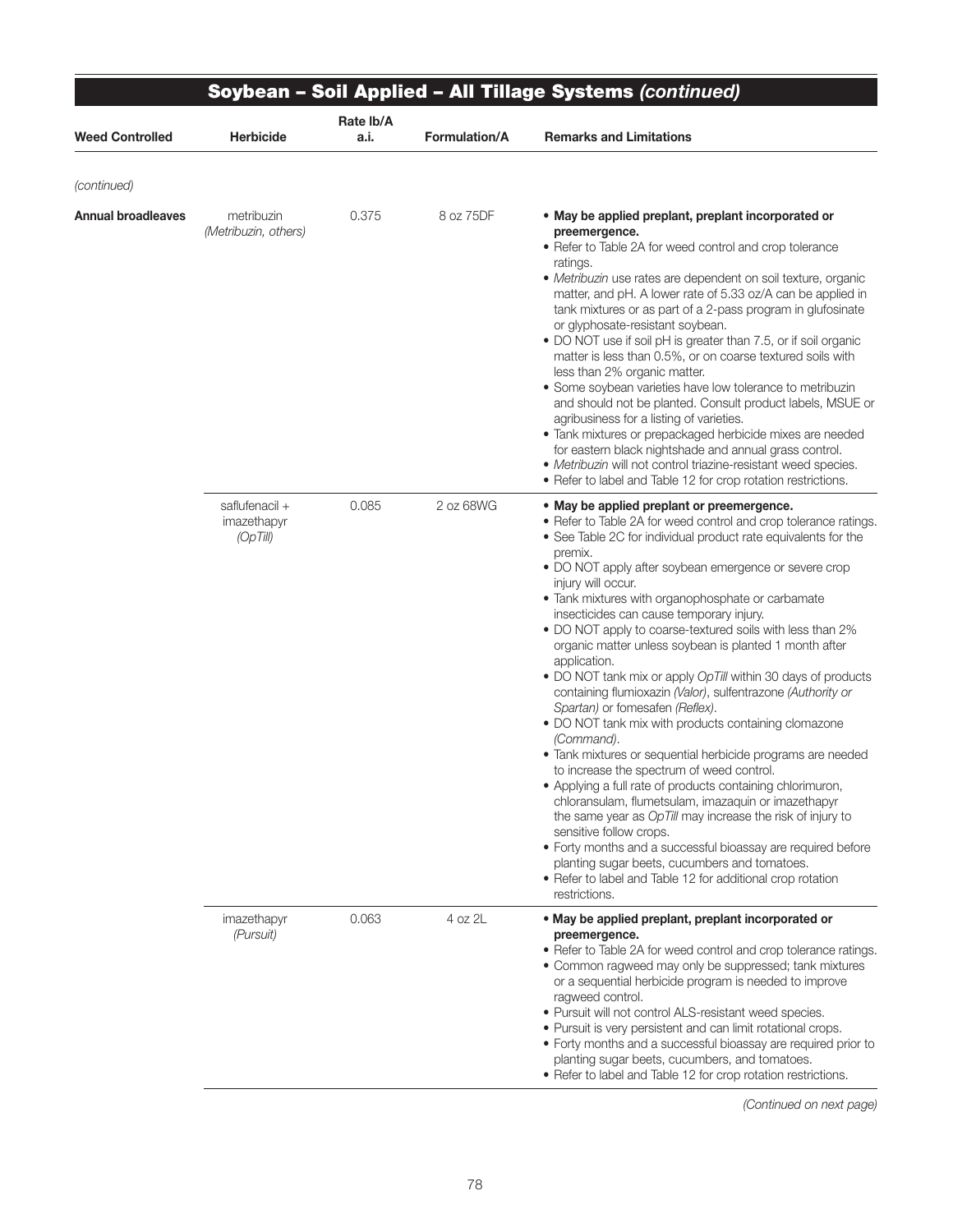## Soybean – Soil Applied – All Tillage Systems *(continued)*

| Weed Controlled | Herbicide | Rate lb/A a.i. | Formulation/A | Remarks and Limitations |
|---|---|---|---|---|
| *(continued)* | | | | |
| **Annual broadleaves** | metribuzin *(Metribuzin, others)* | 0.375 | 8 oz 75DF | • **May be applied preplant, preplant incorporated or preemergence.**<br>• Refer to Table 2A for weed control and crop tolerance ratings.<br>• *Metribuzin* use rates are dependent on soil texture, organic matter, and pH. A lower rate of 5.33 oz/A can be applied in tank mixtures or as part of a 2-pass program in glufosinate or glyphosate-resistant soybean.<br>• DO NOT use if soil pH is greater than 7.5, or if soil organic matter is less than 0.5%, or on coarse textured soils with less than 2% organic matter.<br>• Some soybean varieties have low tolerance to metribuzin and should not be planted. Consult product labels, MSUE or agribusiness for a listing of varieties.<br>• Tank mixtures or prepackaged herbicide mixes are needed for eastern black nightshade and annual grass control.<br>• *Metribuzin* will not control triazine-resistant weed species.<br>• Refer to label and Table 12 for crop rotation restrictions. |
| | saflufenacil + imazethapyr *(OpTill)* | 0.085 | 2 oz 68WG | • **May be applied preplant or preemergence.**<br>• Refer to Table 2A for weed control and crop tolerance ratings.<br>• See Table 2C for individual product rate equivalents for the premix.<br>• DO NOT apply after soybean emergence or severe crop injury will occur.<br>• Tank mixtures with organophosphate or carbamate insecticides can cause temporary injury.<br>• DO NOT apply to coarse-textured soils with less than 2% organic matter unless soybean is planted 1 month after application.<br>• DO NOT tank mix or apply *OpTill* within 30 days of products containing flumioxazin *(Valor)*, sulfentrazone *(Authority or Spartan)* or fomesafen *(Reflex)*.<br>• DO NOT tank mix with products containing clomazone *(Command)*.<br>• Tank mixtures or sequential herbicide programs are needed to increase the spectrum of weed control.<br>• Applying a full rate of products containing chlorimuron, chloransulam, flumetsulam, imazaquin or imazethapyr the same year as *OpTill* may increase the risk of injury to sensitive follow crops.<br>• Forty months and a successful bioassay are required before planting sugar beets, cucumbers and tomatoes.<br>• Refer to label and Table 12 for additional crop rotation restrictions. |
| | imazethapyr *(Pursuit)* | 0.063 | 4 oz 2L | • **May be applied preplant, preplant incorporated or preemergence.**<br>• Refer to Table 2A for weed control and crop tolerance ratings.<br>• Common ragweed may only be suppressed; tank mixtures or a sequential herbicide program is needed to improve ragweed control.<br>• Pursuit will not control ALS-resistant weed species.<br>• Pursuit is very persistent and can limit rotational crops.<br>• Forty months and a successful bioassay are required prior to planting sugar beets, cucumbers, and tomatoes.<br>• Refer to label and Table 12 for crop rotation restrictions. |

*(Continued on next page)*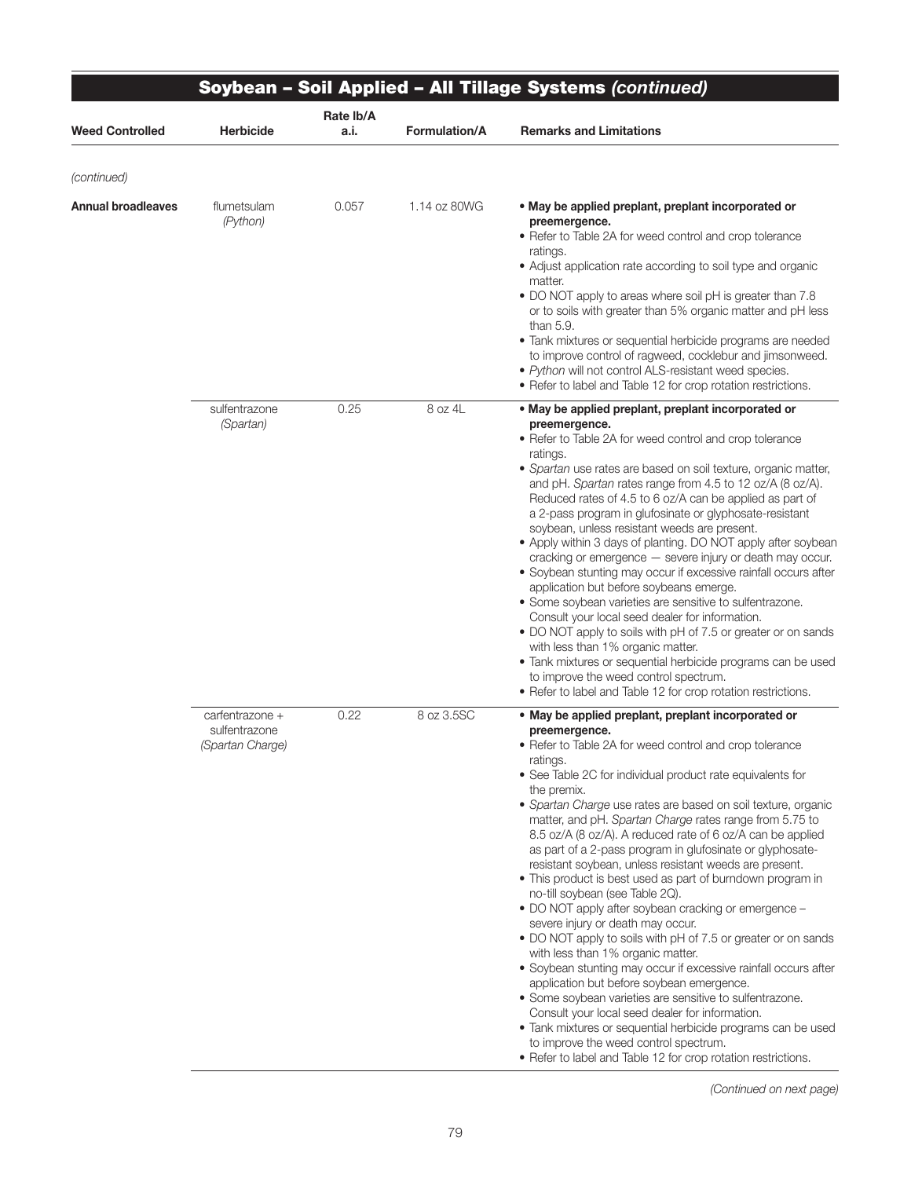## Soybean – Soil Applied – All Tillage Systems *(continued)*

| Weed Controlled | Herbicide | Rate lb/A a.i. | Formulation/A | Remarks and Limitations |
|---|---|---|---|---|
| *(continued)* | | | | |
| **Annual broadleaves** | flumetsulam *(Python)* | 0.057 | 1.14 oz 80WG | • **May be applied preplant, preplant incorporated or preemergence.** <br>• Refer to Table 2A for weed control and crop tolerance ratings. <br>• Adjust application rate according to soil type and organic matter. <br>• DO NOT apply to areas where soil pH is greater than 7.8 or to soils with greater than 5% organic matter and pH less than 5.9. <br>• Tank mixtures or sequential herbicide programs are needed to improve control of ragweed, cocklebur and jimsonweed. <br>• *Python* will not control ALS-resistant weed species. <br>• Refer to label and Table 12 for crop rotation restrictions. |
| | sulfentrazone *(Spartan)* | 0.25 | 8 oz 4L | • **May be applied preplant, preplant incorporated or preemergence.** <br>• Refer to Table 2A for weed control and crop tolerance ratings. <br>• *Spartan* use rates are based on soil texture, organic matter, and pH. *Spartan* rates range from 4.5 to 12 oz/A (8 oz/A). Reduced rates of 4.5 to 6 oz/A can be applied as part of a 2-pass program in glufosinate or glyphosate-resistant soybean, unless resistant weeds are present. <br>• Apply within 3 days of planting. DO NOT apply after soybean cracking or emergence — severe injury or death may occur. <br>• Soybean stunting may occur if excessive rainfall occurs after application but before soybeans emerge. <br>• Some soybean varieties are sensitive to sulfentrazone. Consult your local seed dealer for information. <br>• DO NOT apply to soils with pH of 7.5 or greater or on sands with less than 1% organic matter. <br>• Tank mixtures or sequential herbicide programs can be used to improve the weed control spectrum. <br>• Refer to label and Table 12 for crop rotation restrictions. |
| | carfentrazone + sulfentrazone *(Spartan Charge)* | 0.22 | 8 oz 3.5SC | • **May be applied preplant, preplant incorporated or preemergence.** <br>• Refer to Table 2A for weed control and crop tolerance ratings. <br>• See Table 2C for individual product rate equivalents for the premix. <br>• *Spartan Charge* use rates are based on soil texture, organic matter, and pH. *Spartan Charge* rates range from 5.75 to 8.5 oz/A (8 oz/A). A reduced rate of 6 oz/A can be applied as part of a 2-pass program in glufosinate or glyphosate-resistant soybean, unless resistant weeds are present. <br>• This product is best used as part of burndown program in no-till soybean (see Table 2Q). <br>• DO NOT apply after soybean cracking or emergence – severe injury or death may occur. <br>• DO NOT apply to soils with pH of 7.5 or greater or on sands with less than 1% organic matter. <br>• Soybean stunting may occur if excessive rainfall occurs after application but before soybean emergence. <br>• Some soybean varieties are sensitive to sulfentrazone. Consult your local seed dealer for information. <br>• Tank mixtures or sequential herbicide programs can be used to improve the weed control spectrum. <br>• Refer to label and Table 12 for crop rotation restrictions. |

*(Continued on next page)*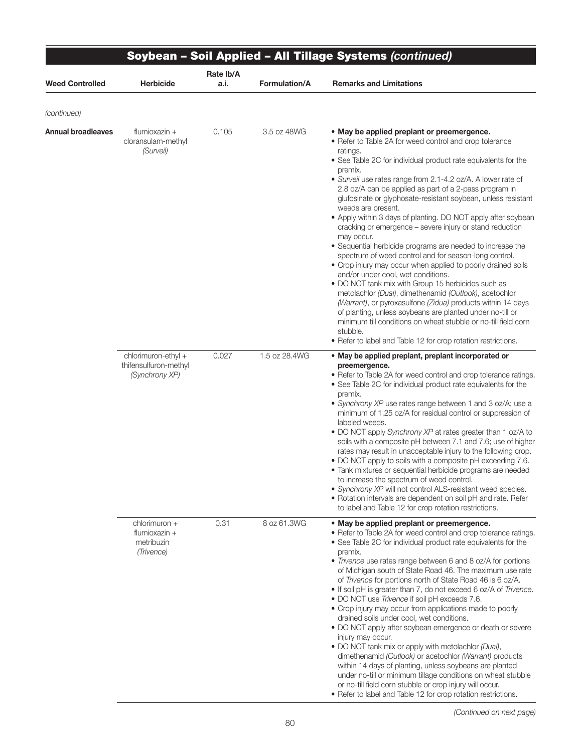## Soybean – Soil Applied – All Tillage Systems *(continued)*

| Weed Controlled | Herbicide | Rate lb/A a.i. | Formulation/A | Remarks and Limitations |
|---|---|---|---|---|
| *(continued)* | | | | |
| **Annual broadleaves** | flumioxazin + cloransulam-methyl *(Surveil)* | 0.105 | 3.5 oz 48WG | • **May be applied preplant or preemergence.** <br> • Refer to Table 2A for weed control and crop tolerance ratings. <br> • See Table 2C for individual product rate equivalents for the premix. <br> • *Surveil* use rates range from 2.1-4.2 oz/A. A lower rate of 2.8 oz/A can be applied as part of a 2-pass program in glufosinate or glyphosate-resistant soybean, unless resistant weeds are present. <br> • Apply within 3 days of planting. DO NOT apply after soybean cracking or emergence – severe injury or stand reduction may occur. <br> • Sequential herbicide programs are needed to increase the spectrum of weed control and for season-long control. <br> • Crop injury may occur when applied to poorly drained soils and/or under cool, wet conditions. <br> • DO NOT tank mix with Group 15 herbicides such as metolachlor *(Dual)*, dimethenamid *(Outlook)*, acetochlor *(Warrant)*, or pyroxasulfone *(Zidua)* products within 14 days of planting, unless soybeans are planted under no-till or minimum till conditions on wheat stubble or no-till field corn stubble. <br> • Refer to label and Table 12 for crop rotation restrictions. |
| | chlorimuron-ethyl + thifensulfuron-methyl *(Synchrony XP)* | 0.027 | 1.5 oz 28.4WG | • **May be applied preplant, preplant incorporated or preemergence.** <br> • Refer to Table 2A for weed control and crop tolerance ratings. <br> • See Table 2C for individual product rate equivalents for the premix. <br> • *Synchrony XP* use rates range between 1 and 3 oz/A; use a minimum of 1.25 oz/A for residual control or suppression of labeled weeds. <br> • DO NOT apply *Synchrony XP* at rates greater than 1 oz/A to soils with a composite pH between 7.1 and 7.6; use of higher rates may result in unacceptable injury to the following crop. <br> • DO NOT apply to soils with a composite pH exceeding 7.6. <br> • Tank mixtures or sequential herbicide programs are needed to increase the spectrum of weed control. <br> • *Synchrony XP* will not control ALS-resistant weed species. <br> • Rotation intervals are dependent on soil pH and rate. Refer to label and Table 12 for crop rotation restrictions. |
| | chlorimuron + flumioxazin + metribuzin *(Trivence)* | 0.31 | 8 oz 61.3WG | • **May be applied preplant or preemergence.** <br> • Refer to Table 2A for weed control and crop tolerance ratings. <br> • See Table 2C for individual product rate equivalents for the premix. <br> • *Trivence* use rates range between 6 and 8 oz/A for portions of Michigan south of State Road 46. The maximum use rate of *Trivence* for portions north of State Road 46 is 6 oz/A. <br> • If soil pH is greater than 7, do not exceed 6 oz/A of *Trivence*. <br> • DO NOT use *Trivence* if soil pH exceeds 7.6. <br> • Crop injury may occur from applications made to poorly drained soils under cool, wet conditions. <br> • DO NOT apply after soybean emergence or death or severe injury may occur. <br> • DO NOT tank mix or apply with metolachlor *(Dual)*, dimethenamid *(Outlook)* or acetochlor *(Warrant)* products within 14 days of planting, unless soybeans are planted under no-till or minimum tillage conditions on wheat stubble or no-till field corn stubble or crop injury will occur. <br> • Refer to label and Table 12 for crop rotation restrictions. |

*(Continued on next page)*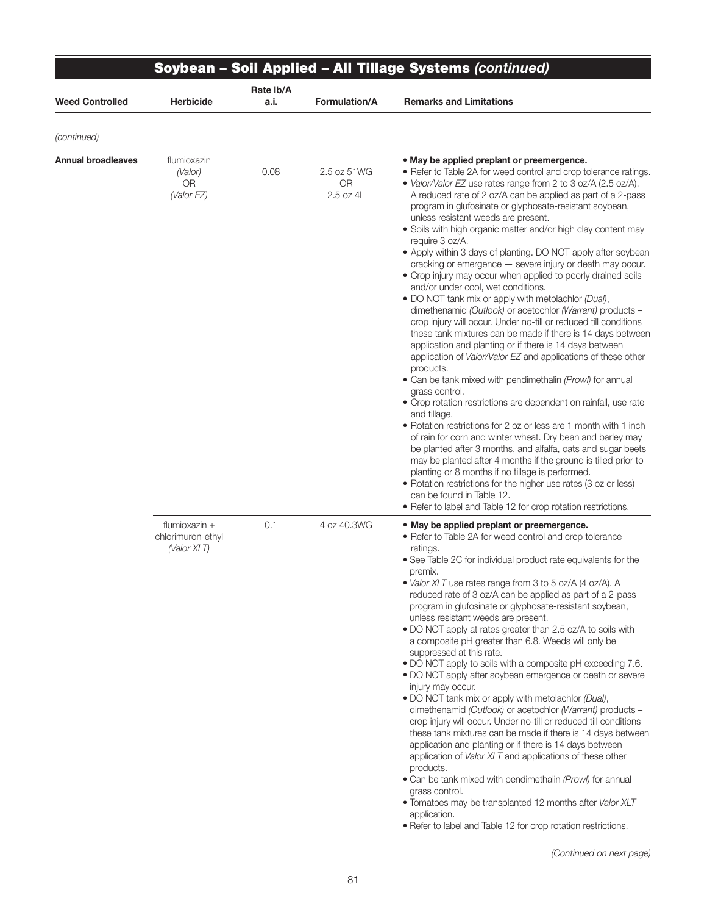## Soybean – Soil Applied – All Tillage Systems *(continued)*

| Weed Controlled | Herbicide | Rate lb/A a.i. | Formulation/A | Remarks and Limitations |
|---|---|---|---|---|
| *(continued)* | | | | |
| **Annual broadleaves** | flumioxazin *(Valor)* OR *(Valor EZ)* | 0.08 | 2.5 oz 51WG OR 2.5 oz 4L | • **May be applied preplant or preemergence.** • Refer to Table 2A for weed control and crop tolerance ratings. • *Valor/Valor EZ* use rates range from 2 to 3 oz/A (2.5 oz/A). A reduced rate of 2 oz/A can be applied as part of a 2-pass program in glufosinate or glyphosate-resistant soybean, unless resistant weeds are present. • Soils with high organic matter and/or high clay content may require 3 oz/A. • Apply within 3 days of planting. DO NOT apply after soybean cracking or emergence — severe injury or death may occur. • Crop injury may occur when applied to poorly drained soils and/or under cool, wet conditions. • DO NOT tank mix or apply with metolachlor *(Dual)*, dimethenamid *(Outlook)* or acetochlor *(Warrant)* products – crop injury will occur. Under no-till or reduced till conditions these tank mixtures can be made if there is 14 days between application and planting or if there is 14 days between application of *Valor/Valor EZ* and applications of these other products. • Can be tank mixed with pendimethalin *(Prowl)* for annual grass control. • Crop rotation restrictions are dependent on rainfall, use rate and tillage. • Rotation restrictions for 2 oz or less are 1 month with 1 inch of rain for corn and winter wheat. Dry bean and barley may be planted after 3 months, and alfalfa, oats and sugar beets may be planted after 4 months if the ground is tilled prior to planting or 8 months if no tillage is performed. • Rotation restrictions for the higher use rates (3 oz or less) can be found in Table 12. • Refer to label and Table 12 for crop rotation restrictions. |
| | flumioxazin + chlorimuron-ethyl *(Valor XLT)* | 0.1 | 4 oz 40.3WG | • **May be applied preplant or preemergence.** • Refer to Table 2A for weed control and crop tolerance ratings. • See Table 2C for individual product rate equivalents for the premix. • *Valor XLT* use rates range from 3 to 5 oz/A (4 oz/A). A reduced rate of 3 oz/A can be applied as part of a 2-pass program in glufosinate or glyphosate-resistant soybean, unless resistant weeds are present. • DO NOT apply at rates greater than 2.5 oz/A to soils with a composite pH greater than 6.8. Weeds will only be suppressed at this rate. • DO NOT apply to soils with a composite pH exceeding 7.6. • DO NOT apply after soybean emergence or death or severe injury may occur. • DO NOT tank mix or apply with metolachlor *(Dual)*, dimethenamid *(Outlook)* or acetochlor *(Warrant)* products – crop injury will occur. Under no-till or reduced till conditions these tank mixtures can be made if there is 14 days between application and planting or if there is 14 days between application of *Valor XLT* and applications of these other products. • Can be tank mixed with pendimethalin *(Prowl)* for annual grass control. • Tomatoes may be transplanted 12 months after *Valor XLT* application. • Refer to label and Table 12 for crop rotation restrictions. |

*(Continued on next page)*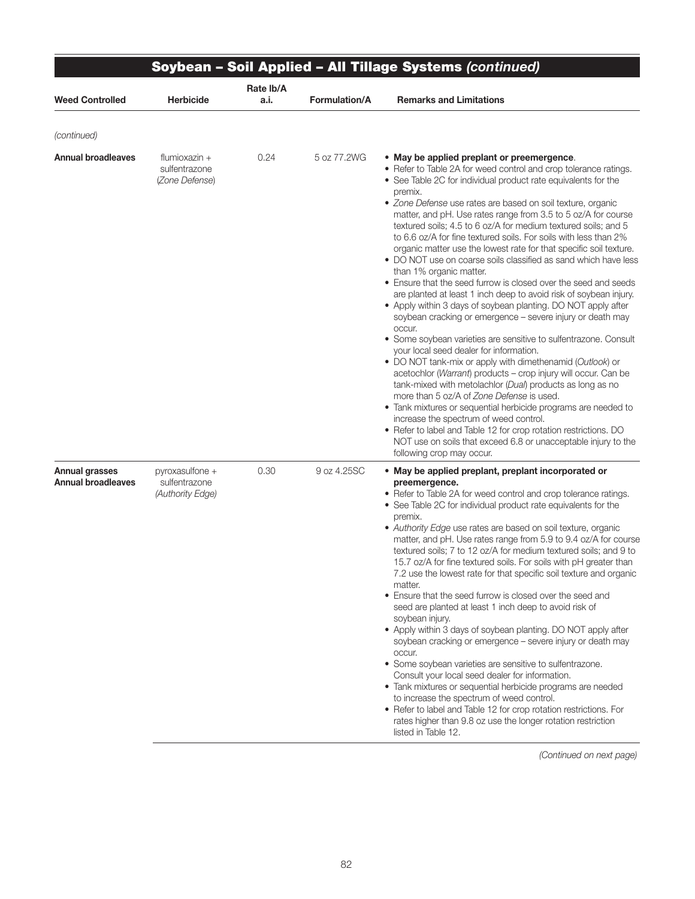## Soybean – Soil Applied – All Tillage Systems *(continued)*

| Weed Controlled | Herbicide | Rate lb/A a.i. | Formulation/A | Remarks and Limitations |
|---|---|---|---|---|
| *(continued)* | | | | |
| **Annual broadleaves** | flumioxazin + sulfentrazone (*Zone Defense*) | 0.24 | 5 oz 77.2WG | • **May be applied preplant or preemergence**.<br>• Refer to Table 2A for weed control and crop tolerance ratings.<br>• See Table 2C for individual product rate equivalents for the premix.<br>• *Zone Defense* use rates are based on soil texture, organic matter, and pH. Use rates range from 3.5 to 5 oz/A for course textured soils; 4.5 to 6 oz/A for medium textured soils; and 5 to 6.6 oz/A for fine textured soils. For soils with less than 2% organic matter use the lowest rate for that specific soil texture.<br>• DO NOT use on coarse soils classified as sand which have less than 1% organic matter.<br>• Ensure that the seed furrow is closed over the seed and seeds are planted at least 1 inch deep to avoid risk of soybean injury.<br>• Apply within 3 days of soybean planting. DO NOT apply after soybean cracking or emergence – severe injury or death may occur.<br>• Some soybean varieties are sensitive to sulfentrazone. Consult your local seed dealer for information.<br>• DO NOT tank-mix or apply with dimethenamid (*Outlook*) or acetochlor (*Warrant*) products – crop injury will occur. Can be tank-mixed with metolachlor (*Dual*) products as long as no more than 5 oz/A of *Zone Defense* is used.<br>• Tank mixtures or sequential herbicide programs are needed to increase the spectrum of weed control.<br>• Refer to label and Table 12 for crop rotation restrictions. DO NOT use on soils that exceed 6.8 or unacceptable injury to the following crop may occur. |
| **Annual grasses Annual broadleaves** | pyroxasulfone + sulfentrazone (*Authority Edge*) | 0.30 | 9 oz 4.25SC | • **May be applied preplant, preplant incorporated or preemergence.**<br>• Refer to Table 2A for weed control and crop tolerance ratings.<br>• See Table 2C for individual product rate equivalents for the premix.<br>• *Authority Edge* use rates are based on soil texture, organic matter, and pH. Use rates range from 5.9 to 9.4 oz/A for course textured soils; 7 to 12 oz/A for medium textured soils; and 9 to 15.7 oz/A for fine textured soils. For soils with pH greater than 7.2 use the lowest rate for that specific soil texture and organic matter.<br>• Ensure that the seed furrow is closed over the seed and seed are planted at least 1 inch deep to avoid risk of soybean injury.<br>• Apply within 3 days of soybean planting. DO NOT apply after soybean cracking or emergence – severe injury or death may occur.<br>• Some soybean varieties are sensitive to sulfentrazone. Consult your local seed dealer for information.<br>• Tank mixtures or sequential herbicide programs are needed to increase the spectrum of weed control.<br>• Refer to label and Table 12 for crop rotation restrictions. For rates higher than 9.8 oz use the longer rotation restriction listed in Table 12. |

*(Continued on next page)*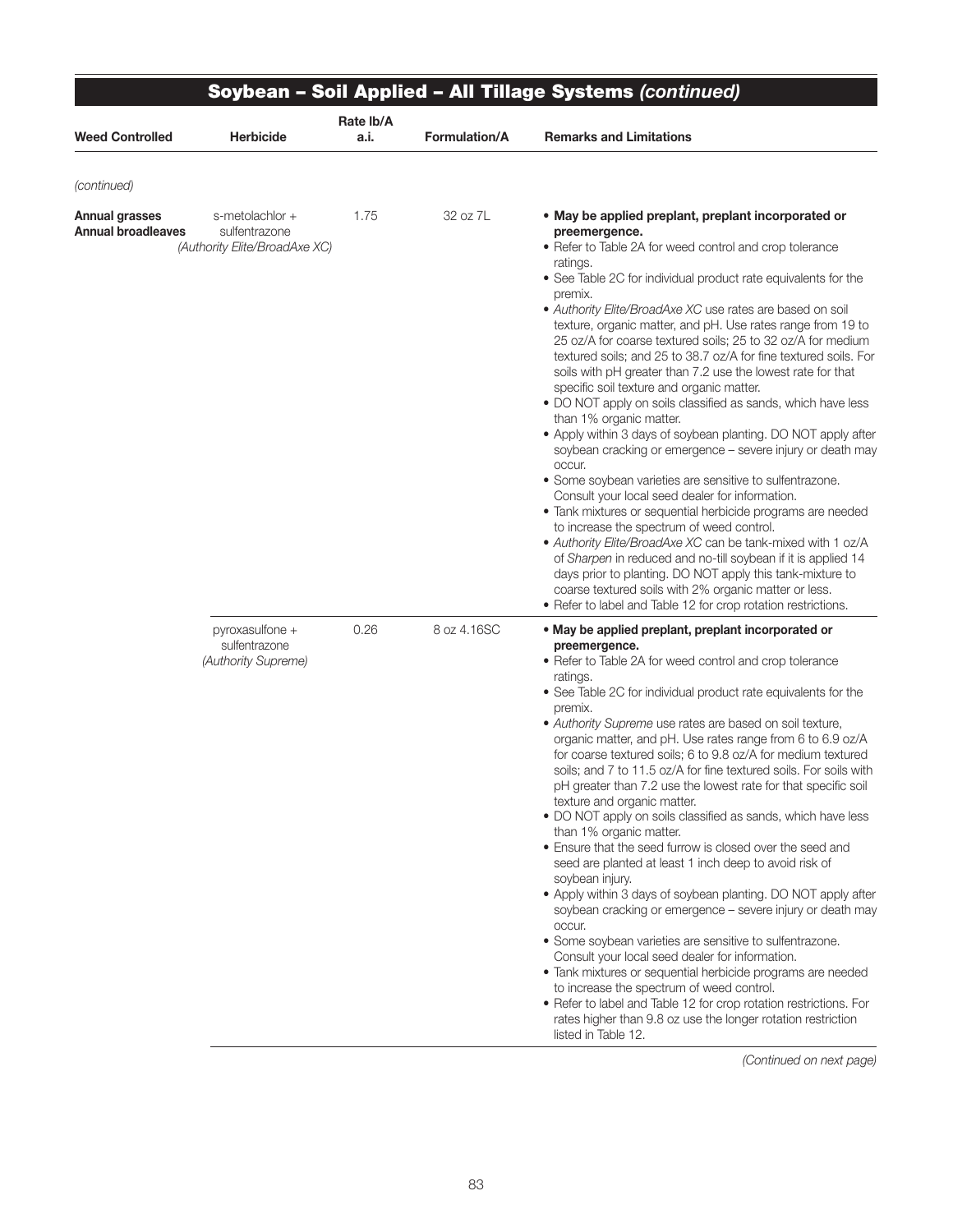## Soybean – Soil Applied – All Tillage Systems *(continued)*

| Weed Controlled | Herbicide | Rate lb/A a.i. | Formulation/A | Remarks and Limitations |
|---|---|---|---|---|
| *(continued)* | | | | |
| **Annual grasses Annual broadleaves** | s-metolachlor + sulfentrazone *(Authority Elite/BroadAxe XC)* | 1.75 | 32 oz 7L | • **May be applied preplant, preplant incorporated or preemergence.**<br>• Refer to Table 2A for weed control and crop tolerance ratings.<br>• See Table 2C for individual product rate equivalents for the premix.<br>• *Authority Elite/BroadAxe XC* use rates are based on soil texture, organic matter, and pH. Use rates range from 19 to 25 oz/A for coarse textured soils; 25 to 32 oz/A for medium textured soils; and 25 to 38.7 oz/A for fine textured soils. For soils with pH greater than 7.2 use the lowest rate for that specific soil texture and organic matter.<br>• DO NOT apply on soils classified as sands, which have less than 1% organic matter.<br>• Apply within 3 days of soybean planting. DO NOT apply after soybean cracking or emergence – severe injury or death may occur.<br>• Some soybean varieties are sensitive to sulfentrazone. Consult your local seed dealer for information.<br>• Tank mixtures or sequential herbicide programs are needed to increase the spectrum of weed control.<br>• *Authority Elite/BroadAxe XC* can be tank-mixed with 1 oz/A of *Sharpen* in reduced and no-till soybean if it is applied 14 days prior to planting. DO NOT apply this tank-mixture to coarse textured soils with 2% organic matter or less.<br>• Refer to label and Table 12 for crop rotation restrictions. |
| | pyroxasulfone + sulfentrazone *(Authority Supreme)* | 0.26 | 8 oz 4.16SC | • **May be applied preplant, preplant incorporated or preemergence.**<br>• Refer to Table 2A for weed control and crop tolerance ratings.<br>• See Table 2C for individual product rate equivalents for the premix.<br>• *Authority Supreme* use rates are based on soil texture, organic matter, and pH. Use rates range from 6 to 6.9 oz/A for coarse textured soils; 6 to 9.8 oz/A for medium textured soils; and 7 to 11.5 oz/A for fine textured soils. For soils with pH greater than 7.2 use the lowest rate for that specific soil texture and organic matter.<br>• DO NOT apply on soils classified as sands, which have less than 1% organic matter.<br>• Ensure that the seed furrow is closed over the seed and seed are planted at least 1 inch deep to avoid risk of soybean injury.<br>• Apply within 3 days of soybean planting. DO NOT apply after soybean cracking or emergence – severe injury or death may occur.<br>• Some soybean varieties are sensitive to sulfentrazone. Consult your local seed dealer for information.<br>• Tank mixtures or sequential herbicide programs are needed to increase the spectrum of weed control.<br>• Refer to label and Table 12 for crop rotation restrictions. For rates higher than 9.8 oz use the longer rotation restriction listed in Table 12. |

*(Continued on next page)*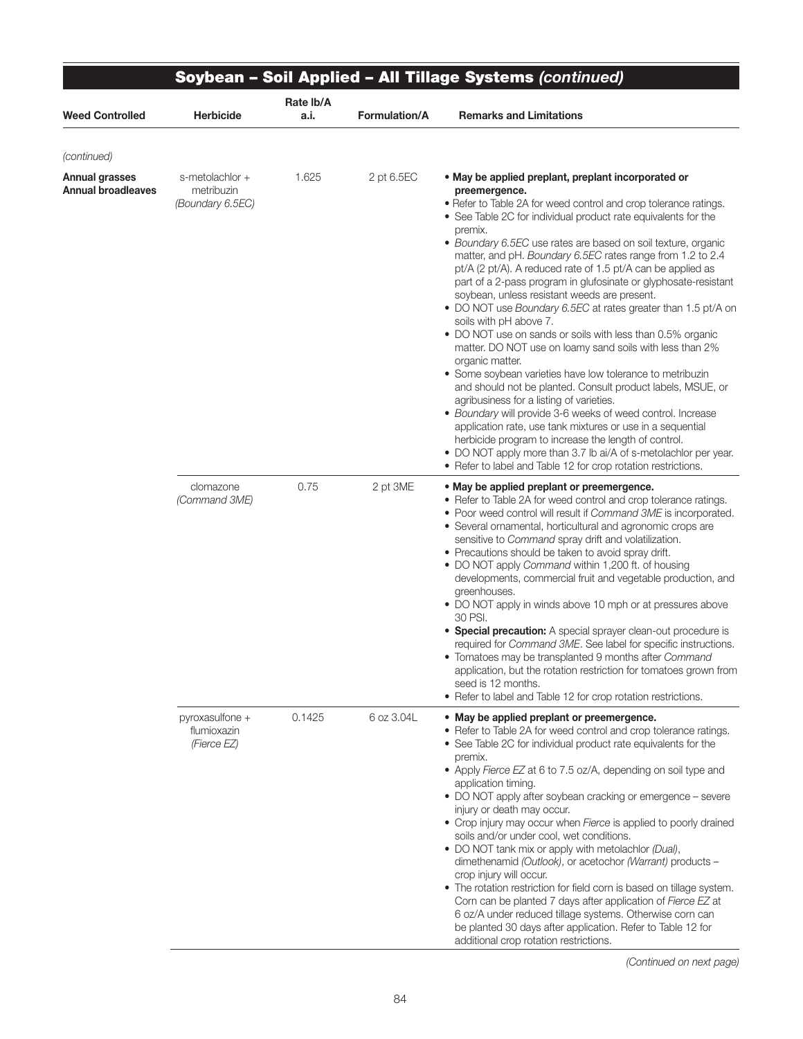## Soybean – Soil Applied – All Tillage Systems *(continued)*

| Weed Controlled | Herbicide | Rate lb/A a.i. | Formulation/A | Remarks and Limitations |
|---|---|---|---|---|
| *(continued)* | | | | |
| **Annual grasses Annual broadleaves** | s-metolachlor + metribuzin *(Boundary 6.5EC)* | 1.625 | 2 pt 6.5EC | • **May be applied preplant, preplant incorporated or preemergence.**<br>• Refer to Table 2A for weed control and crop tolerance ratings.<br>• See Table 2C for individual product rate equivalents for the premix.<br>• *Boundary 6.5EC* use rates are based on soil texture, organic matter, and pH. *Boundary 6.5EC* rates range from 1.2 to 2.4 pt/A (2 pt/A). A reduced rate of 1.5 pt/A can be applied as part of a 2-pass program in glufosinate or glyphosate-resistant soybean, unless resistant weeds are present.<br>• DO NOT use *Boundary 6.5EC* at rates greater than 1.5 pt/A on soils with pH above 7.<br>• DO NOT use on sands or soils with less than 0.5% organic matter. DO NOT use on loamy sand soils with less than 2% organic matter.<br>• Some soybean varieties have low tolerance to metribuzin and should not be planted. Consult product labels, MSUE, or agribusiness for a listing of varieties.<br>• *Boundary* will provide 3-6 weeks of weed control. Increase application rate, use tank mixtures or use in a sequential herbicide program to increase the length of control.<br>• DO NOT apply more than 3.7 lb ai/A of s-metolachlor per year.<br>• Refer to label and Table 12 for crop rotation restrictions. |
| | clomazone *(Command 3ME)* | 0.75 | 2 pt 3ME | • **May be applied preplant or preemergence.**<br>• Refer to Table 2A for weed control and crop tolerance ratings.<br>• Poor weed control will result if *Command 3ME* is incorporated.<br>• Several ornamental, horticultural and agronomic crops are sensitive to *Command* spray drift and volatilization.<br>• Precautions should be taken to avoid spray drift.<br>• DO NOT apply *Command* within 1,200 ft. of housing developments, commercial fruit and vegetable production, and greenhouses.<br>• DO NOT apply in winds above 10 mph or at pressures above 30 PSI.<br>• **Special precaution:** A special sprayer clean-out procedure is required for *Command 3ME*. See label for specific instructions.<br>• Tomatoes may be transplanted 9 months after *Command* application, but the rotation restriction for tomatoes grown from seed is 12 months.<br>• Refer to label and Table 12 for crop rotation restrictions. |
| | pyroxasulfone + flumioxazin *(Fierce EZ)* | 0.1425 | 6 oz 3.04L | • **May be applied preplant or preemergence.**<br>• Refer to Table 2A for weed control and crop tolerance ratings.<br>• See Table 2C for individual product rate equivalents for the premix.<br>• Apply *Fierce EZ* at 6 to 7.5 oz/A, depending on soil type and application timing.<br>• DO NOT apply after soybean cracking or emergence – severe injury or death may occur.<br>• Crop injury may occur when *Fierce* is applied to poorly drained soils and/or under cool, wet conditions.<br>• DO NOT tank mix or apply with metolachlor *(Dual)*, dimethenamid *(Outlook)*, or acetochor *(Warrant)* products – crop injury will occur.<br>• The rotation restriction for field corn is based on tillage system. Corn can be planted 7 days after application of *Fierce EZ* at 6 oz/A under reduced tillage systems. Otherwise corn can be planted 30 days after application. Refer to Table 12 for additional crop rotation restrictions. |

*(Continued on next page)*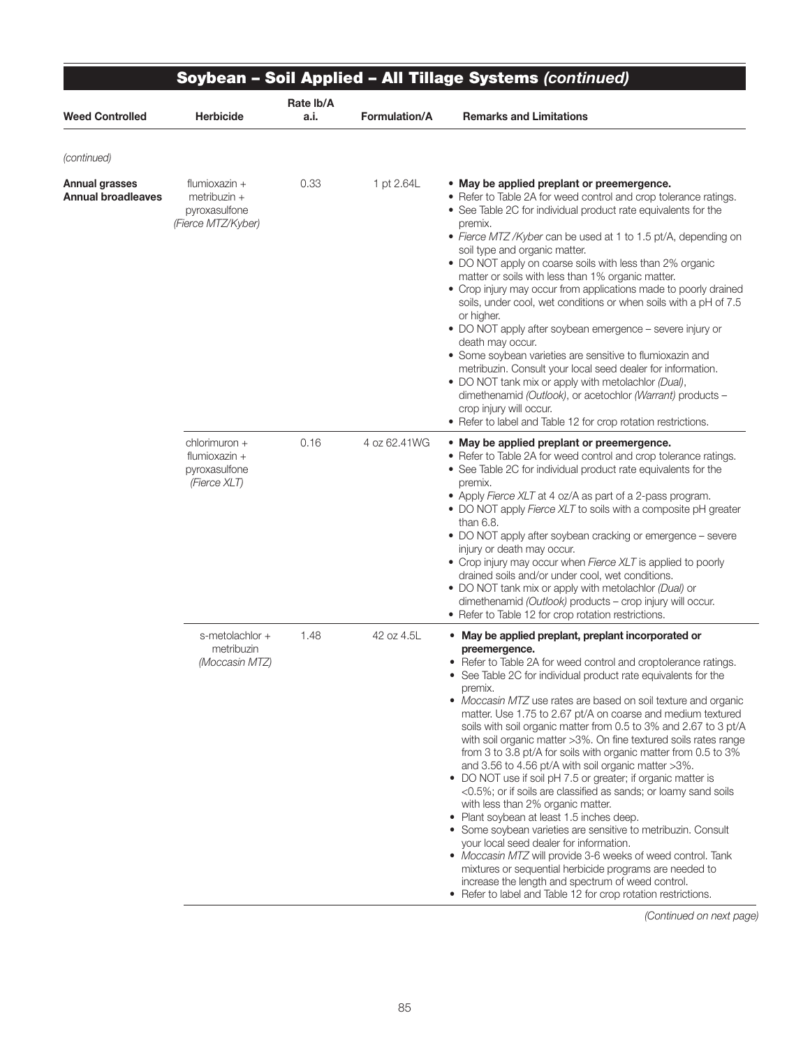## Soybean – Soil Applied – All Tillage Systems *(continued)*

| Weed Controlled | Herbicide | Rate lb/A a.i. | Formulation/A | Remarks and Limitations |
|---|---|---|---|---|
| *(continued)* | | | | |
| **Annual grasses Annual broadleaves** | flumioxazin + metribuzin + pyroxasulfone *(Fierce MTZ/Kyber)* | 0.33 | 1 pt 2.64L | • **May be applied preplant or preemergence.** <br> • Refer to Table 2A for weed control and crop tolerance ratings. <br> • See Table 2C for individual product rate equivalents for the premix. <br> • *Fierce MTZ /Kyber* can be used at 1 to 1.5 pt/A, depending on soil type and organic matter. <br> • DO NOT apply on coarse soils with less than 2% organic matter or soils with less than 1% organic matter. <br> • Crop injury may occur from applications made to poorly drained soils, under cool, wet conditions or when soils with a pH of 7.5 or higher. <br> • DO NOT apply after soybean emergence – severe injury or death may occur. <br> • Some soybean varieties are sensitive to flumioxazin and metribuzin. Consult your local seed dealer for information. <br> • DO NOT tank mix or apply with metolachlor *(Dual)*, dimethenamid *(Outlook)*, or acetochlor *(Warrant)* products – crop injury will occur. <br> • Refer to label and Table 12 for crop rotation restrictions. |
| | chlorimuron + flumioxazin + pyroxasulfone *(Fierce XLT)* | 0.16 | 4 oz 62.41WG | • **May be applied preplant or preemergence.** <br> • Refer to Table 2A for weed control and crop tolerance ratings. <br> • See Table 2C for individual product rate equivalents for the premix. <br> • Apply *Fierce XLT* at 4 oz/A as part of a 2-pass program. <br> • DO NOT apply *Fierce XLT* to soils with a composite pH greater than 6.8. <br> • DO NOT apply after soybean cracking or emergence – severe injury or death may occur. <br> • Crop injury may occur when *Fierce XLT* is applied to poorly drained soils and/or under cool, wet conditions. <br> • DO NOT tank mix or apply with metolachlor *(Dual)* or dimethenamid *(Outlook)* products – crop injury will occur. <br> • Refer to Table 12 for crop rotation restrictions. |
| | s-metolachlor + metribuzin *(Moccasin MTZ)* | 1.48 | 42 oz 4.5L | • **May be applied preplant, preplant incorporated or preemergence.** <br> • Refer to Table 2A for weed control and croptolerance ratings. <br> • See Table 2C for individual product rate equivalents for the premix. <br> • *Moccasin MTZ* use rates are based on soil texture and organic matter. Use 1.75 to 2.67 pt/A on coarse and medium textured soils with soil organic matter from 0.5 to 3% and 2.67 to 3 pt/A with soil organic matter >3%. On fine textured soils rates range from 3 to 3.8 pt/A for soils with organic matter from 0.5 to 3% and 3.56 to 4.56 pt/A with soil organic matter >3%. <br> • DO NOT use if soil pH 7.5 or greater; if organic matter is <0.5%; or if soils are classified as sands; or loamy sand soils with less than 2% organic matter. <br> • Plant soybean at least 1.5 inches deep. <br> • Some soybean varieties are sensitive to metribuzin. Consult your local seed dealer for information. <br> • *Moccasin MTZ* will provide 3-6 weeks of weed control. Tank mixtures or sequential herbicide programs are needed to increase the length and spectrum of weed control. <br> • Refer to label and Table 12 for crop rotation restrictions. |

*(Continued on next page)*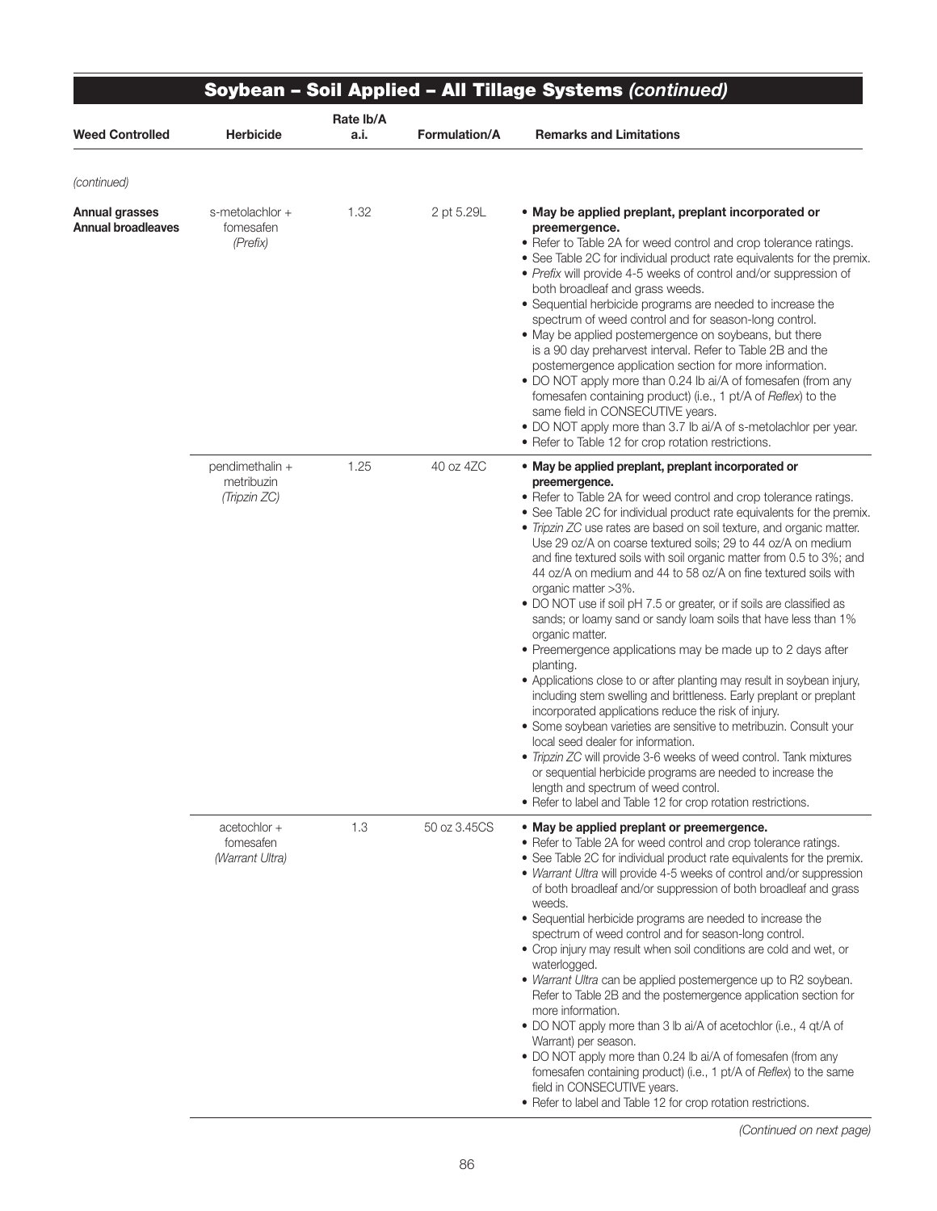## Soybean – Soil Applied – All Tillage Systems *(continued)*

| Weed Controlled | Herbicide | Rate lb/A a.i. | Formulation/A | Remarks and Limitations |
|---|---|---|---|---|
| *(continued)* | | | | |
| **Annual grasses Annual broadleaves** | s-metolachlor + fomesafen *(Prefix)* | 1.32 | 2 pt 5.29L | • **May be applied preplant, preplant incorporated or preemergence.**<br>• Refer to Table 2A for weed control and crop tolerance ratings.<br>• See Table 2C for individual product rate equivalents for the premix.<br>• *Prefix* will provide 4-5 weeks of control and/or suppression of both broadleaf and grass weeds.<br>• Sequential herbicide programs are needed to increase the spectrum of weed control and for season-long control.<br>• May be applied postemergence on soybeans, but there is a 90 day preharvest interval. Refer to Table 2B and the postemergence application section for more information.<br>• DO NOT apply more than 0.24 lb ai/A of fomesafen (from any fomesafen containing product) (i.e., 1 pt/A of *Reflex*) to the same field in CONSECUTIVE years.<br>• DO NOT apply more than 3.7 lb ai/A of s-metolachlor per year.<br>• Refer to Table 12 for crop rotation restrictions. |
| | pendimethalin + metribuzin *(Tripzin ZC)* | 1.25 | 40 oz 4ZC | • **May be applied preplant, preplant incorporated or preemergence.**<br>• Refer to Table 2A for weed control and crop tolerance ratings.<br>• See Table 2C for individual product rate equivalents for the premix.<br>• *Tripzin ZC* use rates are based on soil texture, and organic matter. Use 29 oz/A on coarse textured soils; 29 to 44 oz/A on medium and fine textured soils with soil organic matter from 0.5 to 3%; and 44 oz/A on medium and 44 to 58 oz/A on fine textured soils with organic matter >3%.<br>• DO NOT use if soil pH 7.5 or greater, or if soils are classified as sands; or loamy sand or sandy loam soils that have less than 1% organic matter.<br>• Preemergence applications may be made up to 2 days after planting.<br>• Applications close to or after planting may result in soybean injury, including stem swelling and brittleness. Early preplant or preplant incorporated applications reduce the risk of injury.<br>• Some soybean varieties are sensitive to metribuzin. Consult your local seed dealer for information.<br>• *Tripzin ZC* will provide 3-6 weeks of weed control. Tank mixtures or sequential herbicide programs are needed to increase the length and spectrum of weed control.<br>• Refer to label and Table 12 for crop rotation restrictions. |
| | acetochlor + fomesafen *(Warrant Ultra)* | 1.3 | 50 oz 3.45CS | • **May be applied preplant or preemergence.**<br>• Refer to Table 2A for weed control and crop tolerance ratings.<br>• See Table 2C for individual product rate equivalents for the premix.<br>• *Warrant Ultra* will provide 4-5 weeks of control and/or suppression of both broadleaf and/or suppression of both broadleaf and grass weeds.<br>• Sequential herbicide programs are needed to increase the spectrum of weed control and for season-long control.<br>• Crop injury may result when soil conditions are cold and wet, or waterlogged.<br>• *Warrant Ultra* can be applied postemergence up to R2 soybean. Refer to Table 2B and the postemergence application section for more information.<br>• DO NOT apply more than 3 lb ai/A of acetochlor (i.e., 4 qt/A of Warrant) per season.<br>• DO NOT apply more than 0.24 lb ai/A of fomesafen (from any fomesafen containing product) (i.e., 1 pt/A of *Reflex*) to the same field in CONSECUTIVE years.<br>• Refer to label and Table 12 for crop rotation restrictions. |

*(Continued on next page)*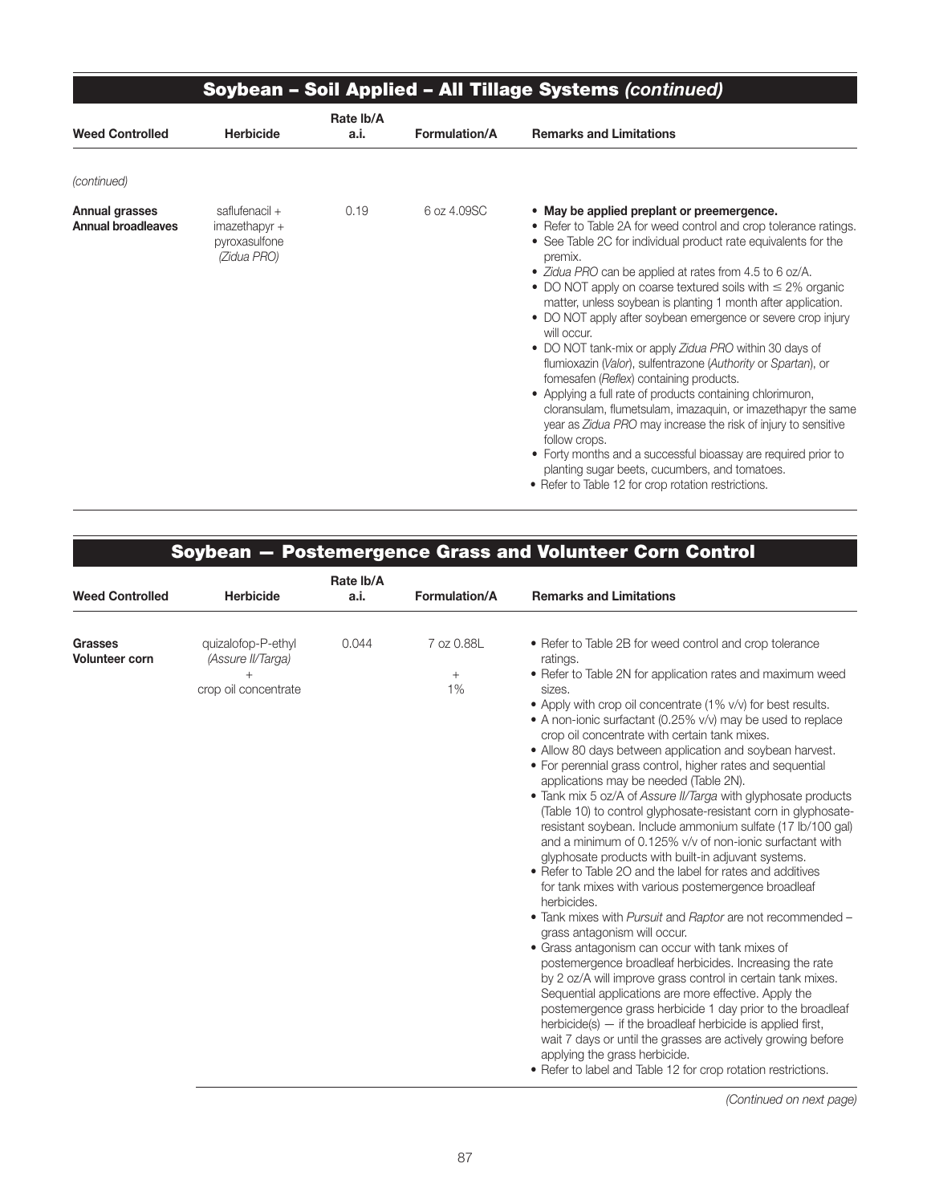## Soybean – Soil Applied – All Tillage Systems *(continued)*

| Weed Controlled | Herbicide | Rate lb/A a.i. | Formulation/A | Remarks and Limitations |
|---|---|---|---|---|
| *(continued)* | | | | |
| **Annual grasses**<br>**Annual broadleaves** | saflufenacil + imazethapyr + pyroxasulfone *(Zidua PRO)* | 0.19 | 6 oz 4.09SC | • **May be applied preplant or preemergence.**<br>• Refer to Table 2A for weed control and crop tolerance ratings.<br>• See Table 2C for individual product rate equivalents for the premix.<br>• *Zidua PRO* can be applied at rates from 4.5 to 6 oz/A.<br>• DO NOT apply on coarse textured soils with ≤ 2% organic matter, unless soybean is planting 1 month after application.<br>• DO NOT apply after soybean emergence or severe crop injury will occur.<br>• DO NOT tank-mix or apply *Zidua PRO* within 30 days of flumioxazin (*Valor*), sulfentrazone (*Authority* or *Spartan*), or fomesafen (*Reflex*) containing products.<br>• Applying a full rate of products containing chlorimuron, cloransulam, flumetsulam, imazaquin, or imazethapyr the same year as *Zidua PRO* may increase the risk of injury to sensitive follow crops.<br>• Forty months and a successful bioassay are required prior to planting sugar beets, cucumbers, and tomatoes.<br>• Refer to Table 12 for crop rotation restrictions. |

## Soybean — Postemergence Grass and Volunteer Corn Control

| Weed Controlled | Herbicide | Rate lb/A a.i. | Formulation/A | Remarks and Limitations |
|---|---|---|---|---|
| **Grasses**<br>**Volunteer corn** | quizalofop-P-ethyl *(Assure II/Targa)*<br>+<br>crop oil concentrate | 0.044 | 7 oz 0.88L<br>+<br>1% | • Refer to Table 2B for weed control and crop tolerance ratings.<br>• Refer to Table 2N for application rates and maximum weed sizes.<br>• Apply with crop oil concentrate (1% v/v) for best results.<br>• A non-ionic surfactant (0.25% v/v) may be used to replace crop oil concentrate with certain tank mixes.<br>• Allow 80 days between application and soybean harvest.<br>• For perennial grass control, higher rates and sequential applications may be needed (Table 2N).<br>• Tank mix 5 oz/A of *Assure II/Targa* with glyphosate products (Table 10) to control glyphosate-resistant corn in glyphosate-resistant soybean. Include ammonium sulfate (17 lb/100 gal) and a minimum of 0.125% v/v of non-ionic surfactant with glyphosate products with built-in adjuvant systems.<br>• Refer to Table 2O and the label for rates and additives for tank mixes with various postemergence broadleaf herbicides.<br>• Tank mixes with *Pursuit* and *Raptor* are not recommended – grass antagonism will occur.<br>• Grass antagonism can occur with tank mixes of postemergence broadleaf herbicides. Increasing the rate by 2 oz/A will improve grass control in certain tank mixes. Sequential applications are more effective. Apply the postemergence grass herbicide 1 day prior to the broadleaf herbicide(s) — if the broadleaf herbicide is applied first, wait 7 days or until the grasses are actively growing before applying the grass herbicide.<br>• Refer to label and Table 12 for crop rotation restrictions. |

*(Continued on next page)*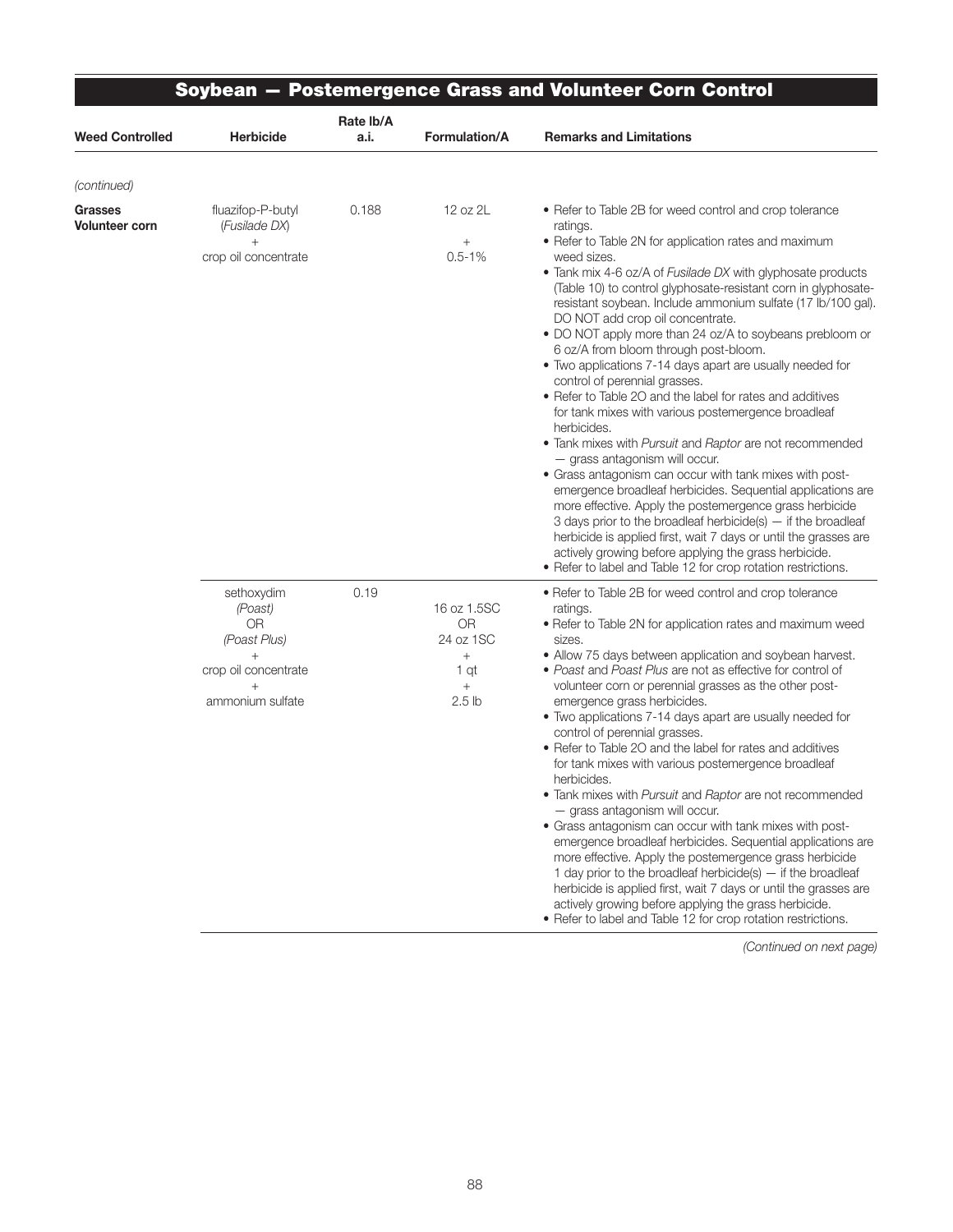## Soybean — Postemergence Grass and Volunteer Corn Control

| Weed Controlled | Herbicide | Rate lb/A a.i. | Formulation/A | Remarks and Limitations |
|---|---|---|---|---|
| *(continued)* | | | | |
| **Grasses** **Volunteer corn** | fluazifop-P-butyl (*Fusilade DX*) + crop oil concentrate | 0.188 | 12 oz 2L + 0.5-1% | • Refer to Table 2B for weed control and crop tolerance ratings. • Refer to Table 2N for application rates and maximum weed sizes. • Tank mix 4-6 oz/A of *Fusilade DX* with glyphosate products (Table 10) to control glyphosate-resistant corn in glyphosate-resistant soybean. Include ammonium sulfate (17 lb/100 gal). DO NOT add crop oil concentrate. • DO NOT apply more than 24 oz/A to soybeans prebloom or 6 oz/A from bloom through post-bloom. • Two applications 7-14 days apart are usually needed for control of perennial grasses. • Refer to Table 2O and the label for rates and additives for tank mixes with various postemergence broadleaf herbicides. • Tank mixes with *Pursuit* and *Raptor* are not recommended — grass antagonism will occur. • Grass antagonism can occur with tank mixes with post-emergence broadleaf herbicides. Sequential applications are more effective. Apply the postemergence grass herbicide 3 days prior to the broadleaf herbicide(s) — if the broadleaf herbicide is applied first, wait 7 days or until the grasses are actively growing before applying the grass herbicide. • Refer to label and Table 12 for crop rotation restrictions. |
| | sethoxydim (*Poast*) OR (*Poast Plus*) + crop oil concentrate + ammonium sulfate | 0.19 | 16 oz 1.5SC OR 24 oz 1SC + 1 qt + 2.5 lb | • Refer to Table 2B for weed control and crop tolerance ratings. • Refer to Table 2N for application rates and maximum weed sizes. • Allow 75 days between application and soybean harvest. • *Poast* and *Poast Plus* are not as effective for control of volunteer corn or perennial grasses as the other post-emergence grass herbicides. • Two applications 7-14 days apart are usually needed for control of perennial grasses. • Refer to Table 2O and the label for rates and additives for tank mixes with various postemergence broadleaf herbicides. • Tank mixes with *Pursuit* and *Raptor* are not recommended — grass antagonism will occur. • Grass antagonism can occur with tank mixes with post-emergence broadleaf herbicides. Sequential applications are more effective. Apply the postemergence grass herbicide 1 day prior to the broadleaf herbicide(s) — if the broadleaf herbicide is applied first, wait 7 days or until the grasses are actively growing before applying the grass herbicide. • Refer to label and Table 12 for crop rotation restrictions. |

*(Continued on next page)*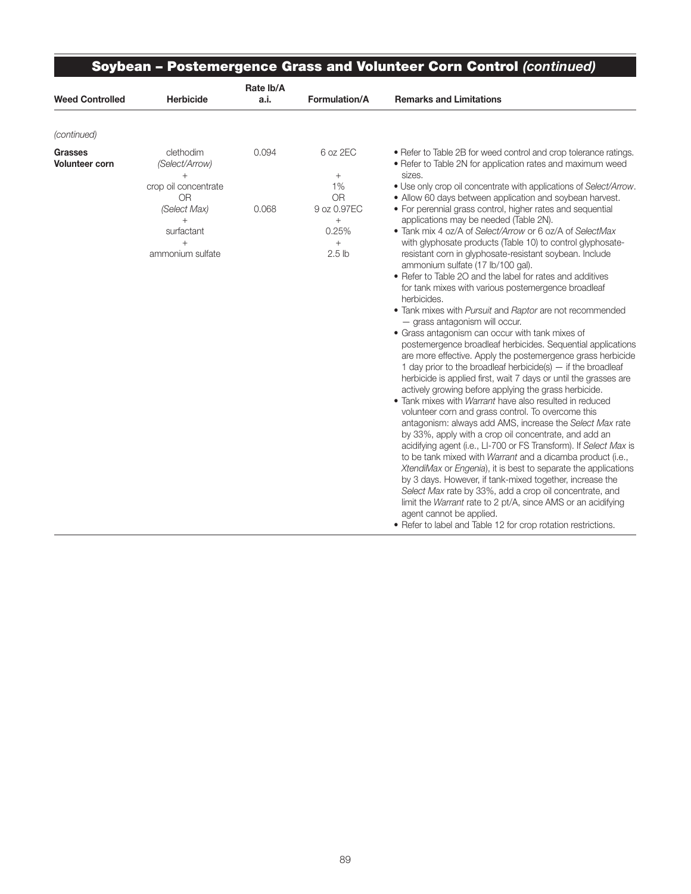## Soybean – Postemergence Grass and Volunteer Corn Control *(continued)*

| Weed Controlled | Herbicide | Rate lb/A a.i. | Formulation/A | Remarks and Limitations |
|---|---|---|---|---|
| *(continued)* | | | | |
| **Grasses**<br>**Volunteer corn** | clethodim<br>*(Select/Arrow)*<br>+<br>crop oil concentrate<br>OR<br>*(Select Max)*<br>+<br>surfactant<br>+<br>ammonium sulfate | 0.094<br><br><br><br><br>0.068 | 6 oz 2EC<br>+<br>1%<br>OR<br>9 oz 0.97EC<br>+<br>0.25%<br>+<br>2.5 lb | • Refer to Table 2B for weed control and crop tolerance ratings.<br>• Refer to Table 2N for application rates and maximum weed sizes.<br>• Use only crop oil concentrate with applications of *Select/Arrow*.<br>• Allow 60 days between application and soybean harvest.<br>• For perennial grass control, higher rates and sequential applications may be needed (Table 2N).<br>• Tank mix 4 oz/A of *Select/Arrow* or 6 oz/A of *SelectMax* with glyphosate products (Table 10) to control glyphosate-resistant corn in glyphosate-resistant soybean. Include ammonium sulfate (17 lb/100 gal).<br>• Refer to Table 2O and the label for rates and additives for tank mixes with various postemergence broadleaf herbicides.<br>• Tank mixes with *Pursuit* and *Raptor* are not recommended — grass antagonism will occur.<br>• Grass antagonism can occur with tank mixes of postemergence broadleaf herbicides. Sequential applications are more effective. Apply the postemergence grass herbicide 1 day prior to the broadleaf herbicide(s) — if the broadleaf herbicide is applied first, wait 7 days or until the grasses are actively growing before applying the grass herbicide.<br>• Tank mixes with *Warrant* have also resulted in reduced volunteer corn and grass control. To overcome this antagonism: always add AMS, increase the *Select Max* rate by 33%, apply with a crop oil concentrate, and add an acidifying agent (i.e., LI-700 or FS Transform). If *Select Max* is to be tank mixed with *Warrant* and a dicamba product (i.e., *XtendiMax* or *Engenia*), it is best to separate the applications by 3 days. However, if tank-mixed together, increase the *Select Max* rate by 33%, add a crop oil concentrate, and limit the *Warrant* rate to 2 pt/A, since AMS or an acidifying agent cannot be applied.<br>• Refer to label and Table 12 for crop rotation restrictions. |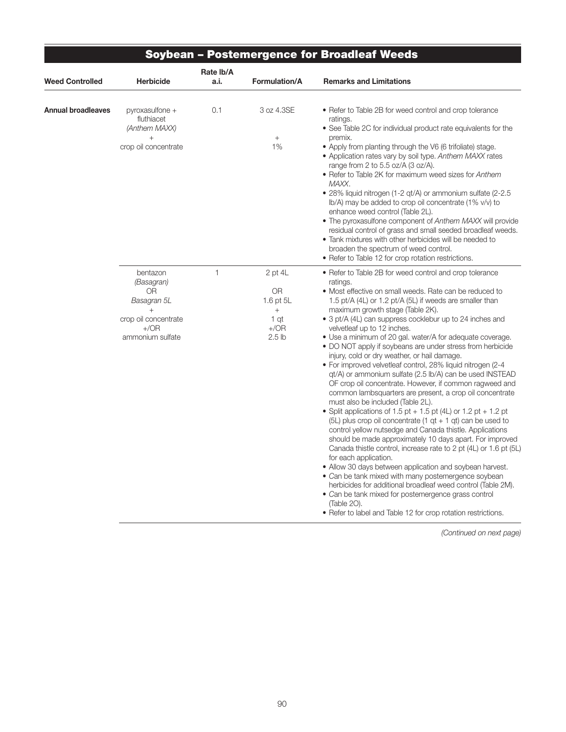## Soybean – Postemergence for Broadleaf Weeds

| Weed Controlled | Herbicide | Rate lb/A a.i. | Formulation/A | Remarks and Limitations |
|---|---|---|---|---|
| **Annual broadleaves** | pyroxasulfone + fluthiacet *(Anthem MAXX)* + crop oil concentrate | 0.1 | 3 oz 4.3SE + 1% | • Refer to Table 2B for weed control and crop tolerance ratings.<br>• See Table 2C for individual product rate equivalents for the premix.<br>• Apply from planting through the V6 (6 trifoliate) stage.<br>• Application rates vary by soil type. *Anthem MAXX* rates range from 2 to 5.5 oz/A (3 oz/A).<br>• Refer to Table 2K for maximum weed sizes for *Anthem MAXX*.<br>• 28% liquid nitrogen (1-2 qt/A) or ammonium sulfate (2-2.5 lb/A) may be added to crop oil concentrate (1% v/v) to enhance weed control (Table 2L).<br>• The pyroxasulfone component of *Anthem MAXX* will provide residual control of grass and small seeded broadleaf weeds.<br>• Tank mixtures with other herbicides will be needed to broaden the spectrum of weed control.<br>• Refer to Table 12 for crop rotation restrictions. |
| | bentazon *(Basagran)* OR *Basagran 5L* + crop oil concentrate +/OR ammonium sulfate | 1 | 2 pt 4L OR 1.6 pt 5L + 1 qt +/OR 2.5 lb | • Refer to Table 2B for weed control and crop tolerance ratings.<br>• Most effective on small weeds. Rate can be reduced to 1.5 pt/A (4L) or 1.2 pt/A (5L) if weeds are smaller than maximum growth stage (Table 2K).<br>• 3 pt/A (4L) can suppress cocklebur up to 24 inches and velvetleaf up to 12 inches.<br>• Use a minimum of 20 gal. water/A for adequate coverage.<br>• DO NOT apply if soybeans are under stress from herbicide injury, cold or dry weather, or hail damage.<br>• For improved velvetleaf control, 28% liquid nitrogen (2-4 qt/A) or ammonium sulfate (2.5 lb/A) can be used INSTEAD OF crop oil concentrate. However, if common ragweed and common lambsquarters are present, a crop oil concentrate must also be included (Table 2L).<br>• Split applications of 1.5 pt + 1.5 pt (4L) or 1.2 pt + 1.2 pt (5L) plus crop oil concentrate (1 qt + 1 qt) can be used to control yellow nutsedge and Canada thistle. Applications should be made approximately 10 days apart. For improved Canada thistle control, increase rate to 2 pt (4L) or 1.6 pt (5L) for each application.<br>• Allow 30 days between application and soybean harvest.<br>• Can be tank mixed with many postemergence soybean herbicides for additional broadleaf weed control (Table 2M).<br>• Can be tank mixed for postemergence grass control (Table 2O).<br>• Refer to label and Table 12 for crop rotation restrictions. |

*(Continued on next page)*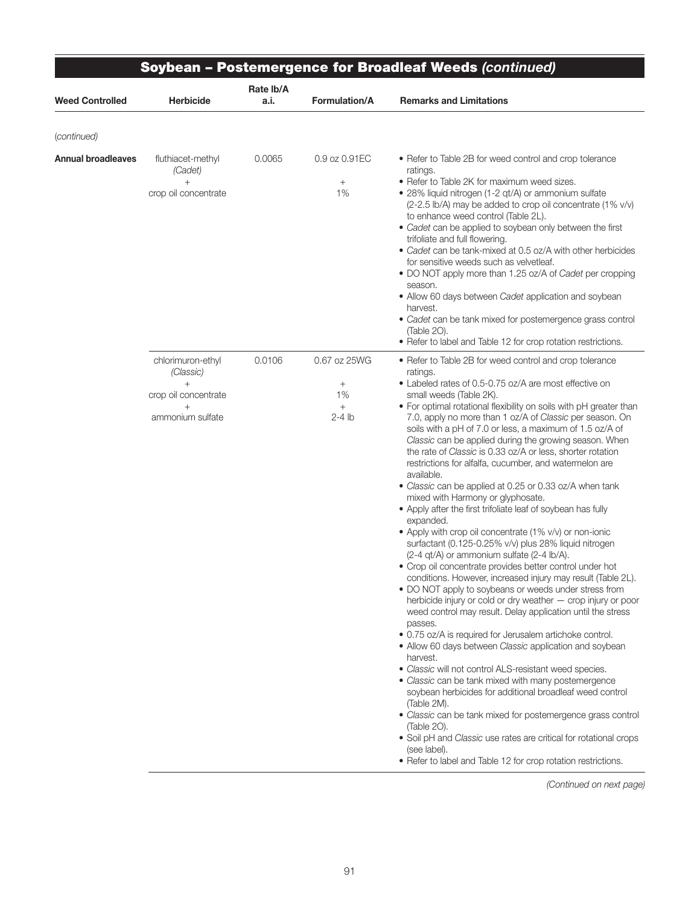## Soybean – Postemergence for Broadleaf Weeds *(continued)*

| Weed Controlled | Herbicide | Rate lb/A a.i. | Formulation/A | Remarks and Limitations |
|---|---|---|---|---|
| (*continued*) | | | | |
| **Annual broadleaves** | fluthiacet-methyl (*Cadet*) + crop oil concentrate | 0.0065 | 0.9 oz 0.91EC + 1% | • Refer to Table 2B for weed control and crop tolerance ratings. • Refer to Table 2K for maximum weed sizes. • 28% liquid nitrogen (1-2 qt/A) or ammonium sulfate (2-2.5 lb/A) may be added to crop oil concentrate (1% v/v) to enhance weed control (Table 2L). • *Cadet* can be applied to soybean only between the first trifoliate and full flowering. • *Cadet* can be tank-mixed at 0.5 oz/A with other herbicides for sensitive weeds such as velvetleaf. • DO NOT apply more than 1.25 oz/A of *Cadet* per cropping season. • Allow 60 days between *Cadet* application and soybean harvest. • *Cadet* can be tank mixed for postemergence grass control (Table 2O). • Refer to label and Table 12 for crop rotation restrictions. |
| | chlorimuron-ethyl (*Classic*) + crop oil concentrate + ammonium sulfate | 0.0106 | 0.67 oz 25WG + 1% + 2-4 lb | • Refer to Table 2B for weed control and crop tolerance ratings. • Labeled rates of 0.5-0.75 oz/A are most effective on small weeds (Table 2K). • For optimal rotational flexibility on soils with pH greater than 7.0, apply no more than 1 oz/A of *Classic* per season. On soils with a pH of 7.0 or less, a maximum of 1.5 oz/A of *Classic* can be applied during the growing season. When the rate of *Classic* is 0.33 oz/A or less, shorter rotation restrictions for alfalfa, cucumber, and watermelon are available. • *Classic* can be applied at 0.25 or 0.33 oz/A when tank mixed with Harmony or glyphosate. • Apply after the first trifoliate leaf of soybean has fully expanded. • Apply with crop oil concentrate (1% v/v) or non-ionic surfactant (0.125-0.25% v/v) plus 28% liquid nitrogen (2-4 qt/A) or ammonium sulfate (2-4 lb/A). • Crop oil concentrate provides better control under hot conditions. However, increased injury may result (Table 2L). • DO NOT apply to soybeans or weeds under stress from herbicide injury or cold or dry weather — crop injury or poor weed control may result. Delay application until the stress passes. • 0.75 oz/A is required for Jerusalem artichoke control. • Allow 60 days between *Classic* application and soybean harvest. • *Classic* will not control ALS-resistant weed species. • *Classic* can be tank mixed with many postemergence soybean herbicides for additional broadleaf weed control (Table 2M). • *Classic* can be tank mixed for postemergence grass control (Table 2O). • Soil pH and *Classic* use rates are critical for rotational crops (see label). • Refer to label and Table 12 for crop rotation restrictions. |

*(Continued on next page)*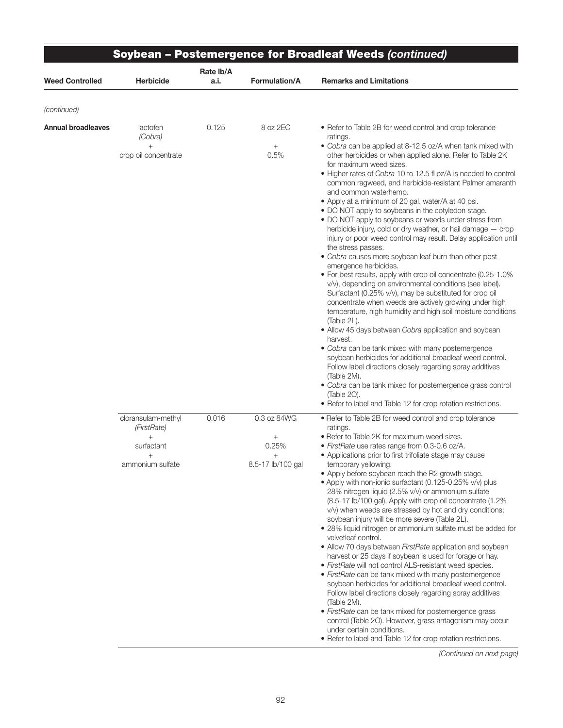## Soybean – Postemergence for Broadleaf Weeds *(continued)*

| Weed Controlled | Herbicide | Rate lb/A a.i. | Formulation/A | Remarks and Limitations |
|---|---|---|---|---|
| *(continued)* | | | | |
| **Annual broadleaves** | lactofen *(Cobra)* + crop oil concentrate | 0.125 | 8 oz 2EC + 0.5% | • Refer to Table 2B for weed control and crop tolerance ratings.<br>• *Cobra* can be applied at 8-12.5 oz/A when tank mixed with other herbicides or when applied alone. Refer to Table 2K for maximum weed sizes.<br>• Higher rates of *Cobra* 10 to 12.5 fl oz/A is needed to control common ragweed, and herbicide-resistant Palmer amaranth and common waterhemp.<br>• Apply at a minimum of 20 gal. water/A at 40 psi.<br>• DO NOT apply to soybeans in the cotyledon stage.<br>• DO NOT apply to soybeans or weeds under stress from herbicide injury, cold or dry weather, or hail damage — crop injury or poor weed control may result. Delay application until the stress passes.<br>• *Cobra* causes more soybean leaf burn than other post-emergence herbicides.<br>• For best results, apply with crop oil concentrate (0.25-1.0% v/v), depending on environmental conditions (see label). Surfactant (0.25% v/v), may be substituted for crop oil concentrate when weeds are actively growing under high temperature, high humidity and high soil moisture conditions (Table 2L).<br>• Allow 45 days between *Cobra* application and soybean harvest.<br>• *Cobra* can be tank mixed with many postemergence soybean herbicides for additional broadleaf weed control. Follow label directions closely regarding spray additives (Table 2M).<br>• *Cobra* can be tank mixed for postemergence grass control (Table 2O).<br>• Refer to label and Table 12 for crop rotation restrictions. |
| | cloransulam-methyl *(FirstRate)* + surfactant + ammonium sulfate | 0.016 | 0.3 oz 84WG + 0.25% + 8.5-17 lb/100 gal | • Refer to Table 2B for weed control and crop tolerance ratings.<br>• Refer to Table 2K for maximum weed sizes.<br>• *FirstRate* use rates range from 0.3-0.6 oz/A.<br>• Applications prior to first trifoliate stage may cause temporary yellowing.<br>• Apply before soybean reach the R2 growth stage.<br>• Apply with non-ionic surfactant (0.125-0.25% v/v) plus 28% nitrogen liquid (2.5% v/v) or ammonium sulfate (8.5-17 lb/100 gal). Apply with crop oil concentrate (1.2% v/v) when weeds are stressed by hot and dry conditions; soybean injury will be more severe (Table 2L).<br>• 28% liquid nitrogen or ammonium sulfate must be added for velvetleaf control.<br>• Allow 70 days between *FirstRate* application and soybean harvest or 25 days if soybean is used for forage or hay.<br>• *FirstRate* will not control ALS-resistant weed species.<br>• *FirstRate* can be tank mixed with many postemergence soybean herbicides for additional broadleaf weed control. Follow label directions closely regarding spray additives (Table 2M).<br>• *FirstRate* can be tank mixed for postemergence grass control (Table 2O). However, grass antagonism may occur under certain conditions.<br>• Refer to label and Table 12 for crop rotation restrictions. |

*(Continued on next page)*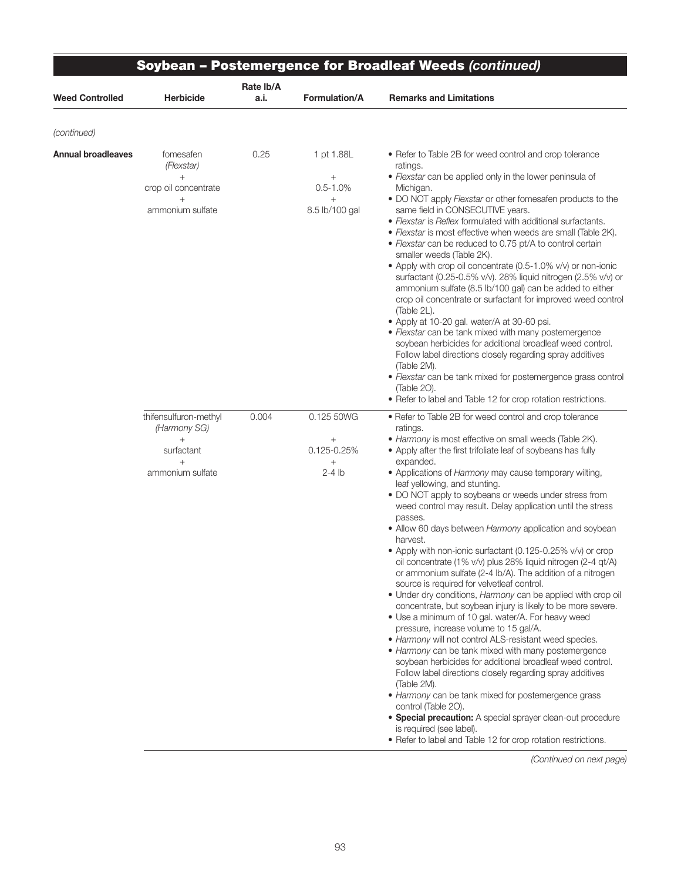## Soybean – Postemergence for Broadleaf Weeds *(continued)*

| Weed Controlled | Herbicide | Rate lb/A a.i. | Formulation/A | Remarks and Limitations |
|---|---|---|---|---|
| *(continued)* | | | | |
| **Annual broadleaves** | fomesafen *(Flexstar)* + crop oil concentrate + ammonium sulfate | 0.25 | 1 pt 1.88L + 0.5-1.0% + 8.5 lb/100 gal | • Refer to Table 2B for weed control and crop tolerance ratings.<br>• *Flexstar* can be applied only in the lower peninsula of Michigan.<br>• DO NOT apply *Flexstar* or other fomesafen products to the same field in CONSECUTIVE years.<br>• *Flexstar* is *Reflex* formulated with additional surfactants.<br>• *Flexstar* is most effective when weeds are small (Table 2K).<br>• *Flexstar* can be reduced to 0.75 pt/A to control certain smaller weeds (Table 2K).<br>• Apply with crop oil concentrate (0.5-1.0% v/v) or non-ionic surfactant (0.25-0.5% v/v). 28% liquid nitrogen (2.5% v/v) or ammonium sulfate (8.5 lb/100 gal) can be added to either crop oil concentrate or surfactant for improved weed control (Table 2L).<br>• Apply at 10-20 gal. water/A at 30-60 psi.<br>• *Flexstar* can be tank mixed with many postemergence soybean herbicides for additional broadleaf weed control. Follow label directions closely regarding spray additives (Table 2M).<br>• *Flexstar* can be tank mixed for postemergence grass control (Table 2O).<br>• Refer to label and Table 12 for crop rotation restrictions. |
| | thifensulfuron-methyl *(Harmony SG)* + surfactant + ammonium sulfate | 0.004 | 0.125 50WG + 0.125-0.25% + 2-4 lb | • Refer to Table 2B for weed control and crop tolerance ratings.<br>• *Harmony* is most effective on small weeds (Table 2K).<br>• Apply after the first trifoliate leaf of soybeans has fully expanded.<br>• Applications of *Harmony* may cause temporary wilting, leaf yellowing, and stunting.<br>• DO NOT apply to soybeans or weeds under stress from weed control may result. Delay application until the stress passes.<br>• Allow 60 days between *Harmony* application and soybean harvest.<br>• Apply with non-ionic surfactant (0.125-0.25% v/v) or crop oil concentrate (1% v/v) plus 28% liquid nitrogen (2-4 qt/A) or ammonium sulfate (2-4 lb/A). The addition of a nitrogen source is required for velvetleaf control.<br>• Under dry conditions, *Harmony* can be applied with crop oil concentrate, but soybean injury is likely to be more severe.<br>• Use a minimum of 10 gal. water/A. For heavy weed pressure, increase volume to 15 gal/A.<br>• *Harmony* will not control ALS-resistant weed species.<br>• *Harmony* can be tank mixed with many postemergence soybean herbicides for additional broadleaf weed control. Follow label directions closely regarding spray additives (Table 2M).<br>• *Harmony* can be tank mixed for postemergence grass control (Table 2O).<br>• **Special precaution:** A special sprayer clean-out procedure is required (see label).<br>• Refer to label and Table 12 for crop rotation restrictions. |

*(Continued on next page)*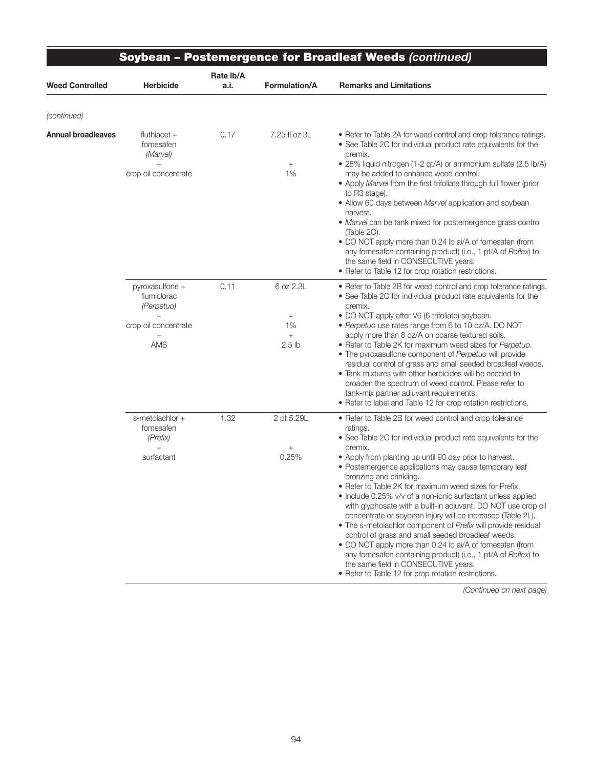## Soybean – Postemergence for Broadleaf Weeds *(continued)*

| Weed Controlled | Herbicide | Rate lb/A a.i. | Formulation/A | Remarks and Limitations |
|---|---|---|---|---|
| *(continued)* | | | | |
| **Annual broadleaves** | fluthiacet + fomesafen *(Marvel)* + crop oil concentrate | 0.17 | 7.25 fl oz 3L + 1% | • Refer to Table 2A for weed control and crop tolerance ratings. • See Table 2C for individual product rate equivalents for the premix. • 28% liquid nitrogen (1-2 qt/A) or ammonium sulfate (2.5 lb/A) may be added to enhance weed control. • Apply *Marvel* from the first trifoliate through full flower (prior to R3 stage). • Allow 60 days between *Marvel* application and soybean harvest. • *Marvel* can be tank mixed for postemergence grass control (Table 2O). • DO NOT apply more than 0.24 lb ai/A of fomesafen (from any fomesafen containing product) (i.e., 1 pt/A of *Reflex*) to the same field in CONSECUTIVE years. • Refer to Table 12 for crop rotation restrictions. |
| | pyroxasulfone + flumiclorac *(Perpetuo)* + crop oil concentrate + AMS | 0.11 | 6 oz 2.3L + 1% + 2.5 lb | • Refer to Table 2B for weed control and crop tolerance ratings. • See Table 2C for individual product rate equivalents for the premix. • DO NOT apply after V6 (6 trifoliate) soybean. • *Perpetuo* use rates range from 6 to 10 oz/A. DO NOT apply more than 8 oz/A on coarse textured soils. • Refer to Table 2K for maximum weed sizes for *Perpetuo*. • The pyroxasulfone component of *Perpetuo* will provide residual control of grass and small seeded broadleaf weeds. • Tank mixtures with other herbicides will be needed to broaden the spectrum of weed control. Please refer to tank-mix partner adjuvant requirements. • Refer to label and Table 12 for crop rotation restrictions. |
| | s-metolachlor + fomesafen *(Prefix)* + surfactant | 1.32 | 2 pt 5.29L + 0.25% | • Refer to Table 2B for weed control and crop tolerance ratings. • See Table 2C for individual product rate equivalents for the premix. • Apply from planting up until 90 day prior to harvest. • Postemergence applications may cause temporary leaf bronzing and crinkling. • Refer to Table 2K for maximum weed sizes for Prefix. • Include 0.25% v/v of a non-ionic surfactant unless applied with glyphosate with a built-in adjuvant. DO NOT use crop oil concentrate or soybean injury will be increased (Table 2L). • The s-metolachlor component of *Prefix* will provide residual control of grass and small seeded broadleaf weeds. • DO NOT apply more than 0.24 lb ai/A of fomesafen (from any fomesafen containing product) (i.e., 1 pt/A of *Reflex*) to the same field in CONSECUTIVE years. • Refer to Table 12 for crop rotation restrictions. |

*(Continued on next page)*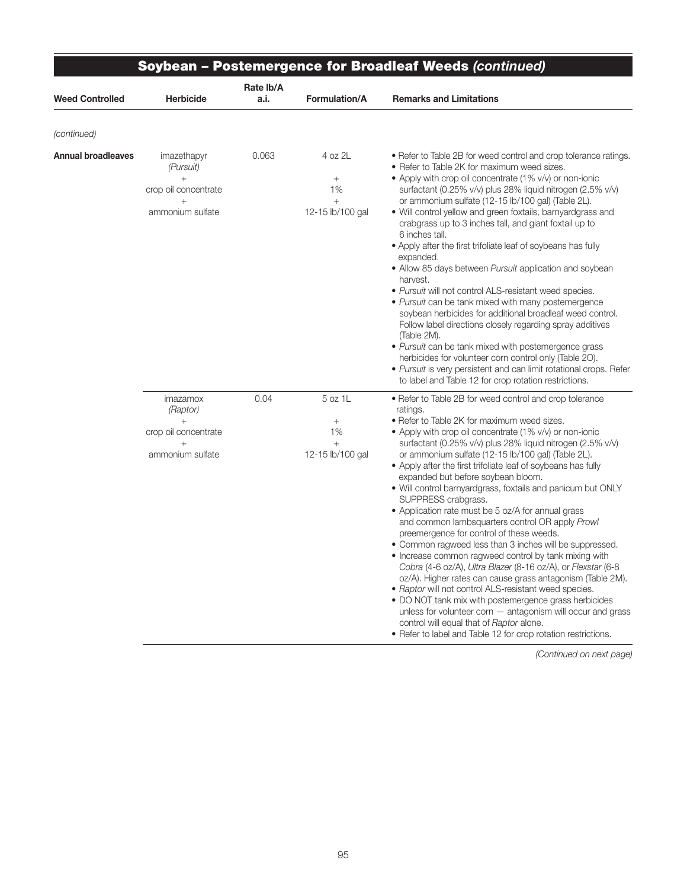## Soybean – Postemergence for Broadleaf Weeds *(continued)*

| Weed Controlled | Herbicide | Rate lb/A a.i. | Formulation/A | Remarks and Limitations |
|---|---|---|---|---|
| *(continued)* | | | | |
| **Annual broadleaves** | imazethapyr *(Pursuit)* + crop oil concentrate + ammonium sulfate | 0.063 | 4 oz 2L + 1% + 12-15 lb/100 gal | • Refer to Table 2B for weed control and crop tolerance ratings.<br>• Refer to Table 2K for maximum weed sizes.<br>• Apply with crop oil concentrate (1% v/v) or non-ionic surfactant (0.25% v/v) plus 28% liquid nitrogen (2.5% v/v) or ammonium sulfate (12-15 lb/100 gal) (Table 2L).<br>• Will control yellow and green foxtails, barnyardgrass and crabgrass up to 3 inches tall, and giant foxtail up to 6 inches tall.<br>• Apply after the first trifoliate leaf of soybeans has fully expanded.<br>• Allow 85 days between *Pursuit* application and soybean harvest.<br>• *Pursuit* will not control ALS-resistant weed species.<br>• *Pursuit* can be tank mixed with many postemergence soybean herbicides for additional broadleaf weed control. Follow label directions closely regarding spray additives (Table 2M).<br>• *Pursuit* can be tank mixed with postemergence grass herbicides for volunteer corn control only (Table 2O).<br>• *Pursuit* is very persistent and can limit rotational crops. Refer to label and Table 12 for crop rotation restrictions. |
| | imazamox *(Raptor)* + crop oil concentrate + ammonium sulfate | 0.04 | 5 oz 1L + 1% + 12-15 lb/100 gal | • Refer to Table 2B for weed control and crop tolerance ratings.<br>• Refer to Table 2K for maximum weed sizes.<br>• Apply with crop oil concentrate (1% v/v) or non-ionic surfactant (0.25% v/v) plus 28% liquid nitrogen (2.5% v/v) or ammonium sulfate (12-15 lb/100 gal) (Table 2L).<br>• Apply after the first trifoliate leaf of soybeans has fully expanded but before soybean bloom.<br>• Will control barnyardgrass, foxtails and panicum but ONLY SUPPRESS crabgrass.<br>• Application rate must be 5 oz/A for annual grass and common lambsquarters control OR apply *Prowl* preemergence for control of these weeds.<br>• Common ragweed less than 3 inches will be suppressed.<br>• Increase common ragweed control by tank mixing with *Cobra* (4-6 oz/A), *Ultra Blazer* (8-16 oz/A), or *Flexstar* (6-8 oz/A). Higher rates can cause grass antagonism (Table 2M).<br>• *Raptor* will not control ALS-resistant weed species.<br>• DO NOT tank mix with postemergence grass herbicides unless for volunteer corn — antagonism will occur and grass control will equal that of *Raptor* alone.<br>• Refer to label and Table 12 for crop rotation restrictions. |

*(Continued on next page)*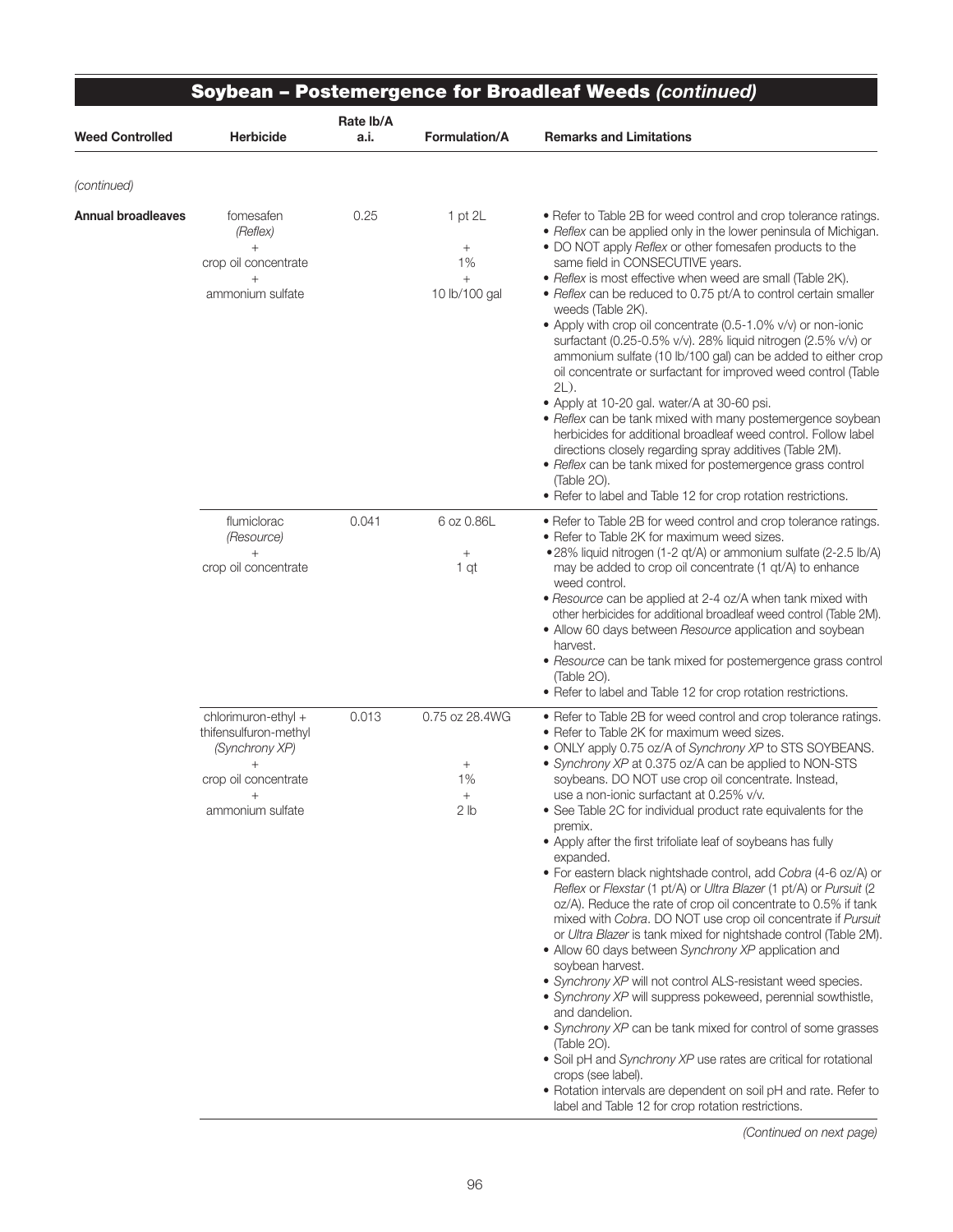## Soybean – Postemergence for Broadleaf Weeds *(continued)*

| Weed Controlled | Herbicide | Rate lb/A a.i. | Formulation/A | Remarks and Limitations |
|---|---|---|---|---|
| *(continued)* | | | | |
| **Annual broadleaves** | fomesafen *(Reflex)* + crop oil concentrate + ammonium sulfate | 0.25 | 1 pt 2L + 1% + 10 lb/100 gal | • Refer to Table 2B for weed control and crop tolerance ratings.<br>• *Reflex* can be applied only in the lower peninsula of Michigan.<br>• DO NOT apply *Reflex* or other fomesafen products to the same field in CONSECUTIVE years.<br>• *Reflex* is most effective when weed are small (Table 2K).<br>• *Reflex* can be reduced to 0.75 pt/A to control certain smaller weeds (Table 2K).<br>• Apply with crop oil concentrate (0.5-1.0% v/v) or non-ionic surfactant (0.25-0.5% v/v). 28% liquid nitrogen (2.5% v/v) or ammonium sulfate (10 lb/100 gal) can be added to either crop oil concentrate or surfactant for improved weed control (Table 2L).<br>• Apply at 10-20 gal. water/A at 30-60 psi.<br>• *Reflex* can be tank mixed with many postemergence soybean herbicides for additional broadleaf weed control. Follow label directions closely regarding spray additives (Table 2M).<br>• *Reflex* can be tank mixed for postemergence grass control (Table 2O).<br>• Refer to label and Table 12 for crop rotation restrictions. |
| | flumiclorac *(Resource)* + crop oil concentrate | 0.041 | 6 oz 0.86L + 1 qt | • Refer to Table 2B for weed control and crop tolerance ratings.<br>• Refer to Table 2K for maximum weed sizes.<br>• 28% liquid nitrogen (1-2 qt/A) or ammonium sulfate (2-2.5 lb/A) may be added to crop oil concentrate (1 qt/A) to enhance weed control.<br>• *Resource* can be applied at 2-4 oz/A when tank mixed with other herbicides for additional broadleaf weed control (Table 2M).<br>• Allow 60 days between *Resource* application and soybean harvest.<br>• *Resource* can be tank mixed for postemergence grass control (Table 2O).<br>• Refer to label and Table 12 for crop rotation restrictions. |
| | chlorimuron-ethyl + thifensulfuron-methyl *(Synchrony XP)* + crop oil concentrate + ammonium sulfate | 0.013 | 0.75 oz 28.4WG + 1% + 2 lb | • Refer to Table 2B for weed control and crop tolerance ratings.<br>• Refer to Table 2K for maximum weed sizes.<br>• ONLY apply 0.75 oz/A of *Synchrony XP* to STS SOYBEANS.<br>• *Synchrony XP* at 0.375 oz/A can be applied to NON-STS soybeans. DO NOT use crop oil concentrate. Instead, use a non-ionic surfactant at 0.25% v/v.<br>• See Table 2C for individual product rate equivalents for the premix.<br>• Apply after the first trifoliate leaf of soybeans has fully expanded.<br>• For eastern black nightshade control, add *Cobra* (4-6 oz/A) or *Reflex* or *Flexstar* (1 pt/A) or *Ultra Blazer* (1 pt/A) or *Pursuit* (2 oz/A). Reduce the rate of crop oil concentrate to 0.5% if tank mixed with *Cobra*. DO NOT use crop oil concentrate if *Pursuit* or *Ultra Blazer* is tank mixed for nightshade control (Table 2M).<br>• Allow 60 days between *Synchrony XP* application and soybean harvest.<br>• *Synchrony XP* will not control ALS-resistant weed species.<br>• *Synchrony XP* will suppress pokeweed, perennial sowthistle, and dandelion.<br>• *Synchrony XP* can be tank mixed for control of some grasses (Table 2O).<br>• Soil pH and *Synchrony XP* use rates are critical for rotational crops (see label).<br>• Rotation intervals are dependent on soil pH and rate. Refer to label and Table 12 for crop rotation restrictions. |

*(Continued on next page)*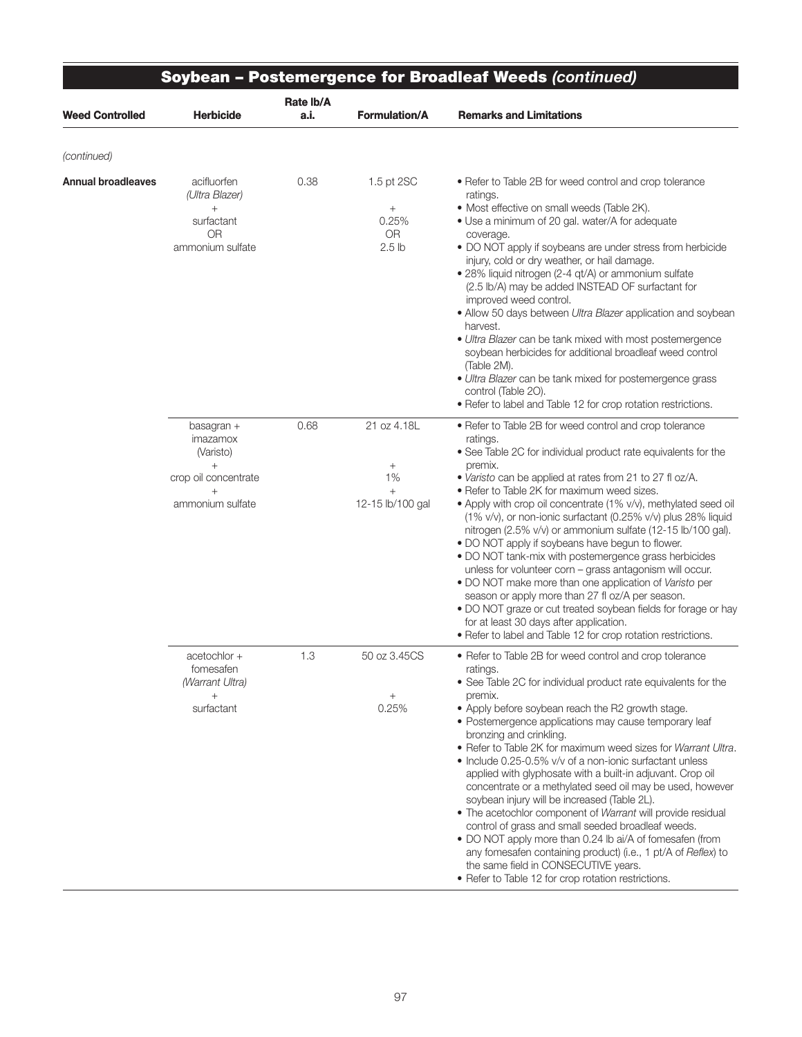## Soybean – Postemergence for Broadleaf Weeds *(continued)*

| Weed Controlled | Herbicide | Rate lb/A a.i. | Formulation/A | Remarks and Limitations |
|---|---|---|---|---|
| *(continued)* | | | | |
| **Annual broadleaves** | acifluorfen *(Ultra Blazer)* + surfactant OR ammonium sulfate | 0.38 | 1.5 pt 2SC + 0.25% OR 2.5 lb | • Refer to Table 2B for weed control and crop tolerance ratings.<br>• Most effective on small weeds (Table 2K).<br>• Use a minimum of 20 gal. water/A for adequate coverage.<br>• DO NOT apply if soybeans are under stress from herbicide injury, cold or dry weather, or hail damage.<br>• 28% liquid nitrogen (2-4 qt/A) or ammonium sulfate (2.5 lb/A) may be added INSTEAD OF surfactant for improved weed control.<br>• Allow 50 days between *Ultra Blazer* application and soybean harvest.<br>• *Ultra Blazer* can be tank mixed with most postemergence soybean herbicides for additional broadleaf weed control (Table 2M).<br>• *Ultra Blazer* can be tank mixed for postemergence grass control (Table 2O).<br>• Refer to label and Table 12 for crop rotation restrictions. |
| | basagran + imazamox (Varisto) + crop oil concentrate + ammonium sulfate | 0.68 | 21 oz 4.18L + 1% + 12-15 lb/100 gal | • Refer to Table 2B for weed control and crop tolerance ratings.<br>• See Table 2C for individual product rate equivalents for the premix.<br>• *Varisto* can be applied at rates from 21 to 27 fl oz/A.<br>• Refer to Table 2K for maximum weed sizes.<br>• Apply with crop oil concentrate (1% v/v), methylated seed oil (1% v/v), or non-ionic surfactant (0.25% v/v) plus 28% liquid nitrogen (2.5% v/v) or ammonium sulfate (12-15 lb/100 gal).<br>• DO NOT apply if soybeans have begun to flower.<br>• DO NOT tank-mix with postemergence grass herbicides unless for volunteer corn – grass antagonism will occur.<br>• DO NOT make more than one application of *Varisto* per season or apply more than 27 fl oz/A per season.<br>• DO NOT graze or cut treated soybean fields for forage or hay for at least 30 days after application.<br>• Refer to label and Table 12 for crop rotation restrictions. |
| | acetochlor + fomesafen *(Warrant Ultra)* + surfactant | 1.3 | 50 oz 3.45CS + 0.25% | • Refer to Table 2B for weed control and crop tolerance ratings.<br>• See Table 2C for individual product rate equivalents for the premix.<br>• Apply before soybean reach the R2 growth stage.<br>• Postemergence applications may cause temporary leaf bronzing and crinkling.<br>• Refer to Table 2K for maximum weed sizes for *Warrant Ultra*.<br>• Include 0.25-0.5% v/v of a non-ionic surfactant unless applied with glyphosate with a built-in adjuvant. Crop oil concentrate or a methylated seed oil may be used, however soybean injury will be increased (Table 2L).<br>• The acetochlor component of *Warrant* will provide residual control of grass and small seeded broadleaf weeds.<br>• DO NOT apply more than 0.24 lb ai/A of fomesafen (from any fomesafen containing product) (i.e., 1 pt/A of *Reflex*) to the same field in CONSECUTIVE years.<br>• Refer to Table 12 for crop rotation restrictions. |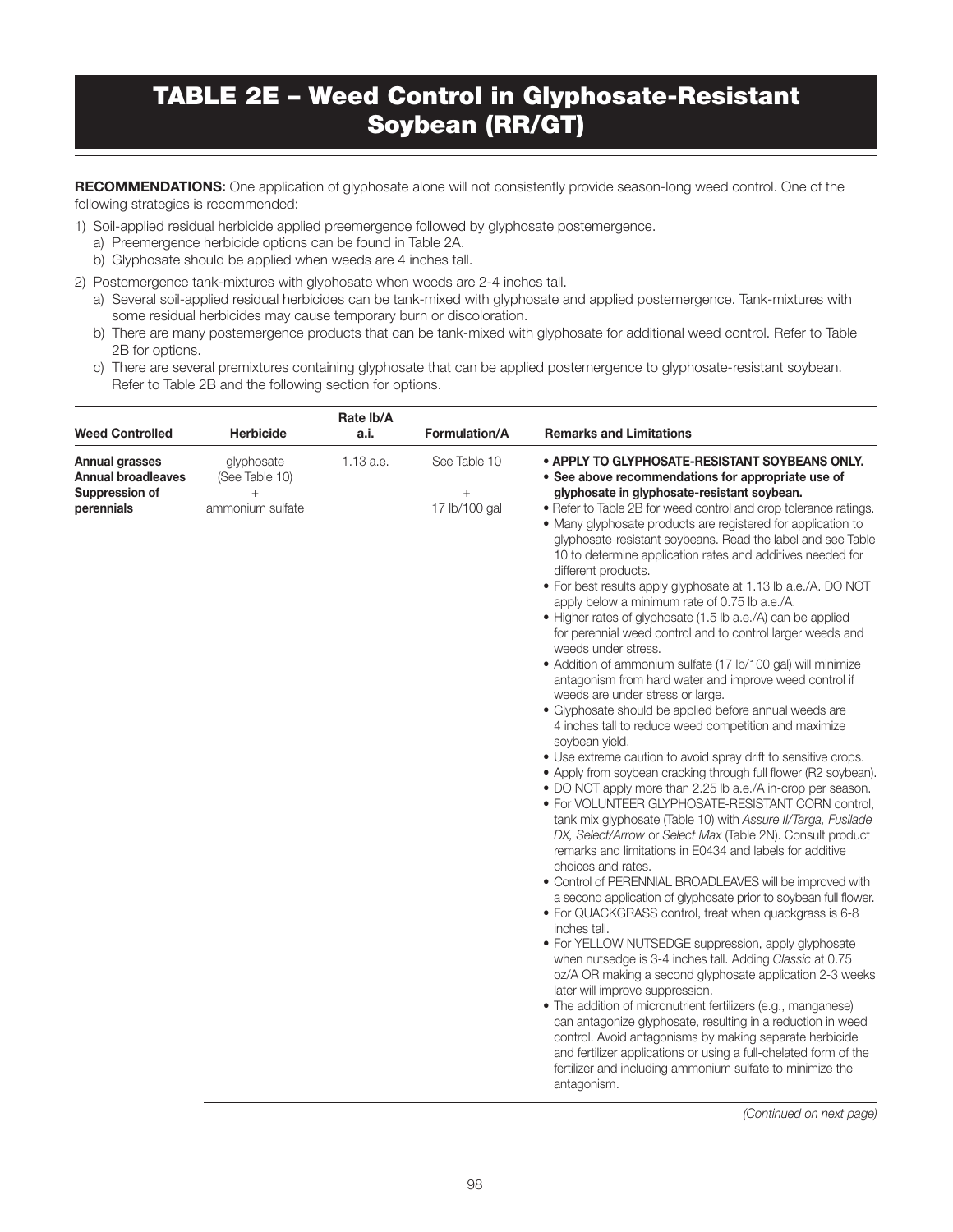# TABLE 2E – Weed Control in Glyphosate-Resistant Soybean (RR/GT)

**RECOMMENDATIONS:** One application of glyphosate alone will not consistently provide season-long weed control. One of the following strategies is recommended:

1) Soil-applied residual herbicide applied preemergence followed by glyphosate postemergence.
   a) Preemergence herbicide options can be found in Table 2A.
   b) Glyphosate should be applied when weeds are 4 inches tall.
2) Postemergence tank-mixtures with glyphosate when weeds are 2-4 inches tall.
   a) Several soil-applied residual herbicides can be tank-mixed with glyphosate and applied postemergence. Tank-mixtures with some residual herbicides may cause temporary burn or discoloration.
   b) There are many postemergence products that can be tank-mixed with glyphosate for additional weed control. Refer to Table 2B for options.
   c) There are several premixtures containing glyphosate that can be applied postemergence to glyphosate-resistant soybean. Refer to Table 2B and the following section for options.

| Weed Controlled | Herbicide | Rate lb/A a.i. | Formulation/A | Remarks and Limitations |
|---|---|---|---|---|
| **Annual grasses**<br>**Annual broadleaves**<br>**Suppression of perennials** | glyphosate (See Table 10)<br>+<br>ammonium sulfate | 1.13 a.e. | See Table 10<br>+<br>17 lb/100 gal | • **APPLY TO GLYPHOSATE-RESISTANT SOYBEANS ONLY.**<br>• **See above recommendations for appropriate use of glyphosate in glyphosate-resistant soybean.**<br>• Refer to Table 2B for weed control and crop tolerance ratings.<br>• Many glyphosate products are registered for application to glyphosate-resistant soybeans. Read the label and see Table 10 to determine application rates and additives needed for different products.<br>• For best results apply glyphosate at 1.13 lb a.e./A. DO NOT apply below a minimum rate of 0.75 lb a.e./A.<br>• Higher rates of glyphosate (1.5 lb a.e./A) can be applied for perennial weed control and to control larger weeds and weeds under stress.<br>• Addition of ammonium sulfate (17 lb/100 gal) will minimize antagonism from hard water and improve weed control if weeds are under stress or large.<br>• Glyphosate should be applied before annual weeds are 4 inches tall to reduce weed competition and maximize soybean yield.<br>• Use extreme caution to avoid spray drift to sensitive crops.<br>• Apply from soybean cracking through full flower (R2 soybean).<br>• DO NOT apply more than 2.25 lb a.e./A in-crop per season.<br>• For VOLUNTEER GLYPHOSATE-RESISTANT CORN control, tank mix glyphosate (Table 10) with *Assure II/Targa, Fusilade DX, Select/Arrow* or *Select Max* (Table 2N). Consult product remarks and limitations in E0434 and labels for additive choices and rates.<br>• Control of PERENNIAL BROADLEAVES will be improved with a second application of glyphosate prior to soybean full flower.<br>• For QUACKGRASS control, treat when quackgrass is 6-8 inches tall.<br>• For YELLOW NUTSEDGE suppression, apply glyphosate when nutsedge is 3-4 inches tall. Adding *Classic* at 0.75 oz/A OR making a second glyphosate application 2-3 weeks later will improve suppression.<br>• The addition of micronutrient fertilizers (e.g., manganese) can antagonize glyphosate, resulting in a reduction in weed control. Avoid antagonisms by making separate herbicide and fertilizer applications or using a full-chelated form of the fertilizer and including ammonium sulfate to minimize the antagonism. |

*(Continued on next page)*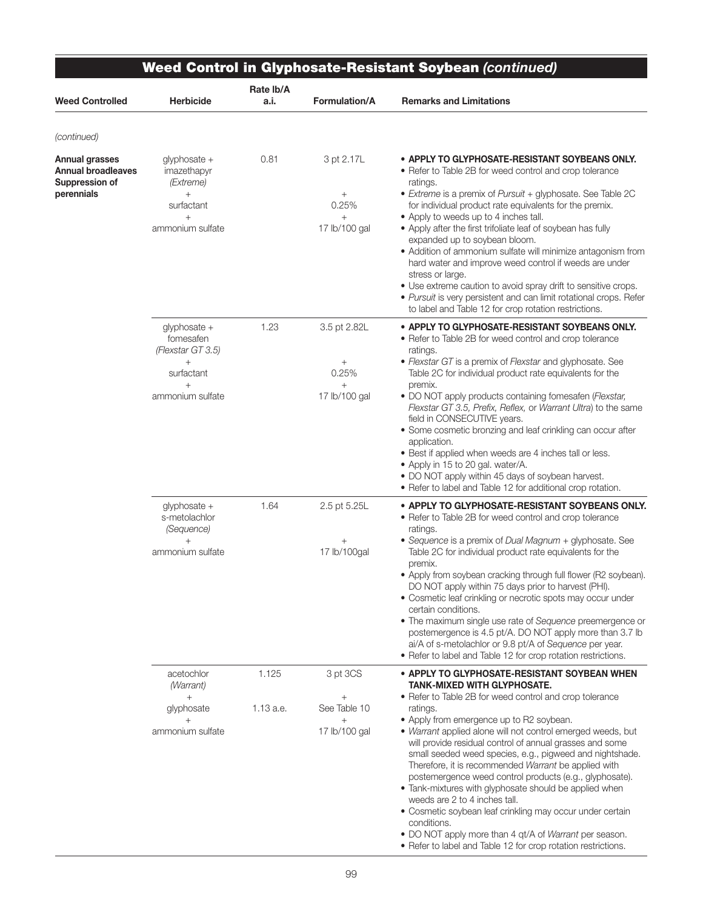## Weed Control in Glyphosate-Resistant Soybean *(continued)*

| Weed Controlled | Herbicide | Rate lb/A a.i. | Formulation/A | Remarks and Limitations |
|---|---|---|---|---|
| *(continued)* | | | | |
| **Annual grasses Annual broadleaves Suppression of perennials** | glyphosate + imazethapyr (*Extreme*) + surfactant + ammonium sulfate | 0.81 | 3 pt 2.17L + 0.25% + 17 lb/100 gal | • **APPLY TO GLYPHOSATE-RESISTANT SOYBEANS ONLY.** • Refer to Table 2B for weed control and crop tolerance ratings. • *Extreme* is a premix of *Pursuit* + glyphosate. See Table 2C for individual product rate equivalents for the premix. • Apply to weeds up to 4 inches tall. • Apply after the first trifoliate leaf of soybean has fully expanded up to soybean bloom. • Addition of ammonium sulfate will minimize antagonism from hard water and improve weed control if weeds are under stress or large. • Use extreme caution to avoid spray drift to sensitive crops. • *Pursuit* is very persistent and can limit rotational crops. Refer to label and Table 12 for crop rotation restrictions. |
| | glyphosate + fomesafen (*Flexstar GT 3.5*) + surfactant + ammonium sulfate | 1.23 | 3.5 pt 2.82L + 0.25% + 17 lb/100 gal | • **APPLY TO GLYPHOSATE-RESISTANT SOYBEANS ONLY.** • Refer to Table 2B for weed control and crop tolerance ratings. • *Flexstar GT* is a premix of *Flexstar* and glyphosate. See Table 2C for individual product rate equivalents for the premix. • DO NOT apply products containing fomesafen (*Flexstar, Flexstar GT 3.5, Prefix, Reflex,* or *Warrant Ultra*) to the same field in CONSECUTIVE years. • Some cosmetic bronzing and leaf crinkling can occur after application. • Best if applied when weeds are 4 inches tall or less. • Apply in 15 to 20 gal. water/A. • DO NOT apply within 45 days of soybean harvest. • Refer to label and Table 12 for additional crop rotation. |
| | glyphosate + s-metolachlor (*Sequence*) + ammonium sulfate | 1.64 | 2.5 pt 5.25L + 17 lb/100gal | • **APPLY TO GLYPHOSATE-RESISTANT SOYBEANS ONLY.** • Refer to Table 2B for weed control and crop tolerance ratings. • *Sequence* is a premix of *Dual Magnum* + glyphosate. See Table 2C for individual product rate equivalents for the premix. • Apply from soybean cracking through full flower (R2 soybean). DO NOT apply within 75 days prior to harvest (PHI). • Cosmetic leaf crinkling or necrotic spots may occur under certain conditions. • The maximum single use rate of *Sequence* preemergence or postemergence is 4.5 pt/A. DO NOT apply more than 3.7 lb ai/A of s-metolachlor or 9.8 pt/A of *Sequence* per year. • Refer to label and Table 12 for crop rotation restrictions. |
| | acetochlor (*Warrant*) + glyphosate + ammonium sulfate | 1.125 / 1.13 a.e. | 3 pt 3CS + See Table 10 + 17 lb/100 gal | • **APPLY TO GLYPHOSATE-RESISTANT SOYBEAN WHEN TANK-MIXED WITH GLYPHOSATE.** • Refer to Table 2B for weed control and crop tolerance ratings. • Apply from emergence up to R2 soybean. • *Warrant* applied alone will not control emerged weeds, but will provide residual control of annual grasses and some small seeded weed species, e.g., pigweed and nightshade. Therefore, it is recommended *Warrant* be applied with postemergence weed control products (e.g., glyphosate). • Tank-mixtures with glyphosate should be applied when weeds are 2 to 4 inches tall. • Cosmetic soybean leaf crinkling may occur under certain conditions. • DO NOT apply more than 4 qt/A of *Warrant* per season. • Refer to label and Table 12 for crop rotation restrictions. |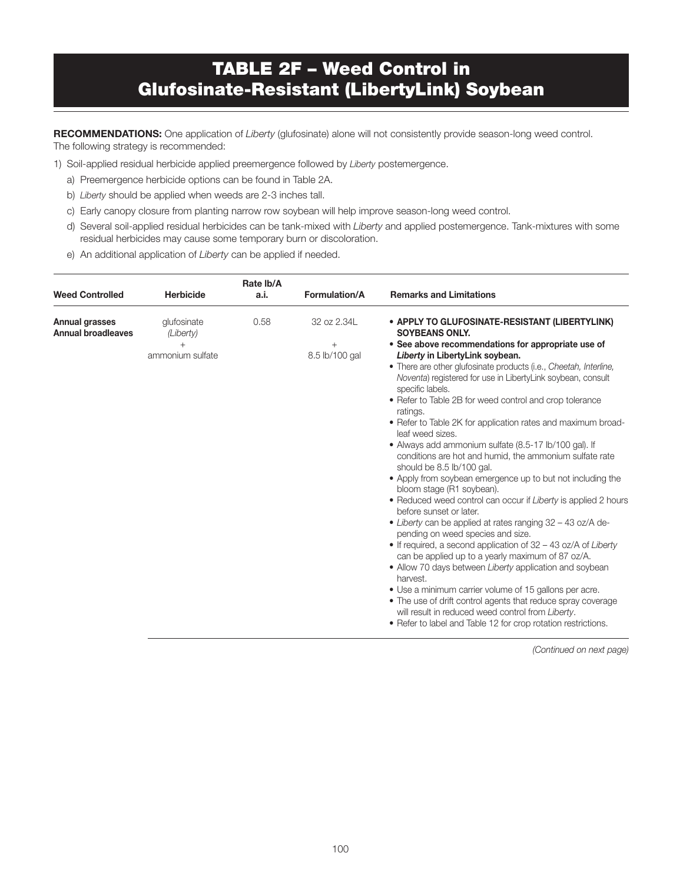# TABLE 2F – Weed Control in Glufosinate-Resistant (LibertyLink) Soybean

**RECOMMENDATIONS:** One application of *Liberty* (glufosinate) alone will not consistently provide season-long weed control. The following strategy is recommended:

1) Soil-applied residual herbicide applied preemergence followed by *Liberty* postemergence.
   a) Preemergence herbicide options can be found in Table 2A.
   b) *Liberty* should be applied when weeds are 2-3 inches tall.
   c) Early canopy closure from planting narrow row soybean will help improve season-long weed control.
   d) Several soil-applied residual herbicides can be tank-mixed with *Liberty* and applied postemergence. Tank-mixtures with some residual herbicides may cause some temporary burn or discoloration.
   e) An additional application of *Liberty* can be applied if needed.

| Weed Controlled | Herbicide | Rate lb/A a.i. | Formulation/A | Remarks and Limitations |
|---|---|---|---|---|
| **Annual grasses** **Annual broadleaves** | glufosinate (*Liberty*) + ammonium sulfate | 0.58 | 32 oz 2.34L + 8.5 lb/100 gal | • **APPLY TO GLUFOSINATE-RESISTANT (LIBERTYLINK) SOYBEANS ONLY.** • **See above recommendations for appropriate use of *Liberty* in LibertyLink soybean.** • There are other glufosinate products (i.e., *Cheetah, Interline, Noventa*) registered for use in LibertyLink soybean, consult specific labels. • Refer to Table 2B for weed control and crop tolerance ratings. • Refer to Table 2K for application rates and maximum broadleaf weed sizes. • Always add ammonium sulfate (8.5-17 lb/100 gal). If conditions are hot and humid, the ammonium sulfate rate should be 8.5 lb/100 gal. • Apply from soybean emergence up to but not including the bloom stage (R1 soybean). • Reduced weed control can occur if *Liberty* is applied 2 hours before sunset or later. • *Liberty* can be applied at rates ranging 32 – 43 oz/A depending on weed species and size. • If required, a second application of 32 – 43 oz/A of *Liberty* can be applied up to a yearly maximum of 87 oz/A. • Allow 70 days between *Liberty* application and soybean harvest. • Use a minimum carrier volume of 15 gallons per acre. • The use of drift control agents that reduce spray coverage will result in reduced weed control from *Liberty*. • Refer to label and Table 12 for crop rotation restrictions. |

*(Continued on next page)*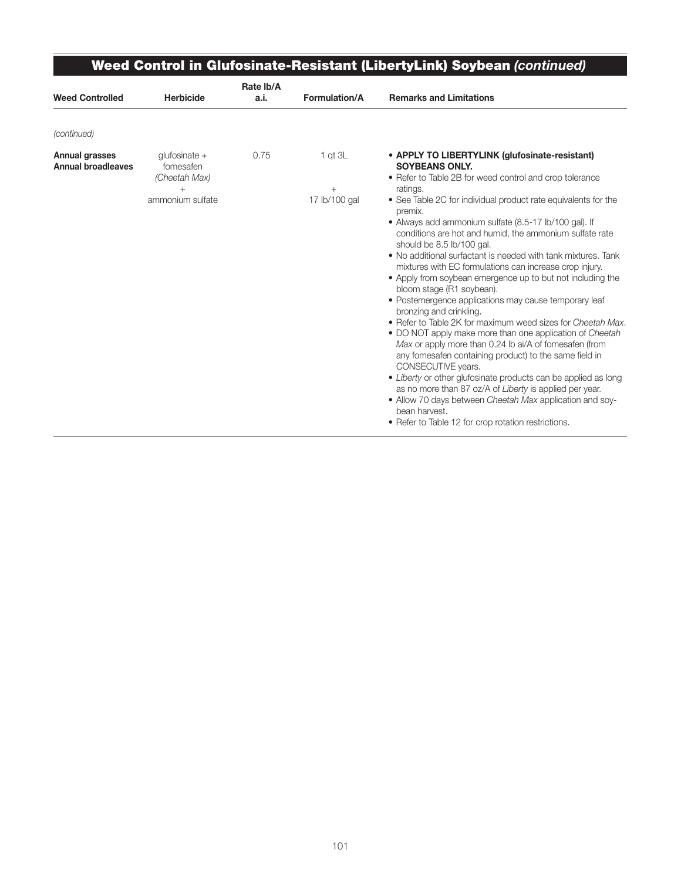## Weed Control in Glufosinate-Resistant (LibertyLink) Soybean *(continued)*

| Weed Controlled | Herbicide | Rate lb/A a.i. | Formulation/A | Remarks and Limitations |
| --- | --- | --- | --- | --- |
| *(continued)* | | | | |
| **Annual grasses Annual broadleaves** | glufosinate + fomesafen *(Cheetah Max)* + ammonium sulfate | 0.75 | 1 qt 3L + 17 lb/100 gal | • **APPLY TO LIBERTYLINK (glufosinate-resistant) SOYBEANS ONLY.** • Refer to Table 2B for weed control and crop tolerance ratings. • See Table 2C for individual product rate equivalents for the premix. • Always add ammonium sulfate (8.5-17 lb/100 gal). If conditions are hot and humid, the ammonium sulfate rate should be 8.5 lb/100 gal. • No additional surfactant is needed with tank mixtures. Tank mixtures with EC formulations can increase crop injury. • Apply from soybean emergence up to but not including the bloom stage (R1 soybean). • Postemergence applications may cause temporary leaf bronzing and crinkling. • Refer to Table 2K for maximum weed sizes for *Cheetah Max*. • DO NOT apply make more than one application of *Cheetah Max* or apply more than 0.24 lb ai/A of fomesafen (from any fomesafen containing product) to the same field in CONSECUTIVE years. • *Liberty* or other glufosinate products can be applied as long as no more than 87 oz/A of *Liberty* is applied per year. • Allow 70 days between *Cheetah Max* application and soybean harvest. • Refer to Table 12 for crop rotation restrictions. |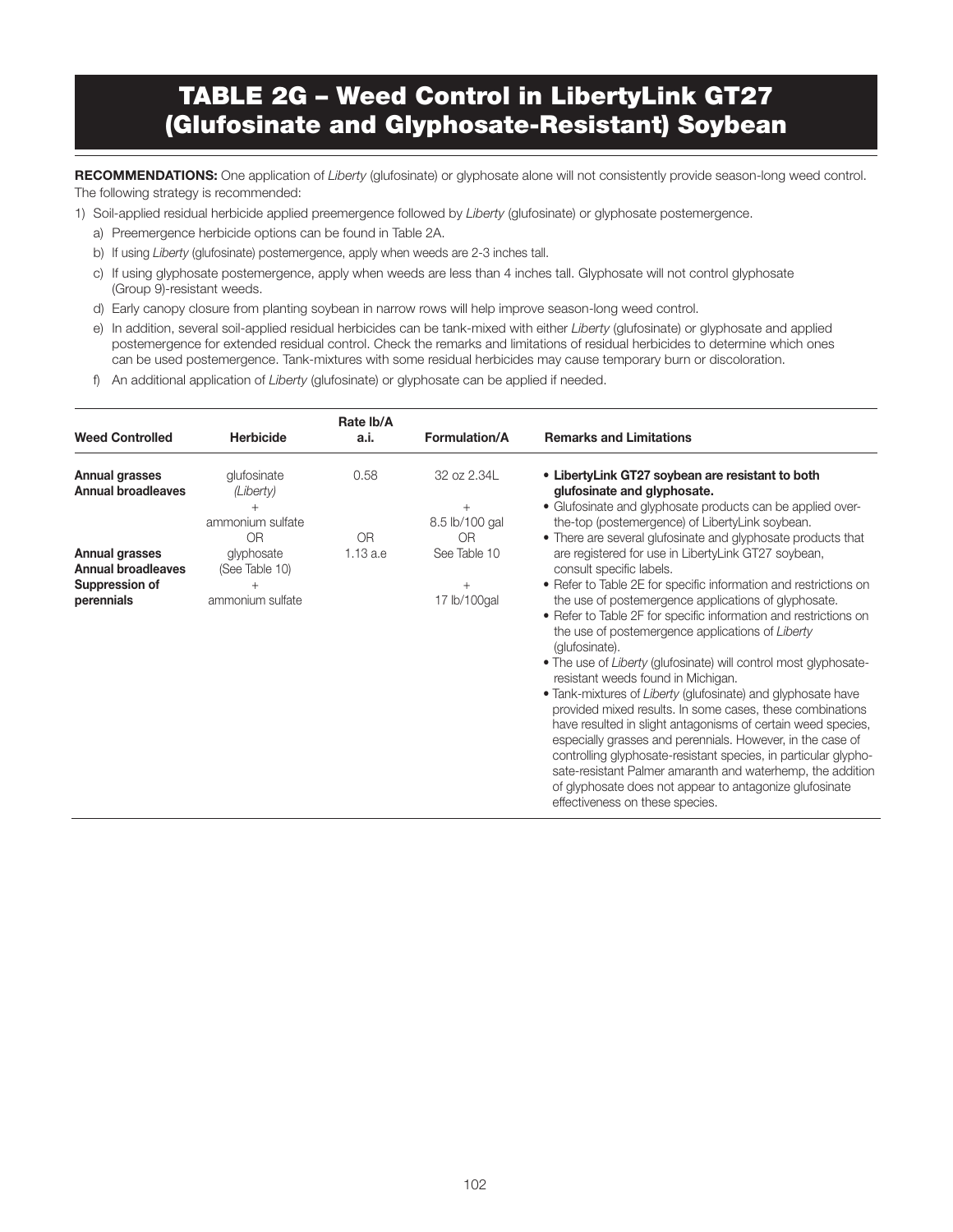# TABLE 2G – Weed Control in LibertyLink GT27 (Glufosinate and Glyphosate-Resistant) Soybean

**RECOMMENDATIONS:** One application of *Liberty* (glufosinate) or glyphosate alone will not consistently provide season-long weed control. The following strategy is recommended:

1) Soil-applied residual herbicide applied preemergence followed by *Liberty* (glufosinate) or glyphosate postemergence.
   a) Preemergence herbicide options can be found in Table 2A.
   b) If using *Liberty* (glufosinate) postemergence, apply when weeds are 2-3 inches tall.
   c) If using glyphosate postemergence, apply when weeds are less than 4 inches tall. Glyphosate will not control glyphosate (Group 9)-resistant weeds.
   d) Early canopy closure from planting soybean in narrow rows will help improve season-long weed control.
   e) In addition, several soil-applied residual herbicides can be tank-mixed with either *Liberty* (glufosinate) or glyphosate and applied postemergence for extended residual control. Check the remarks and limitations of residual herbicides to determine which ones can be used postemergence. Tank-mixtures with some residual herbicides may cause temporary burn or discoloration.
   f) An additional application of *Liberty* (glufosinate) or glyphosate can be applied if needed.

| Weed Controlled | Herbicide | Rate lb/A a.i. | Formulation/A | Remarks and Limitations |
|---|---|---|---|---|
| **Annual grasses**<br>**Annual broadleaves** | glufosinate (*Liberty*)<br>+<br>ammonium sulfate | 0.58 | 32 oz 2.34L<br>+<br>8.5 lb/100 gal | • **LibertyLink GT27 soybean are resistant to both glufosinate and glyphosate.**<br>• Glufosinate and glyphosate products can be applied over-the-top (postemergence) of LibertyLink soybean.<br>• There are several glufosinate and glyphosate products that are registered for use in LibertyLink GT27 soybean, consult specific labels.<br>• Refer to Table 2E for specific information and restrictions on the use of postemergence applications of glyphosate.<br>• Refer to Table 2F for specific information and restrictions on the use of postemergence applications of *Liberty* (glufosinate).<br>• The use of *Liberty* (glufosinate) will control most glyphosate-resistant weeds found in Michigan.<br>• Tank-mixtures of *Liberty* (glufosinate) and glyphosate have provided mixed results. In some cases, these combinations have resulted in slight antagonisms of certain weed species, especially grasses and perennials. However, in the case of controlling glyphosate-resistant species, in particular glyphosate-resistant Palmer amaranth and waterhemp, the addition of glyphosate does not appear to antagonize glufosinate effectiveness on these species. |
| | OR | OR | OR | |
| **Annual grasses**<br>**Annual broadleaves**<br>**Suppression of perennials** | glyphosate (See Table 10)<br>+<br>ammonium sulfate | 1.13 a.e | See Table 10<br>+<br>17 lb/100gal | |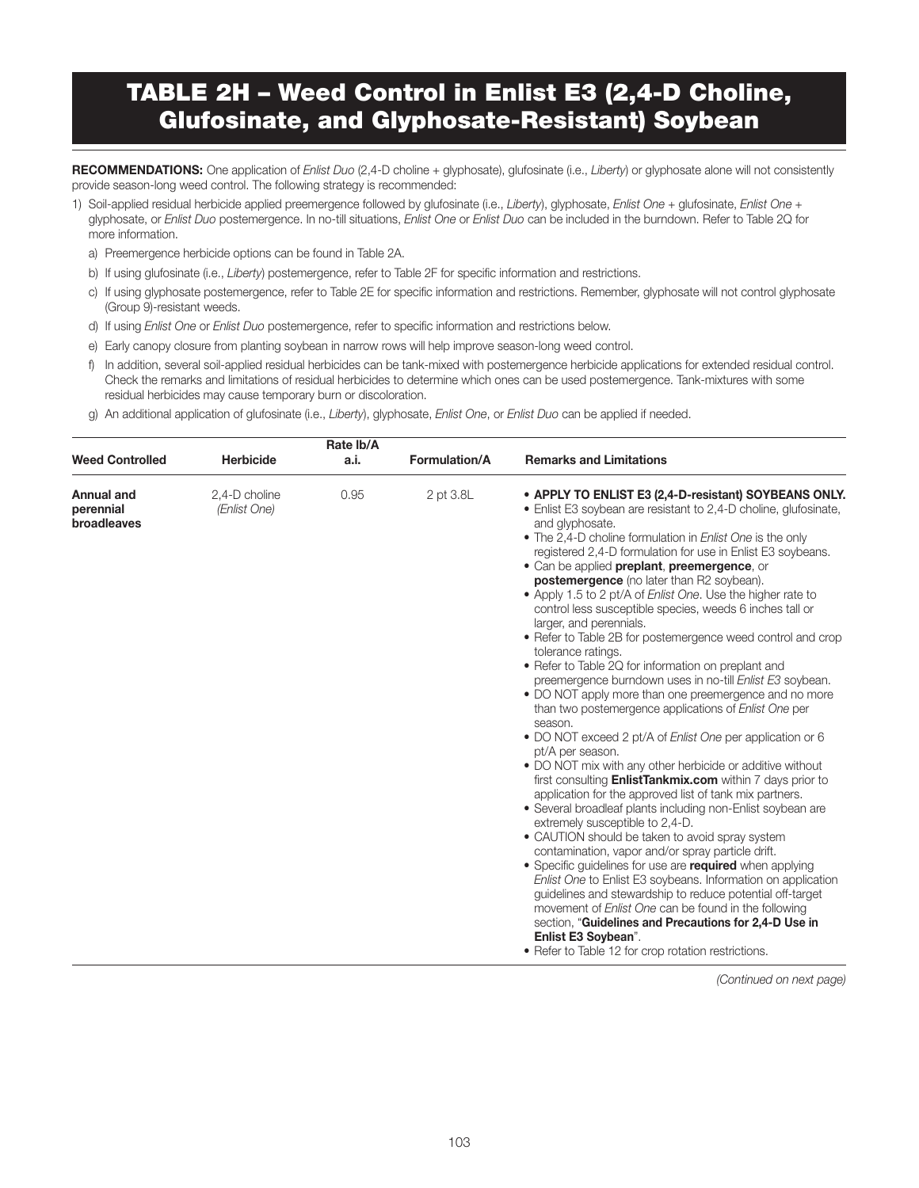# TABLE 2H – Weed Control in Enlist E3 (2,4-D Choline, Glufosinate, and Glyphosate-Resistant) Soybean

**RECOMMENDATIONS:** One application of *Enlist Duo* (2,4-D choline + glyphosate), glufosinate (i.e., *Liberty*) or glyphosate alone will not consistently provide season-long weed control. The following strategy is recommended:

1) Soil-applied residual herbicide applied preemergence followed by glufosinate (i.e., *Liberty*), glyphosate, *Enlist One* + glufosinate, *Enlist One* + glyphosate, or *Enlist Duo* postemergence. In no-till situations, *Enlist One* or *Enlist Duo* can be included in the burndown. Refer to Table 2Q for more information.
   a) Preemergence herbicide options can be found in Table 2A.
   b) If using glufosinate (i.e., *Liberty*) postemergence, refer to Table 2F for specific information and restrictions.
   c) If using glyphosate postemergence, refer to Table 2E for specific information and restrictions. Remember, glyphosate will not control glyphosate (Group 9)-resistant weeds.
   d) If using *Enlist One* or *Enlist Duo* postemergence, refer to specific information and restrictions below.
   e) Early canopy closure from planting soybean in narrow rows will help improve season-long weed control.
   f) In addition, several soil-applied residual herbicides can be tank-mixed with postemergence herbicide applications for extended residual control. Check the remarks and limitations of residual herbicides to determine which ones can be used postemergence. Tank-mixtures with some residual herbicides may cause temporary burn or discoloration.
   g) An additional application of glufosinate (i.e., *Liberty*), glyphosate, *Enlist One*, or *Enlist Duo* can be applied if needed.

| Weed Controlled | Herbicide | Rate lb/A a.i. | Formulation/A | Remarks and Limitations |
|---|---|---|---|---|
| **Annual and perennial broadleaves** | 2,4-D choline (*Enlist One*) | 0.95 | 2 pt 3.8L | • **APPLY TO ENLIST E3 (2,4-D-resistant) SOYBEANS ONLY.**<br>• Enlist E3 soybean are resistant to 2,4-D choline, glufosinate, and glyphosate.<br>• The 2,4-D choline formulation in *Enlist One* is the only registered 2,4-D formulation for use in Enlist E3 soybeans.<br>• Can be applied **preplant**, **preemergence**, or **postemergence** (no later than R2 soybean).<br>• Apply 1.5 to 2 pt/A of *Enlist One*. Use the higher rate to control less susceptible species, weeds 6 inches tall or larger, and perennials.<br>• Refer to Table 2B for postemergence weed control and crop tolerance ratings.<br>• Refer to Table 2Q for information on preplant and preemergence burndown uses in no-till *Enlist E3* soybean.<br>• DO NOT apply more than one preemergence and no more than two postemergence applications of *Enlist One* per season.<br>• DO NOT exceed 2 pt/A of *Enlist One* per application or 6 pt/A per season.<br>• DO NOT mix with any other herbicide or additive without first consulting **EnlistTankmix.com** within 7 days prior to application for the approved list of tank mix partners.<br>• Several broadleaf plants including non-Enlist soybean are extremely susceptible to 2,4-D.<br>• CAUTION should be taken to avoid spray system contamination, vapor and/or spray particle drift.<br>• Specific guidelines for use are **required** when applying *Enlist One* to Enlist E3 soybeans. Information on application guidelines and stewardship to reduce potential off-target movement of *Enlist One* can be found in the following section, "**Guidelines and Precautions for 2,4-D Use in Enlist E3 Soybean**".<br>• Refer to Table 12 for crop rotation restrictions. |

*(Continued on next page)*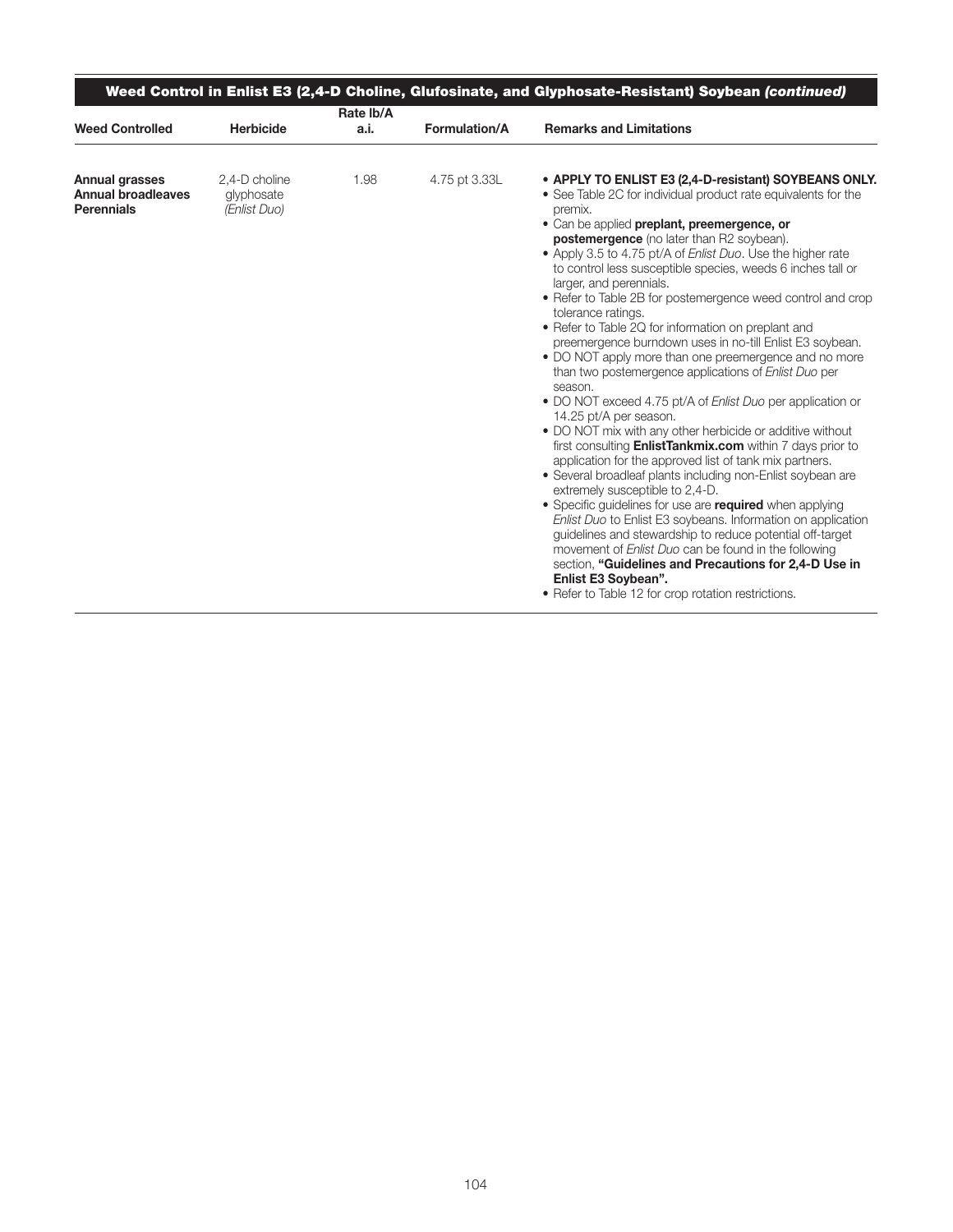## Weed Control in Enlist E3 (2,4-D Choline, Glufosinate, and Glyphosate-Resistant) Soybean *(continued)*

| Weed Controlled | Herbicide | Rate lb/A a.i. | Formulation/A | Remarks and Limitations |
|---|---|---|---|---|
| **Annual grasses**<br>**Annual broadleaves**<br>**Perennials** | 2,4-D choline<br>glyphosate<br>*(Enlist Duo)* | 1.98 | 4.75 pt 3.33L | • **APPLY TO ENLIST E3 (2,4-D-resistant) SOYBEANS ONLY.**<br>• See Table 2C for individual product rate equivalents for the premix.<br>• Can be applied **preplant, preemergence, or postemergence** (no later than R2 soybean).<br>• Apply 3.5 to 4.75 pt/A of *Enlist Duo*. Use the higher rate to control less susceptible species, weeds 6 inches tall or larger, and perennials.<br>• Refer to Table 2B for postemergence weed control and crop tolerance ratings.<br>• Refer to Table 2Q for information on preplant and preemergence burndown uses in no-till Enlist E3 soybean.<br>• DO NOT apply more than one preemergence and no more than two postemergence applications of *Enlist Duo* per season.<br>• DO NOT exceed 4.75 pt/A of *Enlist Duo* per application or 14.25 pt/A per season.<br>• DO NOT mix with any other herbicide or additive without first consulting **EnlistTankmix.com** within 7 days prior to application for the approved list of tank mix partners.<br>• Several broadleaf plants including non-Enlist soybean are extremely susceptible to 2,4-D.<br>• Specific guidelines for use are **required** when applying *Enlist Duo* to Enlist E3 soybeans. Information on application guidelines and stewardship to reduce potential off-target movement of *Enlist Duo* can be found in the following section, **"Guidelines and Precautions for 2,4-D Use in Enlist E3 Soybean".**<br>• Refer to Table 12 for crop rotation restrictions. |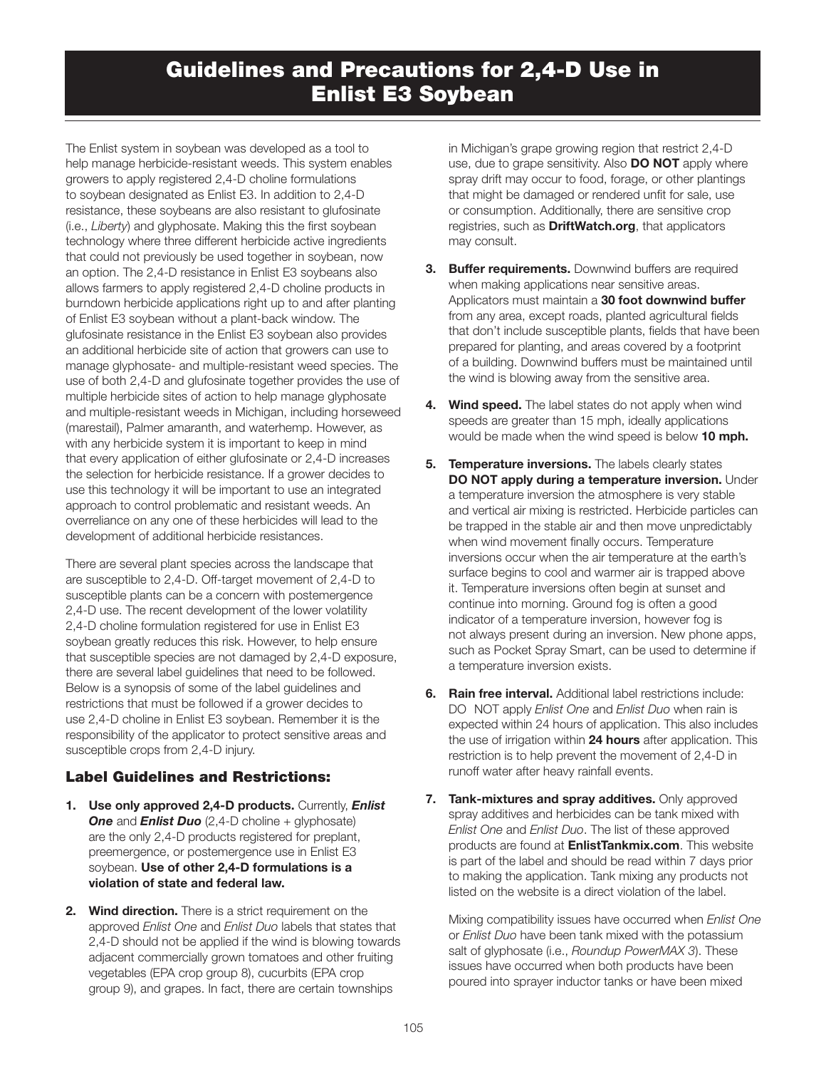# Guidelines and Precautions for 2,4-D Use in Enlist E3 Soybean

The Enlist system in soybean was developed as a tool to help manage herbicide-resistant weeds. This system enables growers to apply registered 2,4-D choline formulations to soybean designated as Enlist E3. In addition to 2,4-D resistance, these soybeans are also resistant to glufosinate (i.e., *Liberty*) and glyphosate. Making this the first soybean technology where three different herbicide active ingredients that could not previously be used together in soybean, now an option. The 2,4-D resistance in Enlist E3 soybeans also allows farmers to apply registered 2,4-D choline products in burndown herbicide applications right up to and after planting of Enlist E3 soybean without a plant-back window. The glufosinate resistance in the Enlist E3 soybean also provides an additional herbicide site of action that growers can use to manage glyphosate- and multiple-resistant weed species. The use of both 2,4-D and glufosinate together provides the use of multiple herbicide sites of action to help manage glyphosate and multiple-resistant weeds in Michigan, including horseweed (marestail), Palmer amaranth, and waterhemp. However, as with any herbicide system it is important to keep in mind that every application of either glufosinate or 2,4-D increases the selection for herbicide resistance. If a grower decides to use this technology it will be important to use an integrated approach to control problematic and resistant weeds. An overreliance on any one of these herbicides will lead to the development of additional herbicide resistances.

There are several plant species across the landscape that are susceptible to 2,4-D. Off-target movement of 2,4-D to susceptible plants can be a concern with postemergence 2,4-D use. The recent development of the lower volatility 2,4-D choline formulation registered for use in Enlist E3 soybean greatly reduces this risk. However, to help ensure that susceptible species are not damaged by 2,4-D exposure, there are several label guidelines that need to be followed. Below is a synopsis of some of the label guidelines and restrictions that must be followed if a grower decides to use 2,4-D choline in Enlist E3 soybean. Remember it is the responsibility of the applicator to protect sensitive areas and susceptible crops from 2,4-D injury.

## Label Guidelines and Restrictions:

1. **Use only approved 2,4-D products.** Currently, ***Enlist One*** and ***Enlist Duo*** (2,4-D choline + glyphosate) are the only 2,4-D products registered for preplant, preemergence, or postemergence use in Enlist E3 soybean. **Use of other 2,4-D formulations is a violation of state and federal law.**

2. **Wind direction.** There is a strict requirement on the approved *Enlist One* and *Enlist Duo* labels that states that 2,4-D should not be applied if the wind is blowing towards adjacent commercially grown tomatoes and other fruiting vegetables (EPA crop group 8), cucurbits (EPA crop group 9), and grapes. In fact, there are certain townships in Michigan's grape growing region that restrict 2,4-D use, due to grape sensitivity. Also **DO NOT** apply where spray drift may occur to food, forage, or other plantings that might be damaged or rendered unfit for sale, use or consumption. Additionally, there are sensitive crop registries, such as **DriftWatch.org**, that applicators may consult.

3. **Buffer requirements.** Downwind buffers are required when making applications near sensitive areas. Applicators must maintain a **30 foot downwind buffer** from any area, except roads, planted agricultural fields that don't include susceptible plants, fields that have been prepared for planting, and areas covered by a footprint of a building. Downwind buffers must be maintained until the wind is blowing away from the sensitive area.

4. **Wind speed.** The label states do not apply when wind speeds are greater than 15 mph, ideally applications would be made when the wind speed is below **10 mph.**

5. **Temperature inversions.** The labels clearly states **DO NOT apply during a temperature inversion.** Under a temperature inversion the atmosphere is very stable and vertical air mixing is restricted. Herbicide particles can be trapped in the stable air and then move unpredictably when wind movement finally occurs. Temperature inversions occur when the air temperature at the earth's surface begins to cool and warmer air is trapped above it. Temperature inversions often begin at sunset and continue into morning. Ground fog is often a good indicator of a temperature inversion, however fog is not always present during an inversion. New phone apps, such as Pocket Spray Smart, can be used to determine if a temperature inversion exists.

6. **Rain free interval.** Additional label restrictions include: DO NOT apply *Enlist One* and *Enlist Duo* when rain is expected within 24 hours of application. This also includes the use of irrigation within **24 hours** after application. This restriction is to help prevent the movement of 2,4-D in runoff water after heavy rainfall events.

7. **Tank-mixtures and spray additives.** Only approved spray additives and herbicides can be tank mixed with *Enlist One* and *Enlist Duo*. The list of these approved products are found at **EnlistTankmix.com**. This website is part of the label and should be read within 7 days prior to making the application. Tank mixing any products not listed on the website is a direct violation of the label.

   Mixing compatibility issues have occurred when *Enlist One* or *Enlist Duo* have been tank mixed with the potassium salt of glyphosate (i.e., *Roundup PowerMAX 3*). These issues have occurred when both products have been poured into sprayer inductor tanks or have been mixed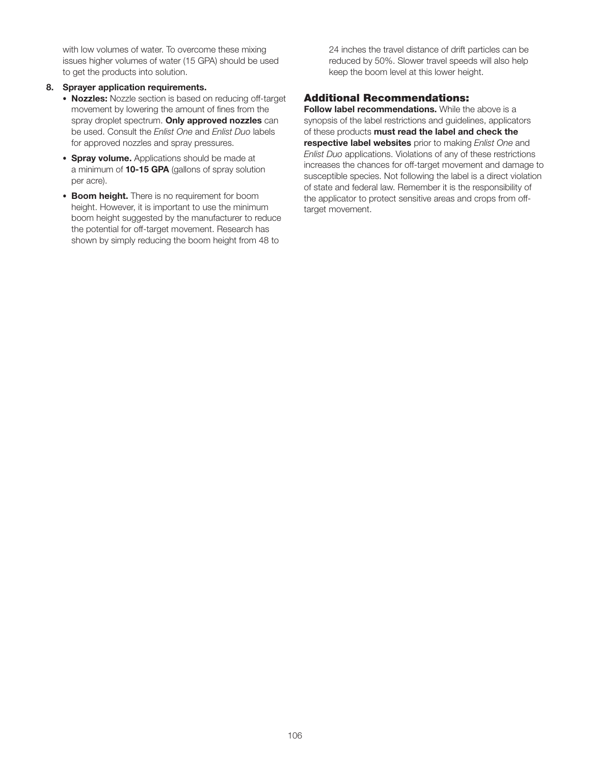with low volumes of water. To overcome these mixing issues higher volumes of water (15 GPA) should be used to get the products into solution.

8. **Sprayer application requirements.**
   - **Nozzles:** Nozzle section is based on reducing off-target movement by lowering the amount of fines from the spray droplet spectrum. **Only approved nozzles** can be used. Consult the *Enlist One* and *Enlist Duo* labels for approved nozzles and spray pressures.
   - **Spray volume.** Applications should be made at a minimum of **10-15 GPA** (gallons of spray solution per acre).
   - **Boom height.** There is no requirement for boom height. However, it is important to use the minimum boom height suggested by the manufacturer to reduce the potential for off-target movement. Research has shown by simply reducing the boom height from 48 to 24 inches the travel distance of drift particles can be reduced by 50%. Slower travel speeds will also help keep the boom level at this lower height.

## Additional Recommendations:

**Follow label recommendations.** While the above is a synopsis of the label restrictions and guidelines, applicators of these products **must read the label and check the respective label websites** prior to making *Enlist One* and *Enlist Duo* applications. Violations of any of these restrictions increases the chances for off-target movement and damage to susceptible species. Not following the label is a direct violation of state and federal law. Remember it is the responsibility of the applicator to protect sensitive areas and crops from off-target movement.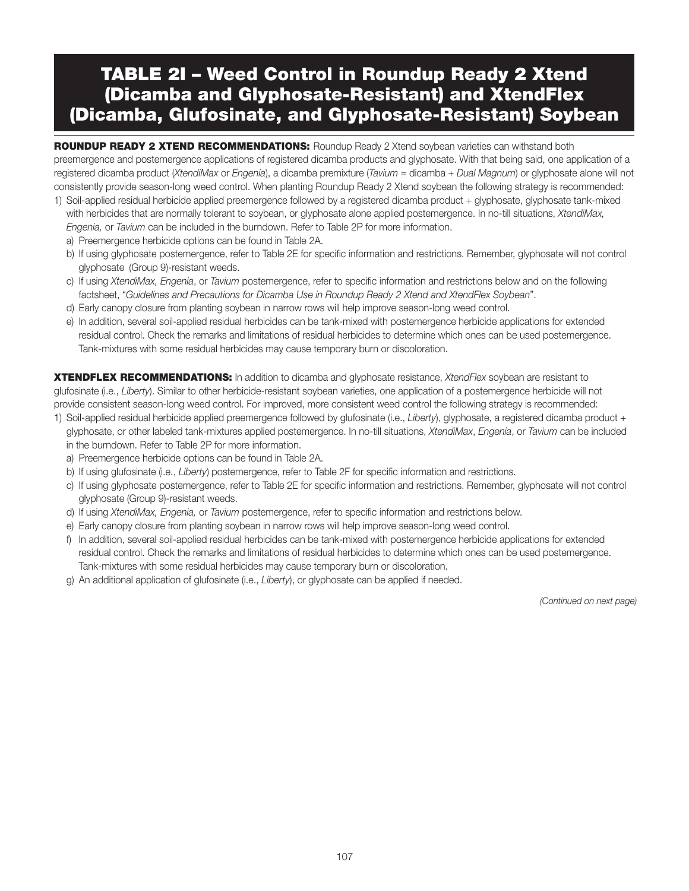# TABLE 2I – Weed Control in Roundup Ready 2 Xtend (Dicamba and Glyphosate-Resistant) and XtendFlex (Dicamba, Glufosinate, and Glyphosate-Resistant) Soybean

**ROUNDUP READY 2 XTEND RECOMMENDATIONS:** Roundup Ready 2 Xtend soybean varieties can withstand both preemergence and postemergence applications of registered dicamba products and glyphosate. With that being said, one application of a registered dicamba product (*XtendiMax* or *Engenia*), a dicamba premixture (*Tavium* = dicamba + *Dual Magnum*) or glyphosate alone will not consistently provide season-long weed control. When planting Roundup Ready 2 Xtend soybean the following strategy is recommended:

1) Soil-applied residual herbicide applied preemergence followed by a registered dicamba product + glyphosate, glyphosate tank-mixed with herbicides that are normally tolerant to soybean, or glyphosate alone applied postemergence. In no-till situations, *XtendiMax, Engenia,* or *Tavium* can be included in the burndown. Refer to Table 2P for more information.
   a) Preemergence herbicide options can be found in Table 2A.
   b) If using glyphosate postemergence, refer to Table 2E for specific information and restrictions. Remember, glyphosate will not control glyphosate (Group 9)-resistant weeds.
   c) If using *XtendiMax, Engenia*, or *Tavium* postemergence, refer to specific information and restrictions below and on the following factsheet, "*Guidelines and Precautions for Dicamba Use in Roundup Ready 2 Xtend and XtendFlex Soybean*".
   d) Early canopy closure from planting soybean in narrow rows will help improve season-long weed control.
   e) In addition, several soil-applied residual herbicides can be tank-mixed with postemergence herbicide applications for extended residual control. Check the remarks and limitations of residual herbicides to determine which ones can be used postemergence. Tank-mixtures with some residual herbicides may cause temporary burn or discoloration.

**XTENDFLEX RECOMMENDATIONS:** In addition to dicamba and glyphosate resistance, *XtendFlex* soybean are resistant to glufosinate (i.e., *Liberty*). Similar to other herbicide-resistant soybean varieties, one application of a postemergence herbicide will not provide consistent season-long weed control. For improved, more consistent weed control the following strategy is recommended:

1) Soil-applied residual herbicide applied preemergence followed by glufosinate (i.e., *Liberty*), glyphosate, a registered dicamba product + glyphosate, or other labeled tank-mixtures applied postemergence. In no-till situations, *XtendiMax*, *Engenia*, or *Tavium* can be included in the burndown. Refer to Table 2P for more information.
   a) Preemergence herbicide options can be found in Table 2A.
   b) If using glufosinate (i.e., *Liberty*) postemergence, refer to Table 2F for specific information and restrictions.
   c) If using glyphosate postemergence, refer to Table 2E for specific information and restrictions. Remember, glyphosate will not control glyphosate (Group 9)-resistant weeds.
   d) If using *XtendiMax, Engenia,* or *Tavium* postemergence, refer to specific information and restrictions below.
   e) Early canopy closure from planting soybean in narrow rows will help improve season-long weed control.
   f) In addition, several soil-applied residual herbicides can be tank-mixed with postemergence herbicide applications for extended residual control. Check the remarks and limitations of residual herbicides to determine which ones can be used postemergence. Tank-mixtures with some residual herbicides may cause temporary burn or discoloration.
   g) An additional application of glufosinate (i.e., *Liberty*), or glyphosate can be applied if needed.

*(Continued on next page)*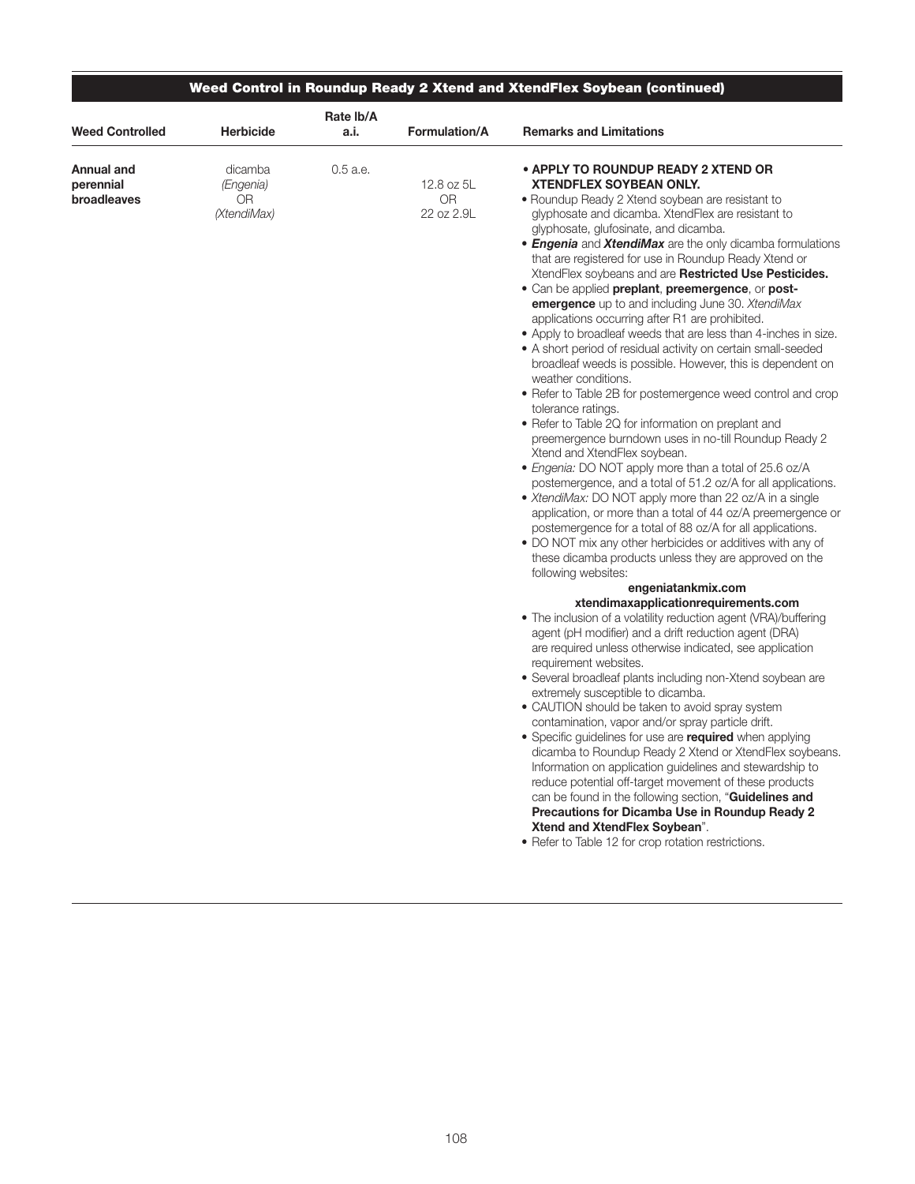## Weed Control in Roundup Ready 2 Xtend and XtendFlex Soybean (continued)

| Weed Controlled | Herbicide | Rate lb/A a.i. | Formulation/A | Remarks and Limitations |
|---|---|---|---|---|
| **Annual and perennial broadleaves** | dicamba *(Engenia)* OR *(XtendiMax)* | 0.5 a.e. | 12.8 oz 5L OR 22 oz 2.9L | • **APPLY TO ROUNDUP READY 2 XTEND OR XTENDFLEX SOYBEAN ONLY.**<br>• Roundup Ready 2 Xtend soybean are resistant to glyphosate and dicamba. XtendFlex are resistant to glyphosate, glufosinate, and dicamba.<br>• ***Engenia*** and ***XtendiMax*** are the only dicamba formulations that are registered for use in Roundup Ready Xtend or XtendFlex soybeans and are **Restricted Use Pesticides.**<br>• Can be applied **preplant**, **preemergence**, or **post-emergence** up to and including June 30. *XtendiMax* applications occurring after R1 are prohibited.<br>• Apply to broadleaf weeds that are less than 4-inches in size.<br>• A short period of residual activity on certain small-seeded broadleaf weeds is possible. However, this is dependent on weather conditions.<br>• Refer to Table 2B for postemergence weed control and crop tolerance ratings.<br>• Refer to Table 2Q for information on preplant and preemergence burndown uses in no-till Roundup Ready 2 Xtend and XtendFlex soybean.<br>• *Engenia:* DO NOT apply more than a total of 25.6 oz/A postemergence, and a total of 51.2 oz/A for all applications.<br>• *XtendiMax:* DO NOT apply more than 22 oz/A in a single application, or more than a total of 44 oz/A preemergence or postemergence for a total of 88 oz/A for all applications.<br>• DO NOT mix any other herbicides or additives with any of these dicamba products unless they are approved on the following websites:<br>**engeniatankmix.com**<br>**xtendimaxapplicationrequirements.com**<br>• The inclusion of a volatility reduction agent (VRA)/buffering agent (pH modifier) and a drift reduction agent (DRA) are required unless otherwise indicated, see application requirement websites.<br>• Several broadleaf plants including non-Xtend soybean are extremely susceptible to dicamba.<br>• CAUTION should be taken to avoid spray system contamination, vapor and/or spray particle drift.<br>• Specific guidelines for use are **required** when applying dicamba to Roundup Ready 2 Xtend or XtendFlex soybeans. Information on application guidelines and stewardship to reduce potential off-target movement of these products can be found in the following section, "**Guidelines and Precautions for Dicamba Use in Roundup Ready 2 Xtend and XtendFlex Soybean**".<br>• Refer to Table 12 for crop rotation restrictions. |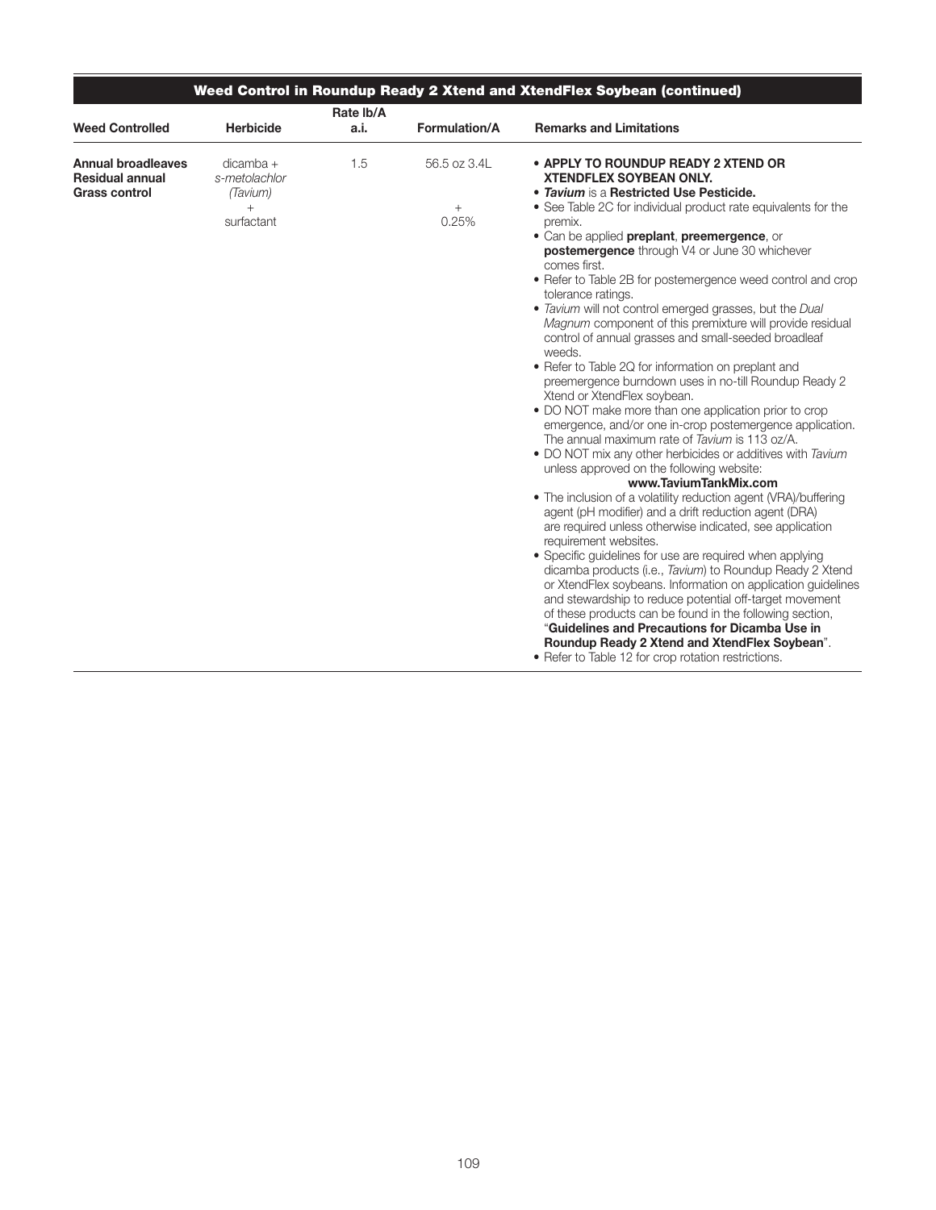## Weed Control in Roundup Ready 2 Xtend and XtendFlex Soybean (continued)

| Weed Controlled | Herbicide | Rate lb/A a.i. | Formulation/A | Remarks and Limitations |
|---|---|---|---|---|
| **Annual broadleaves Residual annual Grass control** | dicamba + *s-metolachlor* *(Tavium)* + surfactant | 1.5 | 56.5 oz 3.4L + 0.25% | • **APPLY TO ROUNDUP READY 2 XTEND OR XTENDFLEX SOYBEAN ONLY.**<br>• ***Tavium*** is a **Restricted Use Pesticide.**<br>• See Table 2C for individual product rate equivalents for the premix.<br>• Can be applied **preplant**, **preemergence**, or **postemergence** through V4 or June 30 whichever comes first.<br>• Refer to Table 2B for postemergence weed control and crop tolerance ratings.<br>• *Tavium* will not control emerged grasses, but the *Dual Magnum* component of this premixture will provide residual control of annual grasses and small-seeded broadleaf weeds.<br>• Refer to Table 2Q for information on preplant and preemergence burndown uses in no-till Roundup Ready 2 Xtend or XtendFlex soybean.<br>• DO NOT make more than one application prior to crop emergence, and/or one in-crop postemergence application. The annual maximum rate of *Tavium* is 113 oz/A.<br>• DO NOT mix any other herbicides or additives with *Tavium* unless approved on the following website: **www.TaviumTankMix.com**<br>• The inclusion of a volatility reduction agent (VRA)/buffering agent (pH modifier) and a drift reduction agent (DRA) are required unless otherwise indicated, see application requirement websites.<br>• Specific guidelines for use are required when applying dicamba products (i.e., *Tavium*) to Roundup Ready 2 Xtend or XtendFlex soybeans. Information on application guidelines and stewardship to reduce potential off-target movement of these products can be found in the following section, "**Guidelines and Precautions for Dicamba Use in Roundup Ready 2 Xtend and XtendFlex Soybean**".<br>• Refer to Table 12 for crop rotation restrictions. |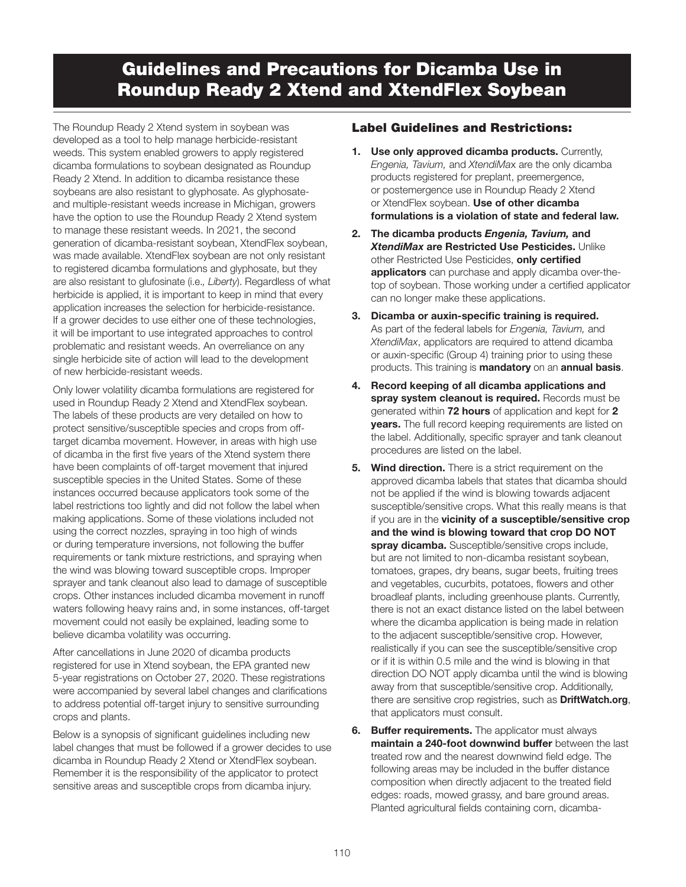# Guidelines and Precautions for Dicamba Use in Roundup Ready 2 Xtend and XtendFlex Soybean

The Roundup Ready 2 Xtend system in soybean was developed as a tool to help manage herbicide-resistant weeds. This system enabled growers to apply registered dicamba formulations to soybean designated as Roundup Ready 2 Xtend. In addition to dicamba resistance these soybeans are also resistant to glyphosate. As glyphosate- and multiple-resistant weeds increase in Michigan, growers have the option to use the Roundup Ready 2 Xtend system to manage these resistant weeds. In 2021, the second generation of dicamba-resistant soybean, XtendFlex soybean, was made available. XtendFlex soybean are not only resistant to registered dicamba formulations and glyphosate, but they are also resistant to glufosinate (i.e*., Liberty*). Regardless of what herbicide is applied, it is important to keep in mind that every application increases the selection for herbicide-resistance. If a grower decides to use either one of these technologies, it will be important to use integrated approaches to control problematic and resistant weeds. An overreliance on any single herbicide site of action will lead to the development of new herbicide-resistant weeds.

Only lower volatility dicamba formulations are registered for used in Roundup Ready 2 Xtend and XtendFlex soybean. The labels of these products are very detailed on how to protect sensitive/susceptible species and crops from off-target dicamba movement. However, in areas with high use of dicamba in the first five years of the Xtend system there have been complaints of off-target movement that injured susceptible species in the United States. Some of these instances occurred because applicators took some of the label restrictions too lightly and did not follow the label when making applications. Some of these violations included not using the correct nozzles, spraying in too high of winds or during temperature inversions, not following the buffer requirements or tank mixture restrictions, and spraying when the wind was blowing toward susceptible crops. Improper sprayer and tank cleanout also lead to damage of susceptible crops. Other instances included dicamba movement in runoff waters following heavy rains and, in some instances, off-target movement could not easily be explained, leading some to believe dicamba volatility was occurring.

After cancellations in June 2020 of dicamba products registered for use in Xtend soybean, the EPA granted new 5-year registrations on October 27, 2020. These registrations were accompanied by several label changes and clarifications to address potential off-target injury to sensitive surrounding crops and plants.

Below is a synopsis of significant guidelines including new label changes that must be followed if a grower decides to use dicamba in Roundup Ready 2 Xtend or XtendFlex soybean. Remember it is the responsibility of the applicator to protect sensitive areas and susceptible crops from dicamba injury.

## Label Guidelines and Restrictions:

1. **Use only approved dicamba products.** Currently, *Engenia, Tavium,* and *XtendiMax* are the only dicamba products registered for preplant, preemergence, or postemergence use in Roundup Ready 2 Xtend or XtendFlex soybean. **Use of other dicamba formulations is a violation of state and federal law.**
2. **The dicamba products *Engenia, Tavium,* and *XtendiMax* are Restricted Use Pesticides.** Unlike other Restricted Use Pesticides, **only certified applicators** can purchase and apply dicamba over-the-top of soybean. Those working under a certified applicator can no longer make these applications.
3. **Dicamba or auxin-specific training is required.** As part of the federal labels for *Engenia, Tavium,* and *XtendiMax*, applicators are required to attend dicamba or auxin-specific (Group 4) training prior to using these products. This training is **mandatory** on an **annual basis**.
4. **Record keeping of all dicamba applications and spray system cleanout is required.** Records must be generated within **72 hours** of application and kept for **2 years.** The full record keeping requirements are listed on the label. Additionally, specific sprayer and tank cleanout procedures are listed on the label.
5. **Wind direction.** There is a strict requirement on the approved dicamba labels that states that dicamba should not be applied if the wind is blowing towards adjacent susceptible/sensitive crops. What this really means is that if you are in the **vicinity of a susceptible/sensitive crop and the wind is blowing toward that crop DO NOT spray dicamba.** Susceptible/sensitive crops include, but are not limited to non-dicamba resistant soybean, tomatoes, grapes, dry beans, sugar beets, fruiting trees and vegetables, cucurbits, potatoes, flowers and other broadleaf plants, including greenhouse plants. Currently, there is not an exact distance listed on the label between where the dicamba application is being made in relation to the adjacent susceptible/sensitive crop. However, realistically if you can see the susceptible/sensitive crop or if it is within 0.5 mile and the wind is blowing in that direction DO NOT apply dicamba until the wind is blowing away from that susceptible/sensitive crop. Additionally, there are sensitive crop registries, such as **DriftWatch.org**, that applicators must consult.
6. **Buffer requirements.** The applicator must always **maintain a 240-foot downwind buffer** between the last treated row and the nearest downwind field edge. The following areas may be included in the buffer distance composition when directly adjacent to the treated field edges: roads, mowed grassy, and bare ground areas. Planted agricultural fields containing corn, dicamba-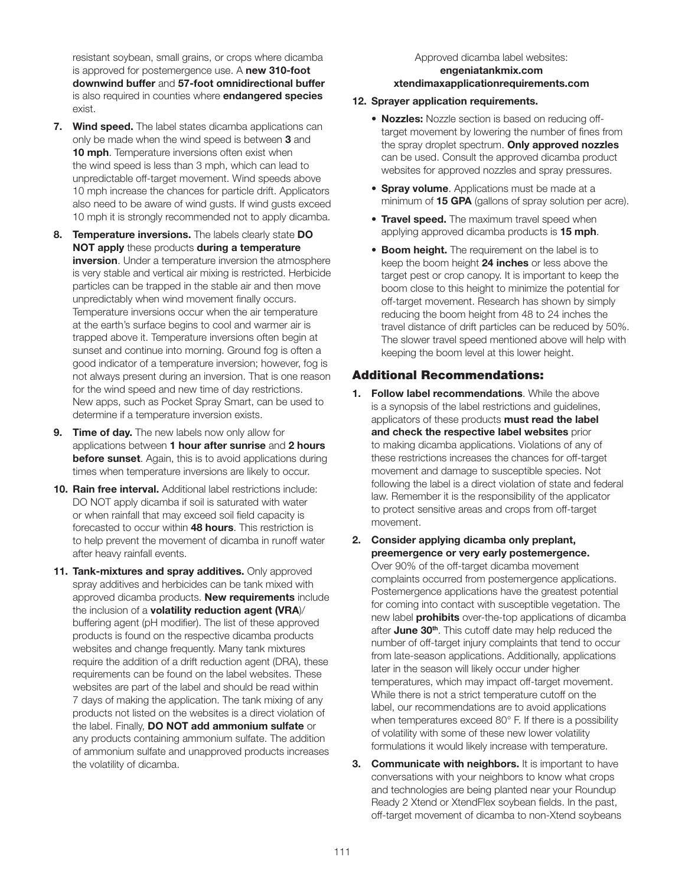resistant soybean, small grains, or crops where dicamba is approved for postemergence use. A **new 310-foot downwind buffer** and **57-foot omnidirectional buffer** is also required in counties where **endangered species** exist.

7. **Wind speed.** The label states dicamba applications can only be made when the wind speed is between **3** and **10 mph**. Temperature inversions often exist when the wind speed is less than 3 mph, which can lead to unpredictable off-target movement. Wind speeds above 10 mph increase the chances for particle drift. Applicators also need to be aware of wind gusts. If wind gusts exceed 10 mph it is strongly recommended not to apply dicamba.

8. **Temperature inversions.** The labels clearly state **DO NOT apply** these products **during a temperature inversion**. Under a temperature inversion the atmosphere is very stable and vertical air mixing is restricted. Herbicide particles can be trapped in the stable air and then move unpredictably when wind movement finally occurs. Temperature inversions occur when the air temperature at the earth's surface begins to cool and warmer air is trapped above it. Temperature inversions often begin at sunset and continue into morning. Ground fog is often a good indicator of a temperature inversion; however, fog is not always present during an inversion. That is one reason for the wind speed and new time of day restrictions. New apps, such as Pocket Spray Smart, can be used to determine if a temperature inversion exists.

9. **Time of day.** The new labels now only allow for applications between **1 hour after sunrise** and **2 hours before sunset**. Again, this is to avoid applications during times when temperature inversions are likely to occur.

10. **Rain free interval.** Additional label restrictions include: DO NOT apply dicamba if soil is saturated with water or when rainfall that may exceed soil field capacity is forecasted to occur within **48 hours**. This restriction is to help prevent the movement of dicamba in runoff water after heavy rainfall events.

11. **Tank-mixtures and spray additives.** Only approved spray additives and herbicides can be tank mixed with approved dicamba products. **New requirements** include the inclusion of a **volatility reduction agent (VRA)**/ buffering agent (pH modifier). The list of these approved products is found on the respective dicamba products websites and change frequently. Many tank mixtures require the addition of a drift reduction agent (DRA), these requirements can be found on the label websites. These websites are part of the label and should be read within 7 days of making the application. The tank mixing of any products not listed on the websites is a direct violation of the label. Finally, **DO NOT add ammonium sulfate** or any products containing ammonium sulfate. The addition of ammonium sulfate and unapproved products increases the volatility of dicamba.

Approved dicamba label websites:
**engeniatankmix.com**
**xtendimaxapplicationrequirements.com**

12. **Sprayer application requirements.**
    - **Nozzles:** Nozzle section is based on reducing off-target movement by lowering the number of fines from the spray droplet spectrum. **Only approved nozzles** can be used. Consult the approved dicamba product websites for approved nozzles and spray pressures.
    - **Spray volume**. Applications must be made at a minimum of **15 GPA** (gallons of spray solution per acre).
    - **Travel speed.** The maximum travel speed when applying approved dicamba products is **15 mph**.
    - **Boom height.** The requirement on the label is to keep the boom height **24 inches** or less above the target pest or crop canopy. It is important to keep the boom close to this height to minimize the potential for off-target movement. Research has shown by simply reducing the boom height from 48 to 24 inches the travel distance of drift particles can be reduced by 50%. The slower travel speed mentioned above will help with keeping the boom level at this lower height.

## Additional Recommendations:

1. **Follow label recommendations**. While the above is a synopsis of the label restrictions and guidelines, applicators of these products **must read the label and check the respective label websites** prior to making dicamba applications. Violations of any of these restrictions increases the chances for off-target movement and damage to susceptible species. Not following the label is a direct violation of state and federal law. Remember it is the responsibility of the applicator to protect sensitive areas and crops from off-target movement.

2. **Consider applying dicamba only preplant, preemergence or very early postemergence.** Over 90% of the off-target dicamba movement complaints occurred from postemergence applications. Postemergence applications have the greatest potential for coming into contact with susceptible vegetation. The new label **prohibits** over-the-top applications of dicamba after **June 30th**. This cutoff date may help reduced the number of off-target injury complaints that tend to occur from late-season applications. Additionally, applications later in the season will likely occur under higher temperatures, which may impact off-target movement. While there is not a strict temperature cutoff on the label, our recommendations are to avoid applications when temperatures exceed 80° F. If there is a possibility of volatility with some of these new lower volatility formulations it would likely increase with temperature.

3. **Communicate with neighbors.** It is important to have conversations with your neighbors to know what crops and technologies are being planted near your Roundup Ready 2 Xtend or XtendFlex soybean fields. In the past, off-target movement of dicamba to non-Xtend soybeans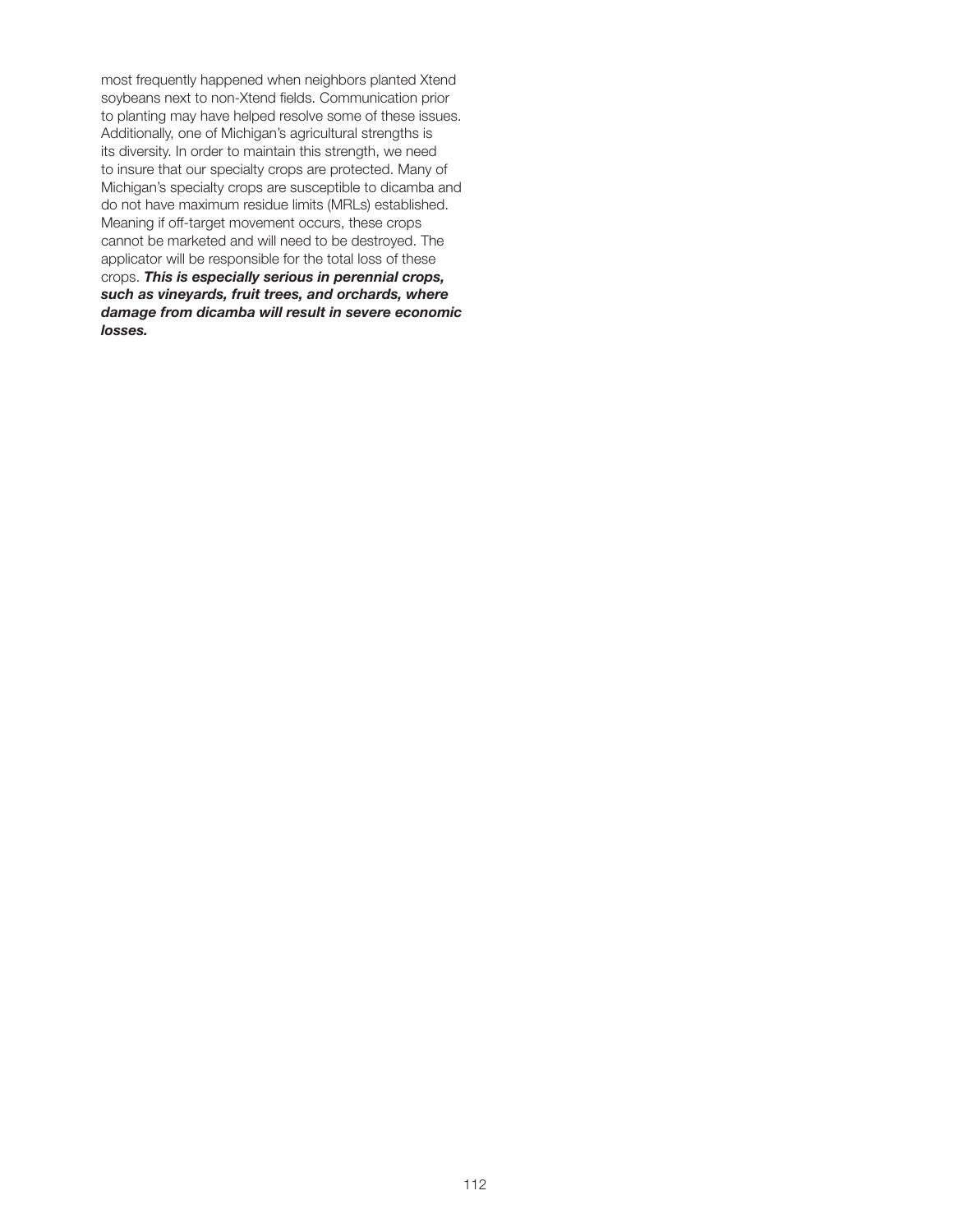most frequently happened when neighbors planted Xtend soybeans next to non-Xtend fields. Communication prior to planting may have helped resolve some of these issues. Additionally, one of Michigan's agricultural strengths is its diversity. In order to maintain this strength, we need to insure that our specialty crops are protected. Many of Michigan's specialty crops are susceptible to dicamba and do not have maximum residue limits (MRLs) established. Meaning if off-target movement occurs, these crops cannot be marketed and will need to be destroyed. The applicator will be responsible for the total loss of these crops. ***This is especially serious in perennial crops, such as vineyards, fruit trees, and orchards, where damage from dicamba will result in severe economic losses.***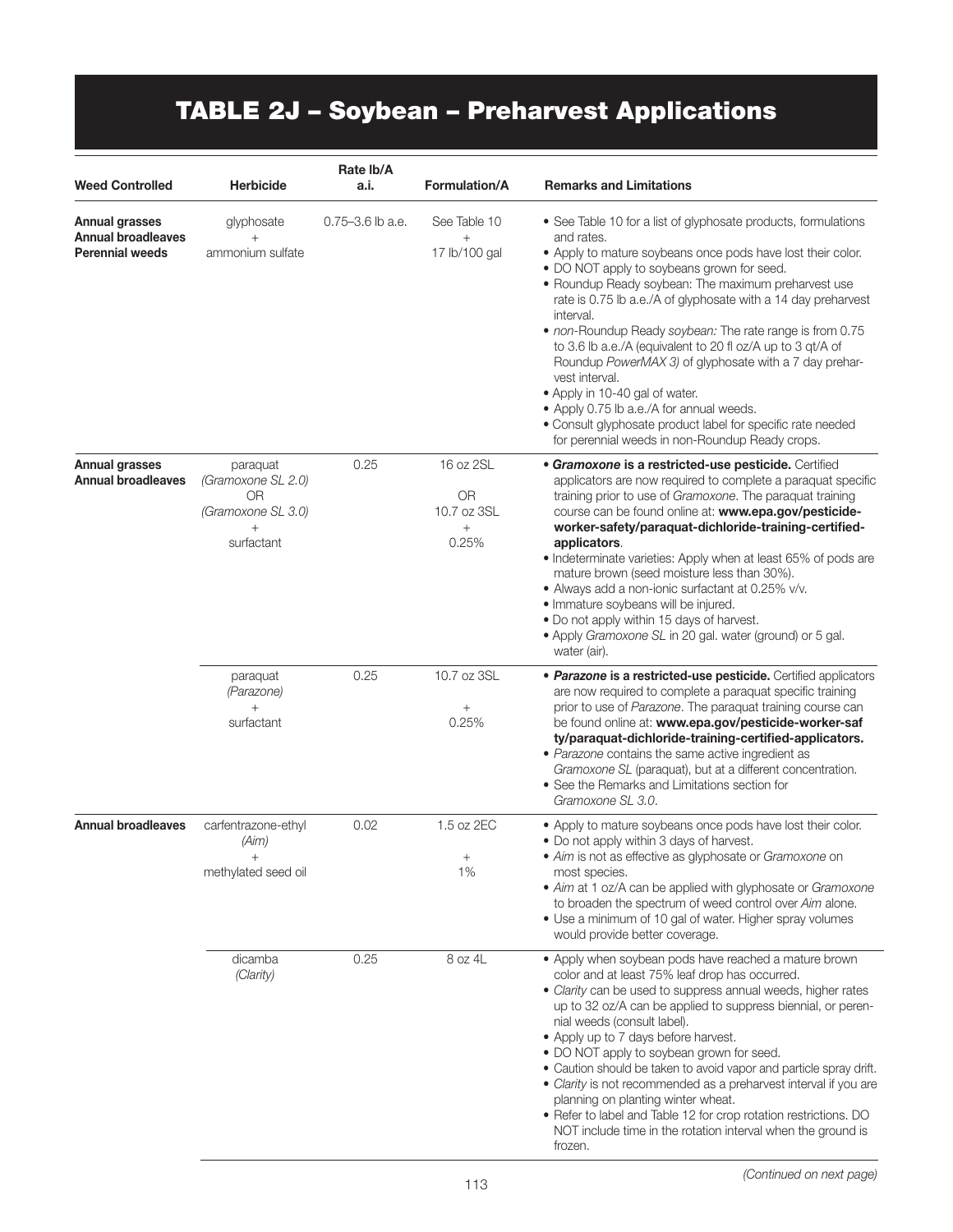# TABLE 2J – Soybean – Preharvest Applications

| Weed Controlled | Herbicide | Rate lb/A a.i. | Formulation/A | Remarks and Limitations |
|---|---|---|---|---|
| **Annual grasses**<br>**Annual broadleaves**<br>**Perennial weeds** | glyphosate<br>+<br>ammonium sulfate | 0.75–3.6 lb a.e. | See Table 10<br>+<br>17 lb/100 gal | • See Table 10 for a list of glyphosate products, formulations and rates.<br>• Apply to mature soybeans once pods have lost their color.<br>• DO NOT apply to soybeans grown for seed.<br>• Roundup Ready soybean: The maximum preharvest use rate is 0.75 lb a.e./A of glyphosate with a 14 day preharvest interval.<br>• *non*-Roundup Ready *soybean:* The rate range is from 0.75 to 3.6 lb a.e./A (equivalent to 20 fl oz/A up to 3 qt/A of Roundup *PowerMAX 3)* of glyphosate with a 7 day preharvest interval.<br>• Apply in 10-40 gal of water.<br>• Apply 0.75 lb a.e./A for annual weeds.<br>• Consult glyphosate product label for specific rate needed for perennial weeds in non-Roundup Ready crops. |
| **Annual grasses**<br>**Annual broadleaves** | paraquat<br>*(Gramoxone SL 2.0)*<br>OR<br>*(Gramoxone SL 3.0)*<br>+<br>surfactant | 0.25 | 16 oz 2SL<br>OR<br>10.7 oz 3SL<br>+<br>0.25% | • ***Gramoxone* is a restricted-use pesticide.** Certified applicators are now required to complete a paraquat specific training prior to use of *Gramoxone*. The paraquat training course can be found online at: **www.epa.gov/pesticide-worker-safety/paraquat-dichloride-training-certified-applicators**.<br>• Indeterminate varieties: Apply when at least 65% of pods are mature brown (seed moisture less than 30%).<br>• Always add a non-ionic surfactant at 0.25% v/v.<br>• Immature soybeans will be injured.<br>• Do not apply within 15 days of harvest.<br>• Apply *Gramoxone SL* in 20 gal. water (ground) or 5 gal. water (air). |
| | paraquat<br>*(Parazone)*<br>+<br>surfactant | 0.25 | 10.7 oz 3SL<br>+<br>0.25% | • ***Parazone* is a restricted-use pesticide.** Certified applicators are now required to complete a paraquat specific training prior to use of *Parazone*. The paraquat training course can be found online at: **www.epa.gov/pesticide-worker-saf ty/paraquat-dichloride-training-certified-applicators.**<br>• *Parazone* contains the same active ingredient as *Gramoxone SL* (paraquat), but at a different concentration.<br>• See the Remarks and Limitations section for *Gramoxone SL 3.0*. |
| **Annual broadleaves** | carfentrazone-ethyl<br>*(Aim)*<br>+<br>methylated seed oil | 0.02 | 1.5 oz 2EC<br>+<br>1% | • Apply to mature soybeans once pods have lost their color.<br>• Do not apply within 3 days of harvest.<br>• *Aim* is not as effective as glyphosate or *Gramoxone* on most species.<br>• *Aim* at 1 oz/A can be applied with glyphosate or *Gramoxone* to broaden the spectrum of weed control over *Aim* alone.<br>• Use a minimum of 10 gal of water. Higher spray volumes would provide better coverage. |
| | dicamba<br>*(Clarity)* | 0.25 | 8 oz 4L | • Apply when soybean pods have reached a mature brown color and at least 75% leaf drop has occurred.<br>• *Clarity* can be used to suppress annual weeds, higher rates up to 32 oz/A can be applied to suppress biennial, or perennial weeds (consult label).<br>• Apply up to 7 days before harvest.<br>• DO NOT apply to soybean grown for seed.<br>• Caution should be taken to avoid vapor and particle spray drift.<br>• *Clarity* is not recommended as a preharvest interval if you are planning on planting winter wheat.<br>• Refer to label and Table 12 for crop rotation restrictions. DO NOT include time in the rotation interval when the ground is frozen. |

*(Continued on next page)*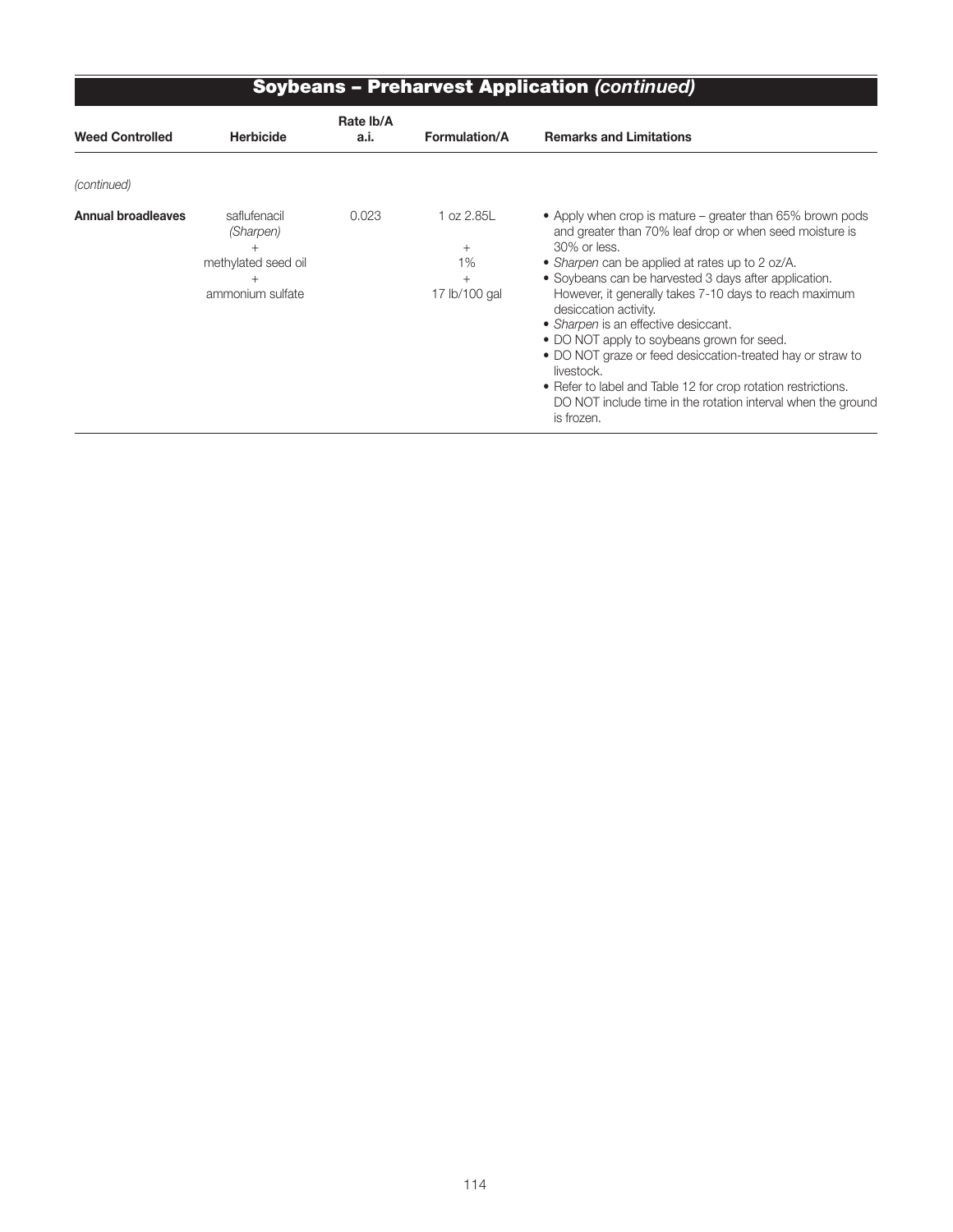## Soybeans – Preharvest Application *(continued)*

| Weed Controlled | Herbicide | Rate lb/A a.i. | Formulation/A | Remarks and Limitations |
|---|---|---|---|---|
| *(continued)* | | | | |
| **Annual broadleaves** | saflufenacil *(Sharpen)* + methylated seed oil + ammonium sulfate | 0.023 | 1 oz 2.85L + 1% + 17 lb/100 gal | • Apply when crop is mature – greater than 65% brown pods and greater than 70% leaf drop or when seed moisture is 30% or less. • *Sharpen* can be applied at rates up to 2 oz/A. • Soybeans can be harvested 3 days after application. However, it generally takes 7-10 days to reach maximum desiccation activity. • *Sharpen* is an effective desiccant. • DO NOT apply to soybeans grown for seed. • DO NOT graze or feed desiccation-treated hay or straw to livestock. • Refer to label and Table 12 for crop rotation restrictions. DO NOT include time in the rotation interval when the ground is frozen. |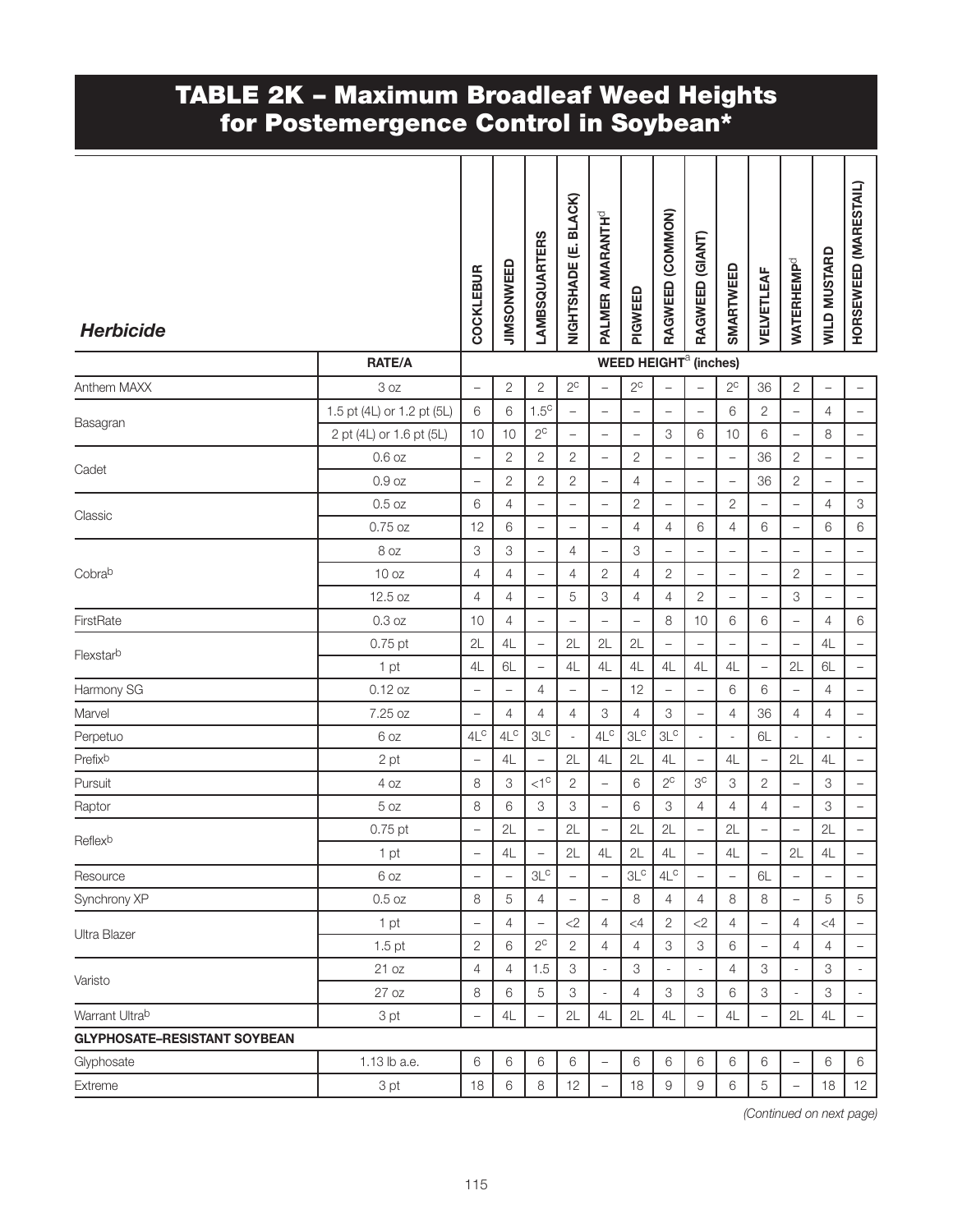# TABLE 2K – Maximum Broadleaf Weed Heights for Postemergence Control in Soybean*

| *Herbicide* | | COCKLEBUR | JIMSONWEED | LAMBSQUARTERS | NIGHTSHADE (E. BLACK) | PALMER AMARANTH[d] | PIGWEED | RAGWEED (COMMON) | RAGWEED (GIANT) | SMARTWEED | VELVETLEAF | WATERHEMP[d] | WILD MUSTARD | HORSEWEED (MARESTAIL) |
|---|---|---|---|---|---|---|---|---|---|---|---|---|---|---|
| | **RATE/A** | **WEED HEIGHT[a] (inches)** | | | | | | | | | | | | |
| Anthem MAXX | 3 oz | – | 2 | 2 | 2[C] | – | 2[C] | – | – | 2[C] | 36 | 2 | – | – |
| Basagran | 1.5 pt (4L) or 1.2 pt (5L) | 6 | 6 | 1.5[C] | – | – | – | – | – | 6 | 2 | – | 4 | – |
| | 2 pt (4L) or 1.6 pt (5L) | 10 | 10 | 2[C] | – | – | – | 3 | 6 | 10 | 6 | – | 8 | – |
| Cadet | 0.6 oz | – | 2 | 2 | 2 | – | 2 | – | – | – | 36 | 2 | – | – |
| | 0.9 oz | – | 2 | 2 | 2 | – | 4 | – | – | – | 36 | 2 | – | – |
| Classic | 0.5 oz | 6 | 4 | – | – | – | 2 | – | – | 2 | – | – | 4 | 3 |
| | 0.75 oz | 12 | 6 | – | – | – | 4 | 4 | 6 | 4 | 6 | – | 6 | 6 |
| Cobra[b] | 8 oz | 3 | 3 | – | 4 | – | 3 | – | – | – | – | – | – | – |
| | 10 oz | 4 | 4 | – | 4 | 2 | 4 | 2 | – | – | – | 2 | – | – |
| | 12.5 oz | 4 | 4 | – | 5 | 3 | 4 | 4 | 2 | – | – | 3 | – | – |
| FirstRate | 0.3 oz | 10 | 4 | – | – | – | – | 8 | 10 | 6 | 6 | – | 4 | 6 |
| Flexstar[b] | 0.75 pt | 2L | 4L | – | 2L | 2L | 2L | – | – | – | – | – | 4L | – |
| | 1 pt | 4L | 6L | – | 4L | 4L | 4L | 4L | 4L | 4L | – | 2L | 6L | – |
| Harmony SG | 0.12 oz | – | – | 4 | – | – | 12 | – | – | 6 | 6 | – | 4 | – |
| Marvel | 7.25 oz | – | 4 | 4 | 4 | 3 | 4 | 3 | – | 4 | 36 | 4 | 4 | – |
| Perpetuo | 6 oz | 4L[C] | 4L[C] | 3L[C] | - | 4L[C] | 3L[C] | 3L[C] | - | - | 6L | - | - | - |
| Prefix[b] | 2 pt | – | 4L | – | 2L | 4L | 2L | 4L | – | 4L | – | 2L | 4L | – |
| Pursuit | 4 oz | 8 | 3 | <1[C] | 2 | – | 6 | 2[C] | 3[C] | 3 | 2 | – | 3 | – |
| Raptor | 5 oz | 8 | 6 | 3 | 3 | – | 6 | 3 | 4 | 4 | 4 | – | 3 | – |
| Reflex[b] | 0.75 pt | – | 2L | – | 2L | – | 2L | 2L | – | 2L | – | – | 2L | – |
| | 1 pt | – | 4L | – | 2L | 4L | 2L | 4L | – | 4L | – | 2L | 4L | – |
| Resource | 6 oz | – | – | 3L[C] | – | – | 3L[C] | 4L[C] | – | – | 6L | – | – | – |
| Synchrony XP | 0.5 oz | 8 | 5 | 4 | – | – | 8 | 4 | 4 | 8 | 8 | – | 5 | 5 |
| Ultra Blazer | 1 pt | – | 4 | – | <2 | 4 | <4 | 2 | <2 | 4 | – | 4 | <4 | – |
| | 1.5 pt | 2 | 6 | 2[C] | 2 | 4 | 4 | 3 | 3 | 6 | – | 4 | 4 | – |
| Varisto | 21 oz | 4 | 4 | 1.5 | 3 | - | 3 | - | - | 4 | 3 | - | 3 | - |
| | 27 oz | 8 | 6 | 5 | 3 | - | 4 | 3 | 3 | 6 | 3 | - | 3 | - |
| Warrant Ultra[b] | 3 pt | – | 4L | – | 2L | 4L | 2L | 4L | – | 4L | – | 2L | 4L | – |
| **GLYPHOSATE–RESISTANT SOYBEAN** | | | | | | | | | | | | | | |
| Glyphosate | 1.13 lb a.e. | 6 | 6 | 6 | 6 | – | 6 | 6 | 6 | 6 | 6 | – | 6 | 6 |
| Extreme | 3 pt | 18 | 6 | 8 | 12 | – | 18 | 9 | 9 | 6 | 5 | – | 18 | 12 |

*(Continued on next page)*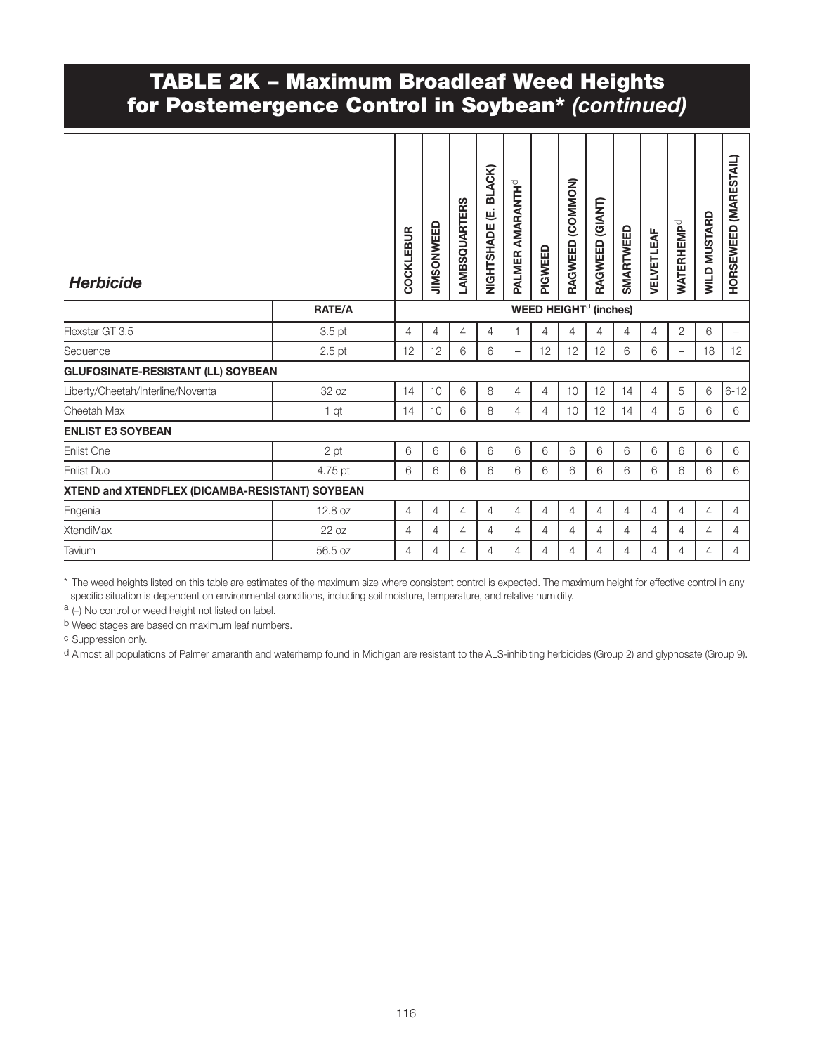# TABLE 2K – Maximum Broadleaf Weed Heights for Postemergence Control in Soybean* *(continued)*

| *Herbicide* | | COCKLEBUR | JIMSONWEED | LAMBSQUARTERS | NIGHTSHADE (E. BLACK) | PALMER AMARANTH[d] | PIGWEED | RAGWEED (COMMON) | RAGWEED (GIANT) | SMARTWEED | VELVETLEAF | WATERHEMP[d] | WILD MUSTARD | HORSEWEED (MARESTAIL) |
|---|---|---|---|---|---|---|---|---|---|---|---|---|---|---|
| | **RATE/A** | **WEED HEIGHT[a] (inches)** | | | | | | | | | | | | |
| Flexstar GT 3.5 | 3.5 pt | 4 | 4 | 4 | 4 | 1 | 4 | 4 | 4 | 4 | 4 | 2 | 6 | – |
| Sequence | 2.5 pt | 12 | 12 | 6 | 6 | – | 12 | 12 | 12 | 6 | 6 | – | 18 | 12 |
| **GLUFOSINATE-RESISTANT (LL) SOYBEAN** | | | | | | | | | | | | | | |
| Liberty/Cheetah/Interline/Noventa | 32 oz | 14 | 10 | 6 | 8 | 4 | 4 | 10 | 12 | 14 | 4 | 5 | 6 | 6-12 |
| Cheetah Max | 1 qt | 14 | 10 | 6 | 8 | 4 | 4 | 10 | 12 | 14 | 4 | 5 | 6 | 6 |
| **ENLIST E3 SOYBEAN** | | | | | | | | | | | | | | |
| Enlist One | 2 pt | 6 | 6 | 6 | 6 | 6 | 6 | 6 | 6 | 6 | 6 | 6 | 6 | 6 |
| Enlist Duo | 4.75 pt | 6 | 6 | 6 | 6 | 6 | 6 | 6 | 6 | 6 | 6 | 6 | 6 | 6 |
| **XTEND and XTENDFLEX (DICAMBA-RESISTANT) SOYBEAN** | | | | | | | | | | | | | | |
| Engenia | 12.8 oz | 4 | 4 | 4 | 4 | 4 | 4 | 4 | 4 | 4 | 4 | 4 | 4 | 4 |
| XtendiMax | 22 oz | 4 | 4 | 4 | 4 | 4 | 4 | 4 | 4 | 4 | 4 | 4 | 4 | 4 |
| Tavium | 56.5 oz | 4 | 4 | 4 | 4 | 4 | 4 | 4 | 4 | 4 | 4 | 4 | 4 | 4 |

\* The weed heights listed on this table are estimates of the maximum size where consistent control is expected. The maximum height for effective control in any specific situation is dependent on environmental conditions, including soil moisture, temperature, and relative humidity.

[a] (–) No control or weed height not listed on label.

[b] Weed stages are based on maximum leaf numbers.

[c] Suppression only.

[d] Almost all populations of Palmer amaranth and waterhemp found in Michigan are resistant to the ALS-inhibiting herbicides (Group 2) and glyphosate (Group 9).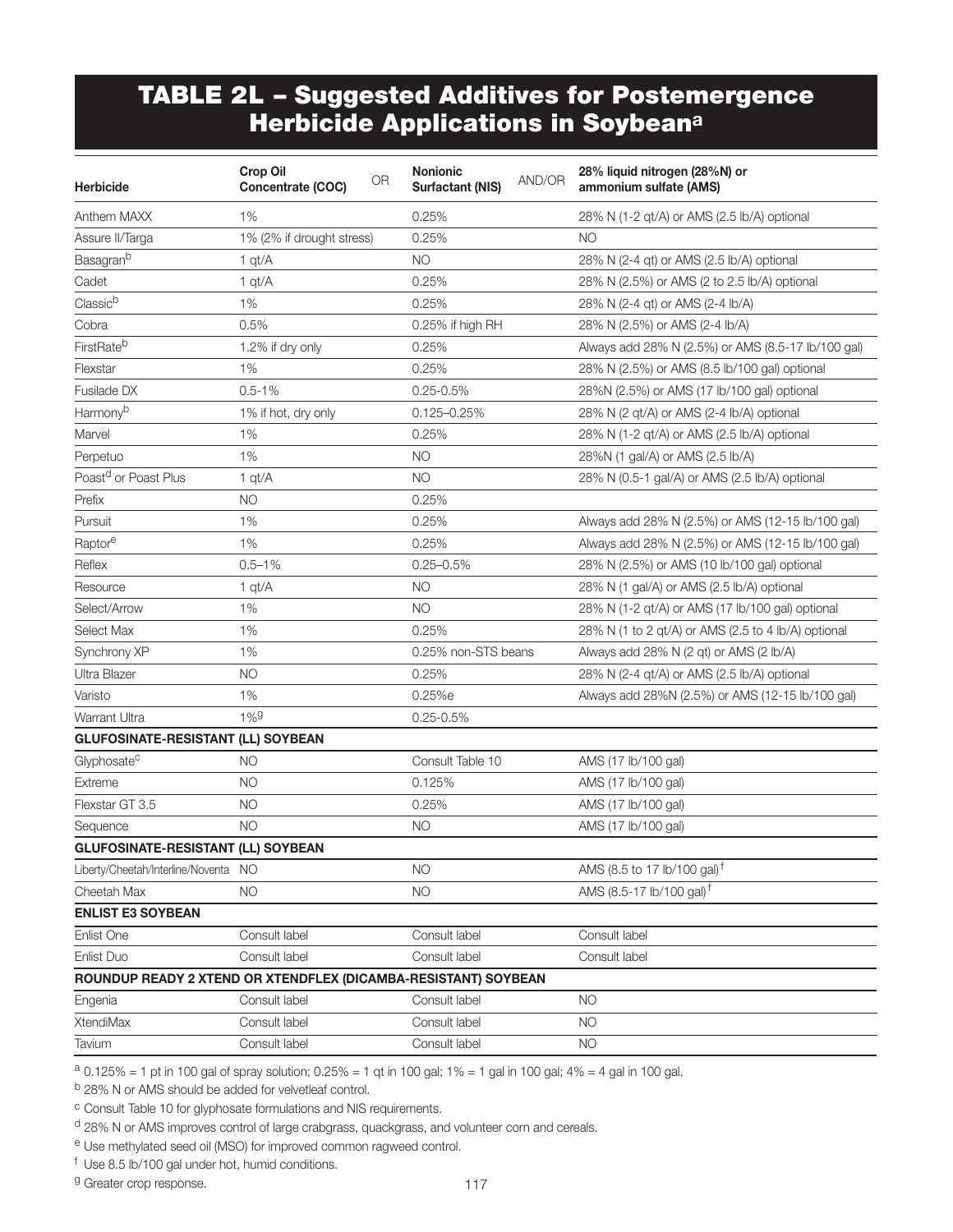# TABLE 2L – Suggested Additives for Postemergence Herbicide Applications in Soybean[a]

| Herbicide | Crop Oil Concentrate (COC) OR | Nonionic Surfactant (NIS) AND/OR | 28% liquid nitrogen (28%N) or ammonium sulfate (AMS) |
|---|---|---|---|
| Anthem MAXX | 1% | 0.25% | 28% N (1-2 qt/A) or AMS (2.5 lb/A) optional |
| Assure II/Targa | 1% (2% if drought stress) | 0.25% | NO |
| Basagran[b] | 1 qt/A | NO | 28% N (2-4 qt) or AMS (2.5 lb/A) optional |
| Cadet | 1 qt/A | 0.25% | 28% N (2.5%) or AMS (2 to 2.5 lb/A) optional |
| Classic[b] | 1% | 0.25% | 28% N (2-4 qt) or AMS (2-4 lb/A) |
| Cobra | 0.5% | 0.25% if high RH | 28% N (2.5%) or AMS (2-4 lb/A) |
| FirstRate[b] | 1.2% if dry only | 0.25% | Always add 28% N (2.5%) or AMS (8.5-17 lb/100 gal) |
| Flexstar | 1% | 0.25% | 28% N (2.5%) or AMS (8.5 lb/100 gal) optional |
| Fusilade DX | 0.5-1% | 0.25-0.5% | 28%N (2.5%) or AMS (17 lb/100 gal) optional |
| Harmony[b] | 1% if hot, dry only | 0.125–0.25% | 28% N (2 qt/A) or AMS (2-4 lb/A) optional |
| Marvel | 1% | 0.25% | 28% N (1-2 qt/A) or AMS (2.5 lb/A) optional |
| Perpetuo | 1% | NO | 28%N (1 gal/A) or AMS (2.5 lb/A) |
| Poast[d] or Poast Plus | 1 qt/A | NO | 28% N (0.5-1 gal/A) or AMS (2.5 lb/A) optional |
| Prefix | NO | 0.25% | |
| Pursuit | 1% | 0.25% | Always add 28% N (2.5%) or AMS (12-15 lb/100 gal) |
| Raptor[e] | 1% | 0.25% | Always add 28% N (2.5%) or AMS (12-15 lb/100 gal) |
| Reflex | 0.5–1% | 0.25–0.5% | 28% N (2.5%) or AMS (10 lb/100 gal) optional |
| Resource | 1 qt/A | NO | 28% N (1 gal/A) or AMS (2.5 lb/A) optional |
| Select/Arrow | 1% | NO | 28% N (1-2 qt/A) or AMS (17 lb/100 gal) optional |
| Select Max | 1% | 0.25% | 28% N (1 to 2 qt/A) or AMS (2.5 to 4 lb/A) optional |
| Synchrony XP | 1% | 0.25% non-STS beans | Always add 28% N (2 qt) or AMS (2 lb/A) |
| Ultra Blazer | NO | 0.25% | 28% N (2-4 qt/A) or AMS (2.5 lb/A) optional |
| Varisto | 1% | 0.25%e | Always add 28%N (2.5%) or AMS (12-15 lb/100 gal) |
| Warrant Ultra | 1%[g] | 0.25-0.5% | |
| **GLUFOSINATE-RESISTANT (LL) SOYBEAN** | | | |
| Glyphosate[c] | NO | Consult Table 10 | AMS (17 lb/100 gal) |
| Extreme | NO | 0.125% | AMS (17 lb/100 gal) |
| Flexstar GT 3.5 | NO | 0.25% | AMS (17 lb/100 gal) |
| Sequence | NO | NO | AMS (17 lb/100 gal) |
| **GLUFOSINATE-RESISTANT (LL) SOYBEAN** | | | |
| Liberty/Cheetah/Interline/Noventa | NO | NO | AMS (8.5 to 17 lb/100 gal)[f] |
| Cheetah Max | NO | NO | AMS (8.5-17 lb/100 gal)[f] |
| **ENLIST E3 SOYBEAN** | | | |
| Enlist One | Consult label | Consult label | Consult label |
| Enlist Duo | Consult label | Consult label | Consult label |
| **ROUNDUP READY 2 XTEND OR XTENDFLEX (DICAMBA-RESISTANT) SOYBEAN** | | | |
| Engenia | Consult label | Consult label | NO |
| XtendiMax | Consult label | Consult label | NO |
| Tavium | Consult label | Consult label | NO |

[a] 0.125% = 1 pt in 100 gal of spray solution; 0.25% = 1 qt in 100 gal; 1% = 1 gal in 100 gal; 4% = 4 gal in 100 gal.

[b] 28% N or AMS should be added for velvetleaf control.

[c] Consult Table 10 for glyphosate formulations and NIS requirements.

[d] 28% N or AMS improves control of large crabgrass, quackgrass, and volunteer corn and cereals.

[e] Use methylated seed oil (MSO) for improved common ragweed control.

[f] Use 8.5 lb/100 gal under hot, humid conditions.

[g] Greater crop response.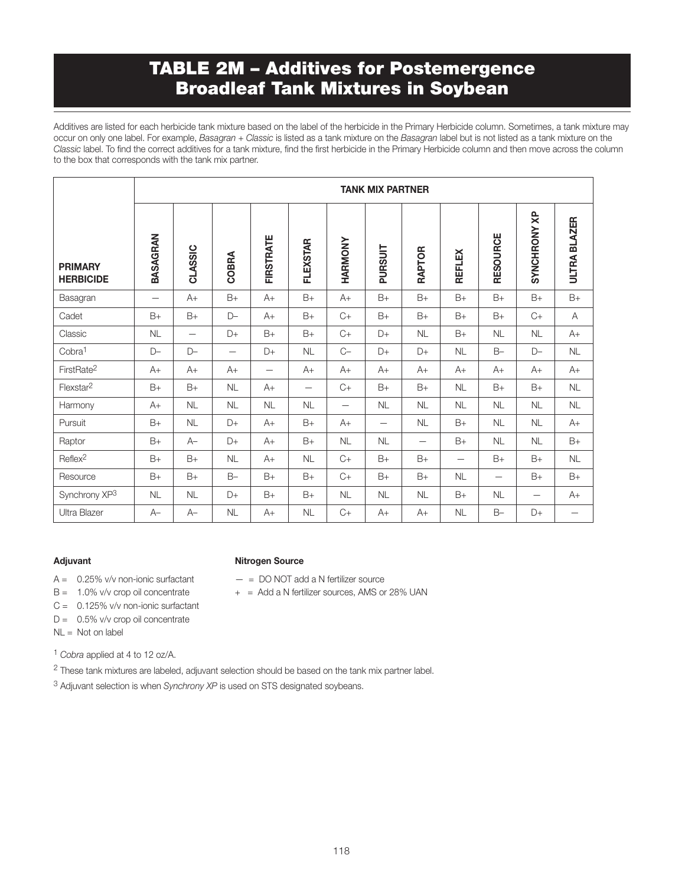# TABLE 2M – Additives for Postemergence Broadleaf Tank Mixtures in Soybean

Additives are listed for each herbicide tank mixture based on the label of the herbicide in the Primary Herbicide column. Sometimes, a tank mixture may occur on only one label. For example, *Basagran + Classic* is listed as a tank mixture on the *Basagran* label but is not listed as a tank mixture on the *Classic* label. To find the correct additives for a tank mixture, find the first herbicide in the Primary Herbicide column and then move across the column to the box that corresponds with the tank mix partner.

| | TANK MIX PARTNER | | | | | | | | | | | |
|---|---|---|---|---|---|---|---|---|---|---|---|---|
| **PRIMARY HERBICIDE** | **BASAGRAN** | **CLASSIC** | **COBRA** | **FIRSTRATE** | **FLEXSTAR** | **HARMONY** | **PURSUIT** | **RAPTOR** | **REFLEX** | **RESOURCE** | **SYNCHRONY XP** | **ULTRA BLAZER** |
| Basagran | — | A+ | B+ | A+ | B+ | A+ | B+ | B+ | B+ | B+ | B+ | B+ |
| Cadet | B+ | B+ | D– | A+ | B+ | C+ | B+ | B+ | B+ | B+ | C+ | A |
| Classic | NL | — | D+ | B+ | B+ | C+ | D+ | NL | B+ | NL | NL | A+ |
| Cobra[1] | D– | D– | — | D+ | NL | C– | D+ | D+ | NL | B– | D– | NL |
| FirstRate[2] | A+ | A+ | A+ | — | A+ | A+ | A+ | A+ | A+ | A+ | A+ | A+ |
| Flexstar[2] | B+ | B+ | NL | A+ | — | C+ | B+ | B+ | NL | B+ | B+ | NL |
| Harmony | A+ | NL | NL | NL | NL | — | NL | NL | NL | NL | NL | NL |
| Pursuit | B+ | NL | D+ | A+ | B+ | A+ | — | NL | B+ | NL | NL | A+ |
| Raptor | B+ | A– | D+ | A+ | B+ | NL | NL | — | B+ | NL | NL | B+ |
| Reflex[2] | B+ | B+ | NL | A+ | NL | C+ | B+ | B+ | — | B+ | B+ | NL |
| Resource | B+ | B+ | B– | B+ | B+ | C+ | B+ | B+ | NL | — | B+ | B+ |
| Synchrony XP[3] | NL | NL | D+ | B+ | B+ | NL | NL | NL | B+ | NL | — | A+ |
| Ultra Blazer | A– | A– | NL | A+ | NL | C+ | A+ | A+ | NL | B– | D+ | — |

**Adjuvant**

A = 0.25% v/v non-ionic surfactant
B = 1.0% v/v crop oil concentrate
C = 0.125% v/v non-ionic surfactant
D = 0.5% v/v crop oil concentrate
NL = Not on label

**Nitrogen Source**

— = DO NOT add a N fertilizer source
\+ = Add a N fertilizer sources, AMS or 28% UAN

[1] *Cobra* applied at 4 to 12 oz/A.

[2] These tank mixtures are labeled, adjuvant selection should be based on the tank mix partner label.

[3] Adjuvant selection is when *Synchrony XP* is used on STS designated soybeans.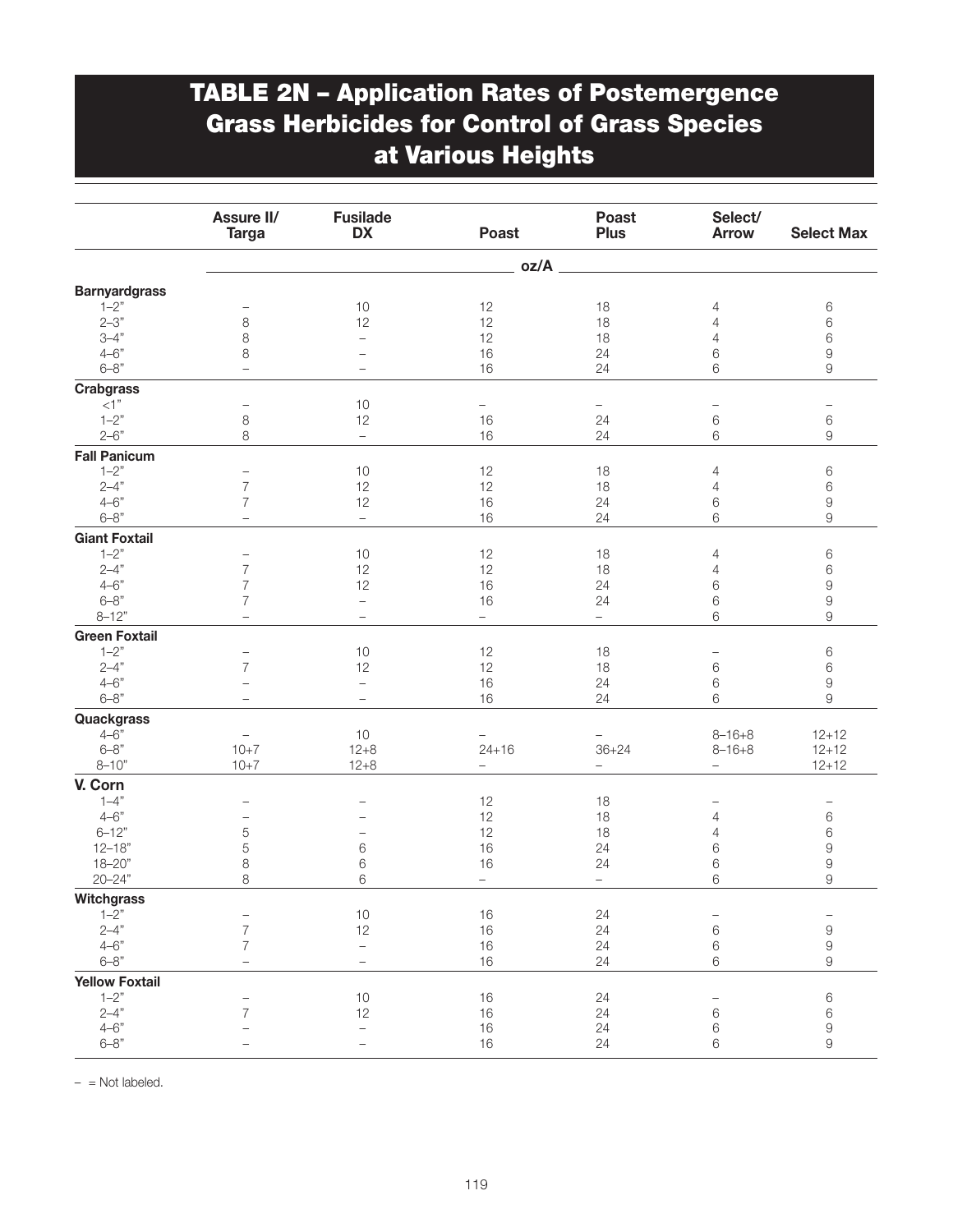# TABLE 2N – Application Rates of Postemergence Grass Herbicides for Control of Grass Species at Various Heights

| | Assure II/ Targa | Fusilade DX | Poast | Poast Plus | Select/ Arrow | Select Max |
|---|---|---|---|---|---|---|
| | oz/A | | | | | |
| **Barnyardgrass** | | | | | | |
| 1–2" | – | 10 | 12 | 18 | 4 | 6 |
| 2–3" | 8 | 12 | 12 | 18 | 4 | 6 |
| 3–4" | 8 | – | 12 | 18 | 4 | 6 |
| 4–6" | 8 | – | 16 | 24 | 6 | 9 |
| 6–8" | – | – | 16 | 24 | 6 | 9 |
| **Crabgrass** | | | | | | |
| <1" | – | 10 | – | – | – | – |
| 1–2" | 8 | 12 | 16 | 24 | 6 | 6 |
| 2–6" | 8 | – | 16 | 24 | 6 | 9 |
| **Fall Panicum** | | | | | | |
| 1–2" | – | 10 | 12 | 18 | 4 | 6 |
| 2–4" | 7 | 12 | 12 | 18 | 4 | 6 |
| 4–6" | 7 | 12 | 16 | 24 | 6 | 9 |
| 6–8" | – | – | 16 | 24 | 6 | 9 |
| **Giant Foxtail** | | | | | | |
| 1–2" | – | 10 | 12 | 18 | 4 | 6 |
| 2–4" | 7 | 12 | 12 | 18 | 4 | 6 |
| 4–6" | 7 | 12 | 16 | 24 | 6 | 9 |
| 6–8" | 7 | – | 16 | 24 | 6 | 9 |
| 8–12" | – | – | – | – | 6 | 9 |
| **Green Foxtail** | | | | | | |
| 1–2" | – | 10 | 12 | 18 | – | 6 |
| 2–4" | 7 | 12 | 12 | 18 | 6 | 6 |
| 4–6" | – | – | 16 | 24 | 6 | 9 |
| 6–8" | – | – | 16 | 24 | 6 | 9 |
| **Quackgrass** | | | | | | |
| 4–6" | – | 10 | – | – | 8–16+8 | 12+12 |
| 6–8" | 10+7 | 12+8 | 24+16 | 36+24 | 8–16+8 | 12+12 |
| 8–10" | 10+7 | 12+8 | – | – | – | 12+12 |
| **V. Corn** | | | | | | |
| 1–4" | – | – | 12 | 18 | – | – |
| 4–6" | – | – | 12 | 18 | 4 | 6 |
| 6–12" | 5 | – | 12 | 18 | 4 | 6 |
| 12–18" | 5 | 6 | 16 | 24 | 6 | 9 |
| 18–20" | 8 | 6 | 16 | 24 | 6 | 9 |
| 20–24" | 8 | 6 | – | – | 6 | 9 |
| **Witchgrass** | | | | | | |
| 1–2" | – | 10 | 16 | 24 | – | – |
| 2–4" | 7 | 12 | 16 | 24 | 6 | 9 |
| 4–6" | 7 | – | 16 | 24 | 6 | 9 |
| 6–8" | – | – | 16 | 24 | 6 | 9 |
| **Yellow Foxtail** | | | | | | |
| 1–2" | – | 10 | 16 | 24 | – | 6 |
| 2–4" | 7 | 12 | 16 | 24 | 6 | 6 |
| 4–6" | – | – | 16 | 24 | 6 | 9 |
| 6–8" | – | – | 16 | 24 | 6 | 9 |

– = Not labeled.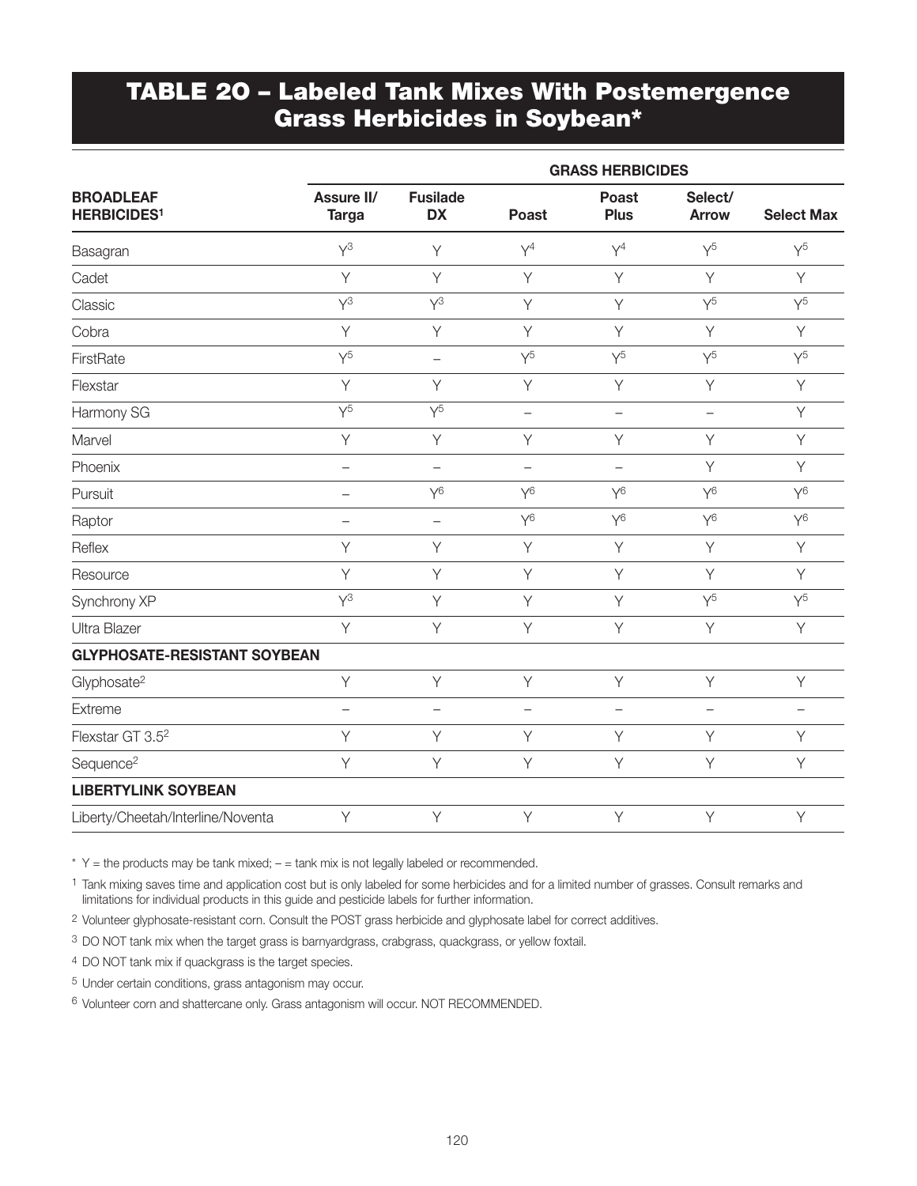# TABLE 20 – Labeled Tank Mixes With Postemergence Grass Herbicides in Soybean*

| BROADLEAF HERBICIDES[1] | GRASS HERBICIDES | | | | | |
|---|---|---|---|---|---|---|
| | Assure II/ Targa | Fusilade DX | Poast | Poast Plus | Select/ Arrow | Select Max |
| Basagran | Y[3] | Y | Y[4] | Y[4] | Y[5] | Y[5] |
| Cadet | Y | Y | Y | Y | Y | Y |
| Classic | Y[3] | Y[3] | Y | Y | Y[5] | Y[5] |
| Cobra | Y | Y | Y | Y | Y | Y |
| FirstRate | Y[5] | – | Y[5] | Y[5] | Y[5] | Y[5] |
| Flexstar | Y | Y | Y | Y | Y | Y |
| Harmony SG | Y[5] | Y[5] | – | – | – | Y |
| Marvel | Y | Y | Y | Y | Y | Y |
| Phoenix | – | – | – | – | Y | Y |
| Pursuit | – | Y[6] | Y[6] | Y[6] | Y[6] | Y[6] |
| Raptor | – | – | Y[6] | Y[6] | Y[6] | Y[6] |
| Reflex | Y | Y | Y | Y | Y | Y |
| Resource | Y | Y | Y | Y | Y | Y |
| Synchrony XP | Y[3] | Y | Y | Y | Y[5] | Y[5] |
| Ultra Blazer | Y | Y | Y | Y | Y | Y |
| **GLYPHOSATE-RESISTANT SOYBEAN** | | | | | | |
| Glyphosate[2] | Y | Y | Y | Y | Y | Y |
| Extreme | – | – | – | – | – | – |
| Flexstar GT 3.5[2] | Y | Y | Y | Y | Y | Y |
| Sequence[2] | Y | Y | Y | Y | Y | Y |
| **LIBERTYLINK SOYBEAN** | | | | | | |
| Liberty/Cheetah/Interline/Noventa | Y | Y | Y | Y | Y | Y |

\* Y = the products may be tank mixed; – = tank mix is not legally labeled or recommended.

[1] Tank mixing saves time and application cost but is only labeled for some herbicides and for a limited number of grasses. Consult remarks and limitations for individual products in this guide and pesticide labels for further information.

[2] Volunteer glyphosate-resistant corn. Consult the POST grass herbicide and glyphosate label for correct additives.

[3] DO NOT tank mix when the target grass is barnyardgrass, crabgrass, quackgrass, or yellow foxtail.

[4] DO NOT tank mix if quackgrass is the target species.

[5] Under certain conditions, grass antagonism may occur.

[6] Volunteer corn and shattercane only. Grass antagonism will occur. NOT RECOMMENDED.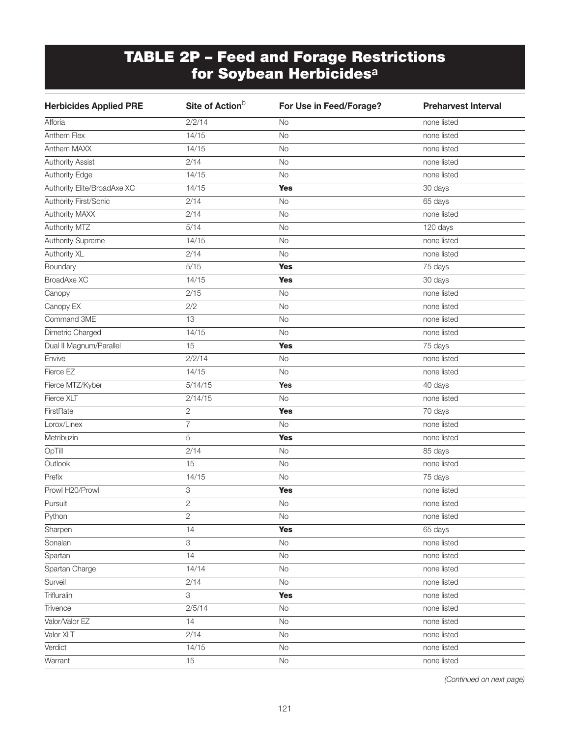# TABLE 2P – Feed and Forage Restrictions for Soybean Herbicides[a]

| Herbicides Applied PRE | Site of Action[b] | For Use in Feed/Forage? | Preharvest Interval |
|---|---|---|---|
| Afforia | 2/2/14 | No | none listed |
| Anthem Flex | 14/15 | No | none listed |
| Anthem MAXX | 14/15 | No | none listed |
| Authority Assist | 2/14 | No | none listed |
| Authority Edge | 14/15 | No | none listed |
| Authority Elite/BroadAxe XC | 14/15 | **Yes** | 30 days |
| Authority First/Sonic | 2/14 | No | 65 days |
| Authority MAXX | 2/14 | No | none listed |
| Authority MTZ | 5/14 | No | 120 days |
| Authority Supreme | 14/15 | No | none listed |
| Authority XL | 2/14 | No | none listed |
| Boundary | 5/15 | **Yes** | 75 days |
| BroadAxe XC | 14/15 | **Yes** | 30 days |
| Canopy | 2/15 | No | none listed |
| Canopy EX | 2/2 | No | none listed |
| Command 3ME | 13 | No | none listed |
| Dimetric Charged | 14/15 | No | none listed |
| Dual II Magnum/Parallel | 15 | **Yes** | 75 days |
| Envive | 2/2/14 | No | none listed |
| Fierce EZ | 14/15 | No | none listed |
| Fierce MTZ/Kyber | 5/14/15 | **Yes** | 40 days |
| Fierce XLT | 2/14/15 | No | none listed |
| FirstRate | 2 | **Yes** | 70 days |
| Lorox/Linex | 7 | No | none listed |
| Metribuzin | 5 | **Yes** | none listed |
| OpTill | 2/14 | No | 85 days |
| Outlook | 15 | No | none listed |
| Prefix | 14/15 | No | 75 days |
| Prowl H20/Prowl | 3 | **Yes** | none listed |
| Pursuit | 2 | No | none listed |
| Python | 2 | No | none listed |
| Sharpen | 14 | **Yes** | 65 days |
| Sonalan | 3 | No | none listed |
| Spartan | 14 | No | none listed |
| Spartan Charge | 14/14 | No | none listed |
| Surveil | 2/14 | No | none listed |
| Trifluralin | 3 | **Yes** | none listed |
| Trivence | 2/5/14 | No | none listed |
| Valor/Valor EZ | 14 | No | none listed |
| Valor XLT | 2/14 | No | none listed |
| Verdict | 14/15 | No | none listed |
| Warrant | 15 | No | none listed |

*(Continued on next page)*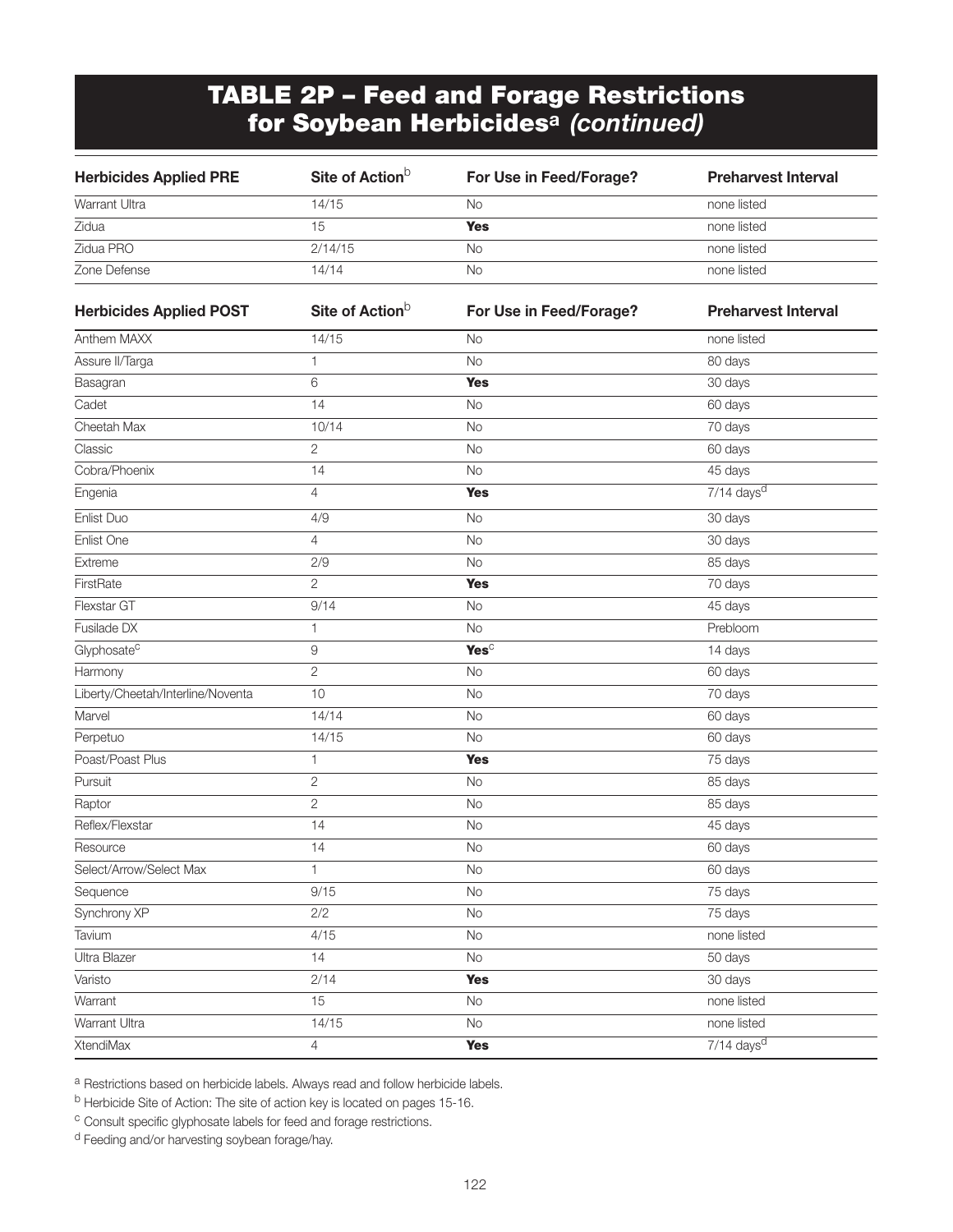# TABLE 2P – Feed and Forage Restrictions for Soybean Herbicides[a] *(continued)*

| Herbicides Applied PRE | Site of Action[b] | For Use in Feed/Forage? | Preharvest Interval |
|---|---|---|---|
| Warrant Ultra | 14/15 | No | none listed |
| Zidua | 15 | **Yes** | none listed |
| Zidua PRO | 2/14/15 | No | none listed |
| Zone Defense | 14/14 | No | none listed |

| Herbicides Applied POST | Site of Action[b] | For Use in Feed/Forage? | Preharvest Interval |
|---|---|---|---|
| Anthem MAXX | 14/15 | No | none listed |
| Assure II/Targa | 1 | No | 80 days |
| Basagran | 6 | **Yes** | 30 days |
| Cadet | 14 | No | 60 days |
| Cheetah Max | 10/14 | No | 70 days |
| Classic | 2 | No | 60 days |
| Cobra/Phoenix | 14 | No | 45 days |
| Engenia | 4 | **Yes** | 7/14 days[d] |
| Enlist Duo | 4/9 | No | 30 days |
| Enlist One | 4 | No | 30 days |
| Extreme | 2/9 | No | 85 days |
| FirstRate | 2 | **Yes** | 70 days |
| Flexstar GT | 9/14 | No | 45 days |
| Fusilade DX | 1 | No | Prebloom |
| Glyphosate[c] | 9 | **Yes**[c] | 14 days |
| Harmony | 2 | No | 60 days |
| Liberty/Cheetah/Interline/Noventa | 10 | No | 70 days |
| Marvel | 14/14 | No | 60 days |
| Perpetuo | 14/15 | No | 60 days |
| Poast/Poast Plus | 1 | **Yes** | 75 days |
| Pursuit | 2 | No | 85 days |
| Raptor | 2 | No | 85 days |
| Reflex/Flexstar | 14 | No | 45 days |
| Resource | 14 | No | 60 days |
| Select/Arrow/Select Max | 1 | No | 60 days |
| Sequence | 9/15 | No | 75 days |
| Synchrony XP | 2/2 | No | 75 days |
| Tavium | 4/15 | No | none listed |
| Ultra Blazer | 14 | No | 50 days |
| Varisto | 2/14 | **Yes** | 30 days |
| Warrant | 15 | No | none listed |
| Warrant Ultra | 14/15 | No | none listed |
| XtendiMax | 4 | **Yes** | 7/14 days[d] |

[a] Restrictions based on herbicide labels. Always read and follow herbicide labels.

[b] Herbicide Site of Action: The site of action key is located on pages 15-16.

[c] Consult specific glyphosate labels for feed and forage restrictions.

[d] Feeding and/or harvesting soybean forage/hay.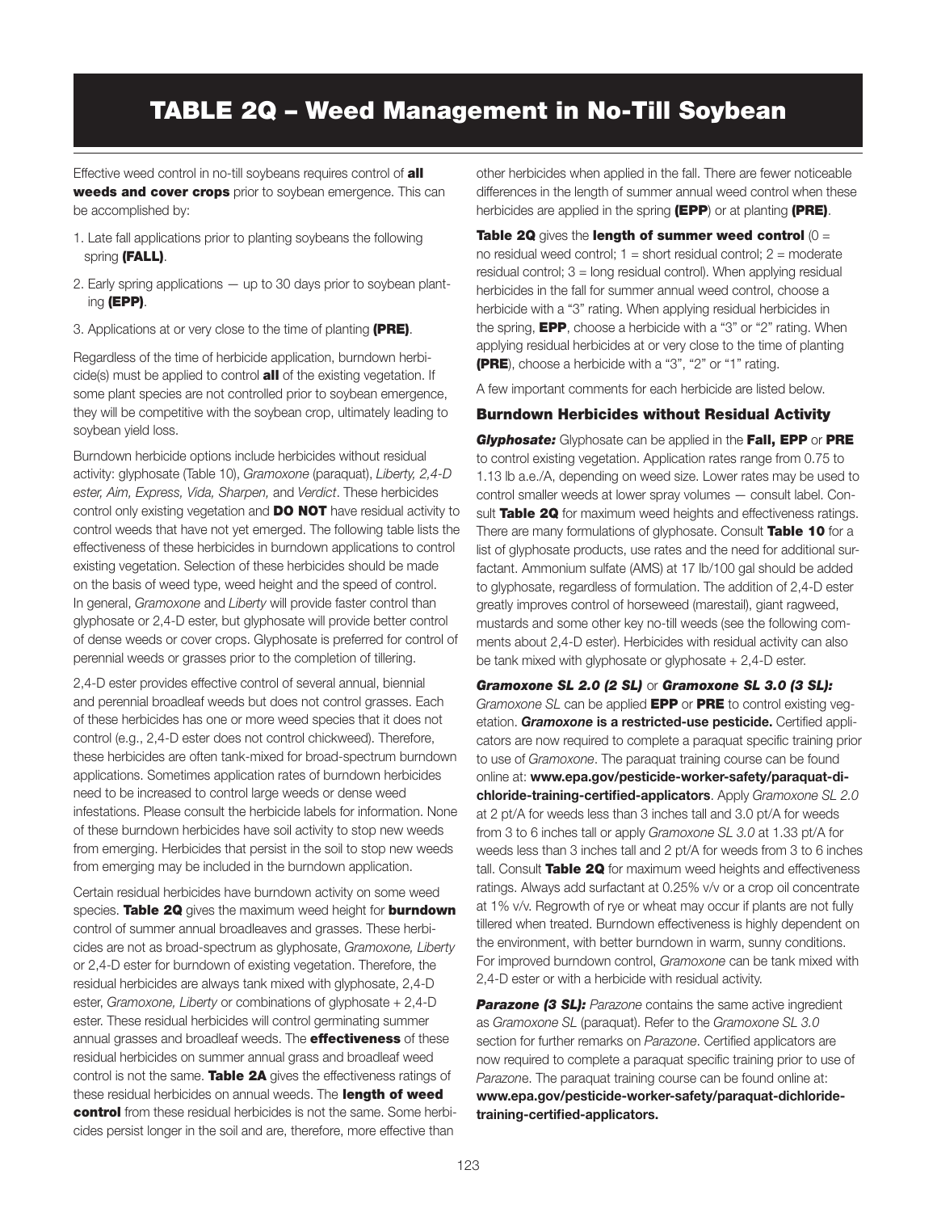# TABLE 2Q – Weed Management in No-Till Soybean

Effective weed control in no-till soybeans requires control of **all weeds and cover crops** prior to soybean emergence. This can be accomplished by:

1. Late fall applications prior to planting soybeans the following spring **(FALL)**.
2. Early spring applications — up to 30 days prior to soybean planting **(EPP)**.
3. Applications at or very close to the time of planting **(PRE)**.

Regardless of the time of herbicide application, burndown herbicide(s) must be applied to control **all** of the existing vegetation. If some plant species are not controlled prior to soybean emergence, they will be competitive with the soybean crop, ultimately leading to soybean yield loss.

Burndown herbicide options include herbicides without residual activity: glyphosate (Table 10), *Gramoxone* (paraquat), *Liberty, 2,4-D ester, Aim, Express, Vida, Sharpen,* and *Verdict*. These herbicides control only existing vegetation and **DO NOT** have residual activity to control weeds that have not yet emerged. The following table lists the effectiveness of these herbicides in burndown applications to control existing vegetation. Selection of these herbicides should be made on the basis of weed type, weed height and the speed of control. In general, *Gramoxone* and *Liberty* will provide faster control than glyphosate or 2,4-D ester, but glyphosate will provide better control of dense weeds or cover crops. Glyphosate is preferred for control of perennial weeds or grasses prior to the completion of tillering.

2,4-D ester provides effective control of several annual, biennial and perennial broadleaf weeds but does not control grasses. Each of these herbicides has one or more weed species that it does not control (e.g., 2,4-D ester does not control chickweed). Therefore, these herbicides are often tank-mixed for broad-spectrum burndown applications. Sometimes application rates of burndown herbicides need to be increased to control large weeds or dense weed infestations. Please consult the herbicide labels for information. None of these burndown herbicides have soil activity to stop new weeds from emerging. Herbicides that persist in the soil to stop new weeds from emerging may be included in the burndown application.

Certain residual herbicides have burndown activity on some weed species. **Table 2Q** gives the maximum weed height for **burndown** control of summer annual broadleaves and grasses. These herbicides are not as broad-spectrum as glyphosate, *Gramoxone, Liberty* or 2,4-D ester for burndown of existing vegetation. Therefore, the residual herbicides are always tank mixed with glyphosate, 2,4-D ester, *Gramoxone, Liberty* or combinations of glyphosate + 2,4-D ester. These residual herbicides will control germinating summer annual grasses and broadleaf weeds. The **effectiveness** of these residual herbicides on summer annual grass and broadleaf weed control is not the same. **Table 2A** gives the effectiveness ratings of these residual herbicides on annual weeds. The **length of weed control** from these residual herbicides is not the same. Some herbicides persist longer in the soil and are, therefore, more effective than other herbicides when applied in the fall. There are fewer noticeable differences in the length of summer annual weed control when these herbicides are applied in the spring **(EPP)** or at planting **(PRE)**.

**Table 2Q** gives the **length of summer weed control** (0 = no residual weed control; 1 = short residual control; 2 = moderate residual control; 3 = long residual control). When applying residual herbicides in the fall for summer annual weed control, choose a herbicide with a "3" rating. When applying residual herbicides in the spring, **EPP**, choose a herbicide with a "3" or "2" rating. When applying residual herbicides at or very close to the time of planting **(PRE)**, choose a herbicide with a "3", "2" or "1" rating.

A few important comments for each herbicide are listed below.

### Burndown Herbicides without Residual Activity

***Glyphosate:*** Glyphosate can be applied in the **Fall, EPP** or **PRE** to control existing vegetation. Application rates range from 0.75 to 1.13 lb a.e./A, depending on weed size. Lower rates may be used to control smaller weeds at lower spray volumes — consult label. Consult **Table 2Q** for maximum weed heights and effectiveness ratings. There are many formulations of glyphosate. Consult **Table 10** for a list of glyphosate products, use rates and the need for additional surfactant. Ammonium sulfate (AMS) at 17 lb/100 gal should be added to glyphosate, regardless of formulation. The addition of 2,4-D ester greatly improves control of horseweed (marestail), giant ragweed, mustards and some other key no-till weeds (see the following comments about 2,4-D ester). Herbicides with residual activity can also be tank mixed with glyphosate or glyphosate + 2,4-D ester.

***Gramoxone SL 2.0 (2 SL)*** or ***Gramoxone SL 3.0 (3 SL):*** *Gramoxone SL* can be applied **EPP** or **PRE** to control existing vegetation. ***Gramoxone* is a restricted-use pesticide.** Certified applicators are now required to complete a paraquat specific training prior to use of *Gramoxone*. The paraquat training course can be found online at: **www.epa.gov/pesticide-worker-safety/paraquat-dichloride-training-certified-applicators**. Apply *Gramoxone SL 2.0* at 2 pt/A for weeds less than 3 inches tall and 3.0 pt/A for weeds from 3 to 6 inches tall or apply *Gramoxone SL 3.0* at 1.33 pt/A for weeds less than 3 inches tall and 2 pt/A for weeds from 3 to 6 inches tall. Consult **Table 2Q** for maximum weed heights and effectiveness ratings. Always add surfactant at 0.25% v/v or a crop oil concentrate at 1% v/v. Regrowth of rye or wheat may occur if plants are not fully tillered when treated. Burndown effectiveness is highly dependent on the environment, with better burndown in warm, sunny conditions. For improved burndown control, *Gramoxone* can be tank mixed with 2,4-D ester or with a herbicide with residual activity.

***Parazone (3 SL):*** *Parazone* contains the same active ingredient as *Gramoxone SL* (paraquat). Refer to the *Gramoxone SL 3.0* section for further remarks on *Parazone*. Certified applicators are now required to complete a paraquat specific training prior to use of *Parazone*. The paraquat training course can be found online at: **www.epa.gov/pesticide-worker-safety/paraquat-dichloride-training-certified-applicators.**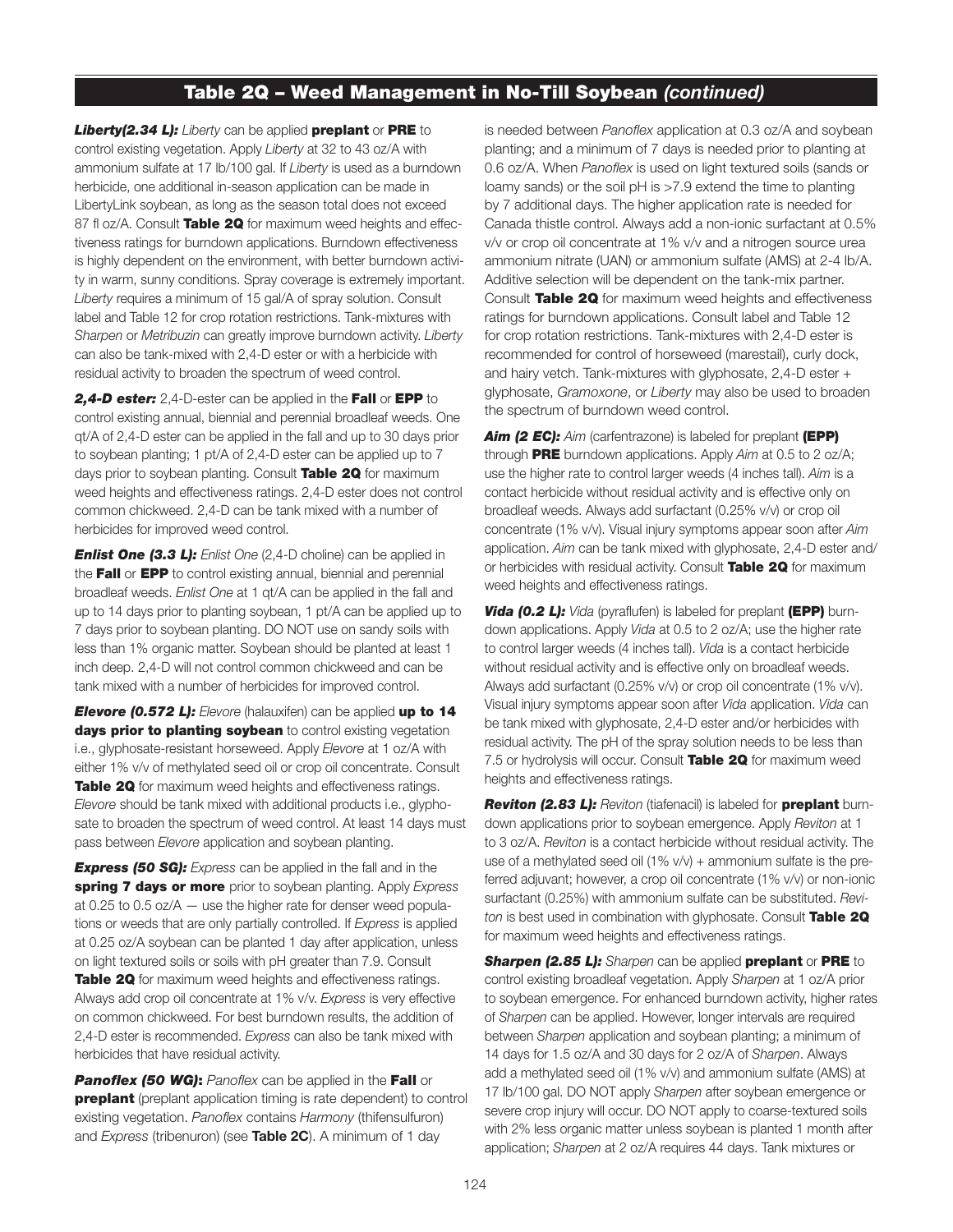## Table 2Q – Weed Management in No-Till Soybean *(continued)*

***Liberty(2.34 L):*** *Liberty* can be applied **preplant** or **PRE** to control existing vegetation. Apply *Liberty* at 32 to 43 oz/A with ammonium sulfate at 17 lb/100 gal. If *Liberty* is used as a burndown herbicide, one additional in-season application can be made in LibertyLink soybean, as long as the season total does not exceed 87 fl oz/A. Consult **Table 2Q** for maximum weed heights and effectiveness ratings for burndown applications. Burndown effectiveness is highly dependent on the environment, with better burndown activity in warm, sunny conditions. Spray coverage is extremely important. *Liberty* requires a minimum of 15 gal/A of spray solution. Consult label and Table 12 for crop rotation restrictions. Tank-mixtures with *Sharpen* or *Metribuzin* can greatly improve burndown activity. *Liberty* can also be tank-mixed with 2,4-D ester or with a herbicide with residual activity to broaden the spectrum of weed control.

***2,4-D ester:*** 2,4-D-ester can be applied in the **Fall** or **EPP** to control existing annual, biennial and perennial broadleaf weeds. One qt/A of 2,4-D ester can be applied in the fall and up to 30 days prior to soybean planting; 1 pt/A of 2,4-D ester can be applied up to 7 days prior to soybean planting. Consult **Table 2Q** for maximum weed heights and effectiveness ratings. 2,4-D ester does not control common chickweed. 2,4-D can be tank mixed with a number of herbicides for improved weed control.

***Enlist One (3.3 L):*** *Enlist One* (2,4-D choline) can be applied in the **Fall** or **EPP** to control existing annual, biennial and perennial broadleaf weeds. *Enlist One* at 1 qt/A can be applied in the fall and up to 14 days prior to planting soybean, 1 pt/A can be applied up to 7 days prior to soybean planting. DO NOT use on sandy soils with less than 1% organic matter. Soybean should be planted at least 1 inch deep. 2,4-D will not control common chickweed and can be tank mixed with a number of herbicides for improved control.

***Elevore (0.572 L):*** *Elevore* (halauxifen) can be applied **up to 14 days prior to planting soybean** to control existing vegetation i.e., glyphosate-resistant horseweed. Apply *Elevore* at 1 oz/A with either 1% v/v of methylated seed oil or crop oil concentrate. Consult **Table 2Q** for maximum weed heights and effectiveness ratings. *Elevore* should be tank mixed with additional products i.e., glyphosate to broaden the spectrum of weed control. At least 14 days must pass between *Elevore* application and soybean planting.

***Express (50 SG):*** *Express* can be applied in the fall and in the **spring 7 days or more** prior to soybean planting. Apply *Express* at 0.25 to 0.5 oz/A — use the higher rate for denser weed populations or weeds that are only partially controlled. If *Express* is applied at 0.25 oz/A soybean can be planted 1 day after application, unless on light textured soils or soils with pH greater than 7.9. Consult **Table 2Q** for maximum weed heights and effectiveness ratings. Always add crop oil concentrate at 1% v/v. *Express* is very effective on common chickweed. For best burndown results, the addition of 2,4-D ester is recommended. *Express* can also be tank mixed with herbicides that have residual activity.

***Panoflex (50 WG):*** *Panoflex* can be applied in the **Fall** or **preplant** (preplant application timing is rate dependent) to control existing vegetation. *Panoflex* contains *Harmony* (thifensulfuron) and *Express* (tribenuron) (see **Table 2C**). A minimum of 1 day is needed between *Panoflex* application at 0.3 oz/A and soybean planting; and a minimum of 7 days is needed prior to planting at 0.6 oz/A. When *Panoflex* is used on light textured soils (sands or loamy sands) or the soil pH is >7.9 extend the time to planting by 7 additional days. The higher application rate is needed for Canada thistle control. Always add a non-ionic surfactant at 0.5% v/v or crop oil concentrate at 1% v/v and a nitrogen source urea ammonium nitrate (UAN) or ammonium sulfate (AMS) at 2-4 lb/A. Additive selection will be dependent on the tank-mix partner. Consult **Table 2Q** for maximum weed heights and effectiveness ratings for burndown applications. Consult label and Table 12 for crop rotation restrictions. Tank-mixtures with 2,4-D ester is recommended for control of horseweed (marestail), curly dock, and hairy vetch. Tank-mixtures with glyphosate, 2,4-D ester + glyphosate, *Gramoxone*, or *Liberty* may also be used to broaden the spectrum of burndown weed control.

***Aim (2 EC):*** *Aim* (carfentrazone) is labeled for preplant **(EPP)** through **PRE** burndown applications. Apply *Aim* at 0.5 to 2 oz/A; use the higher rate to control larger weeds (4 inches tall). *Aim* is a contact herbicide without residual activity and is effective only on broadleaf weeds. Always add surfactant (0.25% v/v) or crop oil concentrate (1% v/v). Visual injury symptoms appear soon after *Aim* application. *Aim* can be tank mixed with glyphosate, 2,4-D ester and/or herbicides with residual activity. Consult **Table 2Q** for maximum weed heights and effectiveness ratings.

***Vida (0.2 L):*** *Vida* (pyraflufen) is labeled for preplant **(EPP)** burndown applications. Apply *Vida* at 0.5 to 2 oz/A; use the higher rate to control larger weeds (4 inches tall). *Vida* is a contact herbicide without residual activity and is effective only on broadleaf weeds. Always add surfactant (0.25% v/v) or crop oil concentrate (1% v/v). Visual injury symptoms appear soon after *Vida* application. *Vida* can be tank mixed with glyphosate, 2,4-D ester and/or herbicides with residual activity. The pH of the spray solution needs to be less than 7.5 or hydrolysis will occur. Consult **Table 2Q** for maximum weed heights and effectiveness ratings.

***Reviton (2.83 L):*** *Reviton* (tiafenacil) is labeled for **preplant** burndown applications prior to soybean emergence. Apply *Reviton* at 1 to 3 oz/A. *Reviton* is a contact herbicide without residual activity. The use of a methylated seed oil (1% v/v) + ammonium sulfate is the preferred adjuvant; however, a crop oil concentrate (1% v/v) or non-ionic surfactant (0.25%) with ammonium sulfate can be substituted. *Reviton* is best used in combination with glyphosate. Consult **Table 2Q** for maximum weed heights and effectiveness ratings.

***Sharpen (2.85 L):*** *Sharpen* can be applied **preplant** or **PRE** to control existing broadleaf vegetation. Apply *Sharpen* at 1 oz/A prior to soybean emergence. For enhanced burndown activity, higher rates of *Sharpen* can be applied. However, longer intervals are required between *Sharpen* application and soybean planting; a minimum of 14 days for 1.5 oz/A and 30 days for 2 oz/A of *Sharpen*. Always add a methylated seed oil (1% v/v) and ammonium sulfate (AMS) at 17 lb/100 gal. DO NOT apply *Sharpen* after soybean emergence or severe crop injury will occur. DO NOT apply to coarse-textured soils with 2% less organic matter unless soybean is planted 1 month after application; *Sharpen* at 2 oz/A requires 44 days. Tank mixtures or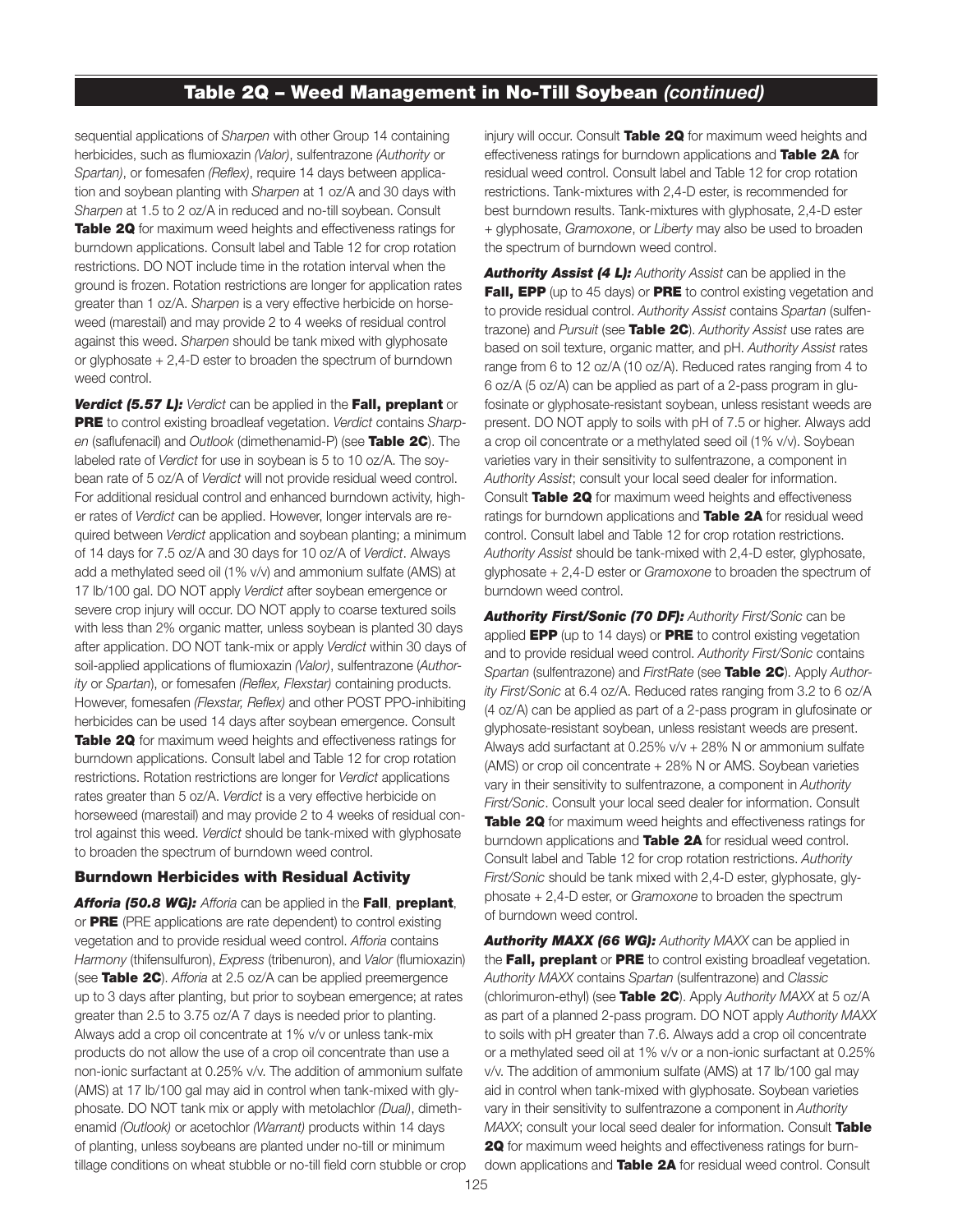## Table 2Q – Weed Management in No-Till Soybean *(continued)*

sequential applications of *Sharpen* with other Group 14 containing herbicides, such as flumioxazin *(Valor)*, sulfentrazone *(Authority* or *Spartan)*, or fomesafen *(Reflex)*, require 14 days between application and soybean planting with *Sharpen* at 1 oz/A and 30 days with *Sharpen* at 1.5 to 2 oz/A in reduced and no-till soybean. Consult **Table 2Q** for maximum weed heights and effectiveness ratings for burndown applications. Consult label and Table 12 for crop rotation restrictions. DO NOT include time in the rotation interval when the ground is frozen. Rotation restrictions are longer for application rates greater than 1 oz/A. *Sharpen* is a very effective herbicide on horseweed (marestail) and may provide 2 to 4 weeks of residual control against this weed. *Sharpen* should be tank mixed with glyphosate or glyphosate + 2,4-D ester to broaden the spectrum of burndown weed control.

***Verdict (5.57 L):*** *Verdict* can be applied in the **Fall, preplant** or **PRE** to control existing broadleaf vegetation. *Verdict* contains *Sharpen* (saflufenacil) and *Outlook* (dimethenamid-P) (see **Table 2C**). The labeled rate of *Verdict* for use in soybean is 5 to 10 oz/A. The soybean rate of 5 oz/A of *Verdict* will not provide residual weed control. For additional residual control and enhanced burndown activity, higher rates of *Verdict* can be applied. However, longer intervals are required between *Verdict* application and soybean planting; a minimum of 14 days for 7.5 oz/A and 30 days for 10 oz/A of *Verdict*. Always add a methylated seed oil (1% v/v) and ammonium sulfate (AMS) at 17 lb/100 gal. DO NOT apply *Verdict* after soybean emergence or severe crop injury will occur. DO NOT apply to coarse textured soils with less than 2% organic matter, unless soybean is planted 30 days after application. DO NOT tank-mix or apply *Verdict* within 30 days of soil-applied applications of flumioxazin *(Valor)*, sulfentrazone (*Authority* or *Spartan*), or fomesafen *(Reflex, Flexstar)* containing products. However, fomesafen *(Flexstar, Reflex)* and other POST PPO-inhibiting herbicides can be used 14 days after soybean emergence. Consult **Table 2Q** for maximum weed heights and effectiveness ratings for burndown applications. Consult label and Table 12 for crop rotation restrictions. Rotation restrictions are longer for *Verdict* applications rates greater than 5 oz/A. *Verdict* is a very effective herbicide on horseweed (marestail) and may provide 2 to 4 weeks of residual control against this weed. *Verdict* should be tank-mixed with glyphosate to broaden the spectrum of burndown weed control.

### Burndown Herbicides with Residual Activity

***Afforia (50.8 WG):*** *Afforia* can be applied in the **Fall**, **preplant**, or **PRE** (PRE applications are rate dependent) to control existing vegetation and to provide residual weed control. *Afforia* contains *Harmony* (thifensulfuron), *Express* (tribenuron), and *Valor* (flumioxazin) (see **Table 2C**). *Afforia* at 2.5 oz/A can be applied preemergence up to 3 days after planting, but prior to soybean emergence; at rates greater than 2.5 to 3.75 oz/A 7 days is needed prior to planting. Always add a crop oil concentrate at 1% v/v or unless tank-mix products do not allow the use of a crop oil concentrate than use a non-ionic surfactant at 0.25% v/v. The addition of ammonium sulfate (AMS) at 17 lb/100 gal may aid in control when tank-mixed with glyphosate. DO NOT tank mix or apply with metolachlor *(Dual)*, dimethenamid *(Outlook)* or acetochlor *(Warrant)* products within 14 days of planting, unless soybeans are planted under no-till or minimum tillage conditions on wheat stubble or no-till field corn stubble or crop injury will occur. Consult **Table 2Q** for maximum weed heights and effectiveness ratings for burndown applications and **Table 2A** for residual weed control. Consult label and Table 12 for crop rotation restrictions. Tank-mixtures with 2,4-D ester, is recommended for best burndown results. Tank-mixtures with glyphosate, 2,4-D ester + glyphosate, *Gramoxone*, or *Liberty* may also be used to broaden the spectrum of burndown weed control.

***Authority Assist (4 L):*** *Authority Assist* can be applied in the **Fall, EPP** (up to 45 days) or **PRE** to control existing vegetation and to provide residual control. *Authority Assist* contains *Spartan* (sulfentrazone) and *Pursuit* (see **Table 2C**). *Authority Assist* use rates are based on soil texture, organic matter, and pH. *Authority Assist* rates range from 6 to 12 oz/A (10 oz/A). Reduced rates ranging from 4 to 6 oz/A (5 oz/A) can be applied as part of a 2-pass program in glufosinate or glyphosate-resistant soybean, unless resistant weeds are present. DO NOT apply to soils with pH of 7.5 or higher. Always add a crop oil concentrate or a methylated seed oil (1% v/v). Soybean varieties vary in their sensitivity to sulfentrazone, a component in *Authority Assist*; consult your local seed dealer for information. Consult **Table 2Q** for maximum weed heights and effectiveness ratings for burndown applications and **Table 2A** for residual weed control. Consult label and Table 12 for crop rotation restrictions. *Authority Assist* should be tank-mixed with 2,4-D ester, glyphosate, glyphosate + 2,4-D ester or *Gramoxone* to broaden the spectrum of burndown weed control.

***Authority First/Sonic (70 DF):*** *Authority First/Sonic* can be applied **EPP** (up to 14 days) or **PRE** to control existing vegetation and to provide residual weed control. *Authority First/Sonic* contains *Spartan* (sulfentrazone) and *FirstRate* (see **Table 2C**). Apply *Authority First/Sonic* at 6.4 oz/A. Reduced rates ranging from 3.2 to 6 oz/A (4 oz/A) can be applied as part of a 2-pass program in glufosinate or glyphosate-resistant soybean, unless resistant weeds are present. Always add surfactant at 0.25% v/v + 28% N or ammonium sulfate (AMS) or crop oil concentrate + 28% N or AMS. Soybean varieties vary in their sensitivity to sulfentrazone, a component in *Authority First/Sonic*. Consult your local seed dealer for information. Consult **Table 2Q** for maximum weed heights and effectiveness ratings for burndown applications and **Table 2A** for residual weed control. Consult label and Table 12 for crop rotation restrictions. *Authority First/Sonic* should be tank mixed with 2,4-D ester, glyphosate, glyphosate + 2,4-D ester, or *Gramoxone* to broaden the spectrum of burndown weed control.

***Authority MAXX (66 WG):*** *Authority MAXX* can be applied in the **Fall, preplant** or **PRE** to control existing broadleaf vegetation. *Authority MAXX* contains *Spartan* (sulfentrazone) and *Classic* (chlorimuron-ethyl) (see **Table 2C**). Apply *Authority MAXX* at 5 oz/A as part of a planned 2-pass program. DO NOT apply *Authority MAXX* to soils with pH greater than 7.6. Always add a crop oil concentrate or a methylated seed oil at 1% v/v or a non-ionic surfactant at 0.25% v/v. The addition of ammonium sulfate (AMS) at 17 lb/100 gal may aid in control when tank-mixed with glyphosate. Soybean varieties vary in their sensitivity to sulfentrazone a component in *Authority MAXX*; consult your local seed dealer for information. Consult **Table 2Q** for maximum weed heights and effectiveness ratings for burndown applications and **Table 2A** for residual weed control. Consult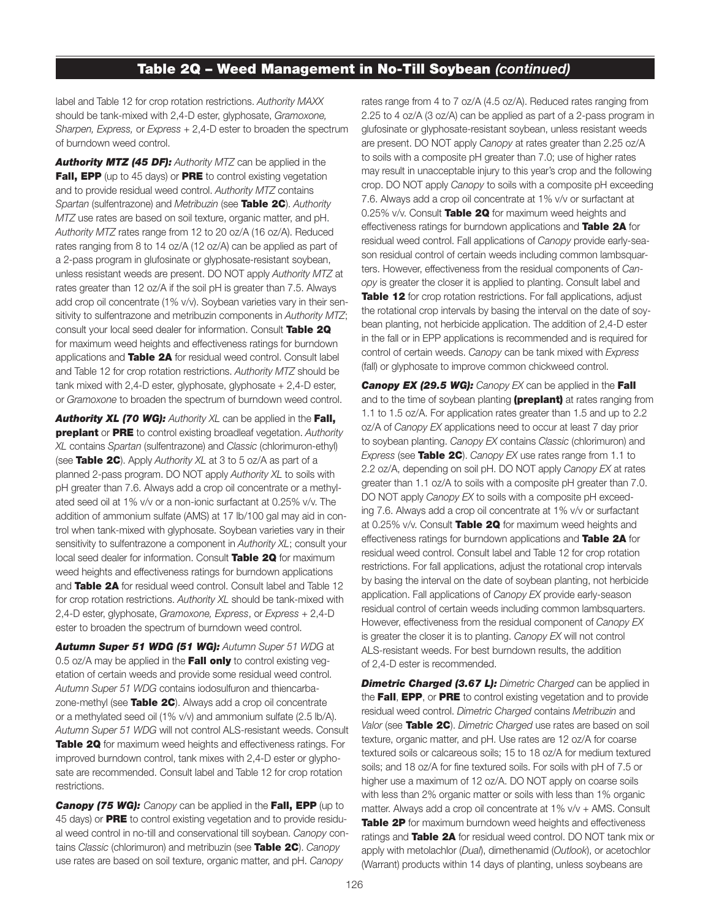## Table 2Q – Weed Management in No-Till Soybean *(continued)*

label and Table 12 for crop rotation restrictions. *Authority MAXX* should be tank-mixed with 2,4-D ester, glyphosate, *Gramoxone, Sharpen, Express,* or *Express* + 2,4-D ester to broaden the spectrum of burndown weed control.

***Authority MTZ (45 DF):*** *Authority MTZ* can be applied in the **Fall, EPP** (up to 45 days) or **PRE** to control existing vegetation and to provide residual weed control. *Authority MTZ* contains *Spartan* (sulfentrazone) and *Metribuzin* (see **Table 2C**). *Authority MTZ* use rates are based on soil texture, organic matter, and pH. *Authority MTZ* rates range from 12 to 20 oz/A (16 oz/A). Reduced rates ranging from 8 to 14 oz/A (12 oz/A) can be applied as part of a 2-pass program in glufosinate or glyphosate-resistant soybean, unless resistant weeds are present. DO NOT apply *Authority MTZ* at rates greater than 12 oz/A if the soil pH is greater than 7.5. Always add crop oil concentrate (1% v/v). Soybean varieties vary in their sensitivity to sulfentrazone and metribuzin components in *Authority MTZ*; consult your local seed dealer for information. Consult **Table 2Q** for maximum weed heights and effectiveness ratings for burndown applications and **Table 2A** for residual weed control. Consult label and Table 12 for crop rotation restrictions. *Authority MTZ* should be tank mixed with 2,4-D ester, glyphosate, glyphosate + 2,4-D ester, or *Gramoxone* to broaden the spectrum of burndown weed control.

***Authority XL (70 WG):*** *Authority XL* can be applied in the **Fall, preplant** or **PRE** to control existing broadleaf vegetation. *Authority XL* contains *Spartan* (sulfentrazone) and *Classic* (chlorimuron-ethyl) (see **Table 2C**). Apply *Authority XL* at 3 to 5 oz/A as part of a planned 2-pass program. DO NOT apply *Authority XL* to soils with pH greater than 7.6. Always add a crop oil concentrate or a methylated seed oil at 1% v/v or a non-ionic surfactant at 0.25% v/v. The addition of ammonium sulfate (AMS) at 17 lb/100 gal may aid in control when tank-mixed with glyphosate. Soybean varieties vary in their sensitivity to sulfentrazone a component in *Authority XL*; consult your local seed dealer for information. Consult **Table 2Q** for maximum weed heights and effectiveness ratings for burndown applications and **Table 2A** for residual weed control. Consult label and Table 12 for crop rotation restrictions. *Authority XL* should be tank-mixed with 2,4-D ester, glyphosate, *Gramoxone, Express*, or *Express* + 2,4-D ester to broaden the spectrum of burndown weed control.

***Autumn Super 51 WDG (51 WG):*** *Autumn Super 51 WDG* at 0.5 oz/A may be applied in the **Fall only** to control existing vegetation of certain weeds and provide some residual weed control. *Autumn Super 51 WDG* contains iodosulfuron and thiencarbazone-methyl (see **Table 2C**). Always add a crop oil concentrate or a methylated seed oil (1% v/v) and ammonium sulfate (2.5 lb/A). *Autumn Super 51 WDG* will not control ALS-resistant weeds. Consult **Table 2Q** for maximum weed heights and effectiveness ratings. For improved burndown control, tank mixes with 2,4-D ester or glyphosate are recommended. Consult label and Table 12 for crop rotation restrictions.

***Canopy (75 WG):*** *Canopy* can be applied in the **Fall, EPP** (up to 45 days) or **PRE** to control existing vegetation and to provide residual weed control in no-till and conservational till soybean. *Canopy* contains *Classic* (chlorimuron) and metribuzin (see **Table 2C**). *Canopy* use rates are based on soil texture, organic matter, and pH. *Canopy* rates range from 4 to 7 oz/A (4.5 oz/A). Reduced rates ranging from 2.25 to 4 oz/A (3 oz/A) can be applied as part of a 2-pass program in glufosinate or glyphosate-resistant soybean, unless resistant weeds are present. DO NOT apply *Canopy* at rates greater than 2.25 oz/A to soils with a composite pH greater than 7.0; use of higher rates may result in unacceptable injury to this year's crop and the following crop. DO NOT apply *Canopy* to soils with a composite pH exceeding 7.6. Always add a crop oil concentrate at 1% v/v or surfactant at 0.25% v/v. Consult **Table 2Q** for maximum weed heights and effectiveness ratings for burndown applications and **Table 2A** for residual weed control. Fall applications of *Canopy* provide early-season residual control of certain weeds including common lambsquarters. However, effectiveness from the residual components of *Canopy* is greater the closer it is applied to planting. Consult label and **Table 12** for crop rotation restrictions. For fall applications, adjust the rotational crop intervals by basing the interval on the date of soybean planting, not herbicide application. The addition of 2,4-D ester in the fall or in EPP applications is recommended and is required for control of certain weeds. *Canopy* can be tank mixed with *Express* (fall) or glyphosate to improve common chickweed control.

***Canopy EX (29.5 WG):*** *Canopy EX* can be applied in the **Fall** and to the time of soybean planting **(preplant)** at rates ranging from 1.1 to 1.5 oz/A. For application rates greater than 1.5 and up to 2.2 oz/A of *Canopy EX* applications need to occur at least 7 day prior to soybean planting. *Canopy EX* contains *Classic* (chlorimuron) and *Express* (see **Table 2C**). *Canopy EX* use rates range from 1.1 to 2.2 oz/A, depending on soil pH. DO NOT apply *Canopy EX* at rates greater than 1.1 oz/A to soils with a composite pH greater than 7.0. DO NOT apply *Canopy EX* to soils with a composite pH exceeding 7.6. Always add a crop oil concentrate at 1% v/v or surfactant at 0.25% v/v. Consult **Table 2Q** for maximum weed heights and effectiveness ratings for burndown applications and **Table 2A** for residual weed control. Consult label and Table 12 for crop rotation restrictions. For fall applications, adjust the rotational crop intervals by basing the interval on the date of soybean planting, not herbicide application. Fall applications of *Canopy EX* provide early-season residual control of certain weeds including common lambsquarters. However, effectiveness from the residual component of *Canopy EX* is greater the closer it is to planting. *Canopy EX* will not control ALS-resistant weeds. For best burndown results, the addition of 2,4-D ester is recommended.

***Dimetric Charged (3.67 L):*** *Dimetric Charged* can be applied in the **Fall**, **EPP**, or **PRE** to control existing vegetation and to provide residual weed control. *Dimetric Charged* contains *Metribuzin* and *Valor* (see **Table 2C**). *Dimetric Charged* use rates are based on soil texture, organic matter, and pH. Use rates are 12 oz/A for coarse textured soils or calcareous soils; 15 to 18 oz/A for medium textured soils; and 18 oz/A for fine textured soils. For soils with pH of 7.5 or higher use a maximum of 12 oz/A. DO NOT apply on coarse soils with less than 2% organic matter or soils with less than 1% organic matter. Always add a crop oil concentrate at 1% v/v + AMS. Consult **Table 2P** for maximum burndown weed heights and effectiveness ratings and **Table 2A** for residual weed control. DO NOT tank mix or apply with metolachlor (*Dual*), dimethenamid (*Outlook*), or acetochlor (Warrant) products within 14 days of planting, unless soybeans are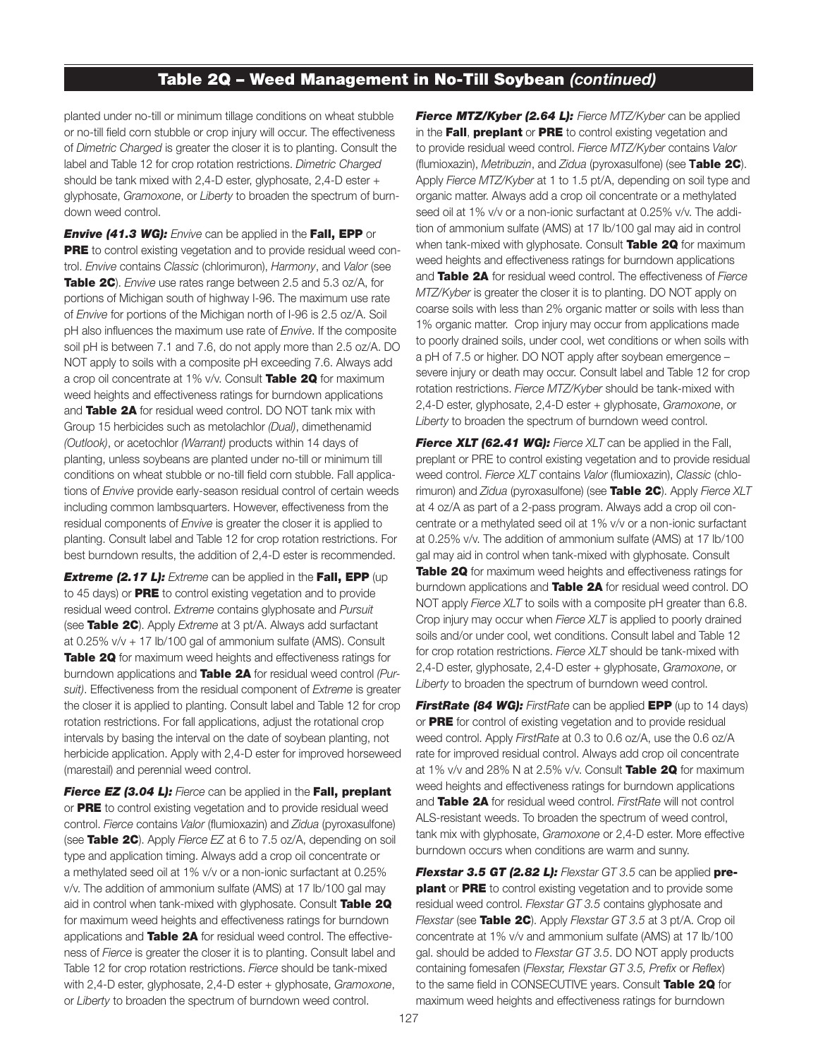## Table 2Q – Weed Management in No-Till Soybean *(continued)*

planted under no-till or minimum tillage conditions on wheat stubble or no-till field corn stubble or crop injury will occur. The effectiveness of *Dimetric Charged* is greater the closer it is to planting. Consult the label and Table 12 for crop rotation restrictions. *Dimetric Charged* should be tank mixed with 2,4-D ester, glyphosate, 2,4-D ester + glyphosate, *Gramoxone*, or *Liberty* to broaden the spectrum of burndown weed control.

***Envive (41.3 WG):*** *Envive* can be applied in the **Fall, EPP** or **PRE** to control existing vegetation and to provide residual weed control. *Envive* contains *Classic* (chlorimuron), *Harmony*, and *Valor* (see **Table 2C**). *Envive* use rates range between 2.5 and 5.3 oz/A, for portions of Michigan south of highway I-96. The maximum use rate of *Envive* for portions of the Michigan north of I-96 is 2.5 oz/A. Soil pH also influences the maximum use rate of *Envive*. If the composite soil pH is between 7.1 and 7.6, do not apply more than 2.5 oz/A. DO NOT apply to soils with a composite pH exceeding 7.6. Always add a crop oil concentrate at 1% v/v. Consult **Table 2Q** for maximum weed heights and effectiveness ratings for burndown applications and **Table 2A** for residual weed control. DO NOT tank mix with Group 15 herbicides such as metolachlor *(Dual)*, dimethenamid *(Outlook)*, or acetochlor *(Warrant)* products within 14 days of planting, unless soybeans are planted under no-till or minimum till conditions on wheat stubble or no-till field corn stubble. Fall applications of *Envive* provide early-season residual control of certain weeds including common lambsquarters. However, effectiveness from the residual components of *Envive* is greater the closer it is applied to planting. Consult label and Table 12 for crop rotation restrictions. For best burndown results, the addition of 2,4-D ester is recommended.

***Extreme (2.17 L):*** *Extreme* can be applied in the **Fall, EPP** (up to 45 days) or **PRE** to control existing vegetation and to provide residual weed control. *Extreme* contains glyphosate and *Pursuit* (see **Table 2C**). Apply *Extreme* at 3 pt/A. Always add surfactant at 0.25% v/v + 17 lb/100 gal of ammonium sulfate (AMS). Consult **Table 2Q** for maximum weed heights and effectiveness ratings for burndown applications and **Table 2A** for residual weed control *(Pursuit)*. Effectiveness from the residual component of *Extreme* is greater the closer it is applied to planting. Consult label and Table 12 for crop rotation restrictions. For fall applications, adjust the rotational crop intervals by basing the interval on the date of soybean planting, not herbicide application. Apply with 2,4-D ester for improved horseweed (marestail) and perennial weed control.

***Fierce EZ (3.04 L):*** *Fierce* can be applied in the **Fall, preplant** or **PRE** to control existing vegetation and to provide residual weed control. *Fierce* contains *Valor* (flumioxazin) and *Zidua* (pyroxasulfone) (see **Table 2C**). Apply *Fierce EZ* at 6 to 7.5 oz/A, depending on soil type and application timing. Always add a crop oil concentrate or a methylated seed oil at 1% v/v or a non-ionic surfactant at 0.25% v/v. The addition of ammonium sulfate (AMS) at 17 lb/100 gal may aid in control when tank-mixed with glyphosate. Consult **Table 2Q** for maximum weed heights and effectiveness ratings for burndown applications and **Table 2A** for residual weed control. The effectiveness of *Fierce* is greater the closer it is to planting. Consult label and Table 12 for crop rotation restrictions. *Fierce* should be tank-mixed with 2,4-D ester, glyphosate, 2,4-D ester + glyphosate, *Gramoxone*, or *Liberty* to broaden the spectrum of burndown weed control.

***Fierce MTZ/Kyber (2.64 L):*** *Fierce MTZ/Kyber* can be applied in the **Fall**, **preplant** or **PRE** to control existing vegetation and to provide residual weed control. *Fierce MTZ/Kyber* contains *Valor* (flumioxazin), *Metribuzin*, and *Zidua* (pyroxasulfone) (see **Table 2C**). Apply *Fierce MTZ/Kyber* at 1 to 1.5 pt/A, depending on soil type and organic matter. Always add a crop oil concentrate or a methylated seed oil at 1% v/v or a non-ionic surfactant at 0.25% v/v. The addition of ammonium sulfate (AMS) at 17 lb/100 gal may aid in control when tank-mixed with glyphosate. Consult **Table 2Q** for maximum weed heights and effectiveness ratings for burndown applications and **Table 2A** for residual weed control. The effectiveness of *Fierce MTZ/Kyber* is greater the closer it is to planting. DO NOT apply on coarse soils with less than 2% organic matter or soils with less than 1% organic matter. Crop injury may occur from applications made to poorly drained soils, under cool, wet conditions or when soils with a pH of 7.5 or higher. DO NOT apply after soybean emergence – severe injury or death may occur. Consult label and Table 12 for crop rotation restrictions. *Fierce MTZ/Kyber* should be tank-mixed with 2,4-D ester, glyphosate, 2,4-D ester + glyphosate, *Gramoxone*, or *Liberty* to broaden the spectrum of burndown weed control.

***Fierce XLT (62.41 WG):*** *Fierce XLT* can be applied in the Fall, preplant or PRE to control existing vegetation and to provide residual weed control. *Fierce XLT* contains *Valor* (flumioxazin), *Classic* (chlorimuron) and *Zidua* (pyroxasulfone) (see **Table 2C**). Apply *Fierce XLT* at 4 oz/A as part of a 2-pass program. Always add a crop oil concentrate or a methylated seed oil at 1% v/v or a non-ionic surfactant at 0.25% v/v. The addition of ammonium sulfate (AMS) at 17 lb/100 gal may aid in control when tank-mixed with glyphosate. Consult **Table 2Q** for maximum weed heights and effectiveness ratings for burndown applications and **Table 2A** for residual weed control. DO NOT apply *Fierce XLT* to soils with a composite pH greater than 6.8. Crop injury may occur when *Fierce XLT* is applied to poorly drained soils and/or under cool, wet conditions. Consult label and Table 12 for crop rotation restrictions. *Fierce XLT* should be tank-mixed with 2,4-D ester, glyphosate, 2,4-D ester + glyphosate, *Gramoxone*, or *Liberty* to broaden the spectrum of burndown weed control.

***FirstRate (84 WG):*** *FirstRate* can be applied **EPP** (up to 14 days) or **PRE** for control of existing vegetation and to provide residual weed control. Apply *FirstRate* at 0.3 to 0.6 oz/A, use the 0.6 oz/A rate for improved residual control. Always add crop oil concentrate at 1% v/v and 28% N at 2.5% v/v. Consult **Table 2Q** for maximum weed heights and effectiveness ratings for burndown applications and **Table 2A** for residual weed control. *FirstRate* will not control ALS-resistant weeds. To broaden the spectrum of weed control, tank mix with glyphosate, *Gramoxone* or 2,4-D ester. More effective burndown occurs when conditions are warm and sunny.

***Flexstar 3.5 GT (2.82 L):*** *Flexstar GT 3.5* can be applied **preplant** or **PRE** to control existing vegetation and to provide some residual weed control. *Flexstar GT 3.5* contains glyphosate and *Flexstar* (see **Table 2C**). Apply *Flexstar GT 3.5* at 3 pt/A. Crop oil concentrate at 1% v/v and ammonium sulfate (AMS) at 17 lb/100 gal. should be added to *Flexstar GT 3.5*. DO NOT apply products containing fomesafen (*Flexstar, Flexstar GT 3.5, Prefix* or *Reflex*) to the same field in CONSECUTIVE years. Consult **Table 2Q** for maximum weed heights and effectiveness ratings for burndown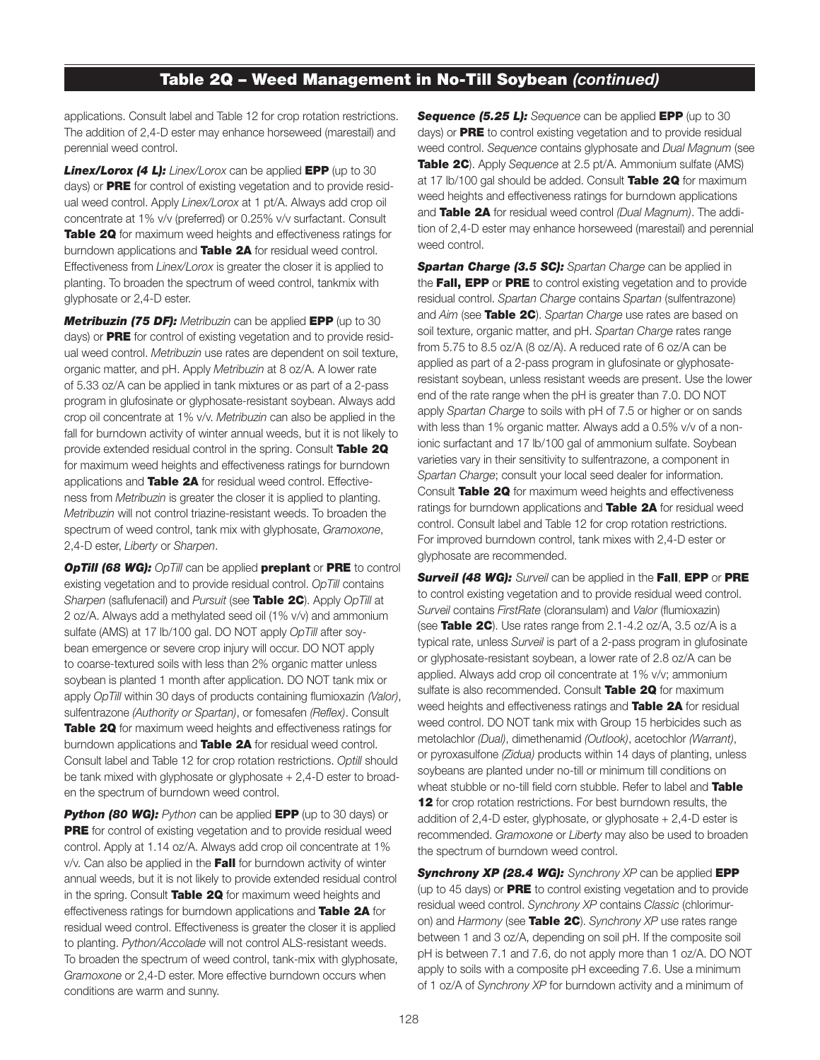## Table 2Q – Weed Management in No-Till Soybean *(continued)*

applications. Consult label and Table 12 for crop rotation restrictions. The addition of 2,4-D ester may enhance horseweed (marestail) and perennial weed control.

***Linex/Lorox (4 L):*** *Linex/Lorox* can be applied **EPP** (up to 30 days) or **PRE** for control of existing vegetation and to provide residual weed control. Apply *Linex/Lorox* at 1 pt/A. Always add crop oil concentrate at 1% v/v (preferred) or 0.25% v/v surfactant. Consult **Table 2Q** for maximum weed heights and effectiveness ratings for burndown applications and **Table 2A** for residual weed control. Effectiveness from *Linex/Lorox* is greater the closer it is applied to planting. To broaden the spectrum of weed control, tankmix with glyphosate or 2,4-D ester.

***Metribuzin (75 DF):*** *Metribuzin* can be applied **EPP** (up to 30 days) or **PRE** for control of existing vegetation and to provide residual weed control. *Metribuzin* use rates are dependent on soil texture, organic matter, and pH. Apply *Metribuzin* at 8 oz/A. A lower rate of 5.33 oz/A can be applied in tank mixtures or as part of a 2-pass program in glufosinate or glyphosate-resistant soybean. Always add crop oil concentrate at 1% v/v. *Metribuzin* can also be applied in the fall for burndown activity of winter annual weeds, but it is not likely to provide extended residual control in the spring. Consult **Table 2Q** for maximum weed heights and effectiveness ratings for burndown applications and **Table 2A** for residual weed control. Effectiveness from *Metribuzin* is greater the closer it is applied to planting. *Metribuzin* will not control triazine-resistant weeds. To broaden the spectrum of weed control, tank mix with glyphosate, *Gramoxone*, 2,4-D ester, *Liberty* or *Sharpen*.

***OpTill (68 WG):*** *OpTill* can be applied **preplant** or **PRE** to control existing vegetation and to provide residual control. *OpTill* contains *Sharpen* (saflufenacil) and *Pursuit* (see **Table 2C**). Apply *OpTill* at 2 oz/A. Always add a methylated seed oil (1% v/v) and ammonium sulfate (AMS) at 17 lb/100 gal. DO NOT apply *OpTill* after soybean emergence or severe crop injury will occur. DO NOT apply to coarse-textured soils with less than 2% organic matter unless soybean is planted 1 month after application. DO NOT tank mix or apply *OpTill* within 30 days of products containing flumioxazin *(Valor)*, sulfentrazone *(Authority or Spartan)*, or fomesafen *(Reflex)*. Consult **Table 2Q** for maximum weed heights and effectiveness ratings for burndown applications and **Table 2A** for residual weed control. Consult label and Table 12 for crop rotation restrictions. *Optill* should be tank mixed with glyphosate or glyphosate + 2,4-D ester to broaden the spectrum of burndown weed control.

***Python (80 WG):*** *Python* can be applied **EPP** (up to 30 days) or **PRE** for control of existing vegetation and to provide residual weed control. Apply at 1.14 oz/A. Always add crop oil concentrate at 1% v/v. Can also be applied in the **Fall** for burndown activity of winter annual weeds, but it is not likely to provide extended residual control in the spring. Consult **Table 2Q** for maximum weed heights and effectiveness ratings for burndown applications and **Table 2A** for residual weed control. Effectiveness is greater the closer it is applied to planting. *Python/Accolade* will not control ALS-resistant weeds. To broaden the spectrum of weed control, tank-mix with glyphosate, *Gramoxone* or 2,4-D ester. More effective burndown occurs when conditions are warm and sunny.

***Sequence (5.25 L):*** *Sequence* can be applied **EPP** (up to 30 days) or **PRE** to control existing vegetation and to provide residual weed control. *Sequence* contains glyphosate and *Dual Magnum* (see **Table 2C**). Apply *Sequence* at 2.5 pt/A. Ammonium sulfate (AMS) at 17 lb/100 gal should be added. Consult **Table 2Q** for maximum weed heights and effectiveness ratings for burndown applications and **Table 2A** for residual weed control *(Dual Magnum)*. The addition of 2,4-D ester may enhance horseweed (marestail) and perennial weed control.

***Spartan Charge (3.5 SC):*** *Spartan Charge* can be applied in the **Fall, EPP** or **PRE** to control existing vegetation and to provide residual control. *Spartan Charge* contains *Spartan* (sulfentrazone) and *Aim* (see **Table 2C**). *Spartan Charge* use rates are based on soil texture, organic matter, and pH. *Spartan Charge* rates range from 5.75 to 8.5 oz/A (8 oz/A). A reduced rate of 6 oz/A can be applied as part of a 2-pass program in glufosinate or glyphosate-resistant soybean, unless resistant weeds are present. Use the lower end of the rate range when the pH is greater than 7.0. DO NOT apply *Spartan Charge* to soils with pH of 7.5 or higher or on sands with less than 1% organic matter. Always add a 0.5% v/v of a non-ionic surfactant and 17 lb/100 gal of ammonium sulfate. Soybean varieties vary in their sensitivity to sulfentrazone, a component in *Spartan Charge*; consult your local seed dealer for information. Consult **Table 2Q** for maximum weed heights and effectiveness ratings for burndown applications and **Table 2A** for residual weed control. Consult label and Table 12 for crop rotation restrictions. For improved burndown control, tank mixes with 2,4-D ester or glyphosate are recommended.

***Surveil (48 WG):*** *Surveil* can be applied in the **Fall**, **EPP** or **PRE** to control existing vegetation and to provide residual weed control. *Surveil* contains *FirstRate* (cloransulam) and *Valor* (flumioxazin) (see **Table 2C**). Use rates range from 2.1-4.2 oz/A, 3.5 oz/A is a typical rate, unless *Surveil* is part of a 2-pass program in glufosinate or glyphosate-resistant soybean, a lower rate of 2.8 oz/A can be applied. Always add crop oil concentrate at 1% v/v; ammonium sulfate is also recommended. Consult **Table 2Q** for maximum weed heights and effectiveness ratings and **Table 2A** for residual weed control. DO NOT tank mix with Group 15 herbicides such as metolachlor *(Dual)*, dimethenamid *(Outlook)*, acetochlor *(Warrant)*, or pyroxasulfone *(Zidua)* products within 14 days of planting, unless soybeans are planted under no-till or minimum till conditions on wheat stubble or no-till field corn stubble. Refer to label and **Table 12** for crop rotation restrictions. For best burndown results, the addition of 2,4-D ester, glyphosate, or glyphosate + 2,4-D ester is recommended. *Gramoxone* or *Liberty* may also be used to broaden the spectrum of burndown weed control.

***Synchrony XP (28.4 WG):*** *Synchrony XP* can be applied **EPP** (up to 45 days) or **PRE** to control existing vegetation and to provide residual weed control. *Synchrony XP* contains *Classic* (chlorimuron) and *Harmony* (see **Table 2C**). *Synchrony XP* use rates range between 1 and 3 oz/A, depending on soil pH. If the composite soil pH is between 7.1 and 7.6, do not apply more than 1 oz/A. DO NOT apply to soils with a composite pH exceeding 7.6. Use a minimum of 1 oz/A of *Synchrony XP* for burndown activity and a minimum of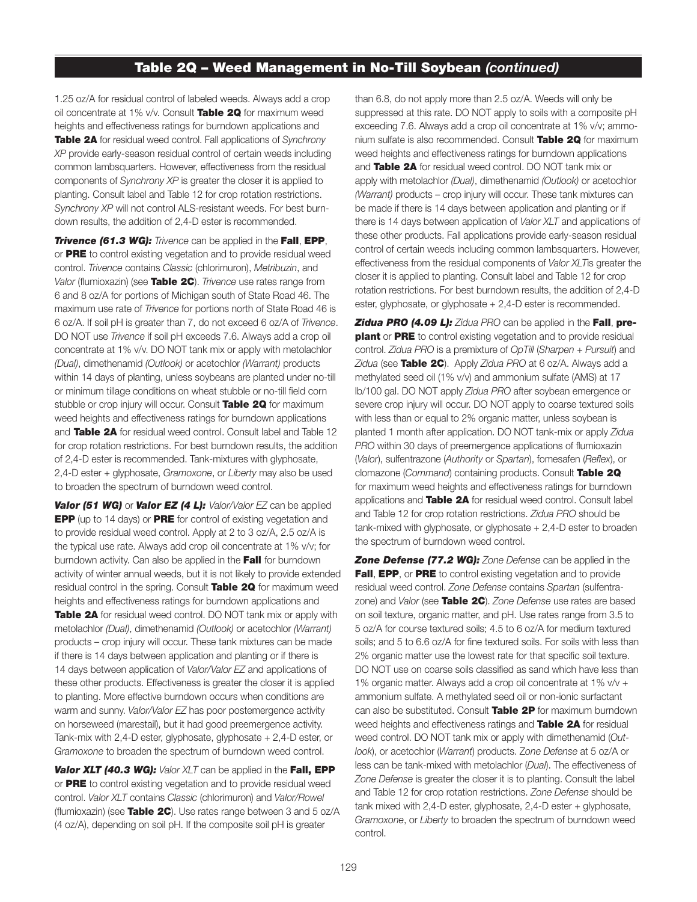## Table 2Q – Weed Management in No-Till Soybean *(continued)*

1.25 oz/A for residual control of labeled weeds. Always add a crop oil concentrate at 1% v/v. Consult **Table 2Q** for maximum weed heights and effectiveness ratings for burndown applications and **Table 2A** for residual weed control. Fall applications of *Synchrony XP* provide early-season residual control of certain weeds including common lambsquarters. However, effectiveness from the residual components of *Synchrony XP* is greater the closer it is applied to planting. Consult label and Table 12 for crop rotation restrictions. *Synchrony XP* will not control ALS-resistant weeds. For best burndown results, the addition of 2,4-D ester is recommended.

***Trivence (61.3 WG):*** *Trivence* can be applied in the **Fall**, **EPP**, or **PRE** to control existing vegetation and to provide residual weed control. *Trivence* contains *Classic* (chlorimuron), *Metribuzin*, and *Valor* (flumioxazin) (see **Table 2C**). *Trivence* use rates range from 6 and 8 oz/A for portions of Michigan south of State Road 46. The maximum use rate of *Trivence* for portions north of State Road 46 is 6 oz/A. If soil pH is greater than 7, do not exceed 6 oz/A of *Trivence*. DO NOT use *Trivence* if soil pH exceeds 7.6. Always add a crop oil concentrate at 1% v/v. DO NOT tank mix or apply with metolachlor *(Dual)*, dimethenamid *(Outlook)* or acetochlor *(Warrant)* products within 14 days of planting, unless soybeans are planted under no-till or minimum tillage conditions on wheat stubble or no-till field corn stubble or crop injury will occur. Consult **Table 2Q** for maximum weed heights and effectiveness ratings for burndown applications and **Table 2A** for residual weed control. Consult label and Table 12 for crop rotation restrictions. For best burndown results, the addition of 2,4-D ester is recommended. Tank-mixtures with glyphosate, 2,4-D ester + glyphosate, *Gramoxone*, or *Liberty* may also be used to broaden the spectrum of burndown weed control.

***Valor (51 WG)*** or ***Valor EZ (4 L):*** *Valor/Valor EZ* can be applied **EPP** (up to 14 days) or **PRE** for control of existing vegetation and to provide residual weed control. Apply at 2 to 3 oz/A, 2.5 oz/A is the typical use rate. Always add crop oil concentrate at 1% v/v; for burndown activity. Can also be applied in the **Fall** for burndown activity of winter annual weeds, but it is not likely to provide extended residual control in the spring. Consult **Table 2Q** for maximum weed heights and effectiveness ratings for burndown applications and **Table 2A** for residual weed control. DO NOT tank mix or apply with metolachlor *(Dual)*, dimethenamid *(Outlook)* or acetochlor *(Warrant)* products – crop injury will occur. These tank mixtures can be made if there is 14 days between application and planting or if there is 14 days between application of *Valor/Valor EZ* and applications of these other products. Effectiveness is greater the closer it is applied to planting. More effective burndown occurs when conditions are warm and sunny. *Valor/Valor EZ* has poor postemergence activity on horseweed (marestail), but it had good preemergence activity. Tank-mix with 2,4-D ester, glyphosate, glyphosate + 2,4-D ester, or *Gramoxone* to broaden the spectrum of burndown weed control.

***Valor XLT (40.3 WG):*** *Valor XLT* can be applied in the **Fall, EPP** or **PRE** to control existing vegetation and to provide residual weed control. *Valor XLT* contains *Classic* (chlorimuron) and *Valor/Rowel* (flumioxazin) (see **Table 2C**). Use rates range between 3 and 5 oz/A (4 oz/A), depending on soil pH. If the composite soil pH is greater than 6.8, do not apply more than 2.5 oz/A. Weeds will only be suppressed at this rate. DO NOT apply to soils with a composite pH exceeding 7.6. Always add a crop oil concentrate at 1% v/v; ammonium sulfate is also recommended. Consult **Table 2Q** for maximum weed heights and effectiveness ratings for burndown applications and **Table 2A** for residual weed control. DO NOT tank mix or apply with metolachlor *(Dual)*, dimethenamid *(Outlook)* or acetochlor *(Warrant)* products – crop injury will occur. These tank mixtures can be made if there is 14 days between application and planting or if there is 14 days between application of *Valor XLT* and applications of these other products. Fall applications provide early-season residual control of certain weeds including common lambsquarters. However, effectiveness from the residual components of *Valor XLT*is greater the closer it is applied to planting. Consult label and Table 12 for crop rotation restrictions. For best burndown results, the addition of 2,4-D ester, glyphosate, or glyphosate + 2,4-D ester is recommended.

***Zidua PRO (4.09 L):*** *Zidua PRO* can be applied in the **Fall**, **preplant** or **PRE** to control existing vegetation and to provide residual control. *Zidua PRO* is a premixture of *OpTill* (*Sharpen* + *Pursuit*) and *Zidua* (see **Table 2C**). Apply *Zidua PRO* at 6 oz/A. Always add a methylated seed oil (1% v/v) and ammonium sulfate (AMS) at 17 lb/100 gal. DO NOT apply *Zidua PRO* after soybean emergence or severe crop injury will occur. DO NOT apply to coarse textured soils with less than or equal to 2% organic matter, unless soybean is planted 1 month after application. DO NOT tank-mix or apply *Zidua PRO* within 30 days of preemergence applications of flumioxazin (*Valor*), sulfentrazone (*Authority* or *Spartan*), fomesafen (*Reflex*), or clomazone (*Command*) containing products. Consult **Table 2Q** for maximum weed heights and effectiveness ratings for burndown applications and **Table 2A** for residual weed control. Consult label and Table 12 for crop rotation restrictions. *Zidua PRO* should be tank-mixed with glyphosate, or glyphosate + 2,4-D ester to broaden the spectrum of burndown weed control.

***Zone Defense (77.2 WG):*** *Zone Defense* can be applied in the **Fall**, **EPP**, or **PRE** to control existing vegetation and to provide residual weed control. *Zone Defense* contains *Spartan* (sulfentrazone) and *Valor* (see **Table 2C**). *Zone Defense* use rates are based on soil texture, organic matter, and pH. Use rates range from 3.5 to 5 oz/A for course textured soils; 4.5 to 6 oz/A for medium textured soils; and 5 to 6.6 oz/A for fine textured soils. For soils with less than 2% organic matter use the lowest rate for that specific soil texture. DO NOT use on coarse soils classified as sand which have less than 1% organic matter. Always add a crop oil concentrate at 1% v/v + ammonium sulfate. A methylated seed oil or non-ionic surfactant can also be substituted. Consult **Table 2P** for maximum burndown weed heights and effectiveness ratings and **Table 2A** for residual weed control. DO NOT tank mix or apply with dimethenamid (*Outlook*), or acetochlor (*Warrant*) products. *Zone Defense* at 5 oz/A or less can be tank-mixed with metolachlor (*Dual*). The effectiveness of *Zone Defense* is greater the closer it is to planting. Consult the label and Table 12 for crop rotation restrictions. *Zone Defense* should be tank mixed with 2,4-D ester, glyphosate, 2,4-D ester + glyphosate, *Gramoxone*, or *Liberty* to broaden the spectrum of burndown weed control.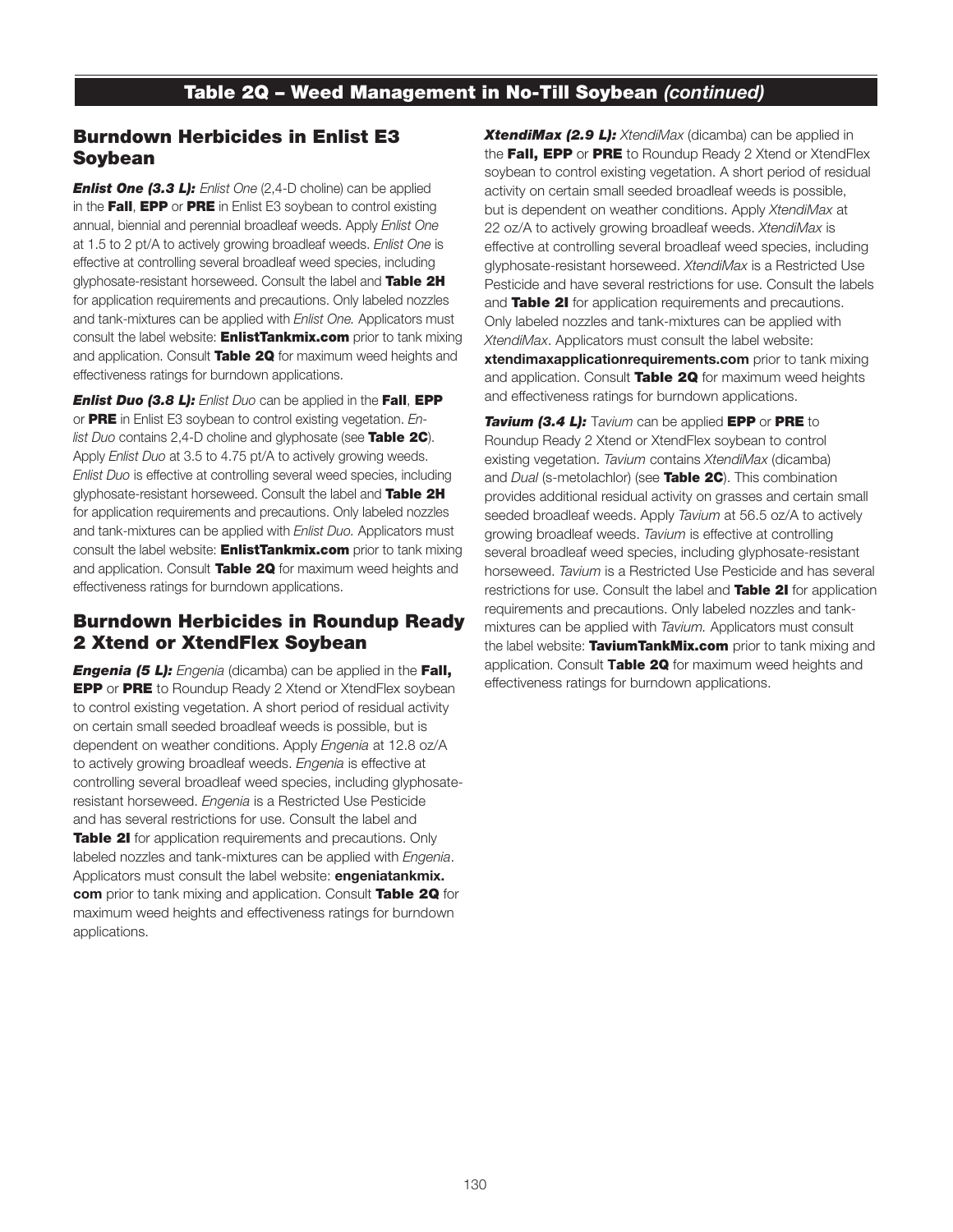## Table 2Q – Weed Management in No-Till Soybean *(continued)*

### Burndown Herbicides in Enlist E3 Soybean

***Enlist One (3.3 L):*** *Enlist One* (2,4-D choline) can be applied in the **Fall**, **EPP** or **PRE** in Enlist E3 soybean to control existing annual, biennial and perennial broadleaf weeds. Apply *Enlist One* at 1.5 to 2 pt/A to actively growing broadleaf weeds. *Enlist One* is effective at controlling several broadleaf weed species, including glyphosate-resistant horseweed. Consult the label and **Table 2H** for application requirements and precautions. Only labeled nozzles and tank-mixtures can be applied with *Enlist One.* Applicators must consult the label website: **EnlistTankmix.com** prior to tank mixing and application. Consult **Table 2Q** for maximum weed heights and effectiveness ratings for burndown applications.

***Enlist Duo (3.8 L):*** *Enlist Duo* can be applied in the **Fall**, **EPP** or **PRE** in Enlist E3 soybean to control existing vegetation. *Enlist Duo* contains 2,4-D choline and glyphosate (see **Table 2C**). Apply *Enlist Duo* at 3.5 to 4.75 pt/A to actively growing weeds. *Enlist Duo* is effective at controlling several weed species, including glyphosate-resistant horseweed. Consult the label and **Table 2H** for application requirements and precautions. Only labeled nozzles and tank-mixtures can be applied with *Enlist Duo.* Applicators must consult the label website: **EnlistTankmix.com** prior to tank mixing and application. Consult **Table 2Q** for maximum weed heights and effectiveness ratings for burndown applications.

### Burndown Herbicides in Roundup Ready 2 Xtend or XtendFlex Soybean

***Engenia (5 L):*** *Engenia* (dicamba) can be applied in the **Fall, EPP** or **PRE** to Roundup Ready 2 Xtend or XtendFlex soybean to control existing vegetation. A short period of residual activity on certain small seeded broadleaf weeds is possible, but is dependent on weather conditions. Apply *Engenia* at 12.8 oz/A to actively growing broadleaf weeds. *Engenia* is effective at controlling several broadleaf weed species, including glyphosate-resistant horseweed. *Engenia* is a Restricted Use Pesticide and has several restrictions for use. Consult the label and **Table 2I** for application requirements and precautions. Only labeled nozzles and tank-mixtures can be applied with *Engenia*. Applicators must consult the label website: **engeniatankmix.com** prior to tank mixing and application. Consult **Table 2Q** for maximum weed heights and effectiveness ratings for burndown applications.

***XtendiMax (2.9 L):*** *XtendiMax* (dicamba) can be applied in the **Fall, EPP** or **PRE** to Roundup Ready 2 Xtend or XtendFlex soybean to control existing vegetation. A short period of residual activity on certain small seeded broadleaf weeds is possible, but is dependent on weather conditions. Apply *XtendiMax* at 22 oz/A to actively growing broadleaf weeds. *XtendiMax* is effective at controlling several broadleaf weed species, including glyphosate-resistant horseweed. *XtendiMax* is a Restricted Use Pesticide and have several restrictions for use. Consult the labels and **Table 2I** for application requirements and precautions. Only labeled nozzles and tank-mixtures can be applied with *XtendiMax*. Applicators must consult the label website: **xtendimaxapplicationrequirements.com** prior to tank mixing and application. Consult **Table 2Q** for maximum weed heights and effectiveness ratings for burndown applications.

***Tavium (3.4 L):*** *Tavium* can be applied **EPP** or **PRE** to Roundup Ready 2 Xtend or XtendFlex soybean to control existing vegetation. *Tavium* contains *XtendiMax* (dicamba) and *Dual* (s-metolachlor) (see **Table 2C**). This combination provides additional residual activity on grasses and certain small seeded broadleaf weeds. Apply *Tavium* at 56.5 oz/A to actively growing broadleaf weeds. *Tavium* is effective at controlling several broadleaf weed species, including glyphosate-resistant horseweed. *Tavium* is a Restricted Use Pesticide and has several restrictions for use. Consult the label and **Table 2I** for application requirements and precautions. Only labeled nozzles and tank-mixtures can be applied with *Tavium.* Applicators must consult the label website: **TaviumTankMix.com** prior to tank mixing and application. Consult **Table 2Q** for maximum weed heights and effectiveness ratings for burndown applications.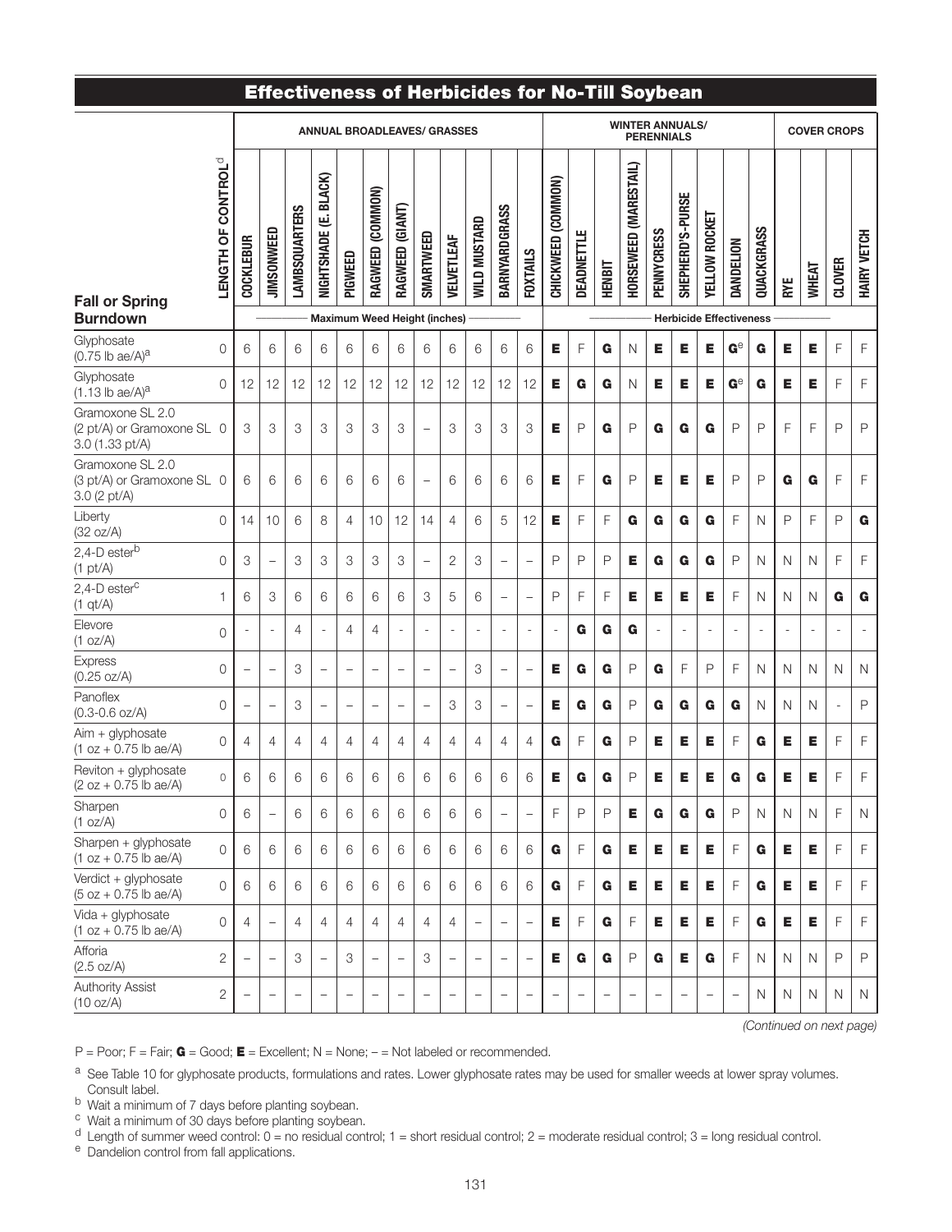# Effectiveness of Herbicides for No-Till Soybean

| Fall or Spring Burndown | LENGTH OF CONTROL[d] | ANNUAL BROADLEAVES/ GRASSES | | | | | | | | | | | | WINTER ANNUALS/ PERENNIALS | | | | | | | | | | COVER CROPS | | | |
|---|---|---|---|---|---|---|---|---|---|---|---|---|---|---|---|---|---|---|---|---|---|---|---|---|---|---|---|
| | | COCKLEBUR | JIMSONWEED | LAMBSQUARTERS | NIGHTSHADE (E. BLACK) | PIGWEED | RAGWEED (COMMON) | RAGWEED (GIANT) | SMARTWEED | VELVETLEAF | WILD MUSTARD | BARNYARDGRASS | FOXTAILS | CHICKWEED (COMMON) | DEADNETTLE | HENBIT | HORSEWEED (MARESTAIL) | PENNYCRESS | SHEPHERD'S-PURSE | YELLOW ROCKET | DANDELION | QUACKGRASS | RYE | WHEAT | CLOVER | HAIRY VETCH |
| | | Maximum Weed Height (inches) | | | | | | | | | | | | Herbicide Effectiveness | | | | | | | | | | | | | |
| Glyphosate (0.75 lb ae/A)[a] | 0 | 6 | 6 | 6 | 6 | 6 | 6 | 6 | 6 | 6 | 6 | 6 | 6 | **E** | F | **G** | N | **E** | **E** | **E** | **G**[e] | **G** | **E** | **E** | F | F |
| Glyphosate (1.13 lb ae/A)[a] | 0 | 12 | 12 | 12 | 12 | 12 | 12 | 12 | 12 | 12 | 12 | 12 | 12 | **E** | **G** | **G** | N | **E** | **E** | **E** | **G**[e] | **G** | **E** | **E** | F | F |
| Gramoxone SL 2.0 (2 pt/A) or Gramoxone SL 3.0 (1.33 pt/A) | 0 | 3 | 3 | 3 | 3 | 3 | 3 | 3 | – | 3 | 3 | 3 | 3 | **E** | P | **G** | P | **G** | **G** | **G** | P | P | F | F | P | P |
| Gramoxone SL 2.0 (3 pt/A) or Gramoxone SL 3.0 (2 pt/A) | 0 | 6 | 6 | 6 | 6 | 6 | 6 | 6 | – | 6 | 6 | 6 | 6 | **E** | F | **G** | P | **E** | **E** | **E** | P | P | **G** | **G** | F | F |
| Liberty (32 oz/A) | 0 | 14 | 10 | 6 | 8 | 4 | 10 | 12 | 14 | 4 | 6 | 5 | 12 | **E** | F | F | **G** | **G** | **G** | **G** | F | N | P | F | P | **G** |
| 2,4-D ester[b] (1 pt/A) | 0 | 3 | – | 3 | 3 | 3 | 3 | 3 | – | 2 | 3 | – | – | P | P | P | **E** | **G** | **G** | **G** | P | N | N | N | F | F |
| 2,4-D ester[c] (1 qt/A) | 1 | 6 | 3 | 6 | 6 | 6 | 6 | 6 | 3 | 5 | 6 | – | – | P | F | F | **E** | **E** | **E** | **E** | F | N | N | N | **G** | **G** |
| Elevore (1 oz/A) | 0 | - | - | 4 | - | 4 | 4 | - | - | - | - | - | - | - | **G** | **G** | **G** | - | - | - | - | - | - | - | - | - |
| Express (0.25 oz/A) | 0 | – | – | 3 | – | – | – | – | – | – | 3 | – | – | **E** | **G** | **G** | P | **G** | F | P | F | N | N | N | N | N |
| Panoflex (0.3-0.6 oz/A) | 0 | – | – | 3 | – | – | – | – | – | 3 | 3 | – | – | **E** | **G** | **G** | P | **G** | **G** | **G** | **G** | N | N | N | - | P |
| Aim + glyphosate (1 oz + 0.75 lb ae/A) | 0 | 4 | 4 | 4 | 4 | 4 | 4 | 4 | 4 | 4 | 4 | 4 | 4 | **G** | F | **G** | P | **E** | **E** | **E** | F | **G** | **E** | **E** | F | F |
| Reviton + glyphosate (2 oz + 0.75 lb ae/A) | 0 | 6 | 6 | 6 | 6 | 6 | 6 | 6 | 6 | 6 | 6 | 6 | 6 | **E** | **G** | **G** | P | **E** | **E** | **E** | **G** | **G** | **E** | **E** | F | F |
| Sharpen (1 oz/A) | 0 | 6 | – | 6 | 6 | 6 | 6 | 6 | 6 | 6 | 6 | – | – | F | P | P | **E** | **G** | **G** | **G** | P | N | N | N | F | N |
| Sharpen + glyphosate (1 oz + 0.75 lb ae/A) | 0 | 6 | 6 | 6 | 6 | 6 | 6 | 6 | 6 | 6 | 6 | 6 | 6 | **G** | F | **G** | **E** | **E** | **E** | **E** | F | **G** | **E** | **E** | F | F |
| Verdict + glyphosate (5 oz + 0.75 lb ae/A) | 0 | 6 | 6 | 6 | 6 | 6 | 6 | 6 | 6 | 6 | 6 | 6 | 6 | **G** | F | **G** | **E** | **E** | **E** | **E** | F | **G** | **E** | **E** | F | F |
| Vida + glyphosate (1 oz + 0.75 lb ae/A) | 0 | 4 | – | 4 | 4 | 4 | 4 | 4 | 4 | 4 | – | – | – | **E** | F | **G** | F | **E** | **E** | **E** | F | **G** | **E** | **E** | F | F |
| Afforia (2.5 oz/A) | 2 | – | – | 3 | – | 3 | – | – | 3 | – | – | – | – | **E** | **G** | **G** | P | **G** | **E** | **G** | F | N | N | N | P | P |
| Authority Assist (10 oz/A) | 2 | – | – | – | – | – | – | – | – | – | – | – | – | – | – | – | – | – | – | – | – | N | N | N | N | N |

*(Continued on next page)*

P = Poor; F = Fair; **G** = Good; **E** = Excellent; N = None; – = Not labeled or recommended.

[a] See Table 10 for glyphosate products, formulations and rates. Lower glyphosate rates may be used for smaller weeds at lower spray volumes. Consult label.

[b] Wait a minimum of 7 days before planting soybean.

[c] Wait a minimum of 30 days before planting soybean.

[d] Length of summer weed control: 0 = no residual control; 1 = short residual control; 2 = moderate residual control; 3 = long residual control.

[e] Dandelion control from fall applications.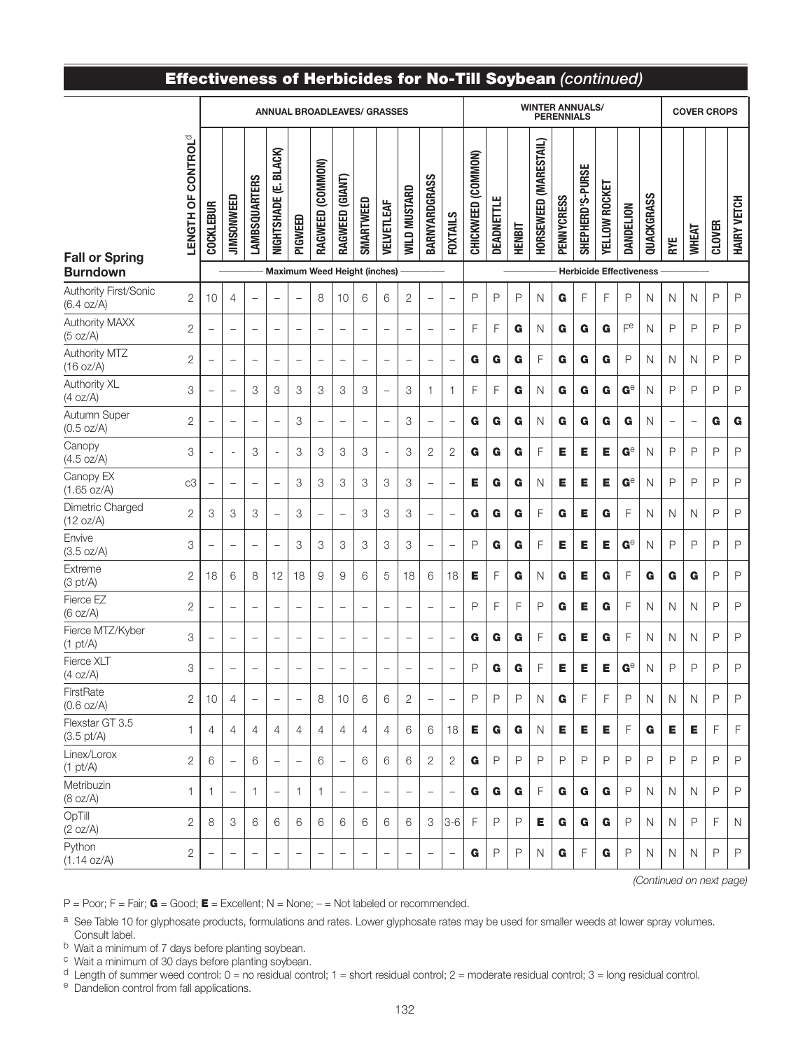## Effectiveness of Herbicides for No-Till Soybean *(continued)*

| Fall or Spring Burndown | LENGTH OF CONTROL[d] | COCKLEBUR | JIMSONWEED | LAMBSQUARTERS | NIGHTSHADE (E. BLACK) | PIGWEED | RAGWEED (COMMON) | RAGWEED (GIANT) | SMARTWEED | VELVETLEAF | WILD MUSTARD | BARNYARDGRASS | FOXTAILS | CHICKWEED (COMMON) | DEADNETTLE | HENBIT | HORSEWEED (MARESTAIL) | PENNYCRESS | SHEPHERD'S-PURSE | YELLOW ROCKET | DANDELION | QUACKGRASS | RYE | WHEAT | CLOVER | HAIRY VETCH |
|---|---|---|---|---|---|---|---|---|---|---|---|---|---|---|---|---|---|---|---|---|---|---|---|---|---|---|
| | | ANNUAL BROADLEAVES/ GRASSES | | | | | | | | | | | | WINTER ANNUALS/ PERENNIALS | | | | | | | | | COVER CROPS | | | |
| | | Maximum Weed Height (inches) | | | | | | | | | | | | Herbicide Effectiveness | | | | | | | | | | | | |
| Authority First/Sonic (6.4 oz/A) | 2 | 10 | 4 | – | – | – | 8 | 10 | 6 | 6 | 2 | – | – | P | P | P | N | **G** | F | F | P | N | N | N | P | P |
| Authority MAXX (5 oz/A) | 2 | – | – | – | – | – | – | – | – | – | – | – | – | F | F | **G** | N | **G** | **G** | **G** | F[e] | N | P | P | P | P |
| Authority MTZ (16 oz/A) | 2 | – | – | – | – | – | – | – | – | – | – | – | – | **G** | **G** | **G** | F | **G** | **G** | **G** | P | N | N | N | P | P |
| Authority XL (4 oz/A) | 3 | – | – | 3 | 3 | 3 | 3 | 3 | 3 | – | 3 | 1 | 1 | F | F | **G** | N | **G** | **G** | **G** | **G**[e] | N | P | P | P | P |
| Autumn Super (0.5 oz/A) | 2 | – | – | – | – | 3 | – | – | – | – | 3 | – | – | **G** | **G** | **G** | N | **G** | **G** | **G** | **G** | N | – | – | **G** | **G** |
| Canopy (4.5 oz/A) | 3 | - | - | 3 | - | 3 | 3 | 3 | 3 | - | 3 | 2 | 2 | **G** | **G** | **G** | F | **E** | **E** | **E** | **G**[e] | N | P | P | P | P |
| Canopy EX (1.65 oz/A) | c3 | – | – | – | – | 3 | 3 | 3 | 3 | 3 | 3 | – | – | **E** | **G** | **G** | N | **E** | **E** | **E** | **G**[e] | N | P | P | P | P |
| Dimetric Charged (12 oz/A) | 2 | 3 | 3 | 3 | – | 3 | – | – | 3 | 3 | 3 | – | – | **G** | **G** | **G** | F | **G** | **E** | **G** | F | N | N | N | P | P |
| Envive (3.5 oz/A) | 3 | – | – | – | – | 3 | 3 | 3 | 3 | 3 | 3 | – | – | P | **G** | **G** | F | **E** | **E** | **E** | **G**[e] | N | P | P | P | P |
| Extreme (3 pt/A) | 2 | 18 | 6 | 8 | 12 | 18 | 9 | 9 | 6 | 5 | 18 | 6 | 18 | **E** | F | **G** | N | **G** | **E** | **G** | F | **G** | **G** | **G** | P | P |
| Fierce EZ (6 oz/A) | 2 | – | – | – | – | – | – | – | – | – | – | – | – | P | F | F | P | **G** | **E** | **G** | F | N | N | N | P | P |
| Fierce MTZ/Kyber (1 pt/A) | 3 | – | – | – | – | – | – | – | – | – | – | – | – | **G** | **G** | **G** | F | **G** | **E** | **G** | F | N | N | N | P | P |
| Fierce XLT (4 oz/A) | 3 | – | – | – | – | – | – | – | – | – | – | – | – | P | **G** | **G** | F | **E** | **E** | **E** | **G**[e] | N | P | P | P | P |
| FirstRate (0.6 oz/A) | 2 | 10 | 4 | – | – | – | 8 | 10 | 6 | 6 | 2 | – | – | P | P | P | N | **G** | F | F | P | N | N | N | P | P |
| Flexstar GT 3.5 (3.5 pt/A) | 1 | 4 | 4 | 4 | 4 | 4 | 4 | 4 | 4 | 4 | 6 | 6 | 18 | **E** | **G** | **G** | N | **E** | **E** | **E** | F | **G** | **E** | **E** | F | F |
| Linex/Lorox (1 pt/A) | 2 | 6 | – | 6 | – | – | 6 | – | 6 | 6 | 6 | 2 | 2 | **G** | P | P | P | P | P | P | P | P | P | P | P | P |
| Metribuzin (8 oz/A) | 1 | 1 | – | 1 | – | 1 | 1 | – | – | – | – | – | – | **G** | **G** | **G** | F | **G** | **G** | **G** | P | N | N | N | P | P |
| OpTill (2 oz/A) | 2 | 8 | 3 | 6 | 6 | 6 | 6 | 6 | 6 | 6 | 6 | 3 | 3-6 | F | P | P | **E** | **G** | **G** | **G** | P | N | N | P | F | N |
| Python (1.14 oz/A) | 2 | – | – | – | – | – | – | – | – | – | – | – | – | **G** | P | P | N | **G** | F | **G** | P | N | N | N | P | P |

*(Continued on next page)*

P = Poor; F = Fair; **G** = Good; **E** = Excellent; N = None; – = Not labeled or recommended.

[a] See Table 10 for glyphosate products, formulations and rates. Lower glyphosate rates may be used for smaller weeds at lower spray volumes. Consult label.

[b] Wait a minimum of 7 days before planting soybean.

[c] Wait a minimum of 30 days before planting soybean.

[d] Length of summer weed control: 0 = no residual control; 1 = short residual control; 2 = moderate residual control; 3 = long residual control.

[e] Dandelion control from fall applications.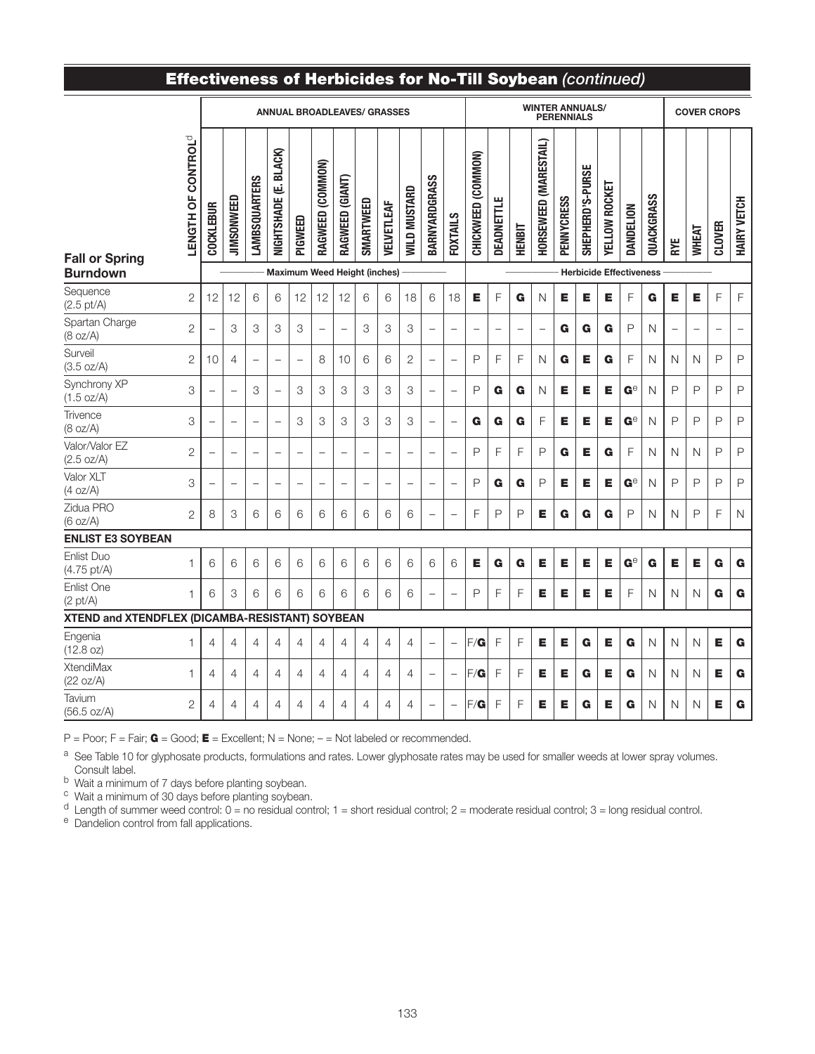## Effectiveness of Herbicides for No-Till Soybean *(continued)*

| Fall or Spring Burndown | LENGTH OF CONTROL[d] | ANNUAL BROADLEAVES/ GRASSES | | | | | | | | | | | | WINTER ANNUALS/ PERENNIALS | | | | | | | | | | COVER CROPS | | | |
|---|---|---|---|---|---|---|---|---|---|---|---|---|---|---|---|---|---|---|---|---|---|---|---|---|---|---|---|
| | | COCKLEBUR | JIMSONWEED | LAMBSQUARTERS | NIGHTSHADE (E. BLACK) | PIGWEED | RAGWEED (COMMON) | RAGWEED (GIANT) | SMARTWEED | VELVETLEAF | WILD MUSTARD | BARNYARDGRASS | FOXTAILS | CHICKWEED (COMMON) | DEADNETTLE | HENBIT | HORSEWEED (MARESTAIL) | PENNYCRESS | SHEPHERD'S-PURSE | YELLOW ROCKET | DANDELION | QUACKGRASS | RYE | WHEAT | CLOVER | HAIRY VETCH |
| | | Maximum Weed Height (inches) | | | | | | | | | | | | Herbicide Effectiveness | | | | | | | | | | | | | |
| Sequence (2.5 pt/A) | 2 | 12 | 12 | 6 | 6 | 12 | 12 | 12 | 6 | 6 | 18 | 6 | 18 | **E** | F | **G** | N | **E** | **E** | **E** | F | **G** | **E** | **E** | F | F |
| Spartan Charge (8 oz/A) | 2 | – | 3 | 3 | 3 | 3 | – | – | 3 | 3 | 3 | – | – | – | – | – | – | **G** | **G** | **G** | P | N | – | – | – | – |
| Surveil (3.5 oz/A) | 2 | 10 | 4 | – | – | – | 8 | 10 | 6 | 6 | 2 | – | – | P | F | F | N | **G** | **E** | **G** | F | N | N | N | P | P |
| Synchrony XP (1.5 oz/A) | 3 | – | – | 3 | – | 3 | 3 | 3 | 3 | 3 | 3 | – | – | P | **G** | **G** | N | **E** | **E** | **E** | **G**[e] | N | P | P | P | P |
| Trivence (8 oz/A) | 3 | – | – | – | – | 3 | 3 | 3 | 3 | 3 | 3 | – | – | **G** | **G** | **G** | F | **E** | **E** | **E** | **G**[e] | N | P | P | P | P |
| Valor/Valor EZ (2.5 oz/A) | 2 | – | – | – | – | – | – | – | – | – | – | – | – | P | F | F | P | **G** | **E** | **G** | F | N | N | N | P | P |
| Valor XLT (4 oz/A) | 3 | – | – | – | – | – | – | – | – | – | – | – | – | P | **G** | **G** | P | **E** | **E** | **E** | **G**[e] | N | P | P | P | P |
| Zidua PRO (6 oz/A) | 2 | 8 | 3 | 6 | 6 | 6 | 6 | 6 | 6 | 6 | 6 | – | – | F | P | P | **E** | **G** | **G** | **G** | P | N | N | P | F | N |
| **ENLIST E3 SOYBEAN** | | | | | | | | | | | | | | | | | | | | | | | | | | |
| Enlist Duo (4.75 pt/A) | 1 | 6 | 6 | 6 | 6 | 6 | 6 | 6 | 6 | 6 | 6 | 6 | 6 | **E** | **G** | **G** | **E** | **E** | **E** | **E** | **G**[e] | **G** | **E** | **E** | **G** | **G** |
| Enlist One (2 pt/A) | 1 | 6 | 3 | 6 | 6 | 6 | 6 | 6 | 6 | 6 | 6 | – | – | P | F | F | **E** | **E** | **E** | **E** | F | N | N | N | **G** | **G** |
| **XTEND and XTENDFLEX (DICAMBA-RESISTANT) SOYBEAN** | | | | | | | | | | | | | | | | | | | | | | | | | | |
| Engenia (12.8 oz) | 1 | 4 | 4 | 4 | 4 | 4 | 4 | 4 | 4 | 4 | 4 | – | – | F/**G** | F | F | **E** | **E** | **G** | **E** | **G** | N | N | N | **E** | **G** |
| XtendiMax (22 oz/A) | 1 | 4 | 4 | 4 | 4 | 4 | 4 | 4 | 4 | 4 | 4 | – | – | F/**G** | F | F | **E** | **E** | **G** | **E** | **G** | N | N | N | **E** | **G** |
| Tavium (56.5 oz/A) | 2 | 4 | 4 | 4 | 4 | 4 | 4 | 4 | 4 | 4 | 4 | – | – | F/**G** | F | F | **E** | **E** | **G** | **E** | **G** | N | N | N | **E** | **G** |

P = Poor; F = Fair; **G** = Good; **E** = Excellent; N = None; – = Not labeled or recommended.

[a] See Table 10 for glyphosate products, formulations and rates. Lower glyphosate rates may be used for smaller weeds at lower spray volumes. Consult label.

[b] Wait a minimum of 7 days before planting soybean.

[c] Wait a minimum of 30 days before planting soybean.

[d] Length of summer weed control: 0 = no residual control; 1 = short residual control; 2 = moderate residual control; 3 = long residual control.

[e] Dandelion control from fall applications.